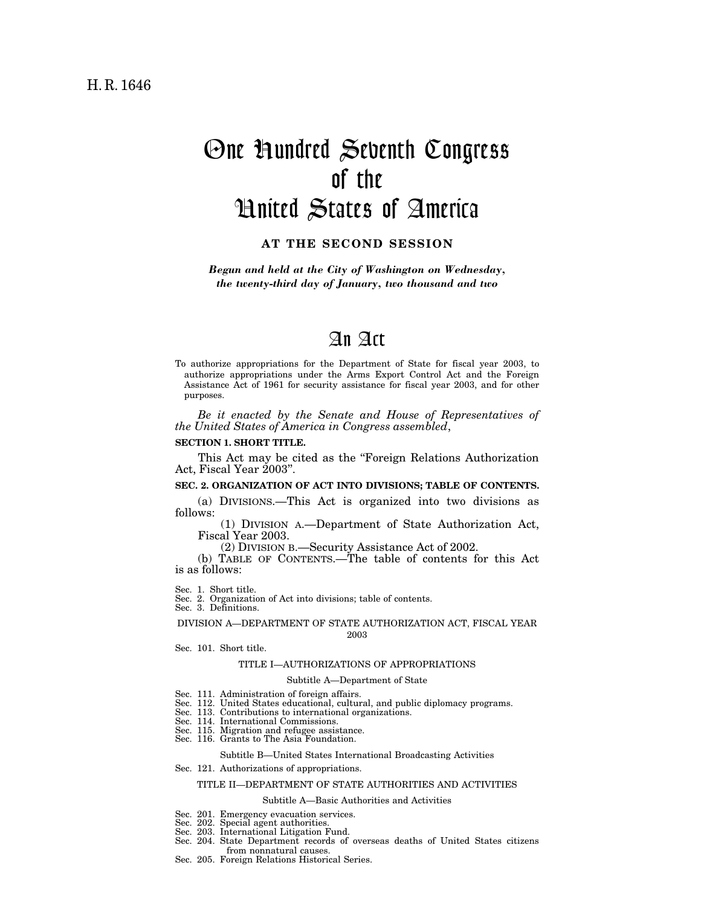H. R. 1646

# One Hundred Seventh Congress of the United States of America

**AT THE SECOND SESSION**

*Begun and held at the City of Washington on Wednesday, the twenty-third day of January, two thousand and two*

# An Act

To authorize appropriations for the Department of State for fiscal year 2003, to authorize appropriations under the Arms Export Control Act and the Foreign Assistance Act of 1961 for security assistance for fiscal year 2003, and for other purposes.

*Be it enacted by the Senate and House of Representatives of the United States of America in Congress assembled*,

**SECTION 1. SHORT TITLE.**

This Act may be cited as the "Foreign Relations Authorization Act, Fiscal Year 2003".

**SEC. 2. ORGANIZATION OF ACT INTO DIVISIONS; TABLE OF CONTENTS.**

(a) DIVISIONS.—This Act is organized into two divisions as follows:

(1) DIVISION A.—Department of State Authorization Act, Fiscal Year 2003.

(2) DIVISION B.—Security Assistance Act of 2002.

(b) TABLE OF CONTENTS.—The table of contents for this Act is as follows:

Sec. 1. Short title.
Sec. 2. Organization of Act into divisions; table of contents.
Sec. 3. Definitions.

DIVISION A—DEPARTMENT OF STATE AUTHORIZATION ACT, FISCAL YEAR 2003

Sec. 101. Short title.

TITLE I—AUTHORIZATIONS OF APPROPRIATIONS

Subtitle A—Department of State

Sec. 111. Administration of foreign affairs.
Sec. 112. United States educational, cultural, and public diplomacy programs.
Sec. 113. Contributions to international organizations.
Sec. 114. International Commissions.
Sec. 115. Migration and refugee assistance.
Sec. 116. Grants to The Asia Foundation.

Subtitle B—United States International Broadcasting Activities

Sec. 121. Authorizations of appropriations.

TITLE II—DEPARTMENT OF STATE AUTHORITIES AND ACTIVITIES

Subtitle A—Basic Authorities and Activities

Sec. 201. Emergency evacuation services.
Sec. 202. Special agent authorities.
Sec. 203. International Litigation Fund.
Sec. 204. State Department records of overseas deaths of United States citizens from nonnatural causes.
Sec. 205. Foreign Relations Historical Series.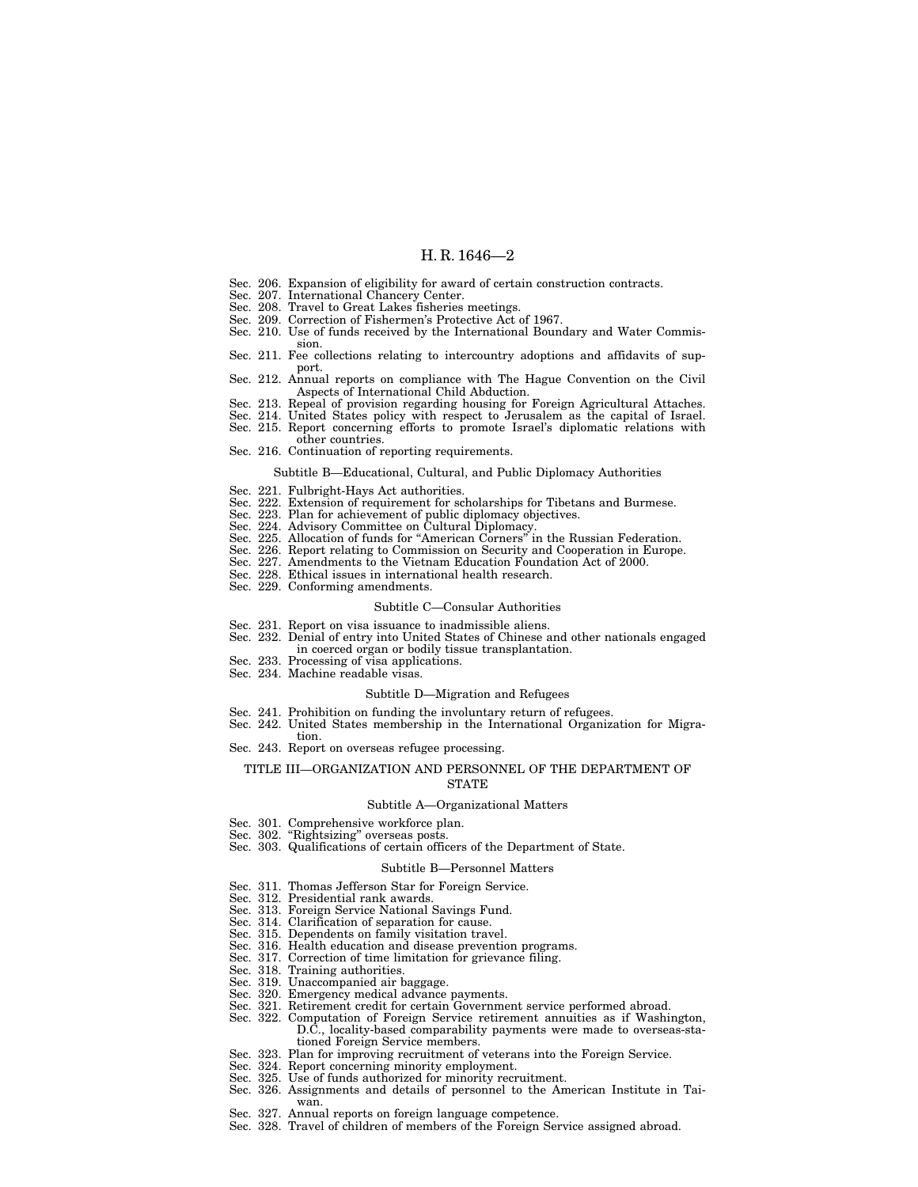Sec. 206. Expansion of eligibility for award of certain construction contracts.
Sec. 207. International Chancery Center.
Sec. 208. Travel to Great Lakes fisheries meetings.
Sec. 209. Correction of Fishermen's Protective Act of 1967.
Sec. 210. Use of funds received by the International Boundary and Water Commission.
Sec. 211. Fee collections relating to intercountry adoptions and affidavits of support.
Sec. 212. Annual reports on compliance with The Hague Convention on the Civil Aspects of International Child Abduction.
Sec. 213. Repeal of provision regarding housing for Foreign Agricultural Attaches.
Sec. 214. United States policy with respect to Jerusalem as the capital of Israel.
Sec. 215. Report concerning efforts to promote Israel's diplomatic relations with other countries.
Sec. 216. Continuation of reporting requirements.

Subtitle B—Educational, Cultural, and Public Diplomacy Authorities

Sec. 221. Fulbright-Hays Act authorities.
Sec. 222. Extension of requirement for scholarships for Tibetans and Burmese.
Sec. 223. Plan for achievement of public diplomacy objectives.
Sec. 224. Advisory Committee on Cultural Diplomacy.
Sec. 225. Allocation of funds for "American Corners" in the Russian Federation.
Sec. 226. Report relating to Commission on Security and Cooperation in Europe.
Sec. 227. Amendments to the Vietnam Education Foundation Act of 2000.
Sec. 228. Ethical issues in international health research.
Sec. 229. Conforming amendments.

Subtitle C—Consular Authorities

Sec. 231. Report on visa issuance to inadmissible aliens.
Sec. 232. Denial of entry into United States of Chinese and other nationals engaged in coerced organ or bodily tissue transplantation.
Sec. 233. Processing of visa applications.
Sec. 234. Machine readable visas.

Subtitle D—Migration and Refugees

Sec. 241. Prohibition on funding the involuntary return of refugees.
Sec. 242. United States membership in the International Organization for Migration.
Sec. 243. Report on overseas refugee processing.

TITLE III—ORGANIZATION AND PERSONNEL OF THE DEPARTMENT OF STATE

Subtitle A—Organizational Matters

Sec. 301. Comprehensive workforce plan.
Sec. 302. "Rightsizing" overseas posts.
Sec. 303. Qualifications of certain officers of the Department of State.

Subtitle B—Personnel Matters

Sec. 311. Thomas Jefferson Star for Foreign Service.
Sec. 312. Presidential rank awards.
Sec. 313. Foreign Service National Savings Fund.
Sec. 314. Clarification of separation for cause.
Sec. 315. Dependents on family visitation travel.
Sec. 316. Health education and disease prevention programs.
Sec. 317. Correction of time limitation for grievance filing.
Sec. 318. Training authorities.
Sec. 319. Unaccompanied air baggage.
Sec. 320. Emergency medical advance payments.
Sec. 321. Retirement credit for certain Government service performed abroad.
Sec. 322. Computation of Foreign Service retirement annuities as if Washington, D.C., locality-based comparability payments were made to overseas-stationed Foreign Service members.
Sec. 323. Plan for improving recruitment of veterans into the Foreign Service.
Sec. 324. Report concerning minority employment.
Sec. 325. Use of funds authorized for minority recruitment.
Sec. 326. Assignments and details of personnel to the American Institute in Taiwan.
Sec. 327. Annual reports on foreign language competence.
Sec. 328. Travel of children of members of the Foreign Service assigned abroad.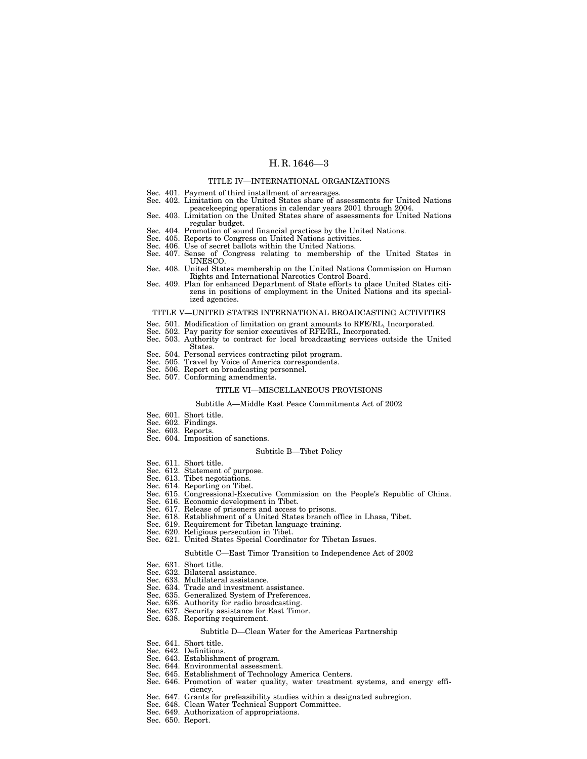## TITLE IV—INTERNATIONAL ORGANIZATIONS

Sec. 401. Payment of third installment of arrearages.
Sec. 402. Limitation on the United States share of assessments for United Nations peacekeeping operations in calendar years 2001 through 2004.
Sec. 403. Limitation on the United States share of assessments for United Nations regular budget.
Sec. 404. Promotion of sound financial practices by the United Nations.
Sec. 405. Reports to Congress on United Nations activities.
Sec. 406. Use of secret ballots within the United Nations.
Sec. 407. Sense of Congress relating to membership of the United States in UNESCO.
Sec. 408. United States membership on the United Nations Commission on Human Rights and International Narcotics Control Board.
Sec. 409. Plan for enhanced Department of State efforts to place United States citizens in positions of employment in the United Nations and its specialized agencies.

## TITLE V—UNITED STATES INTERNATIONAL BROADCASTING ACTIVITIES

Sec. 501. Modification of limitation on grant amounts to RFE/RL, Incorporated.
Sec. 502. Pay parity for senior executives of RFE/RL, Incorporated.
Sec. 503. Authority to contract for local broadcasting services outside the United States.
Sec. 504. Personal services contracting pilot program.
Sec. 505. Travel by Voice of America correspondents.
Sec. 506. Report on broadcasting personnel.
Sec. 507. Conforming amendments.

## TITLE VI—MISCELLANEOUS PROVISIONS

### Subtitle A—Middle East Peace Commitments Act of 2002

Sec. 601. Short title.
Sec. 602. Findings.
Sec. 603. Reports.
Sec. 604. Imposition of sanctions.

### Subtitle B—Tibet Policy

Sec. 611. Short title.
Sec. 612. Statement of purpose.
Sec. 613. Tibet negotiations.
Sec. 614. Reporting on Tibet.
Sec. 615. Congressional-Executive Commission on the People's Republic of China.
Sec. 616. Economic development in Tibet.
Sec. 617. Release of prisoners and access to prisons.
Sec. 618. Establishment of a United States branch office in Lhasa, Tibet.
Sec. 619. Requirement for Tibetan language training.
Sec. 620. Religious persecution in Tibet.
Sec. 621. United States Special Coordinator for Tibetan Issues.

### Subtitle C—East Timor Transition to Independence Act of 2002

Sec. 631. Short title.
Sec. 632. Bilateral assistance.
Sec. 633. Multilateral assistance.
Sec. 634. Trade and investment assistance.
Sec. 635. Generalized System of Preferences.
Sec. 636. Authority for radio broadcasting.
Sec. 637. Security assistance for East Timor.
Sec. 638. Reporting requirement.

### Subtitle D—Clean Water for the Americas Partnership

Sec. 641. Short title.
Sec. 642. Definitions.
Sec. 643. Establishment of program.
Sec. 644. Environmental assessment.
Sec. 645. Establishment of Technology America Centers.
Sec. 646. Promotion of water quality, water treatment systems, and energy efficiency.
Sec. 647. Grants for prefeasibility studies within a designated subregion.
Sec. 648. Clean Water Technical Support Committee.
Sec. 649. Authorization of appropriations.
Sec. 650. Report.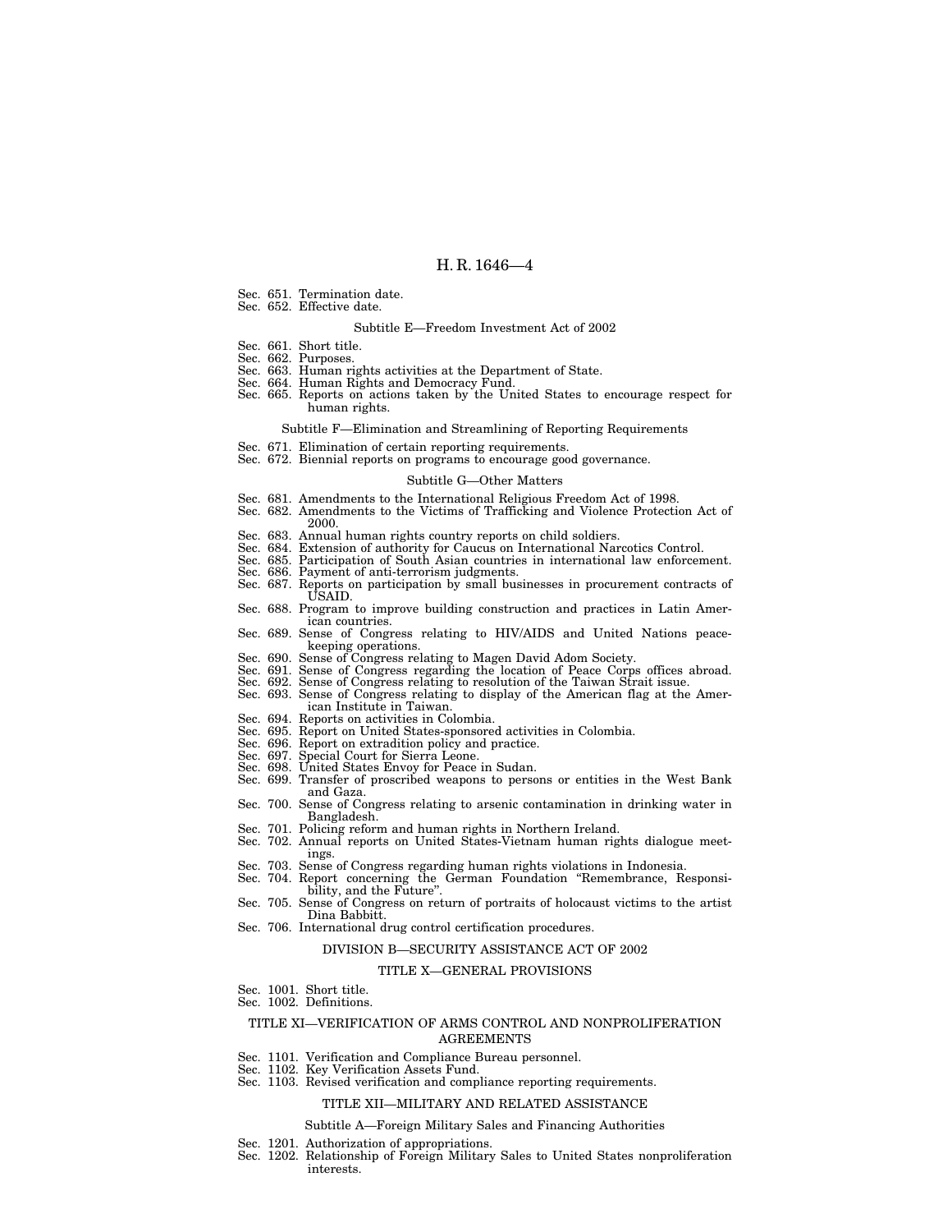Sec. 651. Termination date.
Sec. 652. Effective date.

Subtitle E—Freedom Investment Act of 2002

Sec. 661. Short title.
Sec. 662. Purposes.
Sec. 663. Human rights activities at the Department of State.
Sec. 664. Human Rights and Democracy Fund.
Sec. 665. Reports on actions taken by the United States to encourage respect for human rights.

Subtitle F—Elimination and Streamlining of Reporting Requirements

Sec. 671. Elimination of certain reporting requirements.
Sec. 672. Biennial reports on programs to encourage good governance.

Subtitle G—Other Matters

Sec. 681. Amendments to the International Religious Freedom Act of 1998.
Sec. 682. Amendments to the Victims of Trafficking and Violence Protection Act of 2000.
Sec. 683. Annual human rights country reports on child soldiers.
Sec. 684. Extension of authority for Caucus on International Narcotics Control.
Sec. 685. Participation of South Asian countries in international law enforcement.
Sec. 686. Payment of anti-terrorism judgments.
Sec. 687. Reports on participation by small businesses in procurement contracts of USAID.
Sec. 688. Program to improve building construction and practices in Latin American countries.
Sec. 689. Sense of Congress relating to HIV/AIDS and United Nations peacekeeping operations.
Sec. 690. Sense of Congress relating to Magen David Adom Society.
Sec. 691. Sense of Congress regarding the location of Peace Corps offices abroad.
Sec. 692. Sense of Congress relating to resolution of the Taiwan Strait issue.
Sec. 693. Sense of Congress relating to display of the American flag at the American Institute in Taiwan.
Sec. 694. Reports on activities in Colombia.
Sec. 695. Report on United States-sponsored activities in Colombia.
Sec. 696. Report on extradition policy and practice.
Sec. 697. Special Court for Sierra Leone.
Sec. 698. United States Envoy for Peace in Sudan.
Sec. 699. Transfer of proscribed weapons to persons or entities in the West Bank and Gaza.
Sec. 700. Sense of Congress relating to arsenic contamination in drinking water in Bangladesh.
Sec. 701. Policing reform and human rights in Northern Ireland.
Sec. 702. Annual reports on United States-Vietnam human rights dialogue meetings.
Sec. 703. Sense of Congress regarding human rights violations in Indonesia.
Sec. 704. Report concerning the German Foundation "Remembrance, Responsibility, and the Future".
Sec. 705. Sense of Congress on return of portraits of holocaust victims to the artist Dina Babbitt.
Sec. 706. International drug control certification procedures.

DIVISION B—SECURITY ASSISTANCE ACT OF 2002

TITLE X—GENERAL PROVISIONS

Sec. 1001. Short title.
Sec. 1002. Definitions.

TITLE XI—VERIFICATION OF ARMS CONTROL AND NONPROLIFERATION AGREEMENTS

Sec. 1101. Verification and Compliance Bureau personnel.
Sec. 1102. Key Verification Assets Fund.
Sec. 1103. Revised verification and compliance reporting requirements.

TITLE XII—MILITARY AND RELATED ASSISTANCE

Subtitle A—Foreign Military Sales and Financing Authorities

Sec. 1201. Authorization of appropriations.
Sec. 1202. Relationship of Foreign Military Sales to United States nonproliferation interests.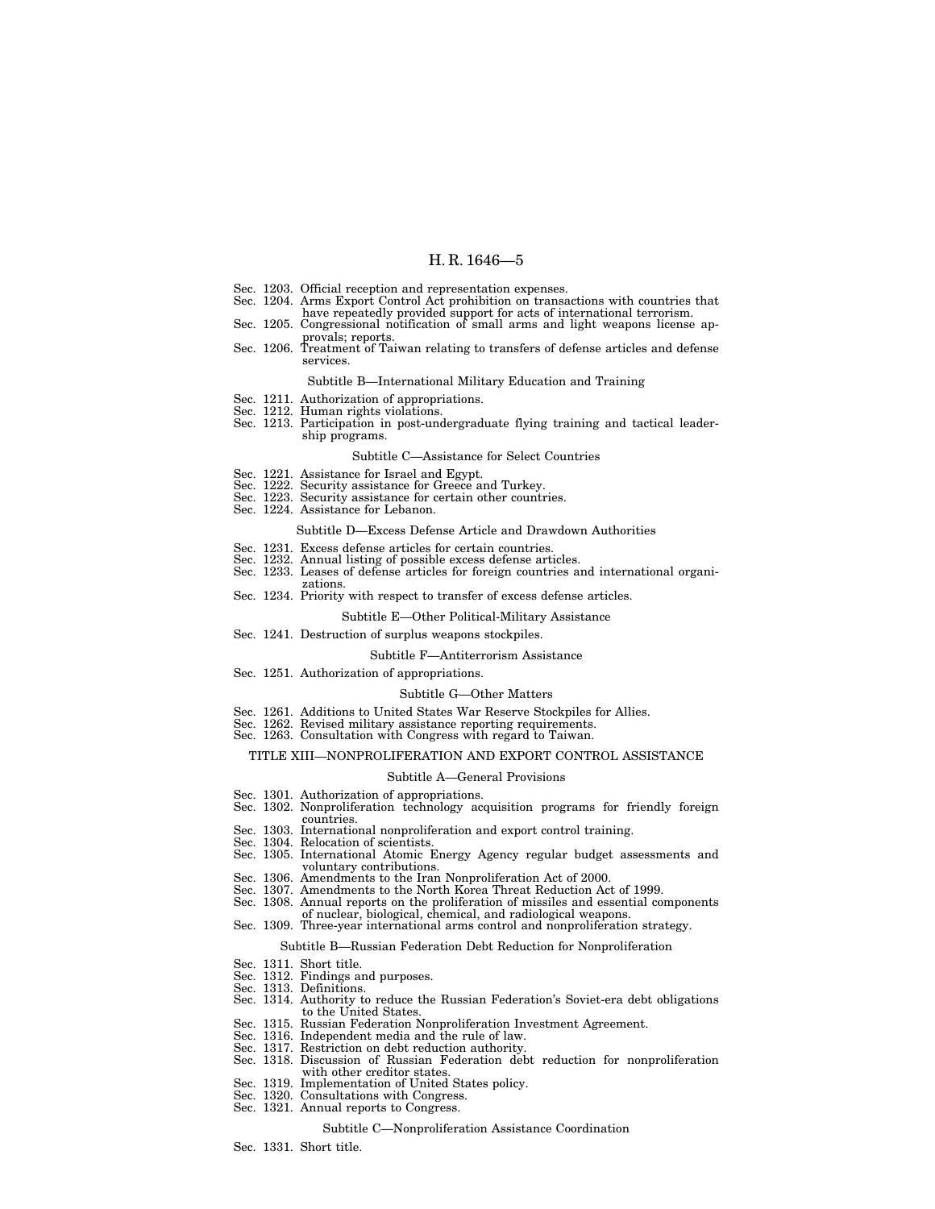Sec. 1203. Official reception and representation expenses.
Sec. 1204. Arms Export Control Act prohibition on transactions with countries that have repeatedly provided support for acts of international terrorism.
Sec. 1205. Congressional notification of small arms and light weapons license approvals; reports.
Sec. 1206. Treatment of Taiwan relating to transfers of defense articles and defense services.

Subtitle B—International Military Education and Training

Sec. 1211. Authorization of appropriations.
Sec. 1212. Human rights violations.
Sec. 1213. Participation in post-undergraduate flying training and tactical leadership programs.

Subtitle C—Assistance for Select Countries

Sec. 1221. Assistance for Israel and Egypt.
Sec. 1222. Security assistance for Greece and Turkey.
Sec. 1223. Security assistance for certain other countries.
Sec. 1224. Assistance for Lebanon.

Subtitle D—Excess Defense Article and Drawdown Authorities

Sec. 1231. Excess defense articles for certain countries.
Sec. 1232. Annual listing of possible excess defense articles.
Sec. 1233. Leases of defense articles for foreign countries and international organizations.
Sec. 1234. Priority with respect to transfer of excess defense articles.

Subtitle E—Other Political-Military Assistance

Sec. 1241. Destruction of surplus weapons stockpiles.

Subtitle F—Antiterrorism Assistance

Sec. 1251. Authorization of appropriations.

Subtitle G—Other Matters

Sec. 1261. Additions to United States War Reserve Stockpiles for Allies.
Sec. 1262. Revised military assistance reporting requirements.
Sec. 1263. Consultation with Congress with regard to Taiwan.

TITLE XIII—NONPROLIFERATION AND EXPORT CONTROL ASSISTANCE

Subtitle A—General Provisions

Sec. 1301. Authorization of appropriations.
Sec. 1302. Nonproliferation technology acquisition programs for friendly foreign countries.
Sec. 1303. International nonproliferation and export control training.
Sec. 1304. Relocation of scientists.
Sec. 1305. International Atomic Energy Agency regular budget assessments and voluntary contributions.
Sec. 1306. Amendments to the Iran Nonproliferation Act of 2000.
Sec. 1307. Amendments to the North Korea Threat Reduction Act of 1999.
Sec. 1308. Annual reports on the proliferation of missiles and essential components of nuclear, biological, chemical, and radiological weapons.
Sec. 1309. Three-year international arms control and nonproliferation strategy.

Subtitle B—Russian Federation Debt Reduction for Nonproliferation

Sec. 1311. Short title.
Sec. 1312. Findings and purposes.
Sec. 1313. Definitions.
Sec. 1314. Authority to reduce the Russian Federation's Soviet-era debt obligations to the United States.
Sec. 1315. Russian Federation Nonproliferation Investment Agreement.
Sec. 1316. Independent media and the rule of law.
Sec. 1317. Restriction on debt reduction authority.
Sec. 1318. Discussion of Russian Federation debt reduction for nonproliferation with other creditor states.
Sec. 1319. Implementation of United States policy.
Sec. 1320. Consultations with Congress.
Sec. 1321. Annual reports to Congress.

Subtitle C—Nonproliferation Assistance Coordination

Sec. 1331. Short title.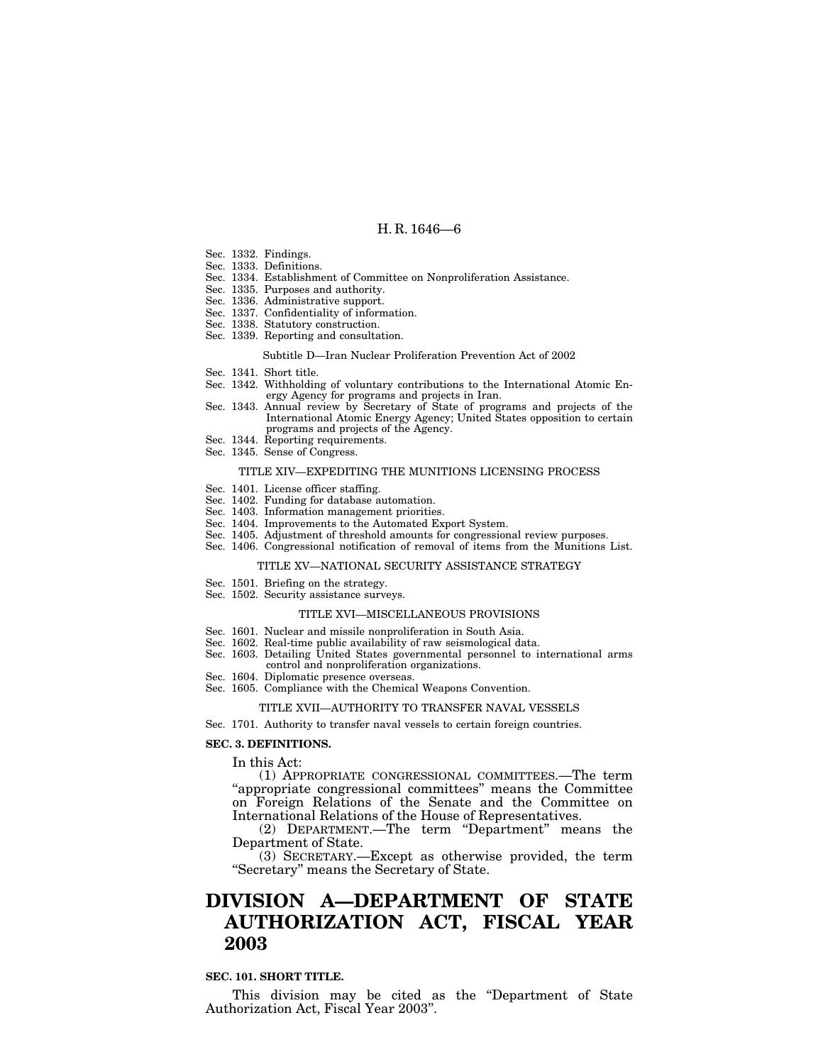Sec. 1332. Findings.
Sec. 1333. Definitions.
Sec. 1334. Establishment of Committee on Nonproliferation Assistance.
Sec. 1335. Purposes and authority.
Sec. 1336. Administrative support.
Sec. 1337. Confidentiality of information.
Sec. 1338. Statutory construction.
Sec. 1339. Reporting and consultation.

Subtitle D—Iran Nuclear Proliferation Prevention Act of 2002

Sec. 1341. Short title.
Sec. 1342. Withholding of voluntary contributions to the International Atomic Energy Agency for programs and projects in Iran.
Sec. 1343. Annual review by Secretary of State of programs and projects of the International Atomic Energy Agency; United States opposition to certain programs and projects of the Agency.
Sec. 1344. Reporting requirements.
Sec. 1345. Sense of Congress.

TITLE XIV—EXPEDITING THE MUNITIONS LICENSING PROCESS

Sec. 1401. License officer staffing.
Sec. 1402. Funding for database automation.
Sec. 1403. Information management priorities.
Sec. 1404. Improvements to the Automated Export System.
Sec. 1405. Adjustment of threshold amounts for congressional review purposes.
Sec. 1406. Congressional notification of removal of items from the Munitions List.

TITLE XV—NATIONAL SECURITY ASSISTANCE STRATEGY

Sec. 1501. Briefing on the strategy.
Sec. 1502. Security assistance surveys.

TITLE XVI—MISCELLANEOUS PROVISIONS

Sec. 1601. Nuclear and missile nonproliferation in South Asia.
Sec. 1602. Real-time public availability of raw seismological data.
Sec. 1603. Detailing United States governmental personnel to international arms control and nonproliferation organizations.
Sec. 1604. Diplomatic presence overseas.
Sec. 1605. Compliance with the Chemical Weapons Convention.

TITLE XVII—AUTHORITY TO TRANSFER NAVAL VESSELS

Sec. 1701. Authority to transfer naval vessels to certain foreign countries.

**SEC. 3. DEFINITIONS.**

In this Act:

(1) APPROPRIATE CONGRESSIONAL COMMITTEES.—The term "appropriate congressional committees" means the Committee on Foreign Relations of the Senate and the Committee on International Relations of the House of Representatives.

(2) DEPARTMENT.—The term "Department" means the Department of State.

(3) SECRETARY.—Except as otherwise provided, the term "Secretary" means the Secretary of State.

# DIVISION A—DEPARTMENT OF STATE AUTHORIZATION ACT, FISCAL YEAR 2003

**SEC. 101. SHORT TITLE.**

This division may be cited as the "Department of State Authorization Act, Fiscal Year 2003".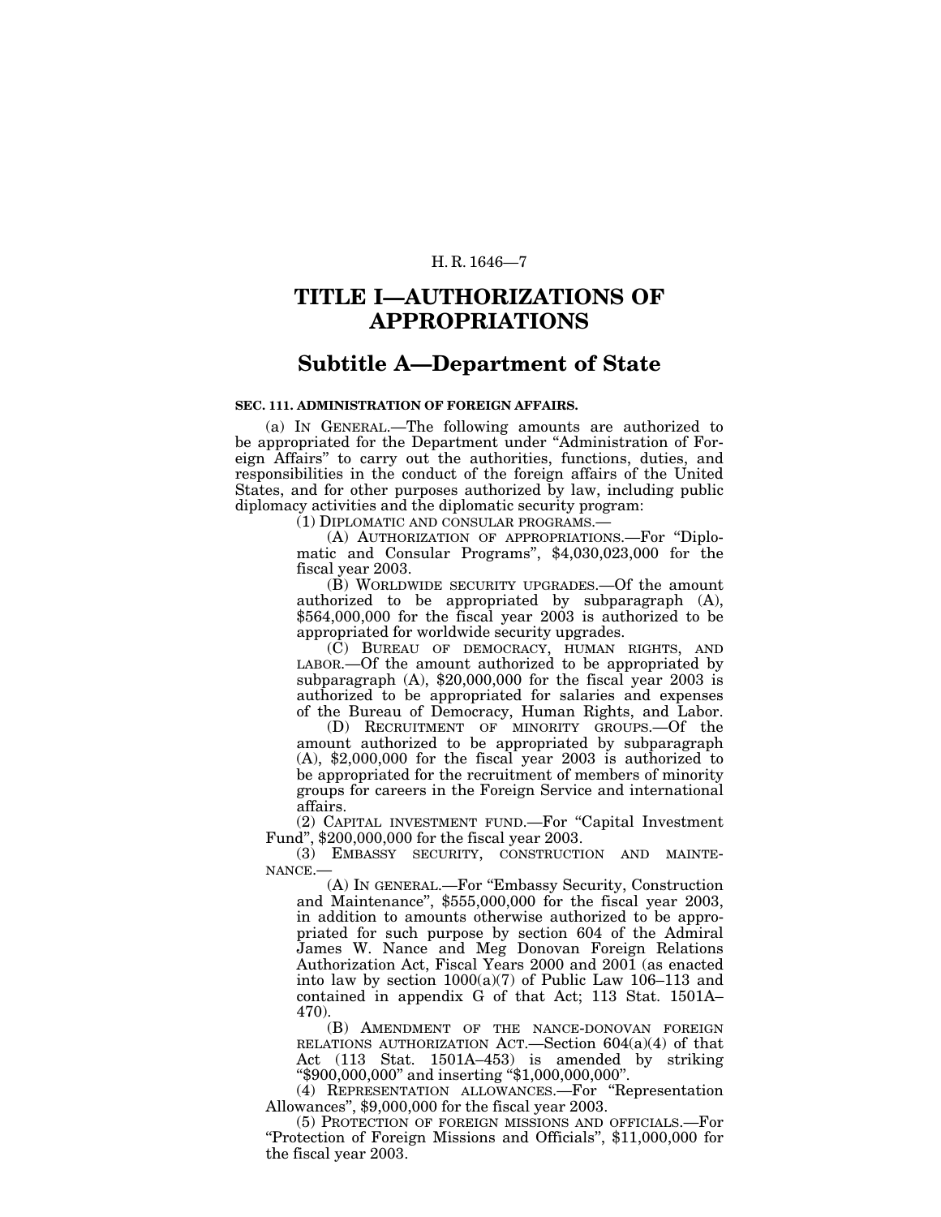# TITLE I—AUTHORIZATIONS OF APPROPRIATIONS

## Subtitle A—Department of State

**SEC. 111. ADMINISTRATION OF FOREIGN AFFAIRS.**

(a) IN GENERAL.—The following amounts are authorized to be appropriated for the Department under "Administration of Foreign Affairs" to carry out the authorities, functions, duties, and responsibilities in the conduct of the foreign affairs of the United States, and for other purposes authorized by law, including public diplomacy activities and the diplomatic security program:

(1) DIPLOMATIC AND CONSULAR PROGRAMS.—

(A) AUTHORIZATION OF APPROPRIATIONS.—For "Diplomatic and Consular Programs", $4,030,023,000 for the fiscal year 2003.

(B) WORLDWIDE SECURITY UPGRADES.—Of the amount authorized to be appropriated by subparagraph (A), $564,000,000 for the fiscal year 2003 is authorized to be appropriated for worldwide security upgrades.

(C) BUREAU OF DEMOCRACY, HUMAN RIGHTS, AND LABOR.—Of the amount authorized to be appropriated by subparagraph (A), $20,000,000 for the fiscal year 2003 is authorized to be appropriated for salaries and expenses of the Bureau of Democracy, Human Rights, and Labor.

(D) RECRUITMENT OF MINORITY GROUPS.—Of the amount authorized to be appropriated by subparagraph (A), $2,000,000 for the fiscal year 2003 is authorized to be appropriated for the recruitment of members of minority groups for careers in the Foreign Service and international affairs.

(2) CAPITAL INVESTMENT FUND.—For "Capital Investment Fund", $200,000,000 for the fiscal year 2003.

(3) EMBASSY SECURITY, CONSTRUCTION AND MAINTENANCE.—

(A) IN GENERAL.—For "Embassy Security, Construction and Maintenance", $555,000,000 for the fiscal year 2003, in addition to amounts otherwise authorized to be appropriated for such purpose by section 604 of the Admiral James W. Nance and Meg Donovan Foreign Relations Authorization Act, Fiscal Years 2000 and 2001 (as enacted into law by section 1000(a)(7) of Public Law 106–113 and contained in appendix G of that Act; 113 Stat. 1501A–470).

(B) AMENDMENT OF THE NANCE-DONOVAN FOREIGN RELATIONS AUTHORIZATION ACT.—Section 604(a)(4) of that Act (113 Stat. 1501A–453) is amended by striking "$900,000,000" and inserting "$1,000,000,000".

(4) REPRESENTATION ALLOWANCES.—For "Representation Allowances", $9,000,000 for the fiscal year 2003.

(5) PROTECTION OF FOREIGN MISSIONS AND OFFICIALS.—For "Protection of Foreign Missions and Officials", $11,000,000 for the fiscal year 2003.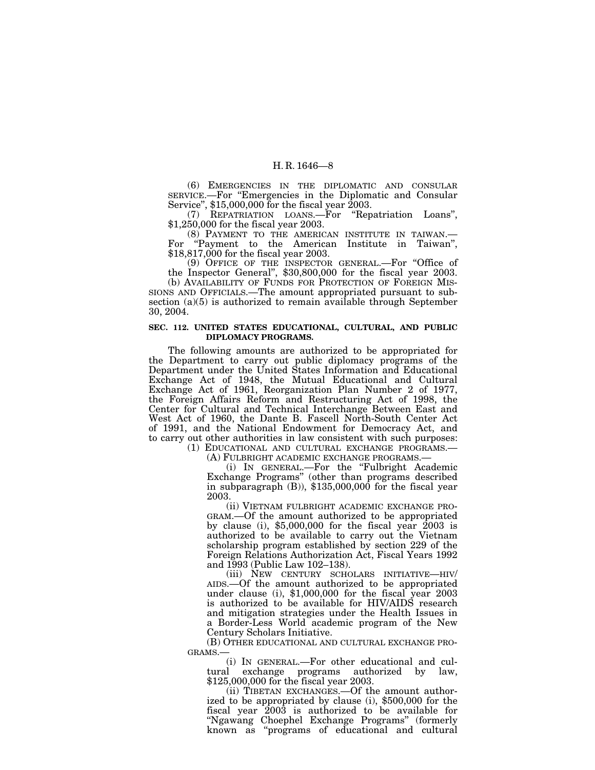(6) EMERGENCIES IN THE DIPLOMATIC AND CONSULAR SERVICE.—For "Emergencies in the Diplomatic and Consular Service", $15,000,000 for the fiscal year 2003.

(7) REPATRIATION LOANS.—For "Repatriation Loans", $1,250,000 for the fiscal year 2003.

(8) PAYMENT TO THE AMERICAN INSTITUTE IN TAIWAN.—For "Payment to the American Institute in Taiwan", $18,817,000 for the fiscal year 2003.

(9) OFFICE OF THE INSPECTOR GENERAL.—For "Office of the Inspector General", $30,800,000 for the fiscal year 2003.

(b) AVAILABILITY OF FUNDS FOR PROTECTION OF FOREIGN MISSIONS AND OFFICIALS.—The amount appropriated pursuant to subsection (a)(5) is authorized to remain available through September 30, 2004.

**SEC. 112. UNITED STATES EDUCATIONAL, CULTURAL, AND PUBLIC DIPLOMACY PROGRAMS.**

The following amounts are authorized to be appropriated for the Department to carry out public diplomacy programs of the Department under the United States Information and Educational Exchange Act of 1948, the Mutual Educational and Cultural Exchange Act of 1961, Reorganization Plan Number 2 of 1977, the Foreign Affairs Reform and Restructuring Act of 1998, the Center for Cultural and Technical Interchange Between East and West Act of 1960, the Dante B. Fascell North-South Center Act of 1991, and the National Endowment for Democracy Act, and to carry out other authorities in law consistent with such purposes:

(1) EDUCATIONAL AND CULTURAL EXCHANGE PROGRAMS.—

(A) FULBRIGHT ACADEMIC EXCHANGE PROGRAMS.—

(i) IN GENERAL.—For the "Fulbright Academic Exchange Programs" (other than programs described in subparagraph (B)), $135,000,000 for the fiscal year 2003.

(ii) VIETNAM FULBRIGHT ACADEMIC EXCHANGE PROGRAM.—Of the amount authorized to be appropriated by clause (i), $5,000,000 for the fiscal year 2003 is authorized to be available to carry out the Vietnam scholarship program established by section 229 of the Foreign Relations Authorization Act, Fiscal Years 1992 and 1993 (Public Law 102–138).

(iii) NEW CENTURY SCHOLARS INITIATIVE—HIV/AIDS.—Of the amount authorized to be appropriated under clause (i), $1,000,000 for the fiscal year 2003 is authorized to be available for HIV/AIDS research and mitigation strategies under the Health Issues in a Border-Less World academic program of the New Century Scholars Initiative.

(B) OTHER EDUCATIONAL AND CULTURAL EXCHANGE PROGRAMS.—

(i) IN GENERAL.—For other educational and cultural exchange programs authorized by law, $125,000,000 for the fiscal year 2003.

(ii) TIBETAN EXCHANGES.—Of the amount authorized to be appropriated by clause (i), $500,000 for the fiscal year 2003 is authorized to be available for "Ngawang Choephel Exchange Programs" (formerly known as "programs of educational and cultural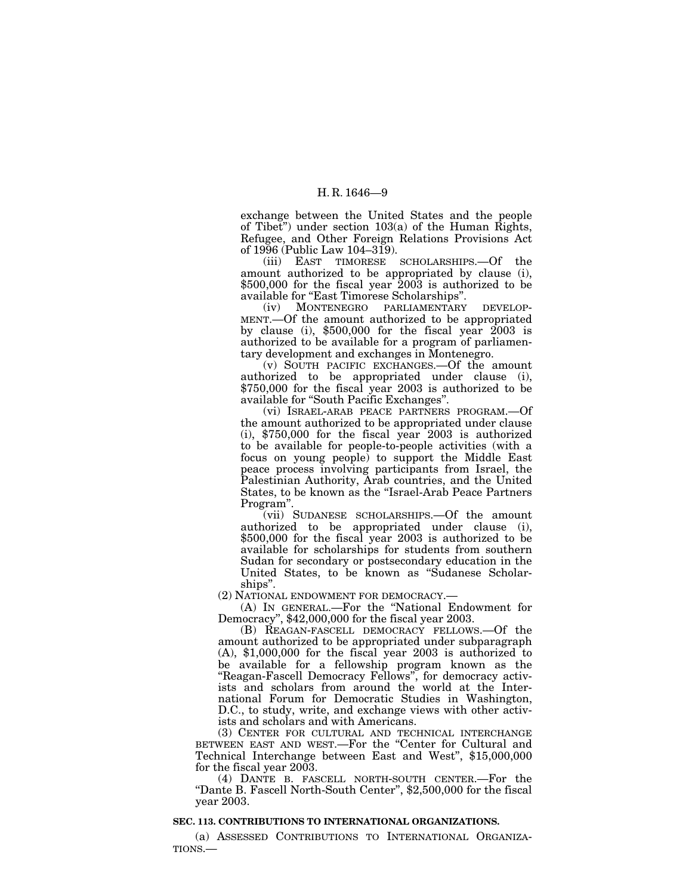exchange between the United States and the people of Tibet") under section 103(a) of the Human Rights, Refugee, and Other Foreign Relations Provisions Act of 1996 (Public Law 104–319).

(iii) EAST TIMORESE SCHOLARSHIPS.—Of the amount authorized to be appropriated by clause (i), $500,000 for the fiscal year 2003 is authorized to be available for "East Timorese Scholarships".

(iv) MONTENEGRO PARLIAMENTARY DEVELOPMENT.—Of the amount authorized to be appropriated by clause (i), $500,000 for the fiscal year 2003 is authorized to be available for a program of parliamentary development and exchanges in Montenegro.

(v) SOUTH PACIFIC EXCHANGES.—Of the amount authorized to be appropriated under clause (i), $750,000 for the fiscal year 2003 is authorized to be available for "South Pacific Exchanges".

(vi) ISRAEL-ARAB PEACE PARTNERS PROGRAM.—Of the amount authorized to be appropriated under clause (i), $750,000 for the fiscal year 2003 is authorized to be available for people-to-people activities (with a focus on young people) to support the Middle East peace process involving participants from Israel, the Palestinian Authority, Arab countries, and the United States, to be known as the "Israel-Arab Peace Partners Program".

(vii) SUDANESE SCHOLARSHIPS.—Of the amount authorized to be appropriated under clause (i), $500,000 for the fiscal year 2003 is authorized to be available for scholarships for students from southern Sudan for secondary or postsecondary education in the United States, to be known as "Sudanese Scholarships".

(2) NATIONAL ENDOWMENT FOR DEMOCRACY.—

(A) IN GENERAL.—For the "National Endowment for Democracy", $42,000,000 for the fiscal year 2003.

(B) REAGAN-FASCELL DEMOCRACY FELLOWS.—Of the amount authorized to be appropriated under subparagraph (A), $1,000,000 for the fiscal year 2003 is authorized to be available for a fellowship program known as the "Reagan-Fascell Democracy Fellows", for democracy activists and scholars from around the world at the International Forum for Democratic Studies in Washington, D.C., to study, write, and exchange views with other activists and scholars and with Americans.

(3) CENTER FOR CULTURAL AND TECHNICAL INTERCHANGE BETWEEN EAST AND WEST.—For the "Center for Cultural and Technical Interchange between East and West", $15,000,000 for the fiscal year 2003.

(4) DANTE B. FASCELL NORTH-SOUTH CENTER.—For the "Dante B. Fascell North-South Center", $2,500,000 for the fiscal year 2003.

**SEC. 113. CONTRIBUTIONS TO INTERNATIONAL ORGANIZATIONS.**

(a) ASSESSED CONTRIBUTIONS TO INTERNATIONAL ORGANIZATIONS.—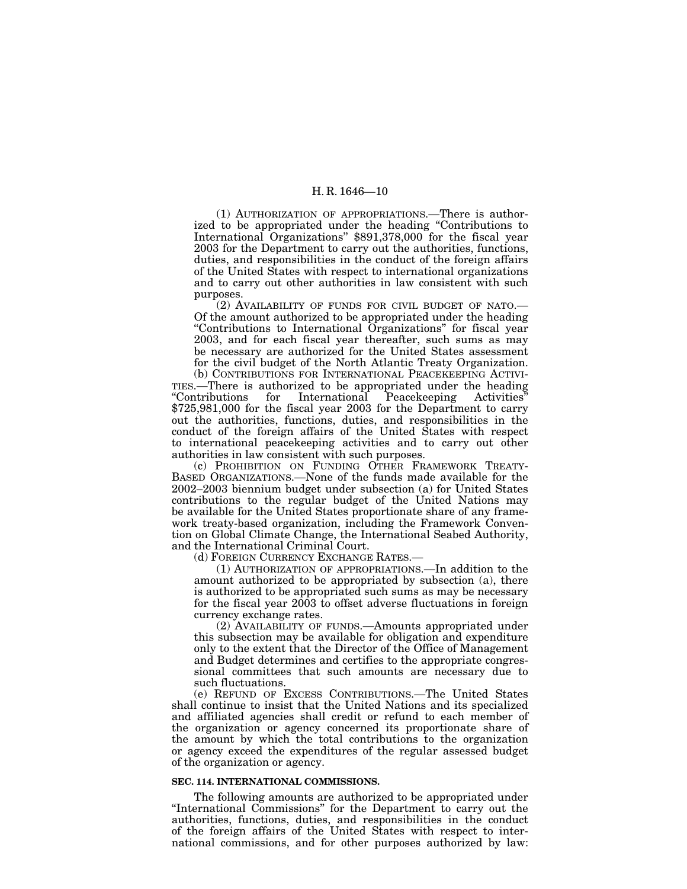(1) AUTHORIZATION OF APPROPRIATIONS.—There is authorized to be appropriated under the heading "Contributions to International Organizations" $891,378,000 for the fiscal year 2003 for the Department to carry out the authorities, functions, duties, and responsibilities in the conduct of the foreign affairs of the United States with respect to international organizations and to carry out other authorities in law consistent with such purposes.

(2) AVAILABILITY OF FUNDS FOR CIVIL BUDGET OF NATO.—Of the amount authorized to be appropriated under the heading "Contributions to International Organizations" for fiscal year 2003, and for each fiscal year thereafter, such sums as may be necessary are authorized for the United States assessment for the civil budget of the North Atlantic Treaty Organization.

(b) CONTRIBUTIONS FOR INTERNATIONAL PEACEKEEPING ACTIVITIES.—There is authorized to be appropriated under the heading "Contributions for International Peacekeeping Activities" $725,981,000 for the fiscal year 2003 for the Department to carry out the authorities, functions, duties, and responsibilities in the conduct of the foreign affairs of the United States with respect to international peacekeeping activities and to carry out other authorities in law consistent with such purposes.

(c) PROHIBITION ON FUNDING OTHER FRAMEWORK TREATY-BASED ORGANIZATIONS.—None of the funds made available for the 2002–2003 biennium budget under subsection (a) for United States contributions to the regular budget of the United Nations may be available for the United States proportionate share of any framework treaty-based organization, including the Framework Convention on Global Climate Change, the International Seabed Authority, and the International Criminal Court.

(d) FOREIGN CURRENCY EXCHANGE RATES.—

(1) AUTHORIZATION OF APPROPRIATIONS.—In addition to the amount authorized to be appropriated by subsection (a), there is authorized to be appropriated such sums as may be necessary for the fiscal year 2003 to offset adverse fluctuations in foreign currency exchange rates.

(2) AVAILABILITY OF FUNDS.—Amounts appropriated under this subsection may be available for obligation and expenditure only to the extent that the Director of the Office of Management and Budget determines and certifies to the appropriate congressional committees that such amounts are necessary due to such fluctuations.

(e) REFUND OF EXCESS CONTRIBUTIONS.—The United States shall continue to insist that the United Nations and its specialized and affiliated agencies shall credit or refund to each member of the organization or agency concerned its proportionate share of the amount by which the total contributions to the organization or agency exceed the expenditures of the regular assessed budget of the organization or agency.

**SEC. 114. INTERNATIONAL COMMISSIONS.**

The following amounts are authorized to be appropriated under "International Commissions" for the Department to carry out the authorities, functions, duties, and responsibilities in the conduct of the foreign affairs of the United States with respect to international commissions, and for other purposes authorized by law: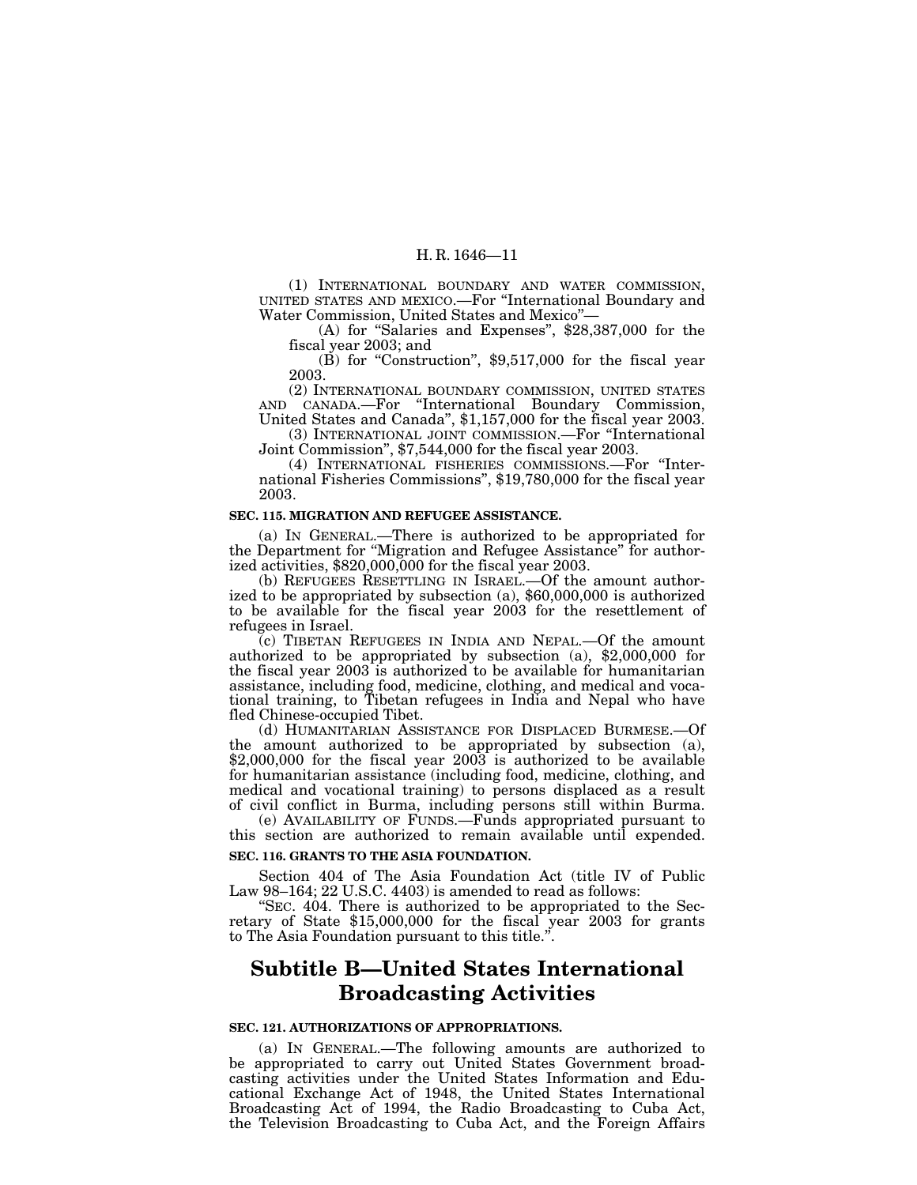(1) INTERNATIONAL BOUNDARY AND WATER COMMISSION, UNITED STATES AND MEXICO.—For "International Boundary and Water Commission, United States and Mexico"—

(A) for "Salaries and Expenses", $28,387,000 for the fiscal year 2003; and

(B) for "Construction", $9,517,000 for the fiscal year 2003.

(2) INTERNATIONAL BOUNDARY COMMISSION, UNITED STATES AND CANADA.—For "International Boundary Commission, United States and Canada", $1,157,000 for the fiscal year 2003.

(3) INTERNATIONAL JOINT COMMISSION.—For "International Joint Commission", $7,544,000 for the fiscal year 2003.

(4) INTERNATIONAL FISHERIES COMMISSIONS.—For "International Fisheries Commissions", $19,780,000 for the fiscal year 2003.

**SEC. 115. MIGRATION AND REFUGEE ASSISTANCE.**

(a) IN GENERAL.—There is authorized to be appropriated for the Department for "Migration and Refugee Assistance" for authorized activities, $820,000,000 for the fiscal year 2003.

(b) REFUGEES RESETTLING IN ISRAEL.—Of the amount authorized to be appropriated by subsection (a), $60,000,000 is authorized to be available for the fiscal year 2003 for the resettlement of refugees in Israel.

(c) TIBETAN REFUGEES IN INDIA AND NEPAL.—Of the amount authorized to be appropriated by subsection (a), $2,000,000 for the fiscal year 2003 is authorized to be available for humanitarian assistance, including food, medicine, clothing, and medical and vocational training, to Tibetan refugees in India and Nepal who have fled Chinese-occupied Tibet.

(d) HUMANITARIAN ASSISTANCE FOR DISPLACED BURMESE.—Of the amount authorized to be appropriated by subsection (a), $2,000,000 for the fiscal year 2003 is authorized to be available for humanitarian assistance (including food, medicine, clothing, and medical and vocational training) to persons displaced as a result of civil conflict in Burma, including persons still within Burma.

(e) AVAILABILITY OF FUNDS.—Funds appropriated pursuant to this section are authorized to remain available until expended.

**SEC. 116. GRANTS TO THE ASIA FOUNDATION.**

Section 404 of The Asia Foundation Act (title IV of Public Law 98–164; 22 U.S.C. 4403) is amended to read as follows:

"SEC. 404. There is authorized to be appropriated to the Secretary of State $15,000,000 for the fiscal year 2003 for grants to The Asia Foundation pursuant to this title.".

## Subtitle B—United States International Broadcasting Activities

**SEC. 121. AUTHORIZATIONS OF APPROPRIATIONS.**

(a) IN GENERAL.—The following amounts are authorized to be appropriated to carry out United States Government broadcasting activities under the United States Information and Educational Exchange Act of 1948, the United States International Broadcasting Act of 1994, the Radio Broadcasting to Cuba Act, the Television Broadcasting to Cuba Act, and the Foreign Affairs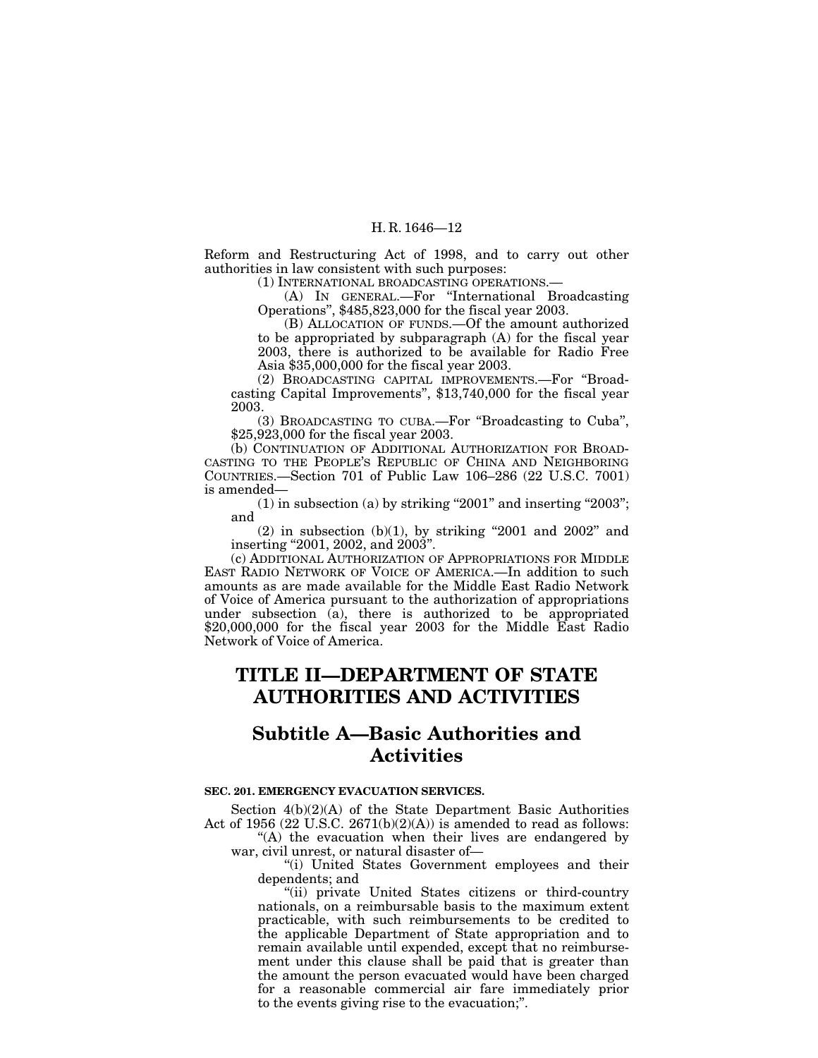Reform and Restructuring Act of 1998, and to carry out other authorities in law consistent with such purposes:

(1) INTERNATIONAL BROADCASTING OPERATIONS.—

(A) IN GENERAL.—For "International Broadcasting Operations", $485,823,000 for the fiscal year 2003.

(B) ALLOCATION OF FUNDS.—Of the amount authorized to be appropriated by subparagraph (A) for the fiscal year 2003, there is authorized to be available for Radio Free Asia $35,000,000 for the fiscal year 2003.

(2) BROADCASTING CAPITAL IMPROVEMENTS.—For "Broadcasting Capital Improvements", $13,740,000 for the fiscal year 2003.

(3) BROADCASTING TO CUBA.—For "Broadcasting to Cuba", $25,923,000 for the fiscal year 2003.

(b) CONTINUATION OF ADDITIONAL AUTHORIZATION FOR BROADCASTING TO THE PEOPLE'S REPUBLIC OF CHINA AND NEIGHBORING COUNTRIES.—Section 701 of Public Law 106–286 (22 U.S.C. 7001) is amended—

(1) in subsection (a) by striking "2001" and inserting "2003"; and

(2) in subsection (b)(1), by striking "2001 and 2002" and inserting "2001, 2002, and 2003".

(c) ADDITIONAL AUTHORIZATION OF APPROPRIATIONS FOR MIDDLE EAST RADIO NETWORK OF VOICE OF AMERICA.—In addition to such amounts as are made available for the Middle East Radio Network of Voice of America pursuant to the authorization of appropriations under subsection (a), there is authorized to be appropriated $20,000,000 for the fiscal year 2003 for the Middle East Radio Network of Voice of America.

# TITLE II—DEPARTMENT OF STATE AUTHORITIES AND ACTIVITIES

## Subtitle A—Basic Authorities and Activities

### SEC. 201. EMERGENCY EVACUATION SERVICES.

Section 4(b)(2)(A) of the State Department Basic Authorities Act of 1956 (22 U.S.C. 2671(b)(2)(A)) is amended to read as follows:

"(A) the evacuation when their lives are endangered by war, civil unrest, or natural disaster of—

"(i) United States Government employees and their dependents; and

"(ii) private United States citizens or third-country nationals, on a reimbursable basis to the maximum extent practicable, with such reimbursements to be credited to the applicable Department of State appropriation and to remain available until expended, except that no reimbursement under this clause shall be paid that is greater than the amount the person evacuated would have been charged for a reasonable commercial air fare immediately prior to the events giving rise to the evacuation;".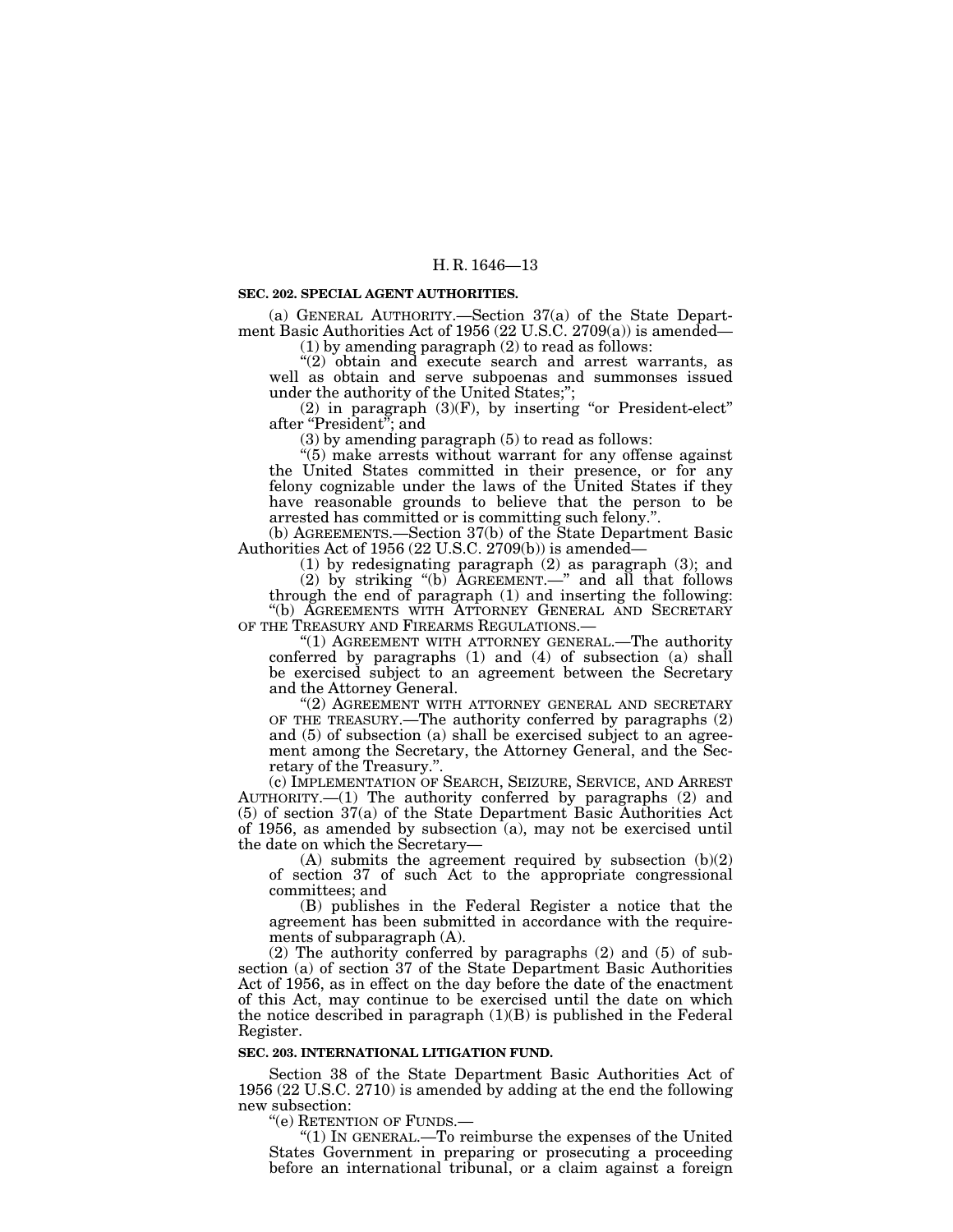**SEC. 202. SPECIAL AGENT AUTHORITIES.**

(a) GENERAL AUTHORITY.—Section 37(a) of the State Department Basic Authorities Act of 1956 (22 U.S.C. 2709(a)) is amended—

(1) by amending paragraph (2) to read as follows:

"(2) obtain and execute search and arrest warrants, as well as obtain and serve subpoenas and summonses issued under the authority of the United States;";

(2) in paragraph (3)(F), by inserting "or President-elect" after "President"; and

(3) by amending paragraph (5) to read as follows:

"(5) make arrests without warrant for any offense against the United States committed in their presence, or for any felony cognizable under the laws of the United States if they have reasonable grounds to believe that the person to be arrested has committed or is committing such felony.".

(b) AGREEMENTS.—Section 37(b) of the State Department Basic Authorities Act of 1956 (22 U.S.C. 2709(b)) is amended—

(1) by redesignating paragraph (2) as paragraph (3); and

(2) by striking "(b) AGREEMENT.—" and all that follows through the end of paragraph (1) and inserting the following:

"(b) AGREEMENTS WITH ATTORNEY GENERAL AND SECRETARY OF THE TREASURY AND FIREARMS REGULATIONS.—

"(1) AGREEMENT WITH ATTORNEY GENERAL.—The authority conferred by paragraphs (1) and (4) of subsection (a) shall be exercised subject to an agreement between the Secretary and the Attorney General.

"(2) AGREEMENT WITH ATTORNEY GENERAL AND SECRETARY OF THE TREASURY.—The authority conferred by paragraphs (2) and (5) of subsection (a) shall be exercised subject to an agreement among the Secretary, the Attorney General, and the Secretary of the Treasury.".

(c) IMPLEMENTATION OF SEARCH, SEIZURE, SERVICE, AND ARREST AUTHORITY.—(1) The authority conferred by paragraphs (2) and (5) of section 37(a) of the State Department Basic Authorities Act of 1956, as amended by subsection (a), may not be exercised until the date on which the Secretary—

(A) submits the agreement required by subsection (b)(2) of section 37 of such Act to the appropriate congressional committees; and

(B) publishes in the Federal Register a notice that the agreement has been submitted in accordance with the requirements of subparagraph (A).

(2) The authority conferred by paragraphs (2) and (5) of subsection (a) of section 37 of the State Department Basic Authorities Act of 1956, as in effect on the day before the date of the enactment of this Act, may continue to be exercised until the date on which the notice described in paragraph (1)(B) is published in the Federal Register.

**SEC. 203. INTERNATIONAL LITIGATION FUND.**

Section 38 of the State Department Basic Authorities Act of 1956 (22 U.S.C. 2710) is amended by adding at the end the following new subsection:

"(e) RETENTION OF FUNDS.—

"(1) IN GENERAL.—To reimburse the expenses of the United States Government in preparing or prosecuting a proceeding before an international tribunal, or a claim against a foreign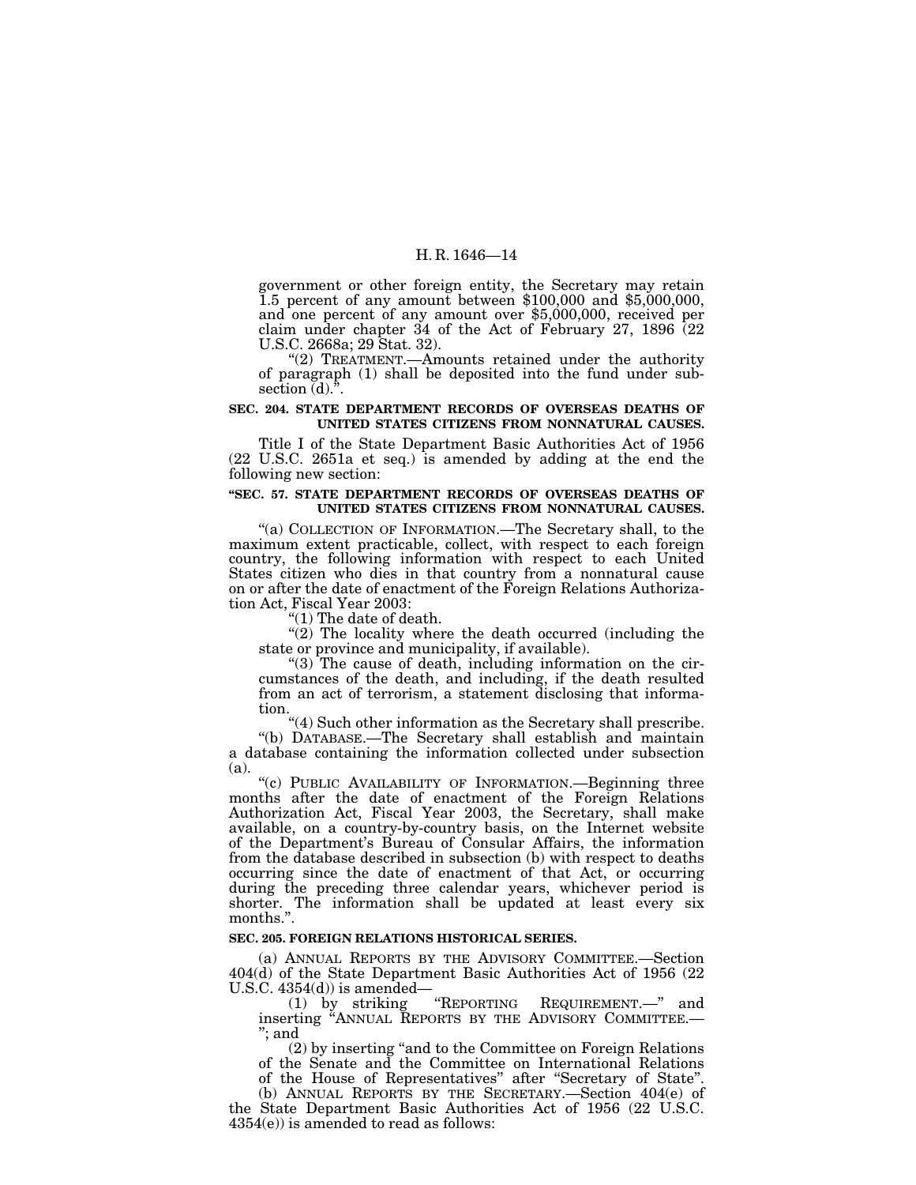government or other foreign entity, the Secretary may retain 1.5 percent of any amount between $100,000 and $5,000,000, and one percent of any amount over $5,000,000, received per claim under chapter 34 of the Act of February 27, 1896 (22 U.S.C. 2668a; 29 Stat. 32).

"(2) TREATMENT.—Amounts retained under the authority of paragraph (1) shall be deposited into the fund under subsection (d).".

**SEC. 204. STATE DEPARTMENT RECORDS OF OVERSEAS DEATHS OF UNITED STATES CITIZENS FROM NONNATURAL CAUSES.**

Title I of the State Department Basic Authorities Act of 1956 (22 U.S.C. 2651a et seq.) is amended by adding at the end the following new section:

**"SEC. 57. STATE DEPARTMENT RECORDS OF OVERSEAS DEATHS OF UNITED STATES CITIZENS FROM NONNATURAL CAUSES.**

"(a) COLLECTION OF INFORMATION.—The Secretary shall, to the maximum extent practicable, collect, with respect to each foreign country, the following information with respect to each United States citizen who dies in that country from a nonnatural cause on or after the date of enactment of the Foreign Relations Authorization Act, Fiscal Year 2003:

"(1) The date of death.

"(2) The locality where the death occurred (including the state or province and municipality, if available).

"(3) The cause of death, including information on the circumstances of the death, and including, if the death resulted from an act of terrorism, a statement disclosing that information.

"(4) Such other information as the Secretary shall prescribe.

"(b) DATABASE.—The Secretary shall establish and maintain a database containing the information collected under subsection (a).

"(c) PUBLIC AVAILABILITY OF INFORMATION.—Beginning three months after the date of enactment of the Foreign Relations Authorization Act, Fiscal Year 2003, the Secretary, shall make available, on a country-by-country basis, on the Internet website of the Department's Bureau of Consular Affairs, the information from the database described in subsection (b) with respect to deaths occurring since the date of enactment of that Act, or occurring during the preceding three calendar years, whichever period is shorter. The information shall be updated at least every six months.".

**SEC. 205. FOREIGN RELATIONS HISTORICAL SERIES.**

(a) ANNUAL REPORTS BY THE ADVISORY COMMITTEE.—Section 404(d) of the State Department Basic Authorities Act of 1956 (22 U.S.C. 4354(d)) is amended—

(1) by striking "REPORTING REQUIREMENT.—" and inserting "ANNUAL REPORTS BY THE ADVISORY COMMITTEE.—"; and

(2) by inserting "and to the Committee on Foreign Relations of the Senate and the Committee on International Relations of the House of Representatives" after "Secretary of State".

(b) ANNUAL REPORTS BY THE SECRETARY.—Section 404(e) of the State Department Basic Authorities Act of 1956 (22 U.S.C. 4354(e)) is amended to read as follows: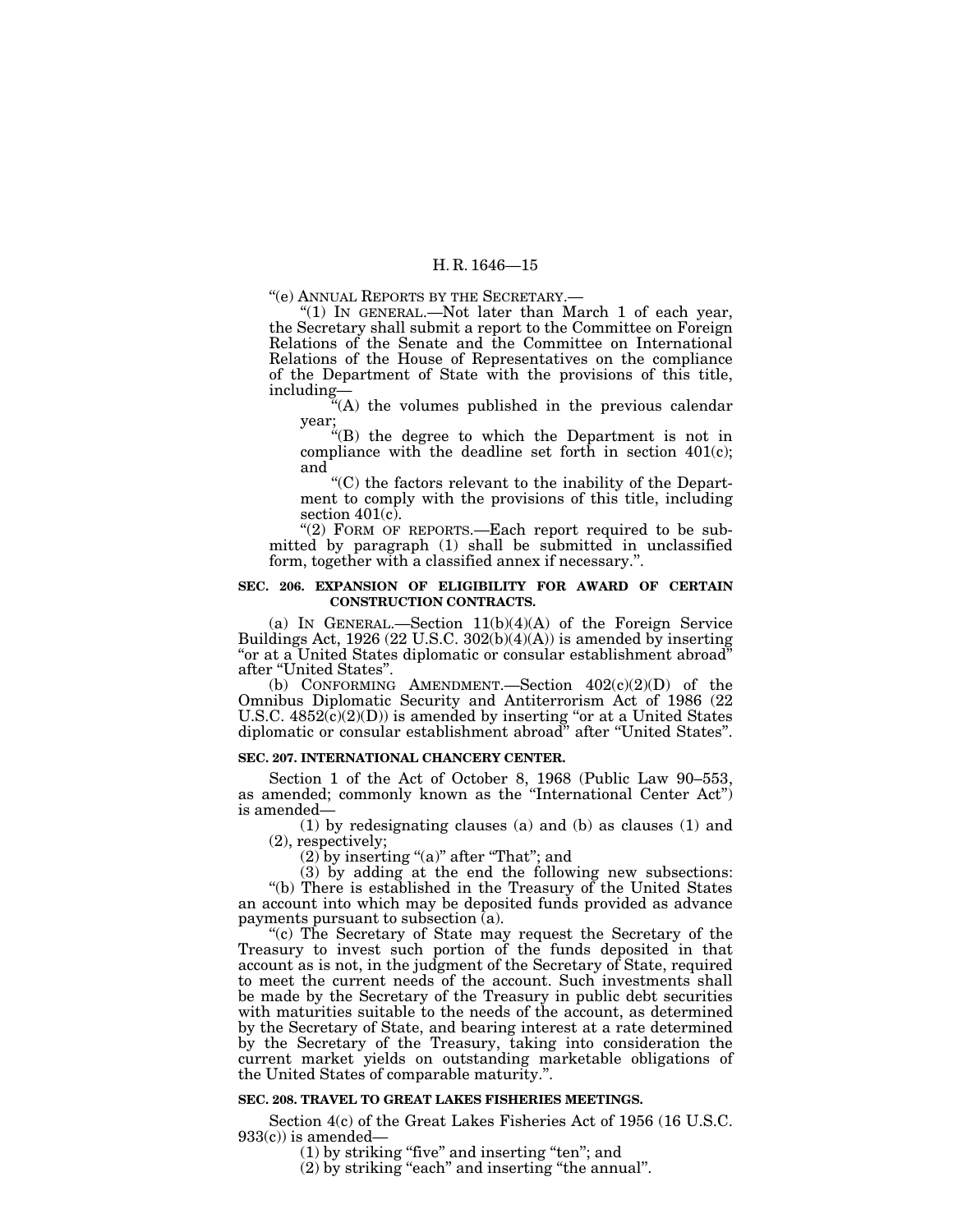"(e) ANNUAL REPORTS BY THE SECRETARY.—

"(1) IN GENERAL.—Not later than March 1 of each year, the Secretary shall submit a report to the Committee on Foreign Relations of the Senate and the Committee on International Relations of the House of Representatives on the compliance of the Department of State with the provisions of this title, including—

"(A) the volumes published in the previous calendar year;

"(B) the degree to which the Department is not in compliance with the deadline set forth in section 401(c); and

"(C) the factors relevant to the inability of the Department to comply with the provisions of this title, including section 401(c).

"(2) FORM OF REPORTS.—Each report required to be submitted by paragraph (1) shall be submitted in unclassified form, together with a classified annex if necessary.".

**SEC. 206. EXPANSION OF ELIGIBILITY FOR AWARD OF CERTAIN CONSTRUCTION CONTRACTS.**

(a) IN GENERAL.—Section 11(b)(4)(A) of the Foreign Service Buildings Act, 1926 (22 U.S.C. 302(b)(4)(A)) is amended by inserting "or at a United States diplomatic or consular establishment abroad" after "United States".

(b) CONFORMING AMENDMENT.—Section 402(c)(2)(D) of the Omnibus Diplomatic Security and Antiterrorism Act of 1986 (22 U.S.C. 4852(c)(2)(D)) is amended by inserting "or at a United States diplomatic or consular establishment abroad" after "United States".

**SEC. 207. INTERNATIONAL CHANCERY CENTER.**

Section 1 of the Act of October 8, 1968 (Public Law 90–553, as amended; commonly known as the "International Center Act") is amended—

(1) by redesignating clauses (a) and (b) as clauses (1) and (2), respectively;

(2) by inserting "(a)" after "That"; and

(3) by adding at the end the following new subsections:

"(b) There is established in the Treasury of the United States an account into which may be deposited funds provided as advance payments pursuant to subsection (a).

"(c) The Secretary of State may request the Secretary of the Treasury to invest such portion of the funds deposited in that account as is not, in the judgment of the Secretary of State, required to meet the current needs of the account. Such investments shall be made by the Secretary of the Treasury in public debt securities with maturities suitable to the needs of the account, as determined by the Secretary of State, and bearing interest at a rate determined by the Secretary of the Treasury, taking into consideration the current market yields on outstanding marketable obligations of the United States of comparable maturity.".

**SEC. 208. TRAVEL TO GREAT LAKES FISHERIES MEETINGS.**

Section 4(c) of the Great Lakes Fisheries Act of 1956 (16 U.S.C. 933(c)) is amended—

(1) by striking "five" and inserting "ten"; and

(2) by striking "each" and inserting "the annual".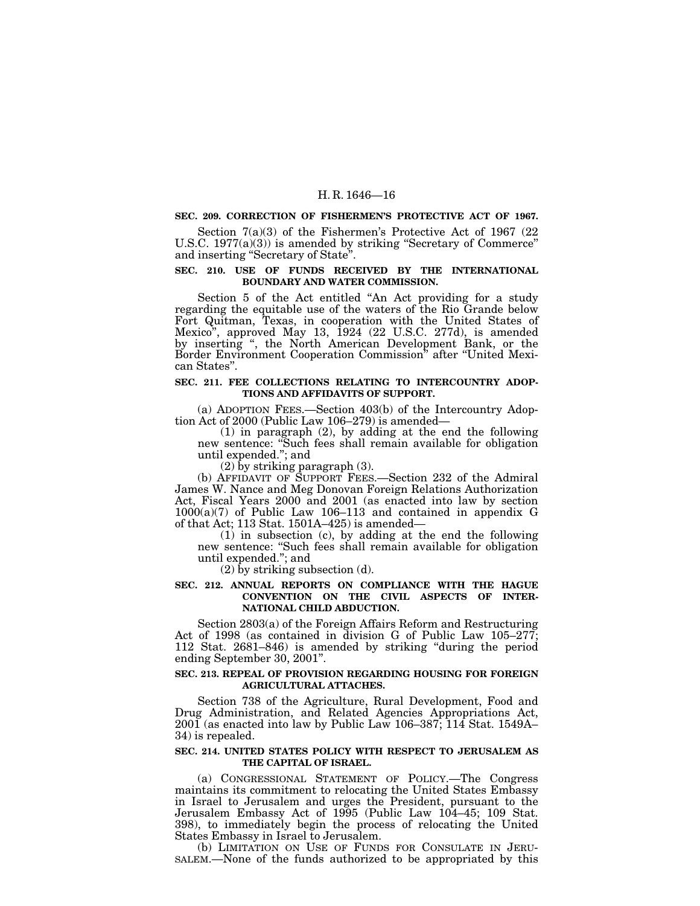**SEC. 209. CORRECTION OF FISHERMEN'S PROTECTIVE ACT OF 1967.**

Section 7(a)(3) of the Fishermen's Protective Act of 1967 (22 U.S.C. 1977(a)(3)) is amended by striking "Secretary of Commerce" and inserting "Secretary of State".

**SEC. 210. USE OF FUNDS RECEIVED BY THE INTERNATIONAL BOUNDARY AND WATER COMMISSION.**

Section 5 of the Act entitled "An Act providing for a study regarding the equitable use of the waters of the Rio Grande below Fort Quitman, Texas, in cooperation with the United States of Mexico", approved May 13, 1924 (22 U.S.C. 277d), is amended by inserting ", the North American Development Bank, or the Border Environment Cooperation Commission" after "United Mexican States".

**SEC. 211. FEE COLLECTIONS RELATING TO INTERCOUNTRY ADOPTIONS AND AFFIDAVITS OF SUPPORT.**

(a) ADOPTION FEES.—Section 403(b) of the Intercountry Adoption Act of 2000 (Public Law 106–279) is amended—

(1) in paragraph (2), by adding at the end the following new sentence: "Such fees shall remain available for obligation until expended."; and

(2) by striking paragraph (3).

(b) AFFIDAVIT OF SUPPORT FEES.—Section 232 of the Admiral James W. Nance and Meg Donovan Foreign Relations Authorization Act, Fiscal Years 2000 and 2001 (as enacted into law by section 1000(a)(7) of Public Law 106–113 and contained in appendix G of that Act; 113 Stat. 1501A–425) is amended—

(1) in subsection (c), by adding at the end the following new sentence: "Such fees shall remain available for obligation until expended."; and

(2) by striking subsection (d).

**SEC. 212. ANNUAL REPORTS ON COMPLIANCE WITH THE HAGUE CONVENTION ON THE CIVIL ASPECTS OF INTERNATIONAL CHILD ABDUCTION.**

Section 2803(a) of the Foreign Affairs Reform and Restructuring Act of 1998 (as contained in division G of Public Law 105–277; 112 Stat. 2681–846) is amended by striking "during the period ending September 30, 2001".

**SEC. 213. REPEAL OF PROVISION REGARDING HOUSING FOR FOREIGN AGRICULTURAL ATTACHES.**

Section 738 of the Agriculture, Rural Development, Food and Drug Administration, and Related Agencies Appropriations Act, 2001 (as enacted into law by Public Law 106–387; 114 Stat. 1549A–34) is repealed.

**SEC. 214. UNITED STATES POLICY WITH RESPECT TO JERUSALEM AS THE CAPITAL OF ISRAEL.**

(a) CONGRESSIONAL STATEMENT OF POLICY.—The Congress maintains its commitment to relocating the United States Embassy in Israel to Jerusalem and urges the President, pursuant to the Jerusalem Embassy Act of 1995 (Public Law 104–45; 109 Stat. 398), to immediately begin the process of relocating the United States Embassy in Israel to Jerusalem.

(b) LIMITATION ON USE OF FUNDS FOR CONSULATE IN JERUSALEM.—None of the funds authorized to be appropriated by this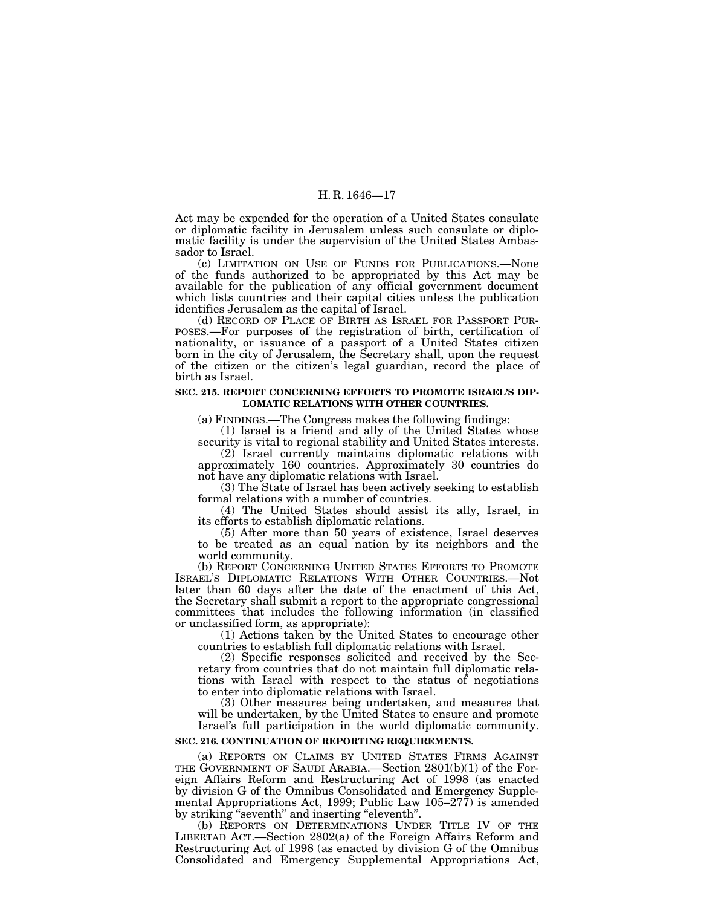Act may be expended for the operation of a United States consulate or diplomatic facility in Jerusalem unless such consulate or diplomatic facility is under the supervision of the United States Ambassador to Israel.

(c) LIMITATION ON USE OF FUNDS FOR PUBLICATIONS.—None of the funds authorized to be appropriated by this Act may be available for the publication of any official government document which lists countries and their capital cities unless the publication identifies Jerusalem as the capital of Israel.

(d) RECORD OF PLACE OF BIRTH AS ISRAEL FOR PASSPORT PURPOSES.—For purposes of the registration of birth, certification of nationality, or issuance of a passport of a United States citizen born in the city of Jerusalem, the Secretary shall, upon the request of the citizen or the citizen's legal guardian, record the place of birth as Israel.

**SEC. 215. REPORT CONCERNING EFFORTS TO PROMOTE ISRAEL'S DIPLOMATIC RELATIONS WITH OTHER COUNTRIES.**

(a) FINDINGS.—The Congress makes the following findings:

(1) Israel is a friend and ally of the United States whose security is vital to regional stability and United States interests.

(2) Israel currently maintains diplomatic relations with approximately 160 countries. Approximately 30 countries do not have any diplomatic relations with Israel.

(3) The State of Israel has been actively seeking to establish formal relations with a number of countries.

(4) The United States should assist its ally, Israel, in its efforts to establish diplomatic relations.

(5) After more than 50 years of existence, Israel deserves to be treated as an equal nation by its neighbors and the world community.

(b) REPORT CONCERNING UNITED STATES EFFORTS TO PROMOTE ISRAEL'S DIPLOMATIC RELATIONS WITH OTHER COUNTRIES.—Not later than 60 days after the date of the enactment of this Act, the Secretary shall submit a report to the appropriate congressional committees that includes the following information (in classified or unclassified form, as appropriate):

(1) Actions taken by the United States to encourage other countries to establish full diplomatic relations with Israel.

(2) Specific responses solicited and received by the Secretary from countries that do not maintain full diplomatic relations with Israel with respect to the status of negotiations to enter into diplomatic relations with Israel.

(3) Other measures being undertaken, and measures that will be undertaken, by the United States to ensure and promote Israel's full participation in the world diplomatic community.

**SEC. 216. CONTINUATION OF REPORTING REQUIREMENTS.**

(a) REPORTS ON CLAIMS BY UNITED STATES FIRMS AGAINST THE GOVERNMENT OF SAUDI ARABIA.—Section 2801(b)(1) of the Foreign Affairs Reform and Restructuring Act of 1998 (as enacted by division G of the Omnibus Consolidated and Emergency Supplemental Appropriations Act, 1999; Public Law 105–277) is amended by striking "seventh" and inserting "eleventh".

(b) REPORTS ON DETERMINATIONS UNDER TITLE IV OF THE LIBERTAD ACT.—Section 2802(a) of the Foreign Affairs Reform and Restructuring Act of 1998 (as enacted by division G of the Omnibus Consolidated and Emergency Supplemental Appropriations Act,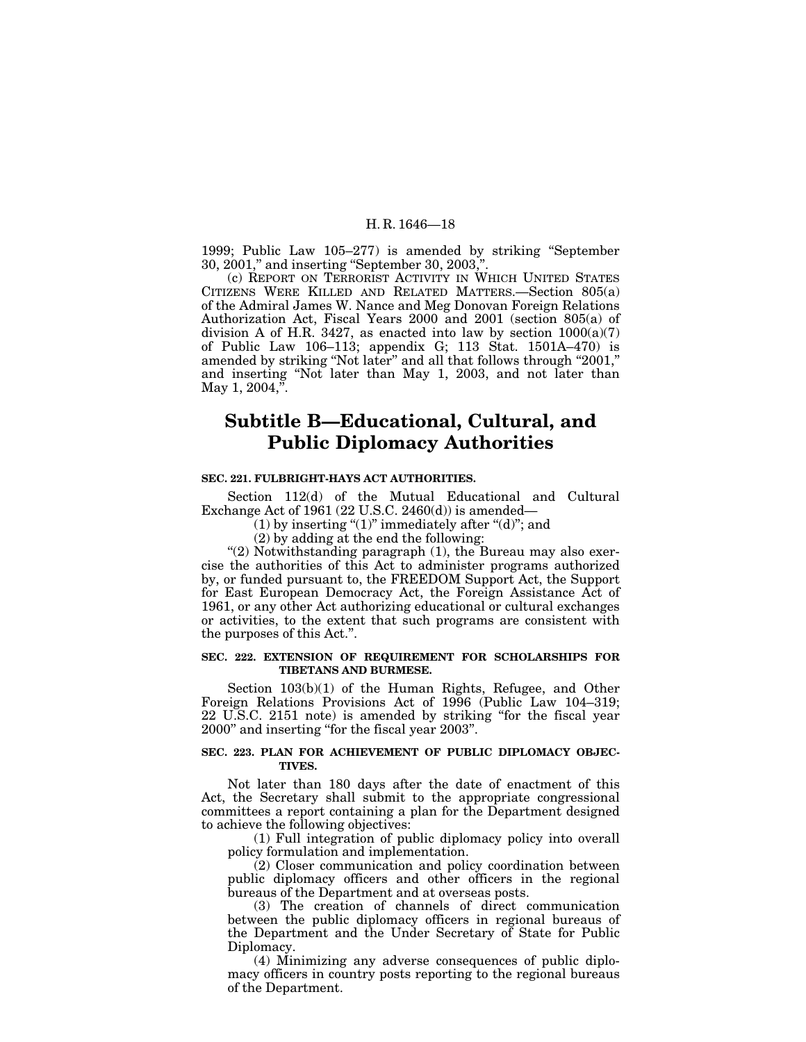1999; Public Law 105–277) is amended by striking "September 30, 2001," and inserting "September 30, 2003,".

(c) REPORT ON TERRORIST ACTIVITY IN WHICH UNITED STATES CITIZENS WERE KILLED AND RELATED MATTERS.—Section 805(a) of the Admiral James W. Nance and Meg Donovan Foreign Relations Authorization Act, Fiscal Years 2000 and 2001 (section 805(a) of division A of H.R. 3427, as enacted into law by section 1000(a)(7) of Public Law 106–113; appendix G; 113 Stat. 1501A–470) is amended by striking "Not later" and all that follows through "2001," and inserting "Not later than May 1, 2003, and not later than May 1, 2004,".

## Subtitle B—Educational, Cultural, and Public Diplomacy Authorities

**SEC. 221. FULBRIGHT-HAYS ACT AUTHORITIES.**

Section 112(d) of the Mutual Educational and Cultural Exchange Act of 1961 (22 U.S.C. 2460(d)) is amended—

(1) by inserting "(1)" immediately after "(d)"; and

(2) by adding at the end the following:

"(2) Notwithstanding paragraph (1), the Bureau may also exercise the authorities of this Act to administer programs authorized by, or funded pursuant to, the FREEDOM Support Act, the Support for East European Democracy Act, the Foreign Assistance Act of 1961, or any other Act authorizing educational or cultural exchanges or activities, to the extent that such programs are consistent with the purposes of this Act.".

**SEC. 222. EXTENSION OF REQUIREMENT FOR SCHOLARSHIPS FOR TIBETANS AND BURMESE.**

Section 103(b)(1) of the Human Rights, Refugee, and Other Foreign Relations Provisions Act of 1996 (Public Law 104–319; 22 U.S.C. 2151 note) is amended by striking "for the fiscal year 2000" and inserting "for the fiscal year 2003".

**SEC. 223. PLAN FOR ACHIEVEMENT OF PUBLIC DIPLOMACY OBJECTIVES.**

Not later than 180 days after the date of enactment of this Act, the Secretary shall submit to the appropriate congressional committees a report containing a plan for the Department designed to achieve the following objectives:

(1) Full integration of public diplomacy policy into overall policy formulation and implementation.

(2) Closer communication and policy coordination between public diplomacy officers and other officers in the regional bureaus of the Department and at overseas posts.

(3) The creation of channels of direct communication between the public diplomacy officers in regional bureaus of the Department and the Under Secretary of State for Public Diplomacy.

(4) Minimizing any adverse consequences of public diplomacy officers in country posts reporting to the regional bureaus of the Department.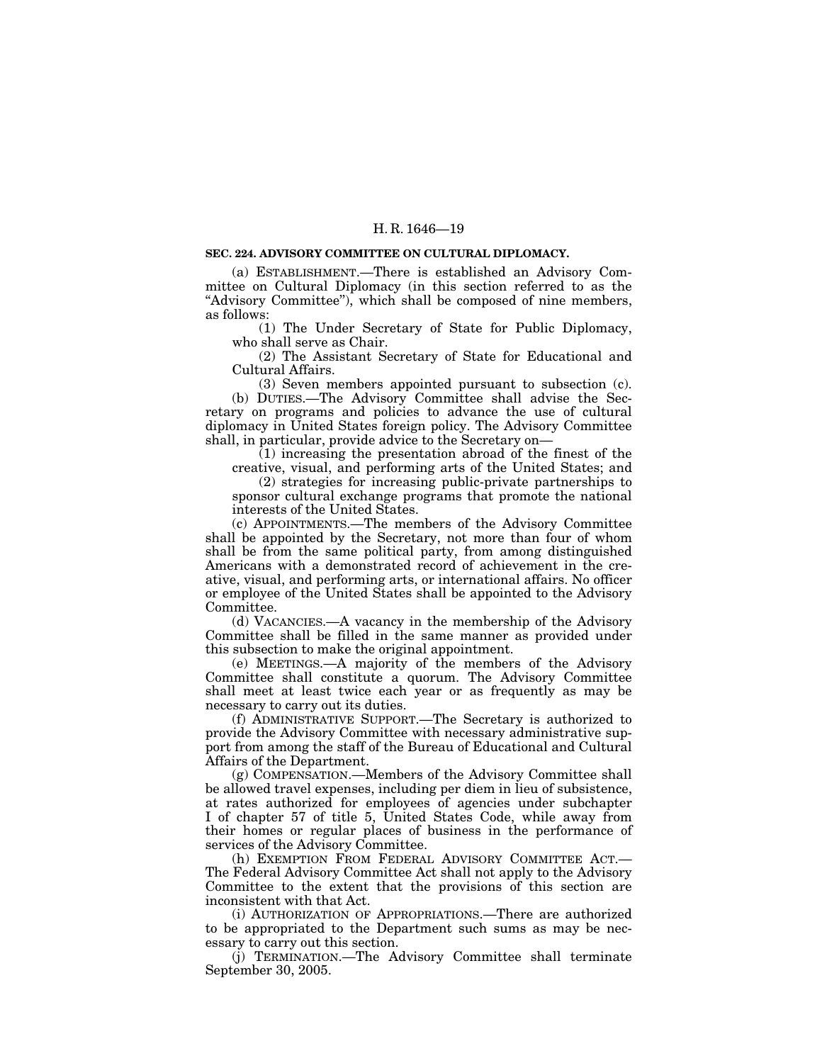**SEC. 224. ADVISORY COMMITTEE ON CULTURAL DIPLOMACY.**

(a) ESTABLISHMENT.—There is established an Advisory Committee on Cultural Diplomacy (in this section referred to as the "Advisory Committee"), which shall be composed of nine members, as follows:

(1) The Under Secretary of State for Public Diplomacy, who shall serve as Chair.

(2) The Assistant Secretary of State for Educational and Cultural Affairs.

(3) Seven members appointed pursuant to subsection (c).

(b) DUTIES.—The Advisory Committee shall advise the Secretary on programs and policies to advance the use of cultural diplomacy in United States foreign policy. The Advisory Committee shall, in particular, provide advice to the Secretary on—

(1) increasing the presentation abroad of the finest of the creative, visual, and performing arts of the United States; and

(2) strategies for increasing public-private partnerships to sponsor cultural exchange programs that promote the national interests of the United States.

(c) APPOINTMENTS.—The members of the Advisory Committee shall be appointed by the Secretary, not more than four of whom shall be from the same political party, from among distinguished Americans with a demonstrated record of achievement in the creative, visual, and performing arts, or international affairs. No officer or employee of the United States shall be appointed to the Advisory Committee.

(d) VACANCIES.—A vacancy in the membership of the Advisory Committee shall be filled in the same manner as provided under this subsection to make the original appointment.

(e) MEETINGS.—A majority of the members of the Advisory Committee shall constitute a quorum. The Advisory Committee shall meet at least twice each year or as frequently as may be necessary to carry out its duties.

(f) ADMINISTRATIVE SUPPORT.—The Secretary is authorized to provide the Advisory Committee with necessary administrative support from among the staff of the Bureau of Educational and Cultural Affairs of the Department.

(g) COMPENSATION.—Members of the Advisory Committee shall be allowed travel expenses, including per diem in lieu of subsistence, at rates authorized for employees of agencies under subchapter I of chapter 57 of title 5, United States Code, while away from their homes or regular places of business in the performance of services of the Advisory Committee.

(h) EXEMPTION FROM FEDERAL ADVISORY COMMITTEE ACT.—The Federal Advisory Committee Act shall not apply to the Advisory Committee to the extent that the provisions of this section are inconsistent with that Act.

(i) AUTHORIZATION OF APPROPRIATIONS.—There are authorized to be appropriated to the Department such sums as may be necessary to carry out this section.

(j) TERMINATION.—The Advisory Committee shall terminate September 30, 2005.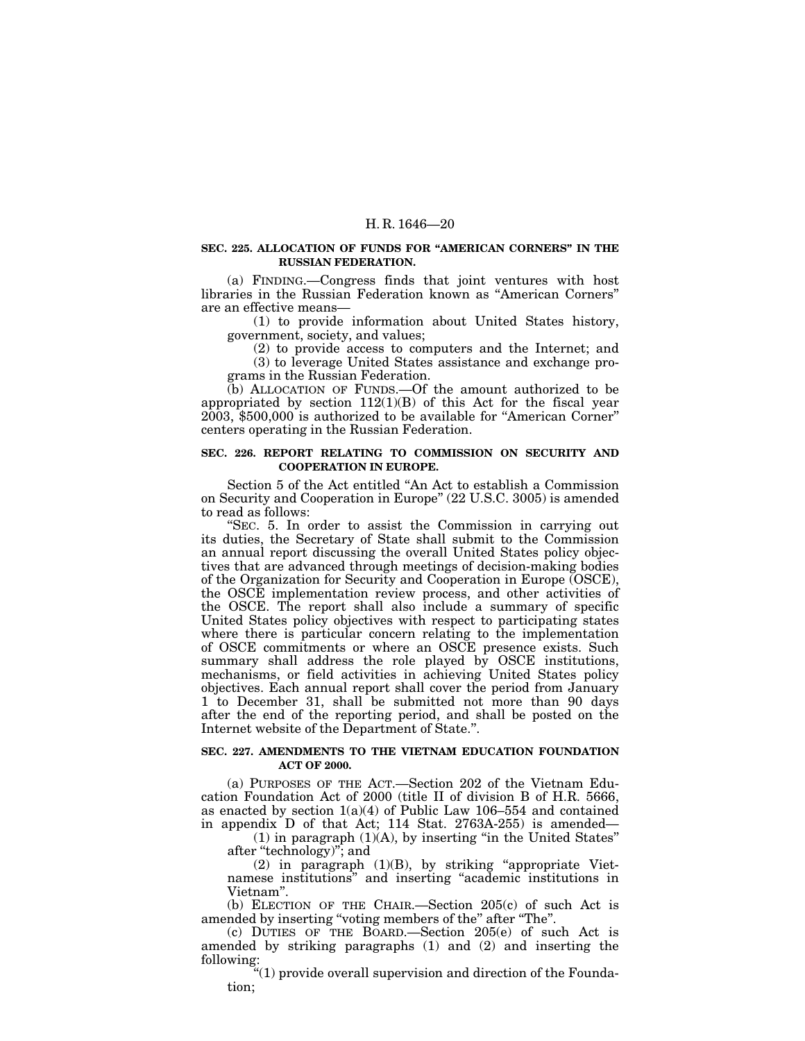### SEC. 225. ALLOCATION OF FUNDS FOR "AMERICAN CORNERS" IN THE RUSSIAN FEDERATION.

(a) FINDING.—Congress finds that joint ventures with host libraries in the Russian Federation known as "American Corners" are an effective means—

(1) to provide information about United States history, government, society, and values;

(2) to provide access to computers and the Internet; and

(3) to leverage United States assistance and exchange programs in the Russian Federation.

(b) ALLOCATION OF FUNDS.—Of the amount authorized to be appropriated by section 112(1)(B) of this Act for the fiscal year 2003, $500,000 is authorized to be available for "American Corner" centers operating in the Russian Federation.

### SEC. 226. REPORT RELATING TO COMMISSION ON SECURITY AND COOPERATION IN EUROPE.

Section 5 of the Act entitled "An Act to establish a Commission on Security and Cooperation in Europe" (22 U.S.C. 3005) is amended to read as follows:

"SEC. 5. In order to assist the Commission in carrying out its duties, the Secretary of State shall submit to the Commission an annual report discussing the overall United States policy objectives that are advanced through meetings of decision-making bodies of the Organization for Security and Cooperation in Europe (OSCE), the OSCE implementation review process, and other activities of the OSCE. The report shall also include a summary of specific United States policy objectives with respect to participating states where there is particular concern relating to the implementation of OSCE commitments or where an OSCE presence exists. Such summary shall address the role played by OSCE institutions, mechanisms, or field activities in achieving United States policy objectives. Each annual report shall cover the period from January 1 to December 31, shall be submitted not more than 90 days after the end of the reporting period, and shall be posted on the Internet website of the Department of State.".

### SEC. 227. AMENDMENTS TO THE VIETNAM EDUCATION FOUNDATION ACT OF 2000.

(a) PURPOSES OF THE ACT.—Section 202 of the Vietnam Education Foundation Act of 2000 (title II of division B of H.R. 5666, as enacted by section 1(a)(4) of Public Law 106–554 and contained in appendix D of that Act; 114 Stat. 2763A-255) is amended—

(1) in paragraph (1)(A), by inserting "in the United States" after "technology)"; and

(2) in paragraph (1)(B), by striking "appropriate Vietnamese institutions" and inserting "academic institutions in Vietnam".

(b) ELECTION OF THE CHAIR.—Section 205(c) of such Act is amended by inserting "voting members of the" after "The".

(c) DUTIES OF THE BOARD.—Section 205(e) of such Act is amended by striking paragraphs (1) and (2) and inserting the following:

"(1) provide overall supervision and direction of the Foundation;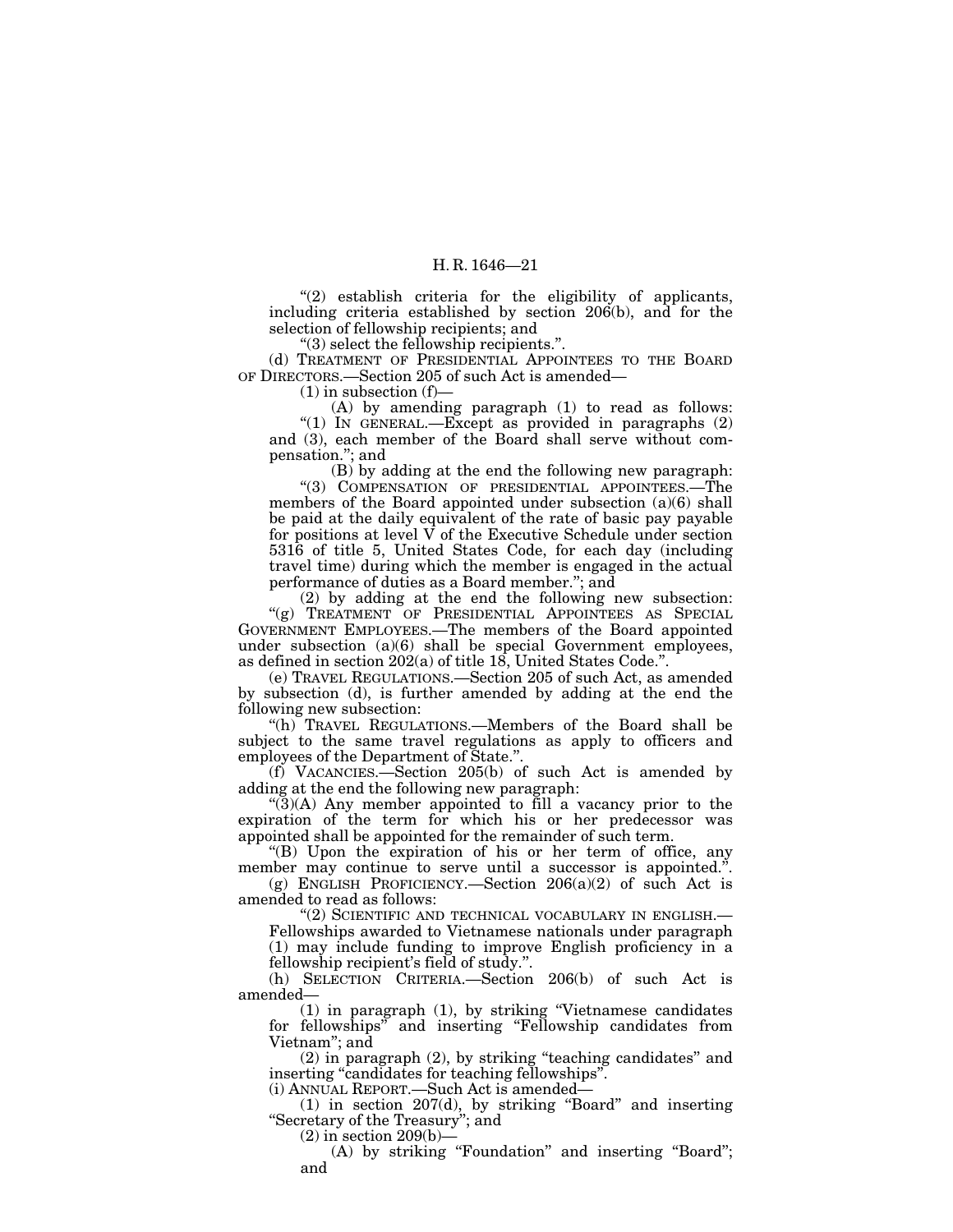"(2) establish criteria for the eligibility of applicants, including criteria established by section 206(b), and for the selection of fellowship recipients; and

"(3) select the fellowship recipients.".

(d) TREATMENT OF PRESIDENTIAL APPOINTEES TO THE BOARD OF DIRECTORS.—Section 205 of such Act is amended—

(1) in subsection (f)—

(A) by amending paragraph (1) to read as follows:

"(1) IN GENERAL.—Except as provided in paragraphs (2) and (3), each member of the Board shall serve without compensation."; and

(B) by adding at the end the following new paragraph:

"(3) COMPENSATION OF PRESIDENTIAL APPOINTEES.—The members of the Board appointed under subsection (a)(6) shall be paid at the daily equivalent of the rate of basic pay payable for positions at level V of the Executive Schedule under section 5316 of title 5, United States Code, for each day (including travel time) during which the member is engaged in the actual performance of duties as a Board member."; and

(2) by adding at the end the following new subsection:

"(g) TREATMENT OF PRESIDENTIAL APPOINTEES AS SPECIAL GOVERNMENT EMPLOYEES.—The members of the Board appointed under subsection (a)(6) shall be special Government employees, as defined in section 202(a) of title 18, United States Code.".

(e) TRAVEL REGULATIONS.—Section 205 of such Act, as amended by subsection (d), is further amended by adding at the end the following new subsection:

"(h) TRAVEL REGULATIONS.—Members of the Board shall be subject to the same travel regulations as apply to officers and employees of the Department of State.".

(f) VACANCIES.—Section 205(b) of such Act is amended by adding at the end the following new paragraph:

"(3)(A) Any member appointed to fill a vacancy prior to the expiration of the term for which his or her predecessor was appointed shall be appointed for the remainder of such term.

"(B) Upon the expiration of his or her term of office, any member may continue to serve until a successor is appointed.".

(g) ENGLISH PROFICIENCY.—Section 206(a)(2) of such Act is amended to read as follows:

"(2) SCIENTIFIC AND TECHNICAL VOCABULARY IN ENGLISH.—Fellowships awarded to Vietnamese nationals under paragraph (1) may include funding to improve English proficiency in a fellowship recipient's field of study.".

(h) SELECTION CRITERIA.—Section 206(b) of such Act is amended—

(1) in paragraph (1), by striking "Vietnamese candidates for fellowships" and inserting "Fellowship candidates from Vietnam"; and

(2) in paragraph (2), by striking "teaching candidates" and inserting "candidates for teaching fellowships".

(i) ANNUAL REPORT.—Such Act is amended—

(1) in section 207(d), by striking "Board" and inserting "Secretary of the Treasury"; and

(2) in section 209(b)—

(A) by striking "Foundation" and inserting "Board"; and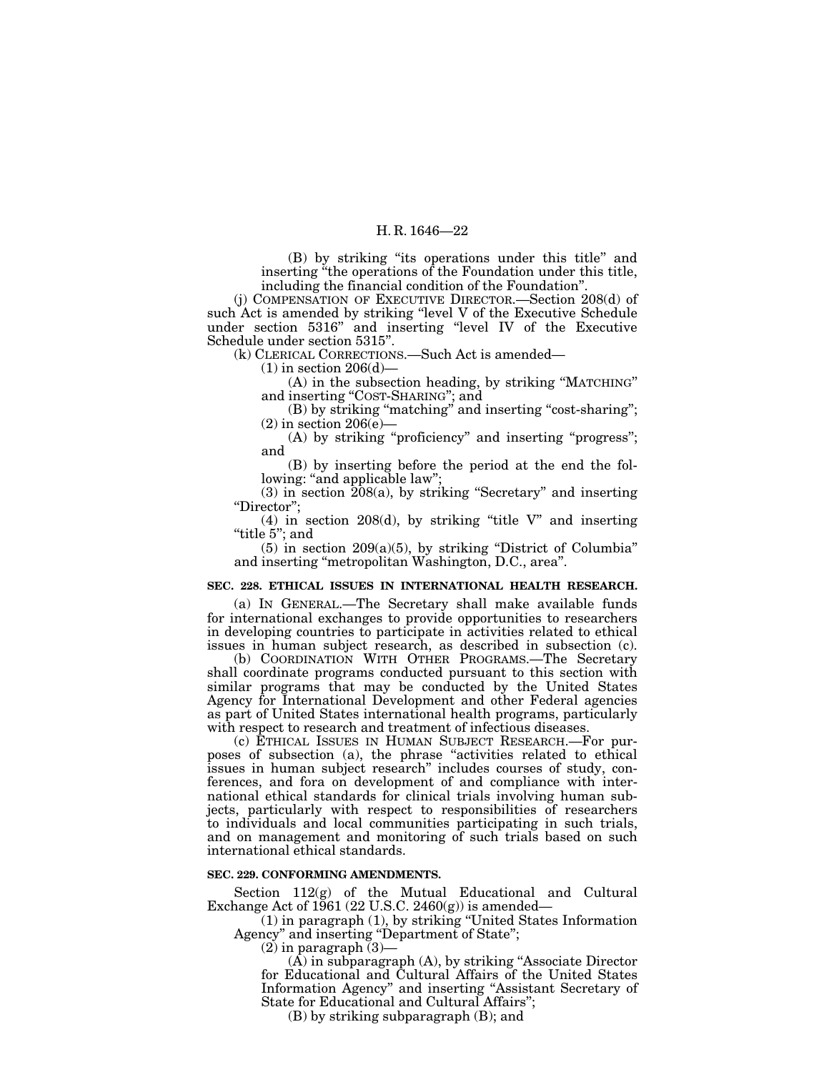(B) by striking "its operations under this title" and inserting "the operations of the Foundation under this title, including the financial condition of the Foundation".

(j) COMPENSATION OF EXECUTIVE DIRECTOR.—Section 208(d) of such Act is amended by striking "level V of the Executive Schedule under section 5316" and inserting "level IV of the Executive Schedule under section 5315".

(k) CLERICAL CORRECTIONS.—Such Act is amended—

(1) in section 206(d)—

(A) in the subsection heading, by striking "MATCHING" and inserting "COST-SHARING"; and

(B) by striking "matching" and inserting "cost-sharing";

(2) in section 206(e)—

(A) by striking "proficiency" and inserting "progress"; and

(B) by inserting before the period at the end the following: "and applicable law";

(3) in section 208(a), by striking "Secretary" and inserting "Director";

(4) in section 208(d), by striking "title V" and inserting "title 5"; and

(5) in section 209(a)(5), by striking "District of Columbia" and inserting "metropolitan Washington, D.C., area".

**SEC. 228. ETHICAL ISSUES IN INTERNATIONAL HEALTH RESEARCH.**

(a) IN GENERAL.—The Secretary shall make available funds for international exchanges to provide opportunities to researchers in developing countries to participate in activities related to ethical issues in human subject research, as described in subsection (c).

(b) COORDINATION WITH OTHER PROGRAMS.—The Secretary shall coordinate programs conducted pursuant to this section with similar programs that may be conducted by the United States Agency for International Development and other Federal agencies as part of United States international health programs, particularly with respect to research and treatment of infectious diseases.

(c) ETHICAL ISSUES IN HUMAN SUBJECT RESEARCH.—For purposes of subsection (a), the phrase "activities related to ethical issues in human subject research" includes courses of study, conferences, and fora on development of and compliance with international ethical standards for clinical trials involving human subjects, particularly with respect to responsibilities of researchers to individuals and local communities participating in such trials, and on management and monitoring of such trials based on such international ethical standards.

**SEC. 229. CONFORMING AMENDMENTS.**

Section 112(g) of the Mutual Educational and Cultural Exchange Act of 1961 (22 U.S.C. 2460(g)) is amended—

(1) in paragraph (1), by striking "United States Information Agency" and inserting "Department of State";

(2) in paragraph (3)—

(A) in subparagraph (A), by striking "Associate Director for Educational and Cultural Affairs of the United States Information Agency" and inserting "Assistant Secretary of State for Educational and Cultural Affairs";

(B) by striking subparagraph (B); and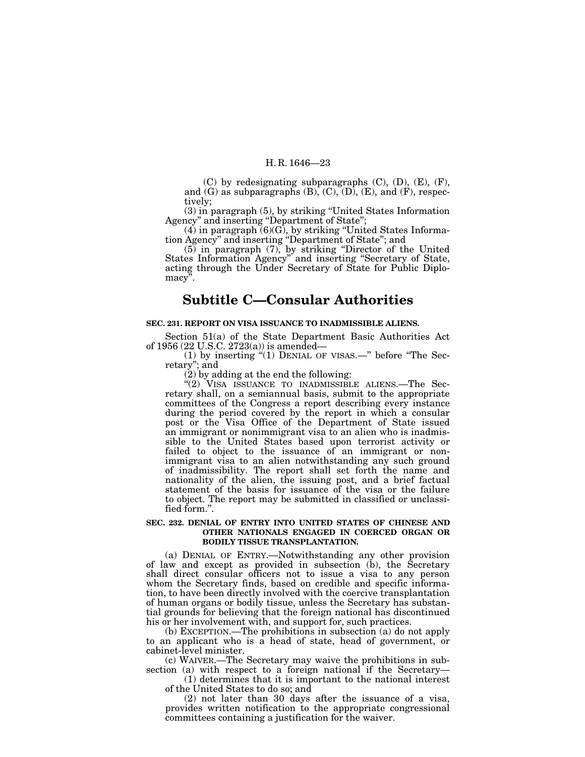(C) by redesignating subparagraphs (C), (D), (E), (F), and (G) as subparagraphs (B), (C), (D), (E), and (F), respectively;

(3) in paragraph (5), by striking "United States Information Agency" and inserting "Department of State";

(4) in paragraph (6)(G), by striking "United States Information Agency" and inserting "Department of State"; and

(5) in paragraph (7), by striking "Director of the United States Information Agency" and inserting "Secretary of State, acting through the Under Secretary of State for Public Diplomacy".

## Subtitle C—Consular Authorities

**SEC. 231. REPORT ON VISA ISSUANCE TO INADMISSIBLE ALIENS.**

Section 51(a) of the State Department Basic Authorities Act of 1956 (22 U.S.C. 2723(a)) is amended—

(1) by inserting "(1) DENIAL OF VISAS.—" before "The Secretary"; and

(2) by adding at the end the following:

"(2) VISA ISSUANCE TO INADMISSIBLE ALIENS.—The Secretary shall, on a semiannual basis, submit to the appropriate committees of the Congress a report describing every instance during the period covered by the report in which a consular post or the Visa Office of the Department of State issued an immigrant or nonimmigrant visa to an alien who is inadmissible to the United States based upon terrorist activity or failed to object to the issuance of an immigrant or nonimmigrant visa to an alien notwithstanding any such ground of inadmissibility. The report shall set forth the name and nationality of the alien, the issuing post, and a brief factual statement of the basis for issuance of the visa or the failure to object. The report may be submitted in classified or unclassified form.".

**SEC. 232. DENIAL OF ENTRY INTO UNITED STATES OF CHINESE AND OTHER NATIONALS ENGAGED IN COERCED ORGAN OR BODILY TISSUE TRANSPLANTATION.**

(a) DENIAL OF ENTRY.—Notwithstanding any other provision of law and except as provided in subsection (b), the Secretary shall direct consular officers not to issue a visa to any person whom the Secretary finds, based on credible and specific information, to have been directly involved with the coercive transplantation of human organs or bodily tissue, unless the Secretary has substantial grounds for believing that the foreign national has discontinued his or her involvement with, and support for, such practices.

(b) EXCEPTION.—The prohibitions in subsection (a) do not apply to an applicant who is a head of state, head of government, or cabinet-level minister.

(c) WAIVER.—The Secretary may waive the prohibitions in subsection (a) with respect to a foreign national if the Secretary—

(1) determines that it is important to the national interest of the United States to do so; and

(2) not later than 30 days after the issuance of a visa, provides written notification to the appropriate congressional committees containing a justification for the waiver.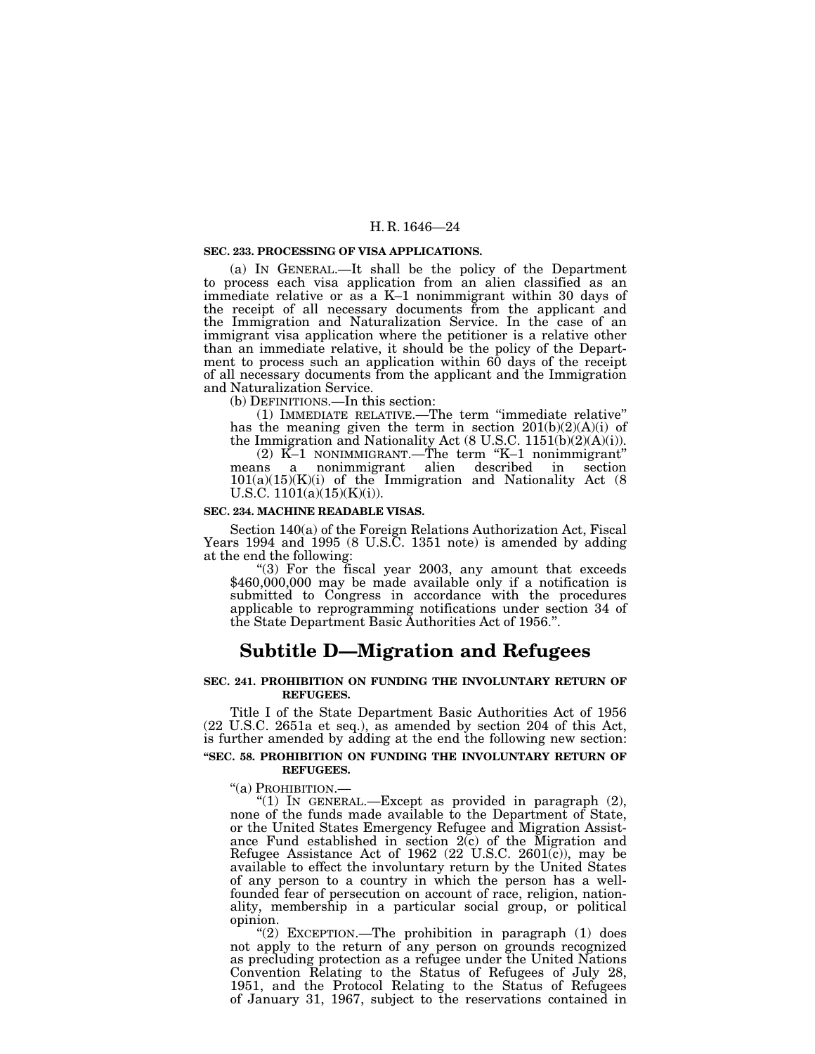**SEC. 233. PROCESSING OF VISA APPLICATIONS.**

(a) IN GENERAL.—It shall be the policy of the Department to process each visa application from an alien classified as an immediate relative or as a K–1 nonimmigrant within 30 days of the receipt of all necessary documents from the applicant and the Immigration and Naturalization Service. In the case of an immigrant visa application where the petitioner is a relative other than an immediate relative, it should be the policy of the Department to process such an application within 60 days of the receipt of all necessary documents from the applicant and the Immigration and Naturalization Service.

(b) DEFINITIONS.—In this section:

(1) IMMEDIATE RELATIVE.—The term "immediate relative" has the meaning given the term in section 201(b)(2)(A)(i) of the Immigration and Nationality Act (8 U.S.C. 1151(b)(2)(A)(i)).

(2) K–1 NONIMMIGRANT.—The term "K–1 nonimmigrant" means a nonimmigrant alien described in section 101(a)(15)(K)(i) of the Immigration and Nationality Act (8 U.S.C. 1101(a)(15)(K)(i)).

**SEC. 234. MACHINE READABLE VISAS.**

Section 140(a) of the Foreign Relations Authorization Act, Fiscal Years 1994 and 1995 (8 U.S.C. 1351 note) is amended by adding at the end the following:

"(3) For the fiscal year 2003, any amount that exceeds $460,000,000 may be made available only if a notification is submitted to Congress in accordance with the procedures applicable to reprogramming notifications under section 34 of the State Department Basic Authorities Act of 1956.".

# Subtitle D—Migration and Refugees

**SEC. 241. PROHIBITION ON FUNDING THE INVOLUNTARY RETURN OF REFUGEES.**

Title I of the State Department Basic Authorities Act of 1956 (22 U.S.C. 2651a et seq.), as amended by section 204 of this Act, is further amended by adding at the end the following new section:

**"SEC. 58. PROHIBITION ON FUNDING THE INVOLUNTARY RETURN OF REFUGEES.**

"(a) PROHIBITION.—

"(1) IN GENERAL.—Except as provided in paragraph (2), none of the funds made available to the Department of State, or the United States Emergency Refugee and Migration Assistance Fund established in section 2(c) of the Migration and Refugee Assistance Act of 1962 (22 U.S.C. 2601(c)), may be available to effect the involuntary return by the United States of any person to a country in which the person has a well-founded fear of persecution on account of race, religion, nationality, membership in a particular social group, or political opinion.

"(2) EXCEPTION.—The prohibition in paragraph (1) does not apply to the return of any person on grounds recognized as precluding protection as a refugee under the United Nations Convention Relating to the Status of Refugees of July 28, 1951, and the Protocol Relating to the Status of Refugees of January 31, 1967, subject to the reservations contained in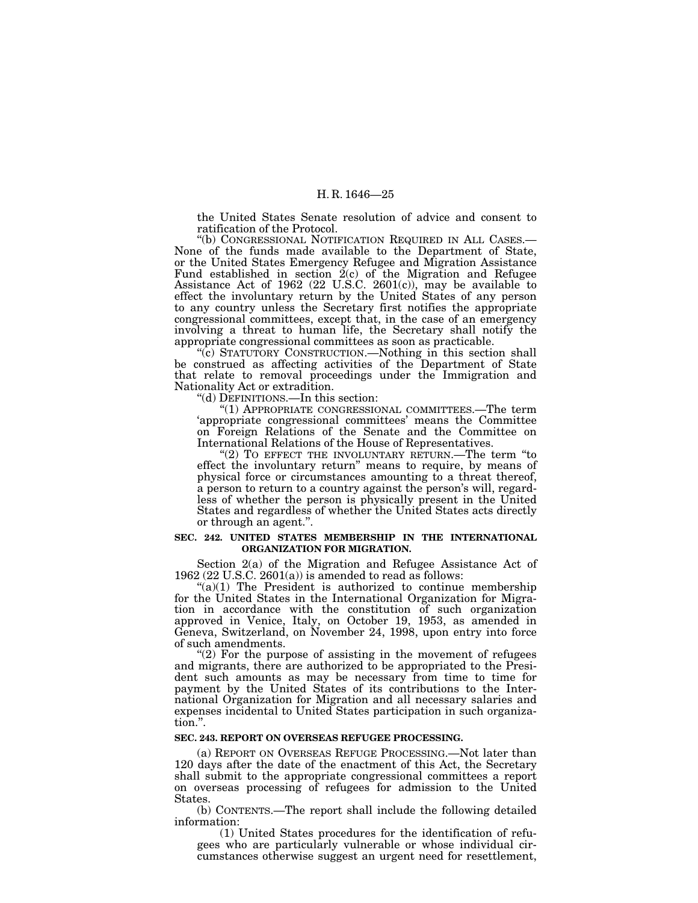the United States Senate resolution of advice and consent to ratification of the Protocol.

"(b) CONGRESSIONAL NOTIFICATION REQUIRED IN ALL CASES.—None of the funds made available to the Department of State, or the United States Emergency Refugee and Migration Assistance Fund established in section 2(c) of the Migration and Refugee Assistance Act of 1962 (22 U.S.C. 2601(c)), may be available to effect the involuntary return by the United States of any person to any country unless the Secretary first notifies the appropriate congressional committees, except that, in the case of an emergency involving a threat to human life, the Secretary shall notify the appropriate congressional committees as soon as practicable.

"(c) STATUTORY CONSTRUCTION.—Nothing in this section shall be construed as affecting activities of the Department of State that relate to removal proceedings under the Immigration and Nationality Act or extradition.

"(d) DEFINITIONS.—In this section:

"(1) APPROPRIATE CONGRESSIONAL COMMITTEES.—The term 'appropriate congressional committees' means the Committee on Foreign Relations of the Senate and the Committee on International Relations of the House of Representatives.

"(2) TO EFFECT THE INVOLUNTARY RETURN.—The term "to effect the involuntary return" means to require, by means of physical force or circumstances amounting to a threat thereof, a person to return to a country against the person's will, regardless of whether the person is physically present in the United States and regardless of whether the United States acts directly or through an agent.".

**SEC. 242. UNITED STATES MEMBERSHIP IN THE INTERNATIONAL ORGANIZATION FOR MIGRATION.**

Section 2(a) of the Migration and Refugee Assistance Act of 1962 (22 U.S.C. 2601(a)) is amended to read as follows:

"(a)(1) The President is authorized to continue membership for the United States in the International Organization for Migration in accordance with the constitution of such organization approved in Venice, Italy, on October 19, 1953, as amended in Geneva, Switzerland, on November 24, 1998, upon entry into force of such amendments.

"(2) For the purpose of assisting in the movement of refugees and migrants, there are authorized to be appropriated to the President such amounts as may be necessary from time to time for payment by the United States of its contributions to the International Organization for Migration and all necessary salaries and expenses incidental to United States participation in such organization.".

**SEC. 243. REPORT ON OVERSEAS REFUGEE PROCESSING.**

(a) REPORT ON OVERSEAS REFUGE PROCESSING.—Not later than 120 days after the date of the enactment of this Act, the Secretary shall submit to the appropriate congressional committees a report on overseas processing of refugees for admission to the United States.

(b) CONTENTS.—The report shall include the following detailed information:

(1) United States procedures for the identification of refugees who are particularly vulnerable or whose individual circumstances otherwise suggest an urgent need for resettlement,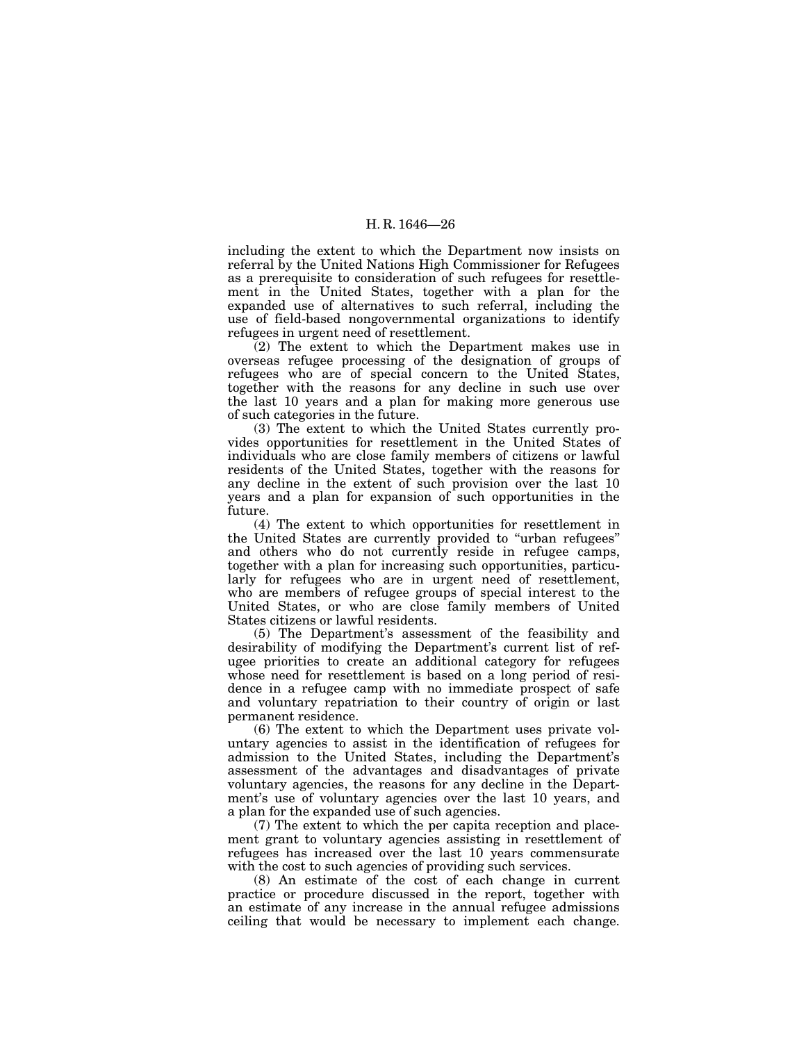including the extent to which the Department now insists on referral by the United Nations High Commissioner for Refugees as a prerequisite to consideration of such refugees for resettlement in the United States, together with a plan for the expanded use of alternatives to such referral, including the use of field-based nongovernmental organizations to identify refugees in urgent need of resettlement.

(2) The extent to which the Department makes use in overseas refugee processing of the designation of groups of refugees who are of special concern to the United States, together with the reasons for any decline in such use over the last 10 years and a plan for making more generous use of such categories in the future.

(3) The extent to which the United States currently provides opportunities for resettlement in the United States of individuals who are close family members of citizens or lawful residents of the United States, together with the reasons for any decline in the extent of such provision over the last 10 years and a plan for expansion of such opportunities in the future.

(4) The extent to which opportunities for resettlement in the United States are currently provided to "urban refugees" and others who do not currently reside in refugee camps, together with a plan for increasing such opportunities, particularly for refugees who are in urgent need of resettlement, who are members of refugee groups of special interest to the United States, or who are close family members of United States citizens or lawful residents.

(5) The Department's assessment of the feasibility and desirability of modifying the Department's current list of refugee priorities to create an additional category for refugees whose need for resettlement is based on a long period of residence in a refugee camp with no immediate prospect of safe and voluntary repatriation to their country of origin or last permanent residence.

(6) The extent to which the Department uses private voluntary agencies to assist in the identification of refugees for admission to the United States, including the Department's assessment of the advantages and disadvantages of private voluntary agencies, the reasons for any decline in the Department's use of voluntary agencies over the last 10 years, and a plan for the expanded use of such agencies.

(7) The extent to which the per capita reception and placement grant to voluntary agencies assisting in resettlement of refugees has increased over the last 10 years commensurate with the cost to such agencies of providing such services.

(8) An estimate of the cost of each change in current practice or procedure discussed in the report, together with an estimate of any increase in the annual refugee admissions ceiling that would be necessary to implement each change.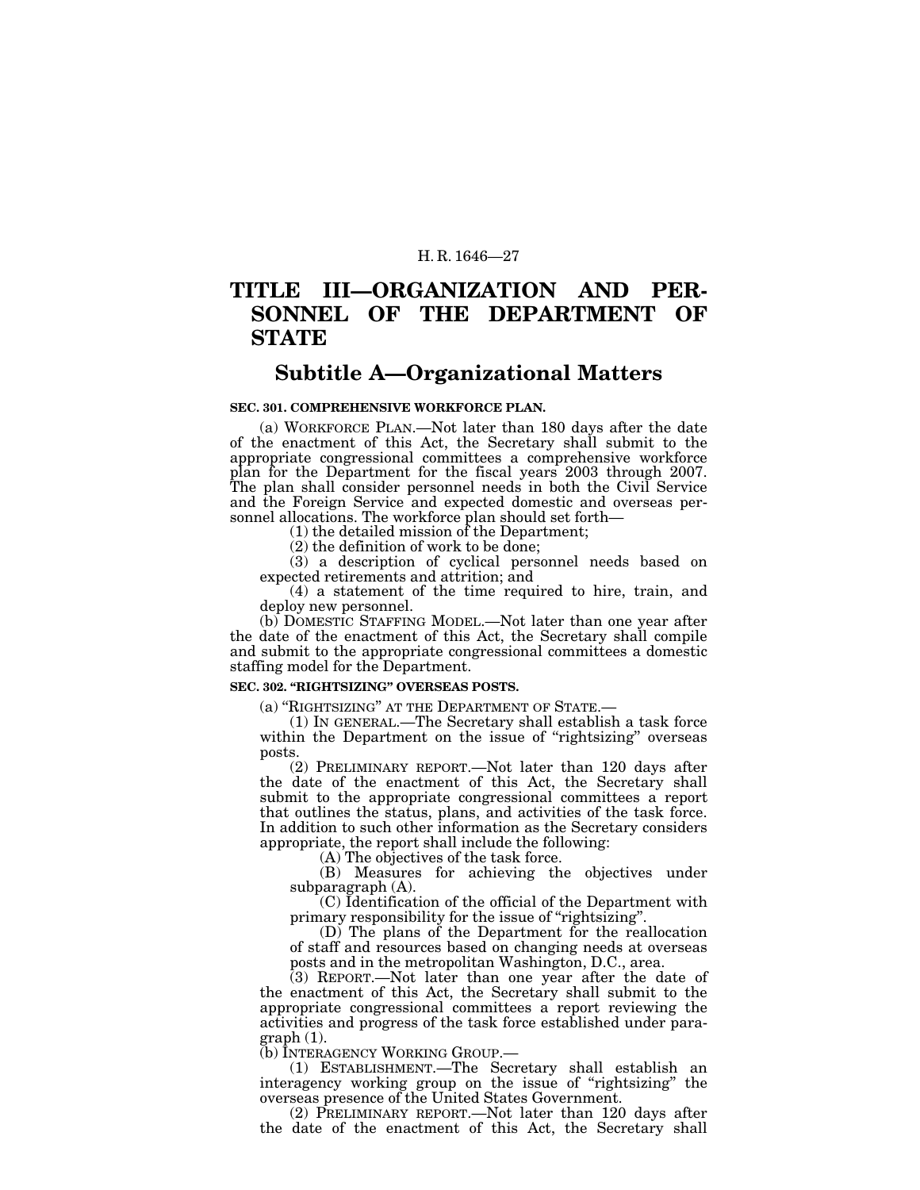# TITLE III—ORGANIZATION AND PERSONNEL OF THE DEPARTMENT OF STATE

## Subtitle A—Organizational Matters

**SEC. 301. COMPREHENSIVE WORKFORCE PLAN.**

(a) WORKFORCE PLAN.—Not later than 180 days after the date of the enactment of this Act, the Secretary shall submit to the appropriate congressional committees a comprehensive workforce plan for the Department for the fiscal years 2003 through 2007. The plan shall consider personnel needs in both the Civil Service and the Foreign Service and expected domestic and overseas personnel allocations. The workforce plan should set forth—

(1) the detailed mission of the Department;

(2) the definition of work to be done;

(3) a description of cyclical personnel needs based on expected retirements and attrition; and

(4) a statement of the time required to hire, train, and deploy new personnel.

(b) DOMESTIC STAFFING MODEL.—Not later than one year after the date of the enactment of this Act, the Secretary shall compile and submit to the appropriate congressional committees a domestic staffing model for the Department.

**SEC. 302. "RIGHTSIZING" OVERSEAS POSTS.**

(a) "RIGHTSIZING" AT THE DEPARTMENT OF STATE.—

(1) IN GENERAL.—The Secretary shall establish a task force within the Department on the issue of "rightsizing" overseas posts.

(2) PRELIMINARY REPORT.—Not later than 120 days after the date of the enactment of this Act, the Secretary shall submit to the appropriate congressional committees a report that outlines the status, plans, and activities of the task force. In addition to such other information as the Secretary considers appropriate, the report shall include the following:

(A) The objectives of the task force.

(B) Measures for achieving the objectives under subparagraph (A).

(C) Identification of the official of the Department with primary responsibility for the issue of "rightsizing".

(D) The plans of the Department for the reallocation of staff and resources based on changing needs at overseas posts and in the metropolitan Washington, D.C., area.

(3) REPORT.—Not later than one year after the date of the enactment of this Act, the Secretary shall submit to the appropriate congressional committees a report reviewing the activities and progress of the task force established under paragraph (1).

(b) INTERAGENCY WORKING GROUP.—

(1) ESTABLISHMENT.—The Secretary shall establish an interagency working group on the issue of "rightsizing" the overseas presence of the United States Government.

(2) PRELIMINARY REPORT.—Not later than 120 days after the date of the enactment of this Act, the Secretary shall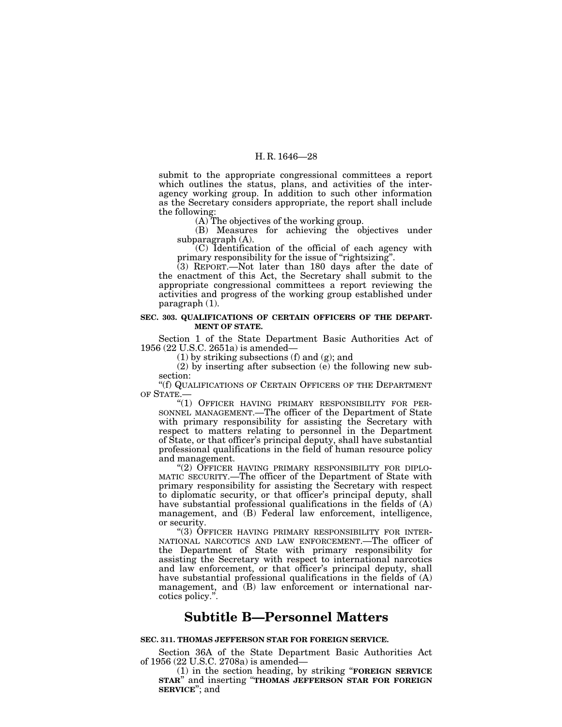submit to the appropriate congressional committees a report which outlines the status, plans, and activities of the interagency working group. In addition to such other information as the Secretary considers appropriate, the report shall include the following:

(A) The objectives of the working group.

(B) Measures for achieving the objectives under subparagraph (A).

(C) Identification of the official of each agency with primary responsibility for the issue of "rightsizing".

(3) REPORT.—Not later than 180 days after the date of the enactment of this Act, the Secretary shall submit to the appropriate congressional committees a report reviewing the activities and progress of the working group established under paragraph (1).

**SEC. 303. QUALIFICATIONS OF CERTAIN OFFICERS OF THE DEPARTMENT OF STATE.**

Section 1 of the State Department Basic Authorities Act of 1956 (22 U.S.C. 2651a) is amended—

(1) by striking subsections (f) and (g); and

(2) by inserting after subsection (e) the following new subsection:

"(f) QUALIFICATIONS OF CERTAIN OFFICERS OF THE DEPARTMENT OF STATE.—

"(1) OFFICER HAVING PRIMARY RESPONSIBILITY FOR PERSONNEL MANAGEMENT.—The officer of the Department of State with primary responsibility for assisting the Secretary with respect to matters relating to personnel in the Department of State, or that officer's principal deputy, shall have substantial professional qualifications in the field of human resource policy and management.

"(2) OFFICER HAVING PRIMARY RESPONSIBILITY FOR DIPLOMATIC SECURITY.—The officer of the Department of State with primary responsibility for assisting the Secretary with respect to diplomatic security, or that officer's principal deputy, shall have substantial professional qualifications in the fields of (A) management, and (B) Federal law enforcement, intelligence, or security.

"(3) OFFICER HAVING PRIMARY RESPONSIBILITY FOR INTERNATIONAL NARCOTICS AND LAW ENFORCEMENT.—The officer of the Department of State with primary responsibility for assisting the Secretary with respect to international narcotics and law enforcement, or that officer's principal deputy, shall have substantial professional qualifications in the fields of (A) management, and (B) law enforcement or international narcotics policy.".

## Subtitle B—Personnel Matters

**SEC. 311. THOMAS JEFFERSON STAR FOR FOREIGN SERVICE.**

Section 36A of the State Department Basic Authorities Act of 1956 (22 U.S.C. 2708a) is amended—

(1) in the section heading, by striking "**FOREIGN SERVICE STAR**" and inserting "**THOMAS JEFFERSON STAR FOR FOREIGN SERVICE**"; and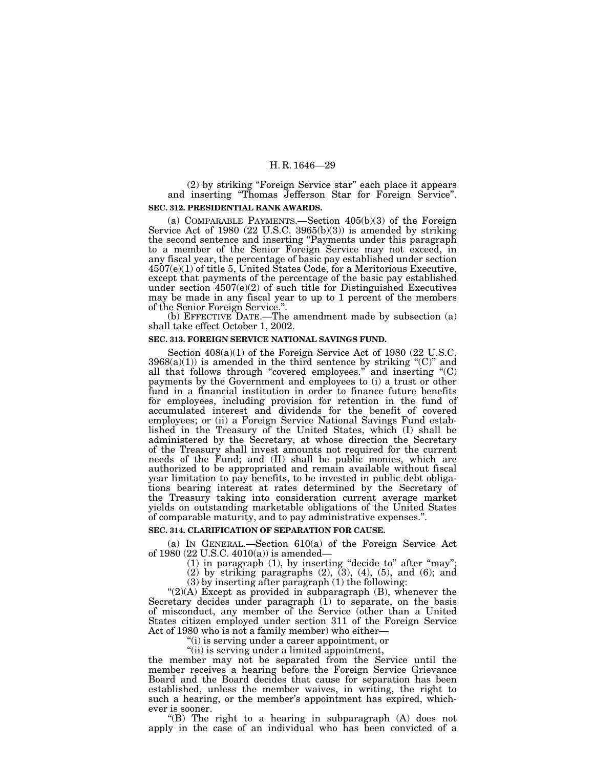(2) by striking "Foreign Service star" each place it appears and inserting "Thomas Jefferson Star for Foreign Service".

**SEC. 312. PRESIDENTIAL RANK AWARDS.**

(a) COMPARABLE PAYMENTS.—Section 405(b)(3) of the Foreign Service Act of 1980 (22 U.S.C. 3965(b)(3)) is amended by striking the second sentence and inserting "Payments under this paragraph to a member of the Senior Foreign Service may not exceed, in any fiscal year, the percentage of basic pay established under section 4507(e)(1) of title 5, United States Code, for a Meritorious Executive, except that payments of the percentage of the basic pay established under section 4507(e)(2) of such title for Distinguished Executives may be made in any fiscal year to up to 1 percent of the members of the Senior Foreign Service.".

(b) EFFECTIVE DATE.—The amendment made by subsection (a) shall take effect October 1, 2002.

**SEC. 313. FOREIGN SERVICE NATIONAL SAVINGS FUND.**

Section 408(a)(1) of the Foreign Service Act of 1980 (22 U.S.C. 3968(a)(1)) is amended in the third sentence by striking "(C)" and all that follows through "covered employees." and inserting "(C) payments by the Government and employees to (i) a trust or other fund in a financial institution in order to finance future benefits for employees, including provision for retention in the fund of accumulated interest and dividends for the benefit of covered employees; or (ii) a Foreign Service National Savings Fund established in the Treasury of the United States, which (I) shall be administered by the Secretary, at whose direction the Secretary of the Treasury shall invest amounts not required for the current needs of the Fund; and (II) shall be public monies, which are authorized to be appropriated and remain available without fiscal year limitation to pay benefits, to be invested in public debt obligations bearing interest at rates determined by the Secretary of the Treasury taking into consideration current average market yields on outstanding marketable obligations of the United States of comparable maturity, and to pay administrative expenses.".

**SEC. 314. CLARIFICATION OF SEPARATION FOR CAUSE.**

(a) IN GENERAL.—Section 610(a) of the Foreign Service Act of 1980 (22 U.S.C. 4010(a)) is amended—

(1) in paragraph (1), by inserting "decide to" after "may";

(2) by striking paragraphs (2), (3), (4), (5), and (6); and

(3) by inserting after paragraph (1) the following:

"(2)(A) Except as provided in subparagraph (B), whenever the Secretary decides under paragraph (1) to separate, on the basis of misconduct, any member of the Service (other than a United States citizen employed under section 311 of the Foreign Service Act of 1980 who is not a family member) who either—

"(i) is serving under a career appointment, or

"(ii) is serving under a limited appointment,

the member may not be separated from the Service until the member receives a hearing before the Foreign Service Grievance Board and the Board decides that cause for separation has been established, unless the member waives, in writing, the right to such a hearing, or the member's appointment has expired, whichever is sooner.

"(B) The right to a hearing in subparagraph (A) does not apply in the case of an individual who has been convicted of a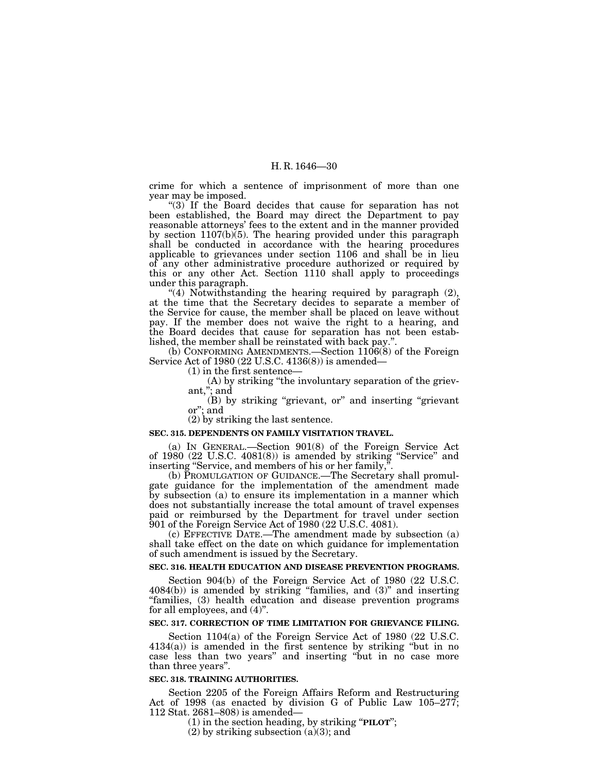crime for which a sentence of imprisonment of more than one year may be imposed.

"(3) If the Board decides that cause for separation has not been established, the Board may direct the Department to pay reasonable attorneys' fees to the extent and in the manner provided by section 1107(b)(5). The hearing provided under this paragraph shall be conducted in accordance with the hearing procedures applicable to grievances under section 1106 and shall be in lieu of any other administrative procedure authorized or required by this or any other Act. Section 1110 shall apply to proceedings under this paragraph.

"(4) Notwithstanding the hearing required by paragraph (2), at the time that the Secretary decides to separate a member of the Service for cause, the member shall be placed on leave without pay. If the member does not waive the right to a hearing, and the Board decides that cause for separation has not been established, the member shall be reinstated with back pay.".

(b) CONFORMING AMENDMENTS.—Section 1106(8) of the Foreign Service Act of 1980 (22 U.S.C. 4136(8)) is amended—

(1) in the first sentence—

(A) by striking "the involuntary separation of the grievant,"; and

(B) by striking "grievant, or" and inserting "grievant or"; and

(2) by striking the last sentence.

**SEC. 315. DEPENDENTS ON FAMILY VISITATION TRAVEL.**

(a) IN GENERAL.—Section 901(8) of the Foreign Service Act of 1980 (22 U.S.C. 4081(8)) is amended by striking "Service" and inserting "Service, and members of his or her family,".

(b) PROMULGATION OF GUIDANCE.—The Secretary shall promulgate guidance for the implementation of the amendment made by subsection (a) to ensure its implementation in a manner which does not substantially increase the total amount of travel expenses paid or reimbursed by the Department for travel under section 901 of the Foreign Service Act of 1980 (22 U.S.C. 4081).

(c) EFFECTIVE DATE.—The amendment made by subsection (a) shall take effect on the date on which guidance for implementation of such amendment is issued by the Secretary.

**SEC. 316. HEALTH EDUCATION AND DISEASE PREVENTION PROGRAMS.**

Section 904(b) of the Foreign Service Act of 1980 (22 U.S.C. 4084(b)) is amended by striking "families, and (3)" and inserting "families, (3) health education and disease prevention programs for all employees, and (4)".

**SEC. 317. CORRECTION OF TIME LIMITATION FOR GRIEVANCE FILING.**

Section 1104(a) of the Foreign Service Act of 1980 (22 U.S.C. 4134(a)) is amended in the first sentence by striking "but in no case less than two years" and inserting "but in no case more than three years".

**SEC. 318. TRAINING AUTHORITIES.**

Section 2205 of the Foreign Affairs Reform and Restructuring Act of 1998 (as enacted by division G of Public Law 105–277; 112 Stat. 2681–808) is amended—

(1) in the section heading, by striking "**PILOT**";

(2) by striking subsection (a)(3); and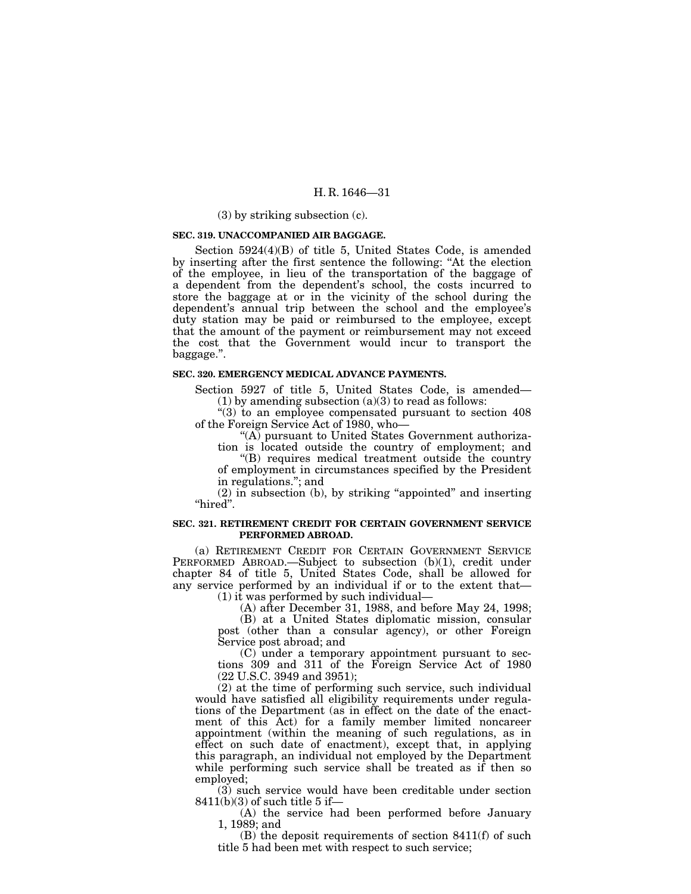(3) by striking subsection (c).

### SEC. 319. UNACCOMPANIED AIR BAGGAGE.

Section 5924(4)(B) of title 5, United States Code, is amended by inserting after the first sentence the following: "At the election of the employee, in lieu of the transportation of the baggage of a dependent from the dependent's school, the costs incurred to store the baggage at or in the vicinity of the school during the dependent's annual trip between the school and the employee's duty station may be paid or reimbursed to the employee, except that the amount of the payment or reimbursement may not exceed the cost that the Government would incur to transport the baggage.".

### SEC. 320. EMERGENCY MEDICAL ADVANCE PAYMENTS.

Section 5927 of title 5, United States Code, is amended—

(1) by amending subsection (a)(3) to read as follows:

"(3) to an employee compensated pursuant to section 408 of the Foreign Service Act of 1980, who—

"(A) pursuant to United States Government authorization is located outside the country of employment; and

"(B) requires medical treatment outside the country of employment in circumstances specified by the President in regulations."; and

(2) in subsection (b), by striking "appointed" and inserting "hired".

### SEC. 321. RETIREMENT CREDIT FOR CERTAIN GOVERNMENT SERVICE PERFORMED ABROAD.

(a) RETIREMENT CREDIT FOR CERTAIN GOVERNMENT SERVICE PERFORMED ABROAD.—Subject to subsection (b)(1), credit under chapter 84 of title 5, United States Code, shall be allowed for any service performed by an individual if or to the extent that—

(1) it was performed by such individual—

(A) after December 31, 1988, and before May 24, 1998;

(B) at a United States diplomatic mission, consular post (other than a consular agency), or other Foreign Service post abroad; and

(C) under a temporary appointment pursuant to sections 309 and 311 of the Foreign Service Act of 1980 (22 U.S.C. 3949 and 3951);

(2) at the time of performing such service, such individual would have satisfied all eligibility requirements under regulations of the Department (as in effect on the date of the enactment of this Act) for a family member limited noncareer appointment (within the meaning of such regulations, as in effect on such date of enactment), except that, in applying this paragraph, an individual not employed by the Department while performing such service shall be treated as if then so employed;

(3) such service would have been creditable under section 8411(b)(3) of such title 5 if—

(A) the service had been performed before January 1, 1989; and

(B) the deposit requirements of section 8411(f) of such title 5 had been met with respect to such service;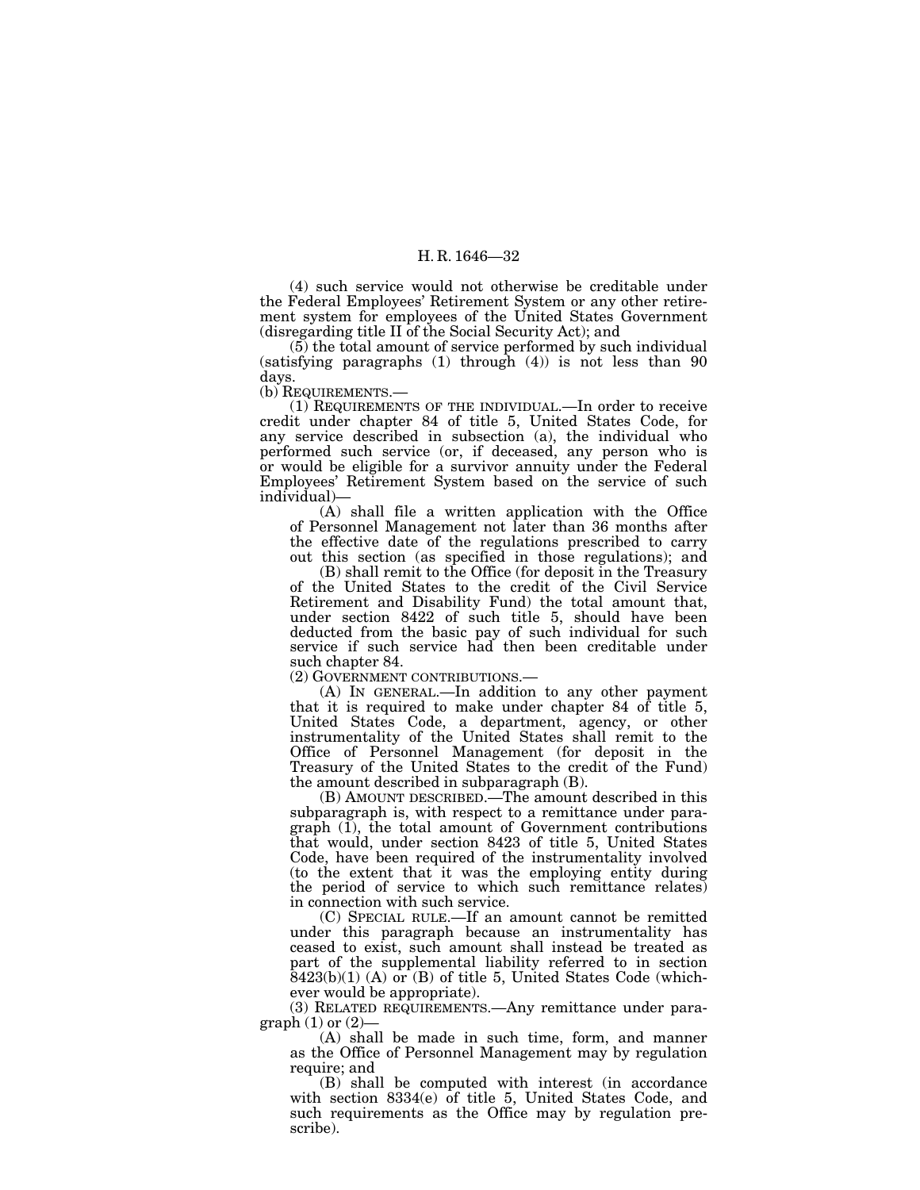(4) such service would not otherwise be creditable under the Federal Employees' Retirement System or any other retirement system for employees of the United States Government (disregarding title II of the Social Security Act); and

(5) the total amount of service performed by such individual (satisfying paragraphs (1) through (4)) is not less than 90 days.

(b) REQUIREMENTS.—

(1) REQUIREMENTS OF THE INDIVIDUAL.—In order to receive credit under chapter 84 of title 5, United States Code, for any service described in subsection (a), the individual who performed such service (or, if deceased, any person who is or would be eligible for a survivor annuity under the Federal Employees' Retirement System based on the service of such individual)—

(A) shall file a written application with the Office of Personnel Management not later than 36 months after the effective date of the regulations prescribed to carry out this section (as specified in those regulations); and

(B) shall remit to the Office (for deposit in the Treasury of the United States to the credit of the Civil Service Retirement and Disability Fund) the total amount that, under section 8422 of such title 5, should have been deducted from the basic pay of such individual for such service if such service had then been creditable under such chapter 84.

(2) GOVERNMENT CONTRIBUTIONS.—

(A) IN GENERAL.—In addition to any other payment that it is required to make under chapter 84 of title 5, United States Code, a department, agency, or other instrumentality of the United States shall remit to the Office of Personnel Management (for deposit in the Treasury of the United States to the credit of the Fund) the amount described in subparagraph (B).

(B) AMOUNT DESCRIBED.—The amount described in this subparagraph is, with respect to a remittance under paragraph (1), the total amount of Government contributions that would, under section 8423 of title 5, United States Code, have been required of the instrumentality involved (to the extent that it was the employing entity during the period of service to which such remittance relates) in connection with such service.

(C) SPECIAL RULE.—If an amount cannot be remitted under this paragraph because an instrumentality has ceased to exist, such amount shall instead be treated as part of the supplemental liability referred to in section 8423(b)(1) (A) or (B) of title 5, United States Code (whichever would be appropriate).

(3) RELATED REQUIREMENTS.—Any remittance under paragraph (1) or (2)—

(A) shall be made in such time, form, and manner as the Office of Personnel Management may by regulation require; and

(B) shall be computed with interest (in accordance with section 8334(e) of title 5, United States Code, and such requirements as the Office may by regulation prescribe).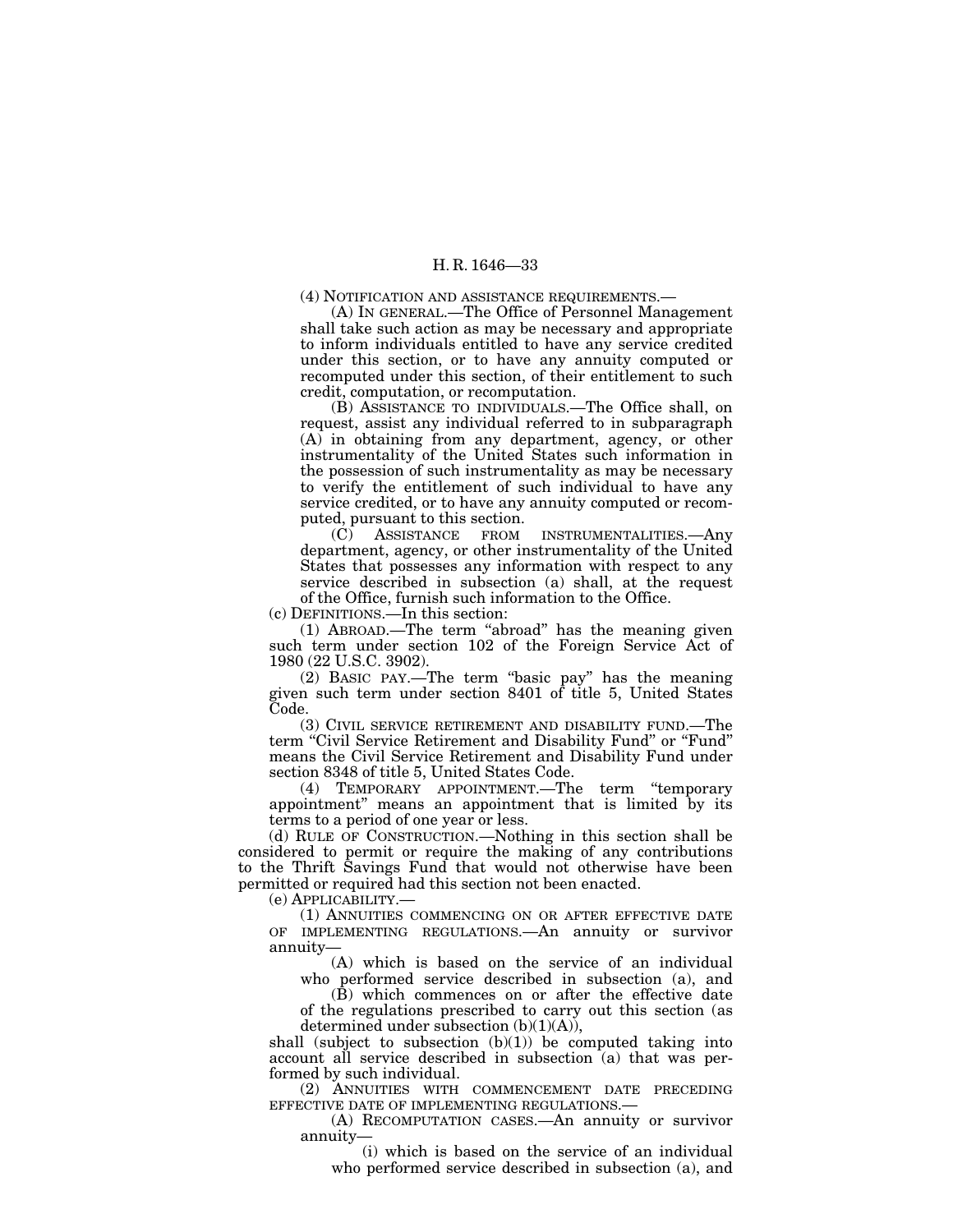(4) NOTIFICATION AND ASSISTANCE REQUIREMENTS.—

(A) IN GENERAL.—The Office of Personnel Management shall take such action as may be necessary and appropriate to inform individuals entitled to have any service credited under this section, or to have any annuity computed or recomputed under this section, of their entitlement to such credit, computation, or recomputation.

(B) ASSISTANCE TO INDIVIDUALS.—The Office shall, on request, assist any individual referred to in subparagraph (A) in obtaining from any department, agency, or other instrumentality of the United States such information in the possession of such instrumentality as may be necessary to verify the entitlement of such individual to have any service credited, or to have any annuity computed or recomputed, pursuant to this section.

(C) ASSISTANCE FROM INSTRUMENTALITIES.—Any department, agency, or other instrumentality of the United States that possesses any information with respect to any service described in subsection (a) shall, at the request of the Office, furnish such information to the Office.

(c) DEFINITIONS.—In this section:

(1) ABROAD.—The term "abroad" has the meaning given such term under section 102 of the Foreign Service Act of 1980 (22 U.S.C. 3902).

(2) BASIC PAY.—The term "basic pay" has the meaning given such term under section 8401 of title 5, United States Code.

(3) CIVIL SERVICE RETIREMENT AND DISABILITY FUND.—The term "Civil Service Retirement and Disability Fund" or "Fund" means the Civil Service Retirement and Disability Fund under section 8348 of title 5, United States Code.

(4) TEMPORARY APPOINTMENT.—The term "temporary appointment" means an appointment that is limited by its terms to a period of one year or less.

(d) RULE OF CONSTRUCTION.—Nothing in this section shall be considered to permit or require the making of any contributions to the Thrift Savings Fund that would not otherwise have been permitted or required had this section not been enacted.

(e) APPLICABILITY.—

(1) ANNUITIES COMMENCING ON OR AFTER EFFECTIVE DATE OF IMPLEMENTING REGULATIONS.—An annuity or survivor annuity—

(A) which is based on the service of an individual who performed service described in subsection (a), and

(B) which commences on or after the effective date of the regulations prescribed to carry out this section (as determined under subsection (b)(1)(A)),

shall (subject to subsection (b)(1)) be computed taking into account all service described in subsection (a) that was performed by such individual.

(2) ANNUITIES WITH COMMENCEMENT DATE PRECEDING EFFECTIVE DATE OF IMPLEMENTING REGULATIONS.—

(A) RECOMPUTATION CASES.—An annuity or survivor annuity—

(i) which is based on the service of an individual who performed service described in subsection (a), and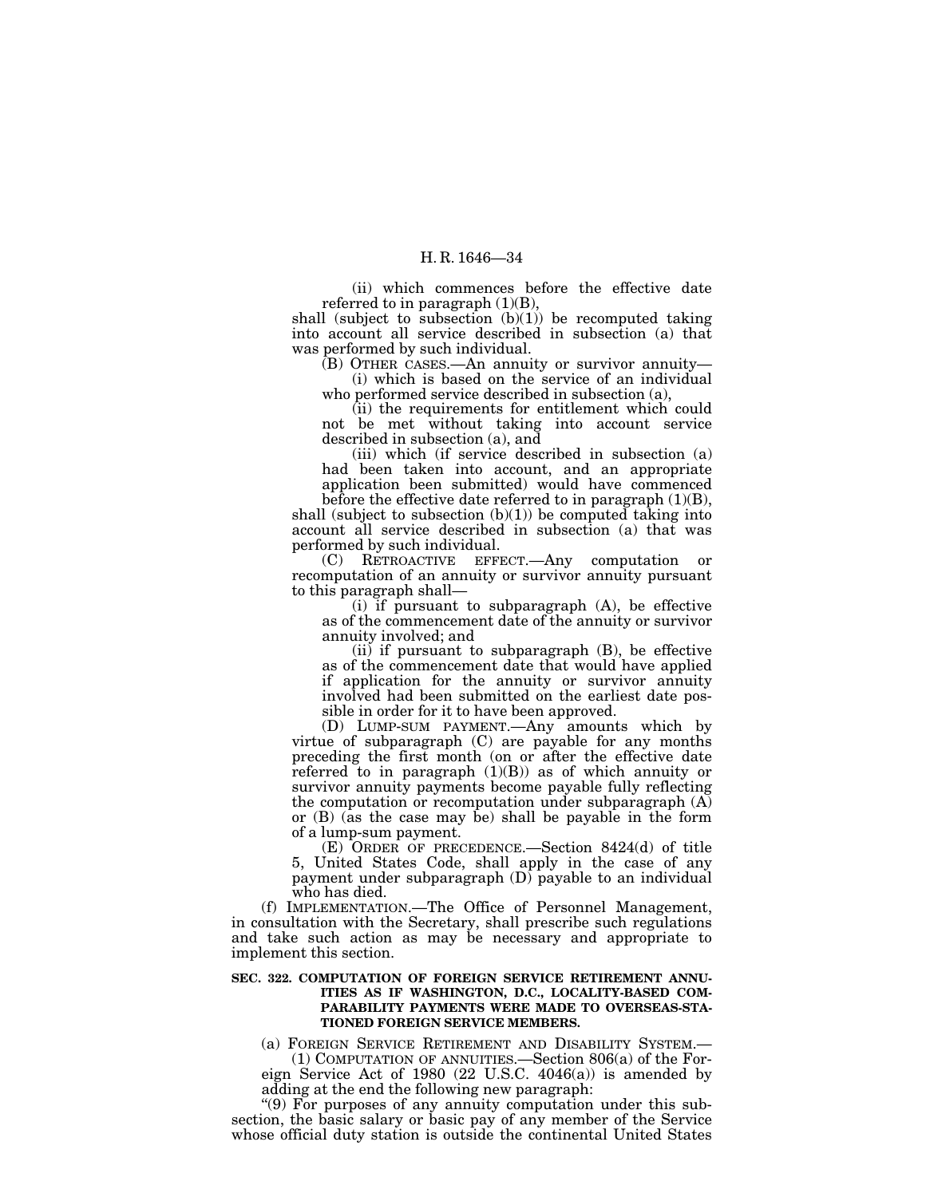(ii) which commences before the effective date referred to in paragraph (1)(B),

shall (subject to subsection (b)(1)) be recomputed taking into account all service described in subsection (a) that was performed by such individual.

(B) OTHER CASES.—An annuity or survivor annuity—

(i) which is based on the service of an individual who performed service described in subsection (a),

(ii) the requirements for entitlement which could not be met without taking into account service described in subsection (a), and

(iii) which (if service described in subsection (a) had been taken into account, and an appropriate application been submitted) would have commenced before the effective date referred to in paragraph (1)(B),

shall (subject to subsection (b)(1)) be computed taking into account all service described in subsection (a) that was performed by such individual.

(C) RETROACTIVE EFFECT.—Any computation or recomputation of an annuity or survivor annuity pursuant to this paragraph shall—

(i) if pursuant to subparagraph (A), be effective as of the commencement date of the annuity or survivor annuity involved; and

(ii) if pursuant to subparagraph (B), be effective as of the commencement date that would have applied if application for the annuity or survivor annuity involved had been submitted on the earliest date possible in order for it to have been approved.

(D) LUMP-SUM PAYMENT.—Any amounts which by virtue of subparagraph (C) are payable for any months preceding the first month (on or after the effective date referred to in paragraph (1)(B)) as of which annuity or survivor annuity payments become payable fully reflecting the computation or recomputation under subparagraph (A) or (B) (as the case may be) shall be payable in the form of a lump-sum payment.

(E) ORDER OF PRECEDENCE.—Section 8424(d) of title 5, United States Code, shall apply in the case of any payment under subparagraph (D) payable to an individual who has died.

(f) IMPLEMENTATION.—The Office of Personnel Management, in consultation with the Secretary, shall prescribe such regulations and take such action as may be necessary and appropriate to implement this section.

**SEC. 322. COMPUTATION OF FOREIGN SERVICE RETIREMENT ANNUITIES AS IF WASHINGTON, D.C., LOCALITY-BASED COMPARABILITY PAYMENTS WERE MADE TO OVERSEAS-STATIONED FOREIGN SERVICE MEMBERS.**

(a) FOREIGN SERVICE RETIREMENT AND DISABILITY SYSTEM.—

(1) COMPUTATION OF ANNUITIES.—Section 806(a) of the Foreign Service Act of 1980 (22 U.S.C. 4046(a)) is amended by adding at the end the following new paragraph:

"(9) For purposes of any annuity computation under this subsection, the basic salary or basic pay of any member of the Service whose official duty station is outside the continental United States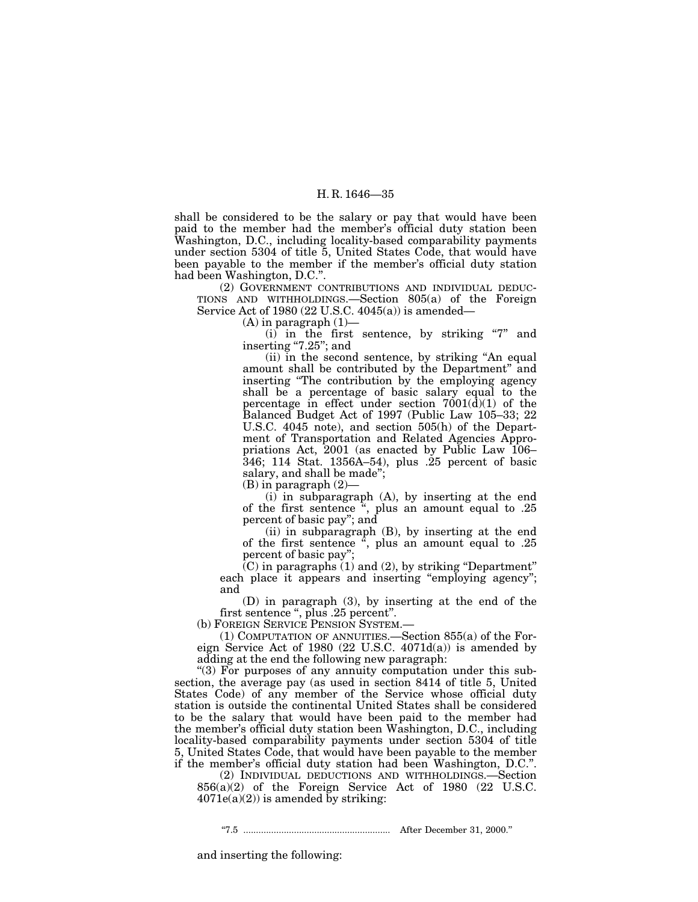shall be considered to be the salary or pay that would have been paid to the member had the member's official duty station been Washington, D.C., including locality-based comparability payments under section 5304 of title 5, United States Code, that would have been payable to the member if the member's official duty station had been Washington, D.C.".

(2) GOVERNMENT CONTRIBUTIONS AND INDIVIDUAL DEDUCTIONS AND WITHHOLDINGS.—Section 805(a) of the Foreign Service Act of 1980 (22 U.S.C. 4045(a)) is amended—

(A) in paragraph (1)—

(i) in the first sentence, by striking "7" and inserting "7.25"; and

(ii) in the second sentence, by striking "An equal amount shall be contributed by the Department" and inserting "The contribution by the employing agency shall be a percentage of basic salary equal to the percentage in effect under section 7001(d)(1) of the Balanced Budget Act of 1997 (Public Law 105–33; 22 U.S.C. 4045 note), and section 505(h) of the Department of Transportation and Related Agencies Appropriations Act, 2001 (as enacted by Public Law 106–346; 114 Stat. 1356A–54), plus .25 percent of basic salary, and shall be made";

(B) in paragraph (2)—

(i) in subparagraph (A), by inserting at the end of the first sentence ", plus an amount equal to .25 percent of basic pay"; and

(ii) in subparagraph (B), by inserting at the end of the first sentence ", plus an amount equal to .25 percent of basic pay";

(C) in paragraphs (1) and (2), by striking "Department" each place it appears and inserting "employing agency"; and

(D) in paragraph (3), by inserting at the end of the first sentence ", plus .25 percent".

(b) FOREIGN SERVICE PENSION SYSTEM.—

(1) COMPUTATION OF ANNUITIES.—Section 855(a) of the Foreign Service Act of 1980 (22 U.S.C. 4071d(a)) is amended by adding at the end the following new paragraph:

"(3) For purposes of any annuity computation under this subsection, the average pay (as used in section 8414 of title 5, United States Code) of any member of the Service whose official duty station is outside the continental United States shall be considered to be the salary that would have been paid to the member had the member's official duty station been Washington, D.C., including locality-based comparability payments under section 5304 of title 5, United States Code, that would have been payable to the member if the member's official duty station had been Washington, D.C.".

(2) INDIVIDUAL DEDUCTIONS AND WITHHOLDINGS.—Section 856(a)(2) of the Foreign Service Act of 1980 (22 U.S.C. 4071e(a)(2)) is amended by striking:

"7.5 ........................................................ After December 31, 2000."

and inserting the following: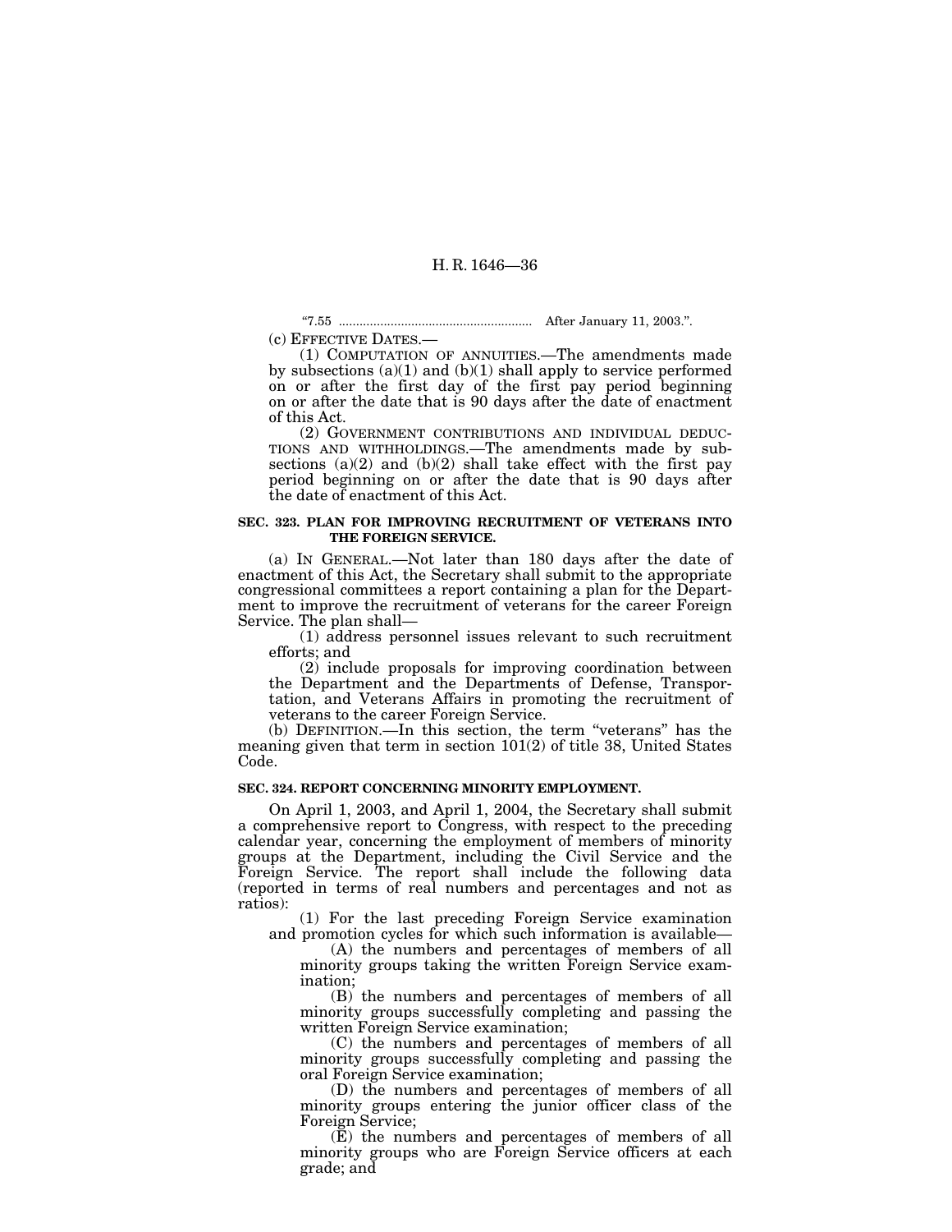"7.55 ....................................................... After January 11, 2003.".

(c) EFFECTIVE DATES.—

(1) COMPUTATION OF ANNUITIES.—The amendments made by subsections (a)(1) and (b)(1) shall apply to service performed on or after the first day of the first pay period beginning on or after the date that is 90 days after the date of enactment of this Act.

(2) GOVERNMENT CONTRIBUTIONS AND INDIVIDUAL DEDUCTIONS AND WITHHOLDINGS.—The amendments made by subsections (a)(2) and (b)(2) shall take effect with the first pay period beginning on or after the date that is 90 days after the date of enactment of this Act.

**SEC. 323. PLAN FOR IMPROVING RECRUITMENT OF VETERANS INTO THE FOREIGN SERVICE.**

(a) IN GENERAL.—Not later than 180 days after the date of enactment of this Act, the Secretary shall submit to the appropriate congressional committees a report containing a plan for the Department to improve the recruitment of veterans for the career Foreign Service. The plan shall—

(1) address personnel issues relevant to such recruitment efforts; and

(2) include proposals for improving coordination between the Department and the Departments of Defense, Transportation, and Veterans Affairs in promoting the recruitment of veterans to the career Foreign Service.

(b) DEFINITION.—In this section, the term "veterans" has the meaning given that term in section 101(2) of title 38, United States Code.

**SEC. 324. REPORT CONCERNING MINORITY EMPLOYMENT.**

On April 1, 2003, and April 1, 2004, the Secretary shall submit a comprehensive report to Congress, with respect to the preceding calendar year, concerning the employment of members of minority groups at the Department, including the Civil Service and the Foreign Service. The report shall include the following data (reported in terms of real numbers and percentages and not as ratios):

(1) For the last preceding Foreign Service examination and promotion cycles for which such information is available—

(A) the numbers and percentages of members of all minority groups taking the written Foreign Service examination;

(B) the numbers and percentages of members of all minority groups successfully completing and passing the written Foreign Service examination;

(C) the numbers and percentages of members of all minority groups successfully completing and passing the oral Foreign Service examination;

(D) the numbers and percentages of members of all minority groups entering the junior officer class of the Foreign Service;

(E) the numbers and percentages of members of all minority groups who are Foreign Service officers at each grade; and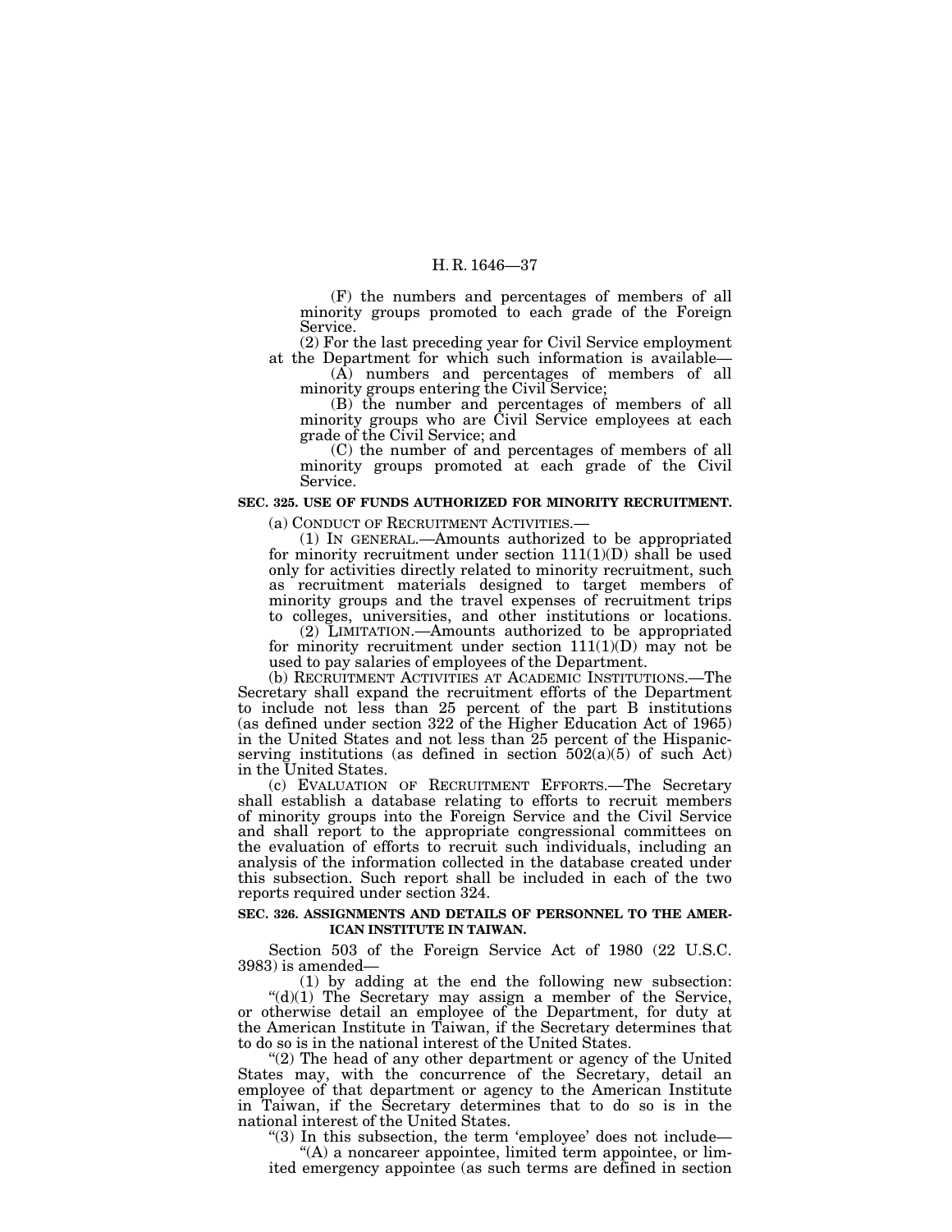(F) the numbers and percentages of members of all minority groups promoted to each grade of the Foreign Service.

(2) For the last preceding year for Civil Service employment at the Department for which such information is available—

(A) numbers and percentages of members of all minority groups entering the Civil Service;

(B) the number and percentages of members of all minority groups who are Civil Service employees at each grade of the Civil Service; and

(C) the number of and percentages of members of all minority groups promoted at each grade of the Civil Service.

**SEC. 325. USE OF FUNDS AUTHORIZED FOR MINORITY RECRUITMENT.**

(a) CONDUCT OF RECRUITMENT ACTIVITIES.—

(1) IN GENERAL.—Amounts authorized to be appropriated for minority recruitment under section 111(1)(D) shall be used only for activities directly related to minority recruitment, such as recruitment materials designed to target members of minority groups and the travel expenses of recruitment trips to colleges, universities, and other institutions or locations.

(2) LIMITATION.—Amounts authorized to be appropriated for minority recruitment under section 111(1)(D) may not be used to pay salaries of employees of the Department.

(b) RECRUITMENT ACTIVITIES AT ACADEMIC INSTITUTIONS.—The Secretary shall expand the recruitment efforts of the Department to include not less than 25 percent of the part B institutions (as defined under section 322 of the Higher Education Act of 1965) in the United States and not less than 25 percent of the Hispanic-serving institutions (as defined in section 502(a)(5) of such Act) in the United States.

(c) EVALUATION OF RECRUITMENT EFFORTS.—The Secretary shall establish a database relating to efforts to recruit members of minority groups into the Foreign Service and the Civil Service and shall report to the appropriate congressional committees on the evaluation of efforts to recruit such individuals, including an analysis of the information collected in the database created under this subsection. Such report shall be included in each of the two reports required under section 324.

**SEC. 326. ASSIGNMENTS AND DETAILS OF PERSONNEL TO THE AMERICAN INSTITUTE IN TAIWAN.**

Section 503 of the Foreign Service Act of 1980 (22 U.S.C. 3983) is amended—

(1) by adding at the end the following new subsection:

"(d)(1) The Secretary may assign a member of the Service, or otherwise detail an employee of the Department, for duty at the American Institute in Taiwan, if the Secretary determines that to do so is in the national interest of the United States.

"(2) The head of any other department or agency of the United States may, with the concurrence of the Secretary, detail an employee of that department or agency to the American Institute in Taiwan, if the Secretary determines that to do so is in the national interest of the United States.

"(3) In this subsection, the term 'employee' does not include—

"(A) a noncareer appointee, limited term appointee, or limited emergency appointee (as such terms are defined in section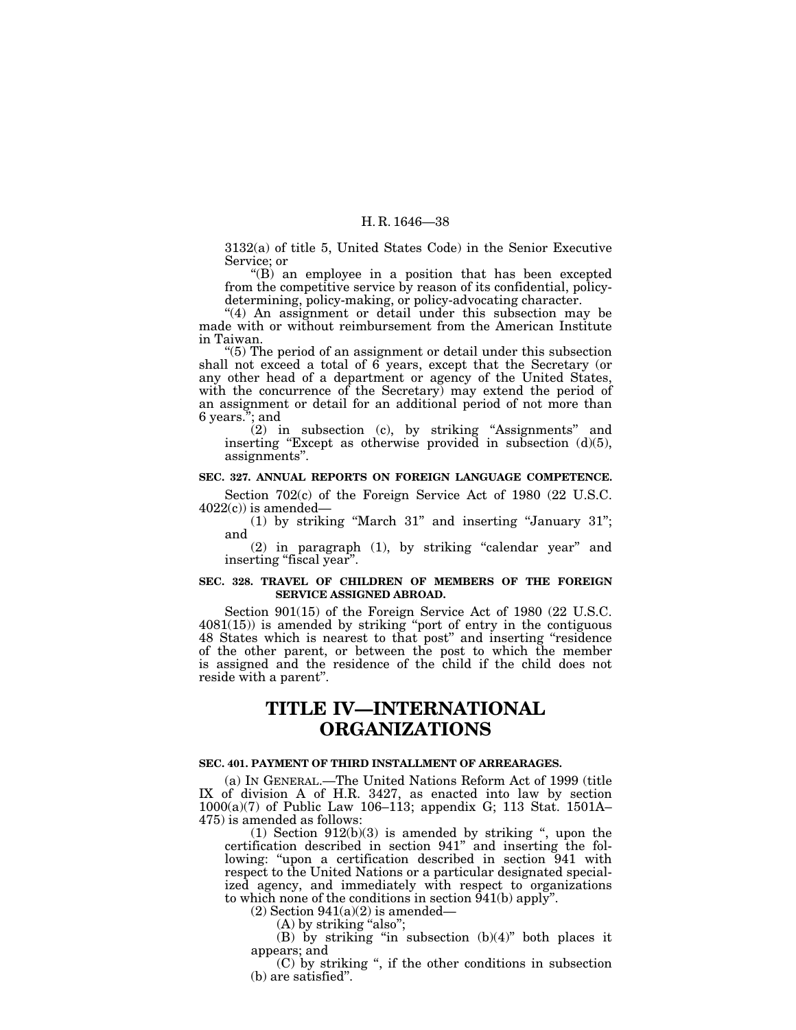3132(a) of title 5, United States Code) in the Senior Executive Service; or

"(B) an employee in a position that has been excepted from the competitive service by reason of its confidential, policy-determining, policy-making, or policy-advocating character.

"(4) An assignment or detail under this subsection may be made with or without reimbursement from the American Institute in Taiwan.

"(5) The period of an assignment or detail under this subsection shall not exceed a total of 6 years, except that the Secretary (or any other head of a department or agency of the United States, with the concurrence of the Secretary) may extend the period of an assignment or detail for an additional period of not more than 6 years."; and

(2) in subsection (c), by striking "Assignments" and inserting "Except as otherwise provided in subsection (d)(5), assignments".

**SEC. 327. ANNUAL REPORTS ON FOREIGN LANGUAGE COMPETENCE.**

Section 702(c) of the Foreign Service Act of 1980 (22 U.S.C. 4022(c)) is amended—

(1) by striking "March 31" and inserting "January 31"; and

(2) in paragraph (1), by striking "calendar year" and inserting "fiscal year".

**SEC. 328. TRAVEL OF CHILDREN OF MEMBERS OF THE FOREIGN SERVICE ASSIGNED ABROAD.**

Section 901(15) of the Foreign Service Act of 1980 (22 U.S.C. 4081(15)) is amended by striking "port of entry in the contiguous 48 States which is nearest to that post" and inserting "residence of the other parent, or between the post to which the member is assigned and the residence of the child if the child does not reside with a parent".

# TITLE IV—INTERNATIONAL ORGANIZATIONS

**SEC. 401. PAYMENT OF THIRD INSTALLMENT OF ARREARAGES.**

(a) IN GENERAL.—The United Nations Reform Act of 1999 (title IX of division A of H.R. 3427, as enacted into law by section 1000(a)(7) of Public Law 106–113; appendix G; 113 Stat. 1501A–475) is amended as follows:

(1) Section 912(b)(3) is amended by striking ", upon the certification described in section 941" and inserting the following: "upon a certification described in section 941 with respect to the United Nations or a particular designated specialized agency, and immediately with respect to organizations to which none of the conditions in section 941(b) apply".

(2) Section 941(a)(2) is amended—

(A) by striking "also";

(B) by striking "in subsection (b)(4)" both places it appears; and

(C) by striking ", if the other conditions in subsection (b) are satisfied".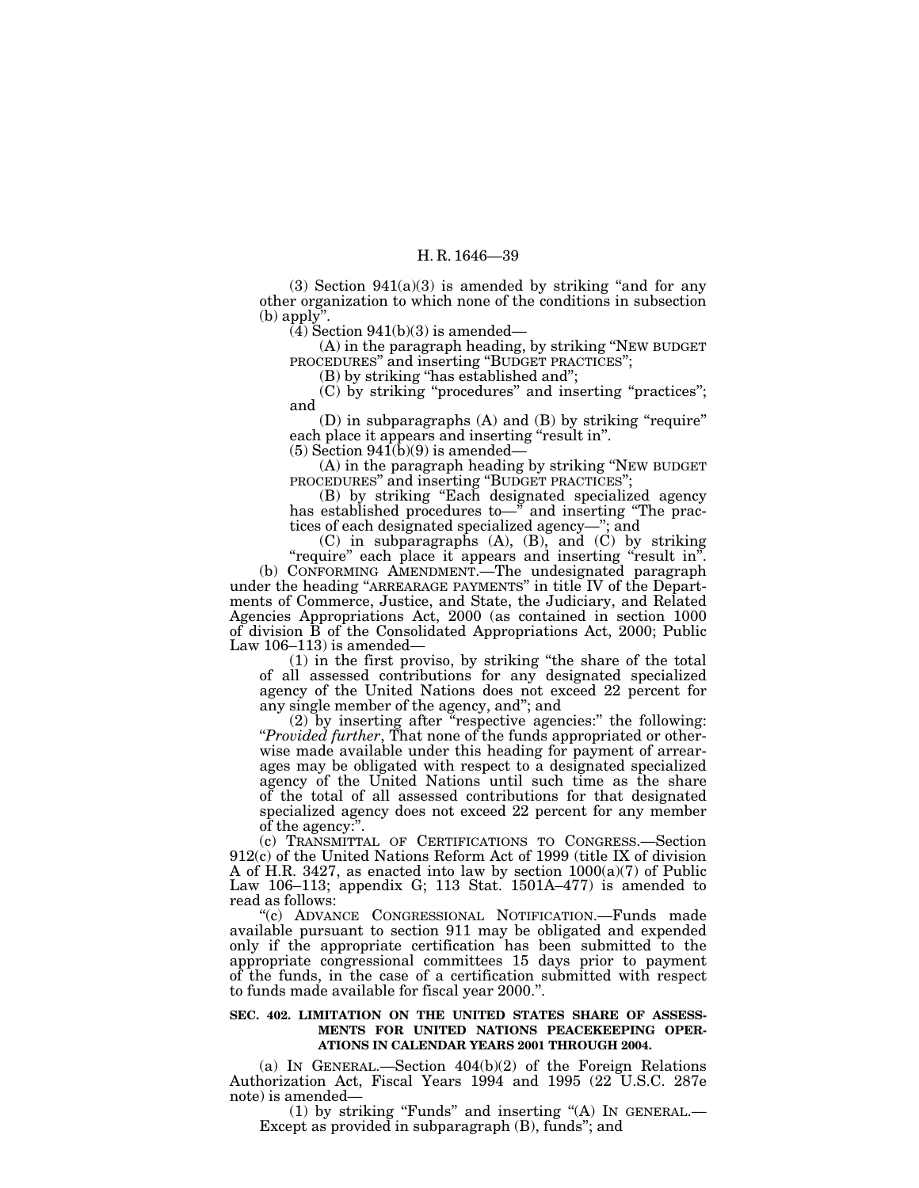(3) Section 941(a)(3) is amended by striking "and for any other organization to which none of the conditions in subsection (b) apply".

(4) Section 941(b)(3) is amended—

(A) in the paragraph heading, by striking "NEW BUDGET PROCEDURES" and inserting "BUDGET PRACTICES";

(B) by striking "has established and";

(C) by striking "procedures" and inserting "practices"; and

(D) in subparagraphs (A) and (B) by striking "require" each place it appears and inserting "result in".

(5) Section 941(b)(9) is amended—

(A) in the paragraph heading by striking "NEW BUDGET PROCEDURES" and inserting "BUDGET PRACTICES";

(B) by striking "Each designated specialized agency has established procedures to—" and inserting "The practices of each designated specialized agency—"; and

(C) in subparagraphs (A), (B), and (C) by striking "require" each place it appears and inserting "result in".

(b) CONFORMING AMENDMENT.—The undesignated paragraph under the heading "ARREARAGE PAYMENTS" in title IV of the Departments of Commerce, Justice, and State, the Judiciary, and Related Agencies Appropriations Act, 2000 (as contained in section 1000 of division B of the Consolidated Appropriations Act, 2000; Public Law 106–113) is amended—

(1) in the first proviso, by striking "the share of the total of all assessed contributions for any designated specialized agency of the United Nations does not exceed 22 percent for any single member of the agency, and"; and

(2) by inserting after "respective agencies:" the following: "*Provided further*, That none of the funds appropriated or otherwise made available under this heading for payment of arrearages may be obligated with respect to a designated specialized agency of the United Nations until such time as the share of the total of all assessed contributions for that designated specialized agency does not exceed 22 percent for any member of the agency:".

(c) TRANSMITTAL OF CERTIFICATIONS TO CONGRESS.—Section 912(c) of the United Nations Reform Act of 1999 (title IX of division A of H.R. 3427, as enacted into law by section 1000(a)(7) of Public Law 106–113; appendix G; 113 Stat. 1501A–477) is amended to read as follows:

"(c) ADVANCE CONGRESSIONAL NOTIFICATION.—Funds made available pursuant to section 911 may be obligated and expended only if the appropriate certification has been submitted to the appropriate congressional committees 15 days prior to payment of the funds, in the case of a certification submitted with respect to funds made available for fiscal year 2000.".

**SEC. 402. LIMITATION ON THE UNITED STATES SHARE OF ASSESSMENTS FOR UNITED NATIONS PEACEKEEPING OPERATIONS IN CALENDAR YEARS 2001 THROUGH 2004.**

(a) IN GENERAL.—Section 404(b)(2) of the Foreign Relations Authorization Act, Fiscal Years 1994 and 1995 (22 U.S.C. 287e note) is amended—

(1) by striking "Funds" and inserting "(A) IN GENERAL.—Except as provided in subparagraph (B), funds"; and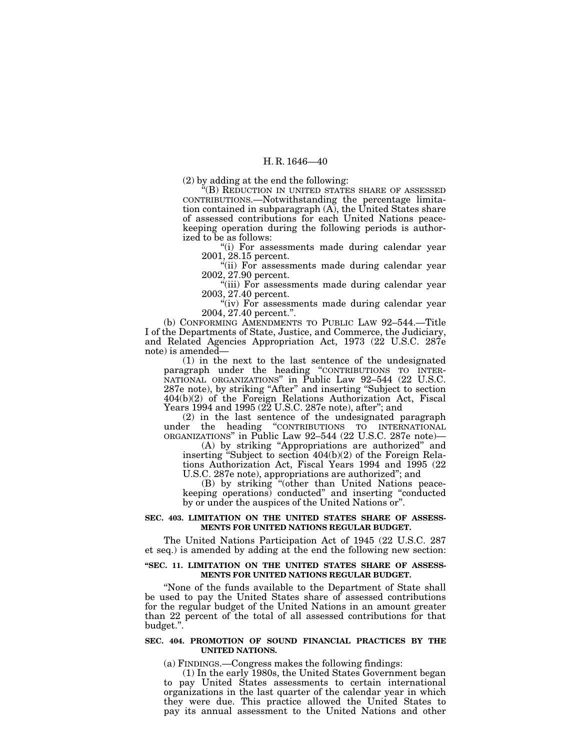(2) by adding at the end the following:

"(B) REDUCTION IN UNITED STATES SHARE OF ASSESSED CONTRIBUTIONS.—Notwithstanding the percentage limitation contained in subparagraph (A), the United States share of assessed contributions for each United Nations peacekeeping operation during the following periods is authorized to be as follows:

"(i) For assessments made during calendar year 2001, 28.15 percent.

"(ii) For assessments made during calendar year 2002, 27.90 percent.

"(iii) For assessments made during calendar year 2003, 27.40 percent.

"(iv) For assessments made during calendar year 2004, 27.40 percent.".

(b) CONFORMING AMENDMENTS TO PUBLIC LAW 92–544.—Title I of the Departments of State, Justice, and Commerce, the Judiciary, and Related Agencies Appropriation Act, 1973 (22 U.S.C. 287e note) is amended—

(1) in the next to the last sentence of the undesignated paragraph under the heading "CONTRIBUTIONS TO INTERNATIONAL ORGANIZATIONS" in Public Law 92–544 (22 U.S.C. 287e note), by striking "After" and inserting "Subject to section 404(b)(2) of the Foreign Relations Authorization Act, Fiscal Years 1994 and 1995 (22 U.S.C. 287e note), after"; and

(2) in the last sentence of the undesignated paragraph under the heading "CONTRIBUTIONS TO INTERNATIONAL ORGANIZATIONS" in Public Law 92–544 (22 U.S.C. 287e note)—

(A) by striking "Appropriations are authorized" and inserting "Subject to section 404(b)(2) of the Foreign Relations Authorization Act, Fiscal Years 1994 and 1995 (22 U.S.C. 287e note), appropriations are authorized"; and

(B) by striking "(other than United Nations peacekeeping operations) conducted" and inserting "conducted by or under the auspices of the United Nations or".

**SEC. 403. LIMITATION ON THE UNITED STATES SHARE OF ASSESSMENTS FOR UNITED NATIONS REGULAR BUDGET.**

The United Nations Participation Act of 1945 (22 U.S.C. 287 et seq.) is amended by adding at the end the following new section:

**"SEC. 11. LIMITATION ON THE UNITED STATES SHARE OF ASSESSMENTS FOR UNITED NATIONS REGULAR BUDGET.**

"None of the funds available to the Department of State shall be used to pay the United States share of assessed contributions for the regular budget of the United Nations in an amount greater than 22 percent of the total of all assessed contributions for that budget.".

**SEC. 404. PROMOTION OF SOUND FINANCIAL PRACTICES BY THE UNITED NATIONS.**

(a) FINDINGS.—Congress makes the following findings:

(1) In the early 1980s, the United States Government began to pay United States assessments to certain international organizations in the last quarter of the calendar year in which they were due. This practice allowed the United States to pay its annual assessment to the United Nations and other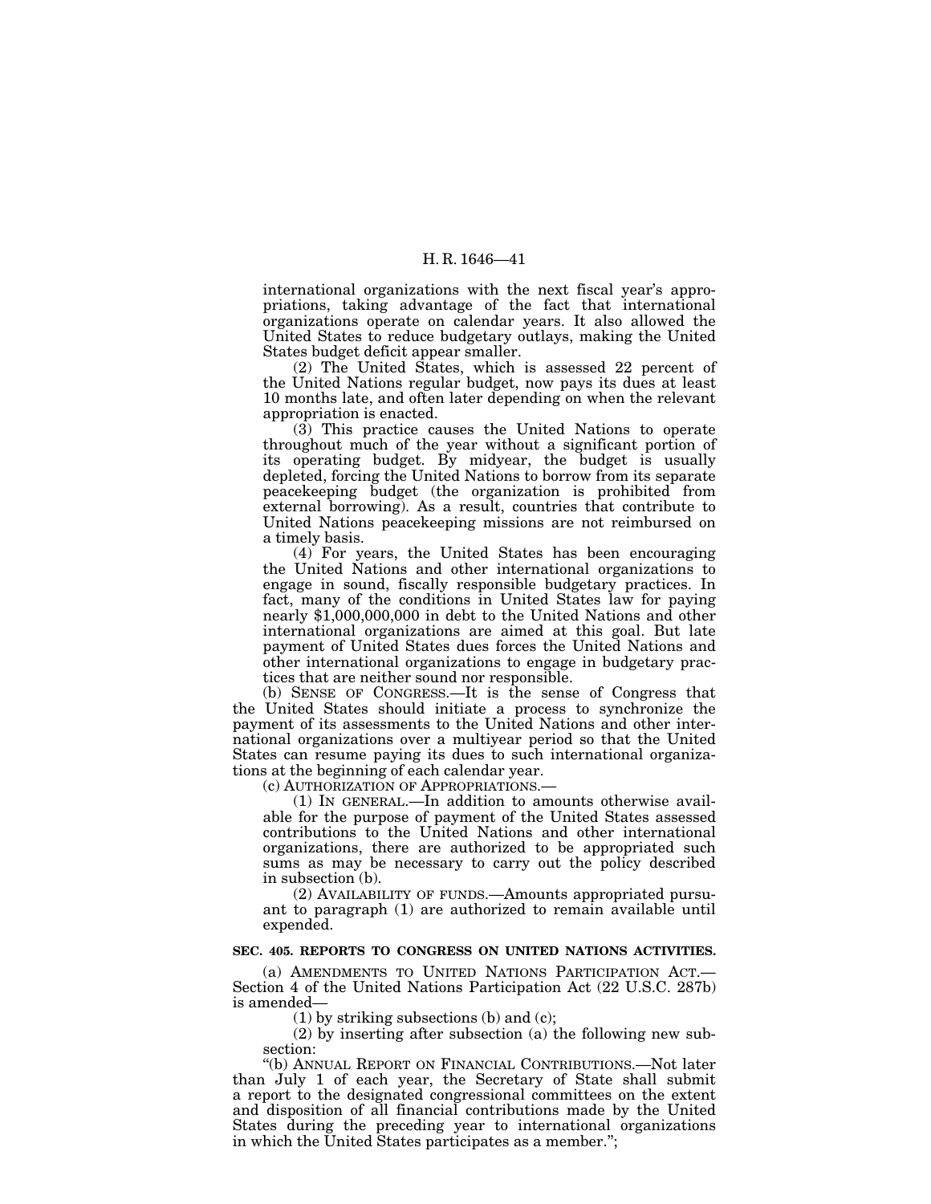international organizations with the next fiscal year's appropriations, taking advantage of the fact that international organizations operate on calendar years. It also allowed the United States to reduce budgetary outlays, making the United States budget deficit appear smaller.

(2) The United States, which is assessed 22 percent of the United Nations regular budget, now pays its dues at least 10 months late, and often later depending on when the relevant appropriation is enacted.

(3) This practice causes the United Nations to operate throughout much of the year without a significant portion of its operating budget. By midyear, the budget is usually depleted, forcing the United Nations to borrow from its separate peacekeeping budget (the organization is prohibited from external borrowing). As a result, countries that contribute to United Nations peacekeeping missions are not reimbursed on a timely basis.

(4) For years, the United States has been encouraging the United Nations and other international organizations to engage in sound, fiscally responsible budgetary practices. In fact, many of the conditions in United States law for paying nearly $1,000,000,000 in debt to the United Nations and other international organizations are aimed at this goal. But late payment of United States dues forces the United Nations and other international organizations to engage in budgetary practices that are neither sound nor responsible.

(b) SENSE OF CONGRESS.—It is the sense of Congress that the United States should initiate a process to synchronize the payment of its assessments to the United Nations and other international organizations over a multiyear period so that the United States can resume paying its dues to such international organizations at the beginning of each calendar year.

(c) AUTHORIZATION OF APPROPRIATIONS.—

(1) IN GENERAL.—In addition to amounts otherwise available for the purpose of payment of the United States assessed contributions to the United Nations and other international organizations, there are authorized to be appropriated such sums as may be necessary to carry out the policy described in subsection (b).

(2) AVAILABILITY OF FUNDS.—Amounts appropriated pursuant to paragraph (1) are authorized to remain available until expended.

**SEC. 405. REPORTS TO CONGRESS ON UNITED NATIONS ACTIVITIES.**

(a) AMENDMENTS TO UNITED NATIONS PARTICIPATION ACT.—Section 4 of the United Nations Participation Act (22 U.S.C. 287b) is amended—

(1) by striking subsections (b) and (c);

(2) by inserting after subsection (a) the following new subsection:

"(b) ANNUAL REPORT ON FINANCIAL CONTRIBUTIONS.—Not later than July 1 of each year, the Secretary of State shall submit a report to the designated congressional committees on the extent and disposition of all financial contributions made by the United States during the preceding year to international organizations in which the United States participates as a member.";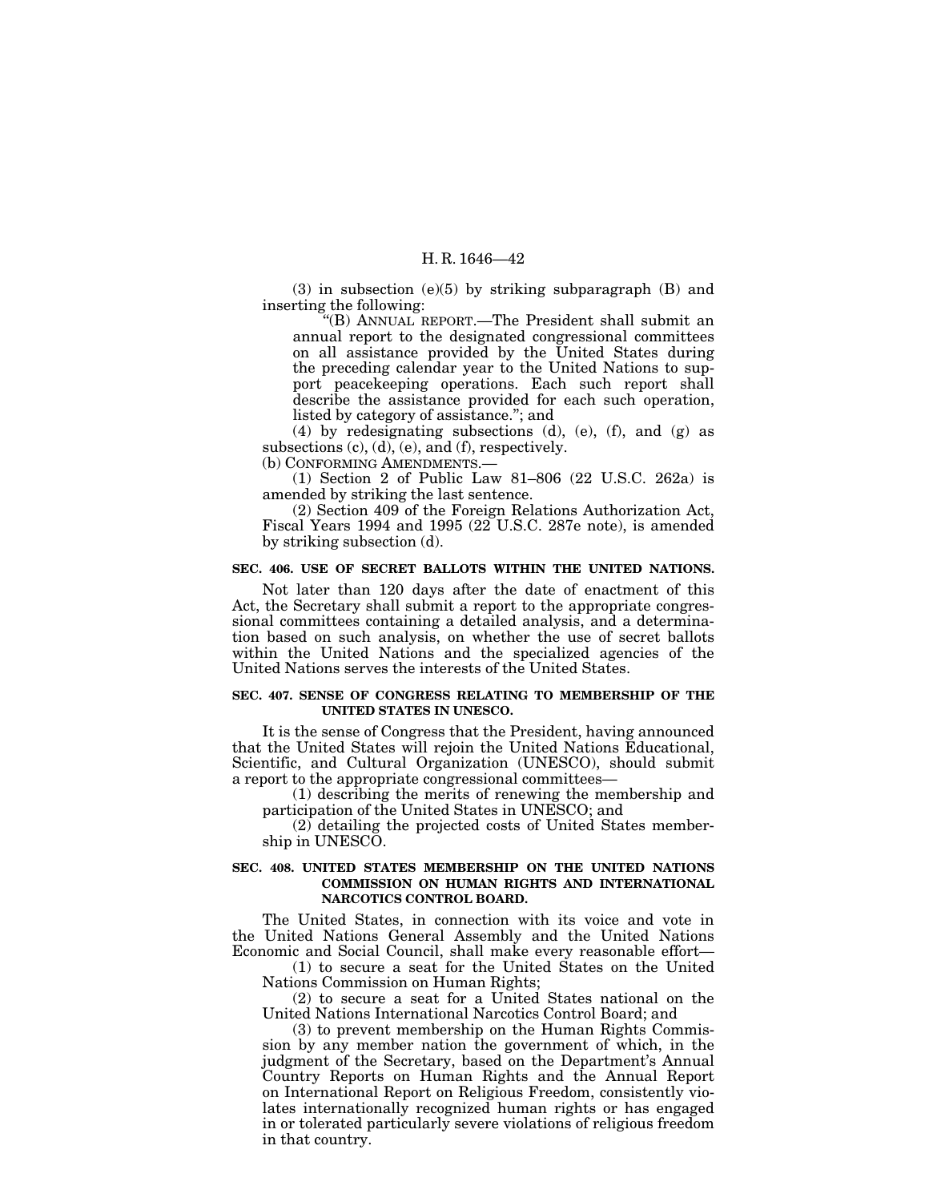(3) in subsection (e)(5) by striking subparagraph (B) and inserting the following:

"(B) ANNUAL REPORT.—The President shall submit an annual report to the designated congressional committees on all assistance provided by the United States during the preceding calendar year to the United Nations to support peacekeeping operations. Each such report shall describe the assistance provided for each such operation, listed by category of assistance."; and

(4) by redesignating subsections (d), (e), (f), and (g) as subsections (c), (d), (e), and (f), respectively.

(b) CONFORMING AMENDMENTS.—

(1) Section 2 of Public Law 81–806 (22 U.S.C. 262a) is amended by striking the last sentence.

(2) Section 409 of the Foreign Relations Authorization Act, Fiscal Years 1994 and 1995 (22 U.S.C. 287e note), is amended by striking subsection (d).

**SEC. 406. USE OF SECRET BALLOTS WITHIN THE UNITED NATIONS.**

Not later than 120 days after the date of enactment of this Act, the Secretary shall submit a report to the appropriate congressional committees containing a detailed analysis, and a determination based on such analysis, on whether the use of secret ballots within the United Nations and the specialized agencies of the United Nations serves the interests of the United States.

**SEC. 407. SENSE OF CONGRESS RELATING TO MEMBERSHIP OF THE UNITED STATES IN UNESCO.**

It is the sense of Congress that the President, having announced that the United States will rejoin the United Nations Educational, Scientific, and Cultural Organization (UNESCO), should submit a report to the appropriate congressional committees—

(1) describing the merits of renewing the membership and participation of the United States in UNESCO; and

(2) detailing the projected costs of United States membership in UNESCO.

**SEC. 408. UNITED STATES MEMBERSHIP ON THE UNITED NATIONS COMMISSION ON HUMAN RIGHTS AND INTERNATIONAL NARCOTICS CONTROL BOARD.**

The United States, in connection with its voice and vote in the United Nations General Assembly and the United Nations Economic and Social Council, shall make every reasonable effort—

(1) to secure a seat for the United States on the United Nations Commission on Human Rights;

(2) to secure a seat for a United States national on the United Nations International Narcotics Control Board; and

(3) to prevent membership on the Human Rights Commission by any member nation the government of which, in the judgment of the Secretary, based on the Department's Annual Country Reports on Human Rights and the Annual Report on International Report on Religious Freedom, consistently violates internationally recognized human rights or has engaged in or tolerated particularly severe violations of religious freedom in that country.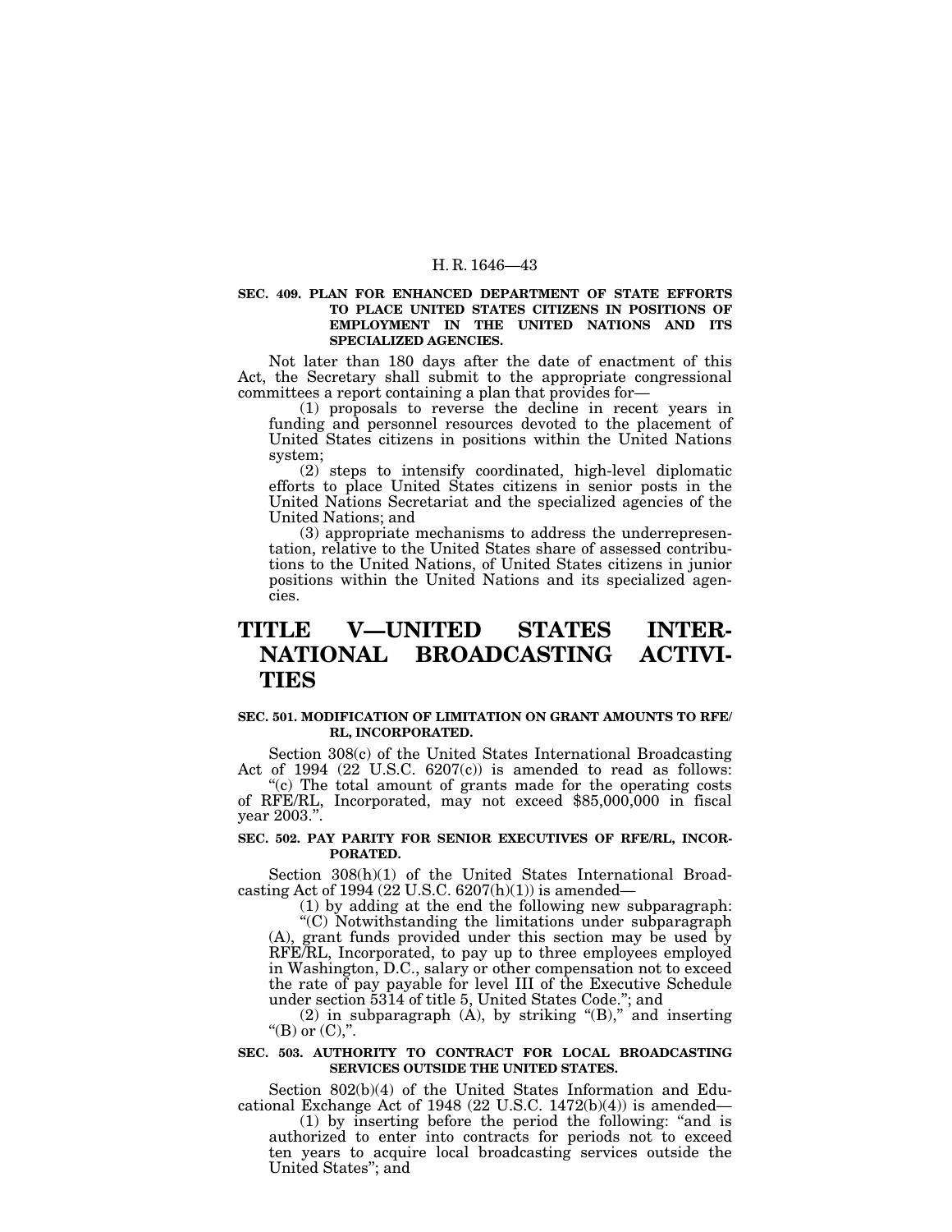### SEC. 409. PLAN FOR ENHANCED DEPARTMENT OF STATE EFFORTS TO PLACE UNITED STATES CITIZENS IN POSITIONS OF EMPLOYMENT IN THE UNITED NATIONS AND ITS SPECIALIZED AGENCIES.

Not later than 180 days after the date of enactment of this Act, the Secretary shall submit to the appropriate congressional committees a report containing a plan that provides for—

(1) proposals to reverse the decline in recent years in funding and personnel resources devoted to the placement of United States citizens in positions within the United Nations system;

(2) steps to intensify coordinated, high-level diplomatic efforts to place United States citizens in senior posts in the United Nations Secretariat and the specialized agencies of the United Nations; and

(3) appropriate mechanisms to address the underrepresentation, relative to the United States share of assessed contributions to the United Nations, of United States citizens in junior positions within the United Nations and its specialized agencies.

# TITLE V—UNITED STATES INTERNATIONAL BROADCASTING ACTIVITIES

### SEC. 501. MODIFICATION OF LIMITATION ON GRANT AMOUNTS TO RFE/RL, INCORPORATED.

Section 308(c) of the United States International Broadcasting Act of 1994 (22 U.S.C. 6207(c)) is amended to read as follows: "(c) The total amount of grants made for the operating costs of RFE/RL, Incorporated, may not exceed $85,000,000 in fiscal year 2003.".

### SEC. 502. PAY PARITY FOR SENIOR EXECUTIVES OF RFE/RL, INCORPORATED.

Section 308(h)(1) of the United States International Broadcasting Act of 1994 (22 U.S.C. 6207(h)(1)) is amended—

(1) by adding at the end the following new subparagraph:

"(C) Notwithstanding the limitations under subparagraph (A), grant funds provided under this section may be used by RFE/RL, Incorporated, to pay up to three employees employed in Washington, D.C., salary or other compensation not to exceed the rate of pay payable for level III of the Executive Schedule under section 5314 of title 5, United States Code."; and

(2) in subparagraph (A), by striking "(B)," and inserting "(B) or (C),".

### SEC. 503. AUTHORITY TO CONTRACT FOR LOCAL BROADCASTING SERVICES OUTSIDE THE UNITED STATES.

Section 802(b)(4) of the United States Information and Educational Exchange Act of 1948 (22 U.S.C. 1472(b)(4)) is amended—

(1) by inserting before the period the following: "and is authorized to enter into contracts for periods not to exceed ten years to acquire local broadcasting services outside the United States"; and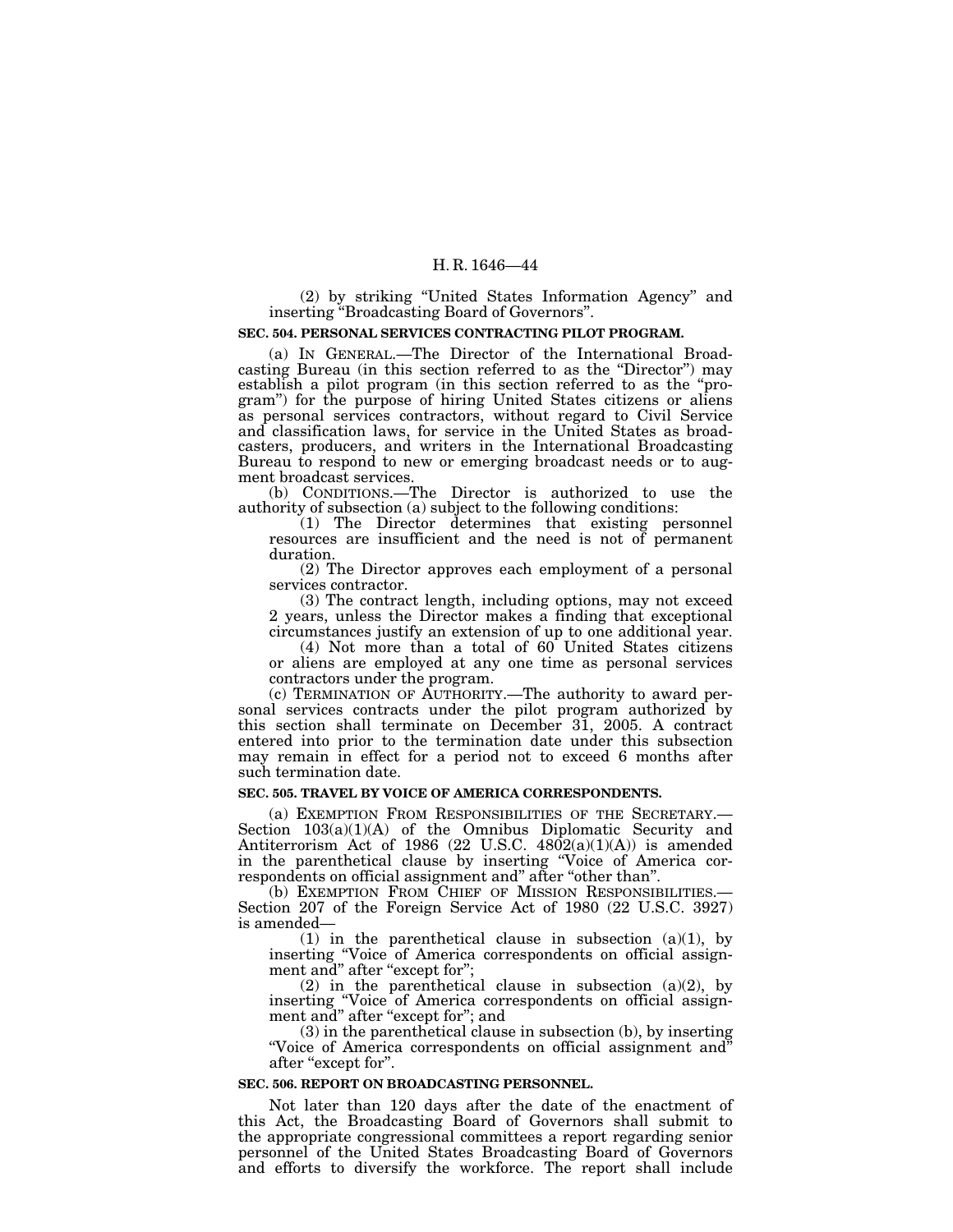(2) by striking "United States Information Agency" and inserting "Broadcasting Board of Governors".

**SEC. 504. PERSONAL SERVICES CONTRACTING PILOT PROGRAM.**

(a) IN GENERAL.—The Director of the International Broadcasting Bureau (in this section referred to as the "Director") may establish a pilot program (in this section referred to as the "program") for the purpose of hiring United States citizens or aliens as personal services contractors, without regard to Civil Service and classification laws, for service in the United States as broadcasters, producers, and writers in the International Broadcasting Bureau to respond to new or emerging broadcast needs or to augment broadcast services.

(b) CONDITIONS.—The Director is authorized to use the authority of subsection (a) subject to the following conditions:

(1) The Director determines that existing personnel resources are insufficient and the need is not of permanent duration.

(2) The Director approves each employment of a personal services contractor.

(3) The contract length, including options, may not exceed 2 years, unless the Director makes a finding that exceptional circumstances justify an extension of up to one additional year.

(4) Not more than a total of 60 United States citizens or aliens are employed at any one time as personal services contractors under the program.

(c) TERMINATION OF AUTHORITY.—The authority to award personal services contracts under the pilot program authorized by this section shall terminate on December 31, 2005. A contract entered into prior to the termination date under this subsection may remain in effect for a period not to exceed 6 months after such termination date.

**SEC. 505. TRAVEL BY VOICE OF AMERICA CORRESPONDENTS.**

(a) EXEMPTION FROM RESPONSIBILITIES OF THE SECRETARY.—Section 103(a)(1)(A) of the Omnibus Diplomatic Security and Antiterrorism Act of 1986 (22 U.S.C. 4802(a)(1)(A)) is amended in the parenthetical clause by inserting "Voice of America correspondents on official assignment and" after "other than".

(b) EXEMPTION FROM CHIEF OF MISSION RESPONSIBILITIES.—Section 207 of the Foreign Service Act of 1980 (22 U.S.C. 3927) is amended—

(1) in the parenthetical clause in subsection (a)(1), by inserting "Voice of America correspondents on official assignment and" after "except for";

(2) in the parenthetical clause in subsection (a)(2), by inserting "Voice of America correspondents on official assignment and" after "except for"; and

(3) in the parenthetical clause in subsection (b), by inserting "Voice of America correspondents on official assignment and" after "except for".

**SEC. 506. REPORT ON BROADCASTING PERSONNEL.**

Not later than 120 days after the date of the enactment of this Act, the Broadcasting Board of Governors shall submit to the appropriate congressional committees a report regarding senior personnel of the United States Broadcasting Board of Governors and efforts to diversify the workforce. The report shall include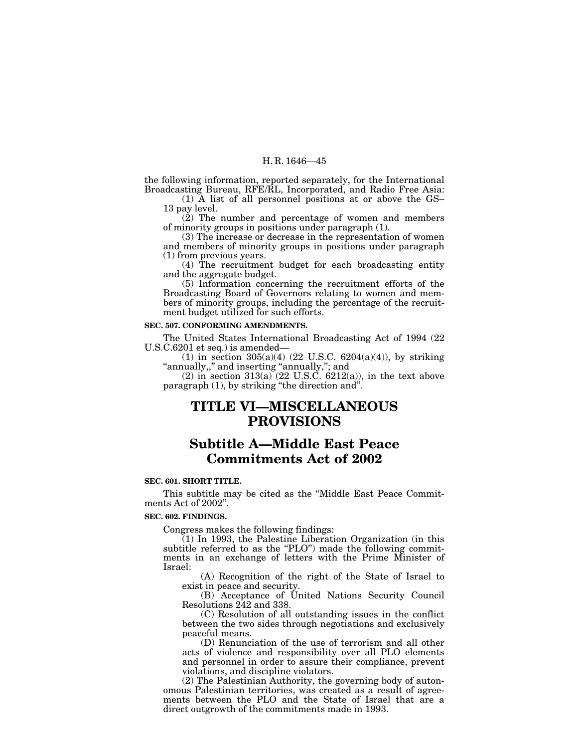the following information, reported separately, for the International Broadcasting Bureau, RFE/RL, Incorporated, and Radio Free Asia:

(1) A list of all personnel positions at or above the GS–13 pay level.

(2) The number and percentage of women and members of minority groups in positions under paragraph (1).

(3) The increase or decrease in the representation of women and members of minority groups in positions under paragraph (1) from previous years.

(4) The recruitment budget for each broadcasting entity and the aggregate budget.

(5) Information concerning the recruitment efforts of the Broadcasting Board of Governors relating to women and members of minority groups, including the percentage of the recruitment budget utilized for such efforts.

**SEC. 507. CONFORMING AMENDMENTS.**

The United States International Broadcasting Act of 1994 (22 U.S.C.6201 et seq.) is amended—

(1) in section 305(a)(4) (22 U.S.C. 6204(a)(4)), by striking "annually,," and inserting "annually,"; and

(2) in section 313(a) (22 U.S.C. 6212(a)), in the text above paragraph (1), by striking "the direction and".

# TITLE VI—MISCELLANEOUS PROVISIONS

## Subtitle A—Middle East Peace Commitments Act of 2002

**SEC. 601. SHORT TITLE.**

This subtitle may be cited as the "Middle East Peace Commitments Act of 2002".

**SEC. 602. FINDINGS.**

Congress makes the following findings:

(1) In 1993, the Palestine Liberation Organization (in this subtitle referred to as the "PLO") made the following commitments in an exchange of letters with the Prime Minister of Israel:

(A) Recognition of the right of the State of Israel to exist in peace and security.

(B) Acceptance of United Nations Security Council Resolutions 242 and 338.

(C) Resolution of all outstanding issues in the conflict between the two sides through negotiations and exclusively peaceful means.

(D) Renunciation of the use of terrorism and all other acts of violence and responsibility over all PLO elements and personnel in order to assure their compliance, prevent violations, and discipline violators.

(2) The Palestinian Authority, the governing body of autonomous Palestinian territories, was created as a result of agreements between the PLO and the State of Israel that are a direct outgrowth of the commitments made in 1993.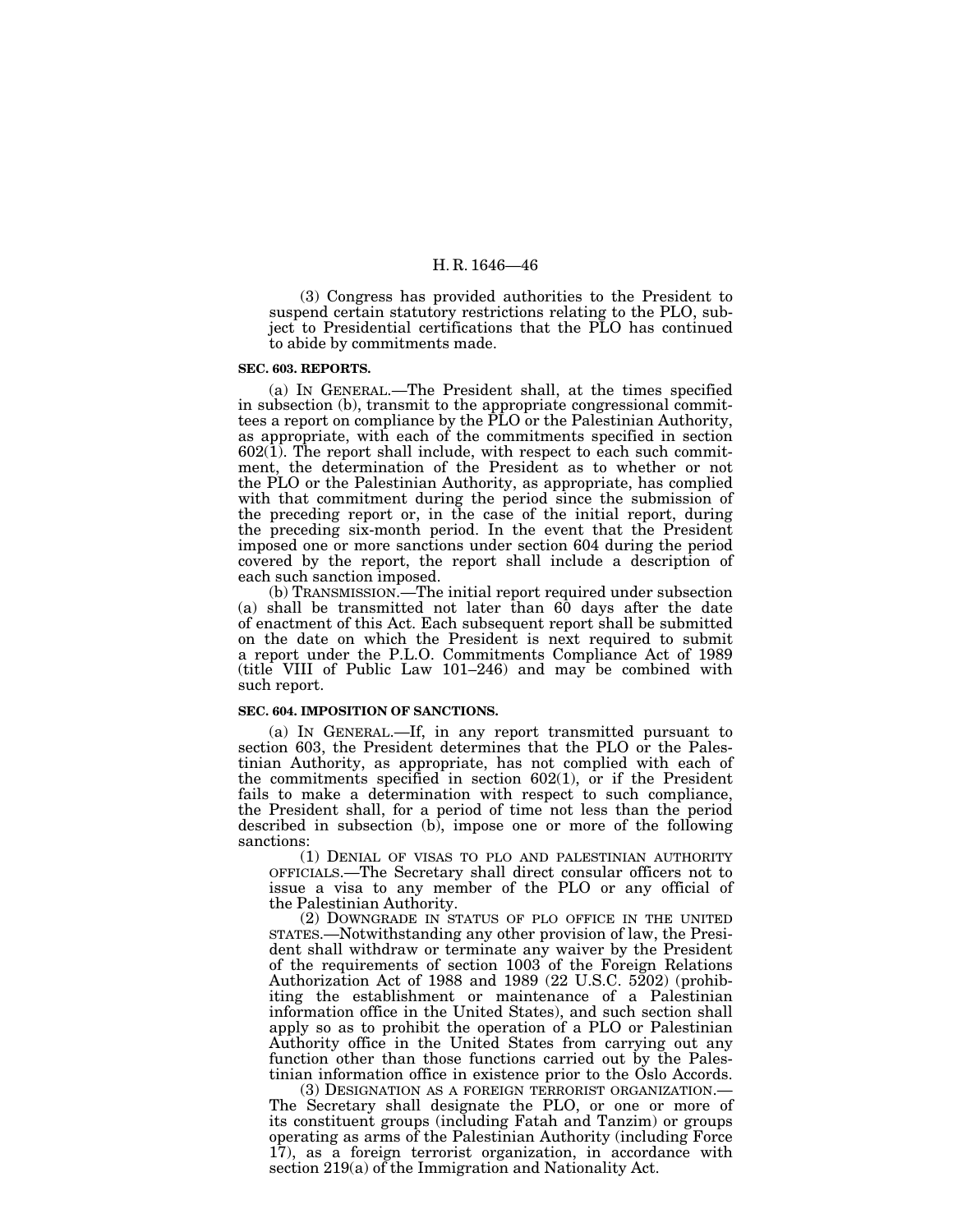(3) Congress has provided authorities to the President to suspend certain statutory restrictions relating to the PLO, subject to Presidential certifications that the PLO has continued to abide by commitments made.

**SEC. 603. REPORTS.**

(a) IN GENERAL.—The President shall, at the times specified in subsection (b), transmit to the appropriate congressional committees a report on compliance by the PLO or the Palestinian Authority, as appropriate, with each of the commitments specified in section 602(1). The report shall include, with respect to each such commitment, the determination of the President as to whether or not the PLO or the Palestinian Authority, as appropriate, has complied with that commitment during the period since the submission of the preceding report or, in the case of the initial report, during the preceding six-month period. In the event that the President imposed one or more sanctions under section 604 during the period covered by the report, the report shall include a description of each such sanction imposed.

(b) TRANSMISSION.—The initial report required under subsection (a) shall be transmitted not later than 60 days after the date of enactment of this Act. Each subsequent report shall be submitted on the date on which the President is next required to submit a report under the P.L.O. Commitments Compliance Act of 1989 (title VIII of Public Law 101–246) and may be combined with such report.

**SEC. 604. IMPOSITION OF SANCTIONS.**

(a) IN GENERAL.—If, in any report transmitted pursuant to section 603, the President determines that the PLO or the Palestinian Authority, as appropriate, has not complied with each of the commitments specified in section 602(1), or if the President fails to make a determination with respect to such compliance, the President shall, for a period of time not less than the period described in subsection (b), impose one or more of the following sanctions:

(1) DENIAL OF VISAS TO PLO AND PALESTINIAN AUTHORITY OFFICIALS.—The Secretary shall direct consular officers not to issue a visa to any member of the PLO or any official of the Palestinian Authority.

(2) DOWNGRADE IN STATUS OF PLO OFFICE IN THE UNITED STATES.—Notwithstanding any other provision of law, the President shall withdraw or terminate any waiver by the President of the requirements of section 1003 of the Foreign Relations Authorization Act of 1988 and 1989 (22 U.S.C. 5202) (prohibiting the establishment or maintenance of a Palestinian information office in the United States), and such section shall apply so as to prohibit the operation of a PLO or Palestinian Authority office in the United States from carrying out any function other than those functions carried out by the Palestinian information office in existence prior to the Oslo Accords.

(3) DESIGNATION AS A FOREIGN TERRORIST ORGANIZATION.—The Secretary shall designate the PLO, or one or more of its constituent groups (including Fatah and Tanzim) or groups operating as arms of the Palestinian Authority (including Force 17), as a foreign terrorist organization, in accordance with section 219(a) of the Immigration and Nationality Act.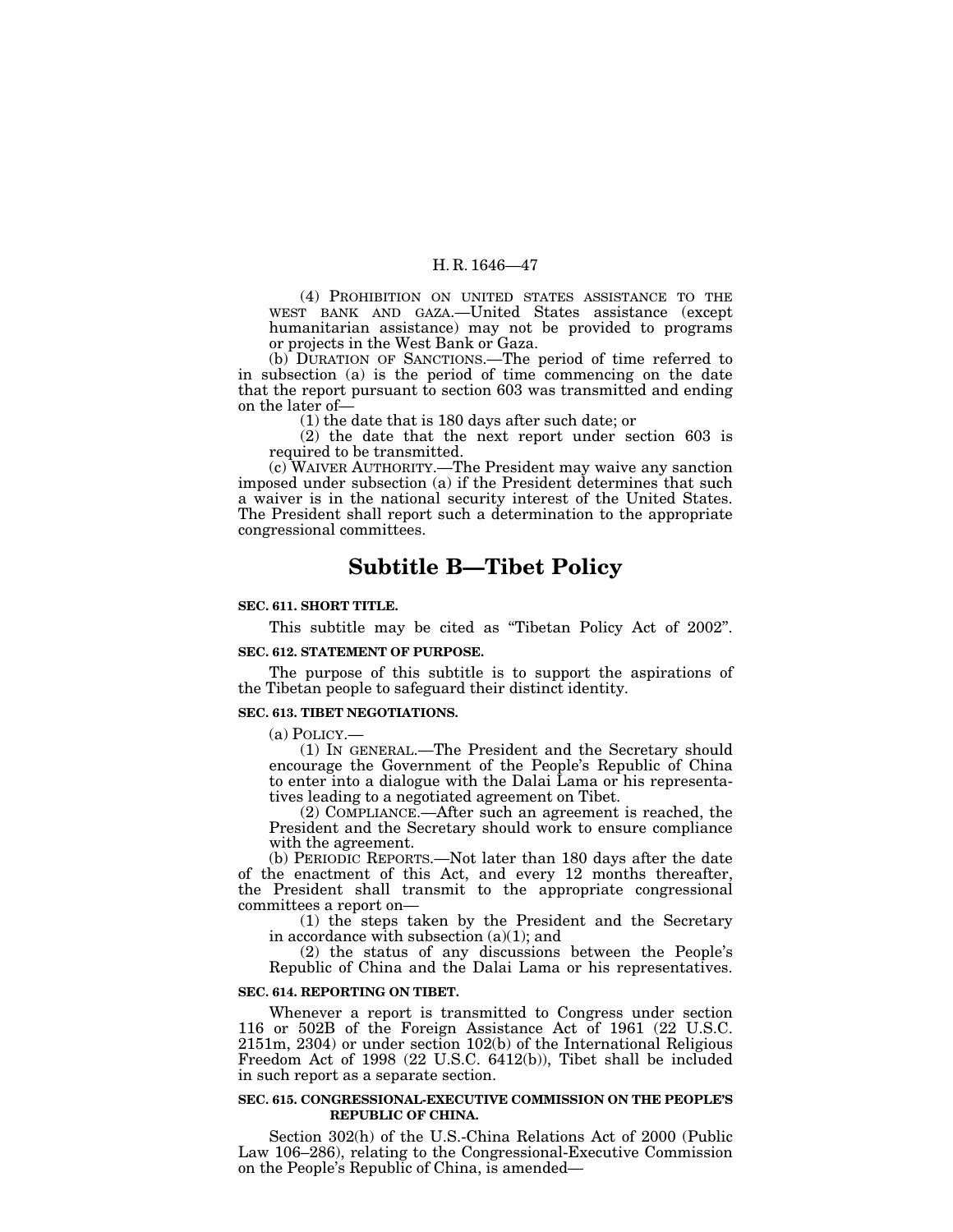(4) PROHIBITION ON UNITED STATES ASSISTANCE TO THE WEST BANK AND GAZA.—United States assistance (except humanitarian assistance) may not be provided to programs or projects in the West Bank or Gaza.

(b) DURATION OF SANCTIONS.—The period of time referred to in subsection (a) is the period of time commencing on the date that the report pursuant to section 603 was transmitted and ending on the later of—

(1) the date that is 180 days after such date; or

(2) the date that the next report under section 603 is required to be transmitted.

(c) WAIVER AUTHORITY.—The President may waive any sanction imposed under subsection (a) if the President determines that such a waiver is in the national security interest of the United States. The President shall report such a determination to the appropriate congressional committees.

# Subtitle B—Tibet Policy

**SEC. 611. SHORT TITLE.**

This subtitle may be cited as "Tibetan Policy Act of 2002".

**SEC. 612. STATEMENT OF PURPOSE.**

The purpose of this subtitle is to support the aspirations of the Tibetan people to safeguard their distinct identity.

**SEC. 613. TIBET NEGOTIATIONS.**

(a) POLICY.—

(1) IN GENERAL.—The President and the Secretary should encourage the Government of the People's Republic of China to enter into a dialogue with the Dalai Lama or his representatives leading to a negotiated agreement on Tibet.

(2) COMPLIANCE.—After such an agreement is reached, the President and the Secretary should work to ensure compliance with the agreement.

(b) PERIODIC REPORTS.—Not later than 180 days after the date of the enactment of this Act, and every 12 months thereafter, the President shall transmit to the appropriate congressional committees a report on—

(1) the steps taken by the President and the Secretary in accordance with subsection (a)(1); and

(2) the status of any discussions between the People's Republic of China and the Dalai Lama or his representatives.

**SEC. 614. REPORTING ON TIBET.**

Whenever a report is transmitted to Congress under section 116 or 502B of the Foreign Assistance Act of 1961 (22 U.S.C. 2151m, 2304) or under section 102(b) of the International Religious Freedom Act of 1998 (22 U.S.C. 6412(b)), Tibet shall be included in such report as a separate section.

**SEC. 615. CONGRESSIONAL-EXECUTIVE COMMISSION ON THE PEOPLE'S REPUBLIC OF CHINA.**

Section 302(h) of the U.S.-China Relations Act of 2000 (Public Law 106–286), relating to the Congressional-Executive Commission on the People's Republic of China, is amended—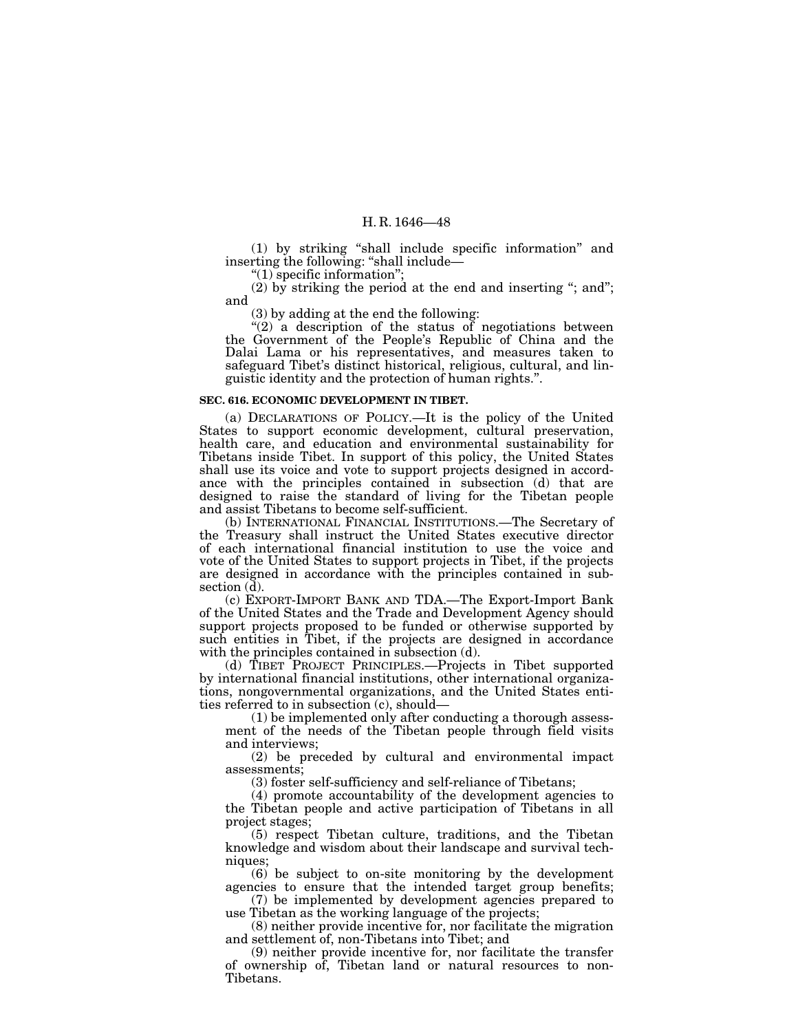(1) by striking "shall include specific information" and inserting the following: "shall include—

"(1) specific information";

(2) by striking the period at the end and inserting "; and"; and

(3) by adding at the end the following:

"(2) a description of the status of negotiations between the Government of the People's Republic of China and the Dalai Lama or his representatives, and measures taken to safeguard Tibet's distinct historical, religious, cultural, and linguistic identity and the protection of human rights.".

**SEC. 616. ECONOMIC DEVELOPMENT IN TIBET.**

(a) DECLARATIONS OF POLICY.—It is the policy of the United States to support economic development, cultural preservation, health care, and education and environmental sustainability for Tibetans inside Tibet. In support of this policy, the United States shall use its voice and vote to support projects designed in accordance with the principles contained in subsection (d) that are designed to raise the standard of living for the Tibetan people and assist Tibetans to become self-sufficient.

(b) INTERNATIONAL FINANCIAL INSTITUTIONS.—The Secretary of the Treasury shall instruct the United States executive director of each international financial institution to use the voice and vote of the United States to support projects in Tibet, if the projects are designed in accordance with the principles contained in subsection (d).

(c) EXPORT-IMPORT BANK AND TDA.—The Export-Import Bank of the United States and the Trade and Development Agency should support projects proposed to be funded or otherwise supported by such entities in Tibet, if the projects are designed in accordance with the principles contained in subsection (d).

(d) TIBET PROJECT PRINCIPLES.—Projects in Tibet supported by international financial institutions, other international organizations, nongovernmental organizations, and the United States entities referred to in subsection (c), should—

(1) be implemented only after conducting a thorough assessment of the needs of the Tibetan people through field visits and interviews;

(2) be preceded by cultural and environmental impact assessments;

(3) foster self-sufficiency and self-reliance of Tibetans;

(4) promote accountability of the development agencies to the Tibetan people and active participation of Tibetans in all project stages;

(5) respect Tibetan culture, traditions, and the Tibetan knowledge and wisdom about their landscape and survival techniques;

(6) be subject to on-site monitoring by the development agencies to ensure that the intended target group benefits;

(7) be implemented by development agencies prepared to use Tibetan as the working language of the projects;

(8) neither provide incentive for, nor facilitate the migration and settlement of, non-Tibetans into Tibet; and

(9) neither provide incentive for, nor facilitate the transfer of ownership of, Tibetan land or natural resources to non-Tibetans.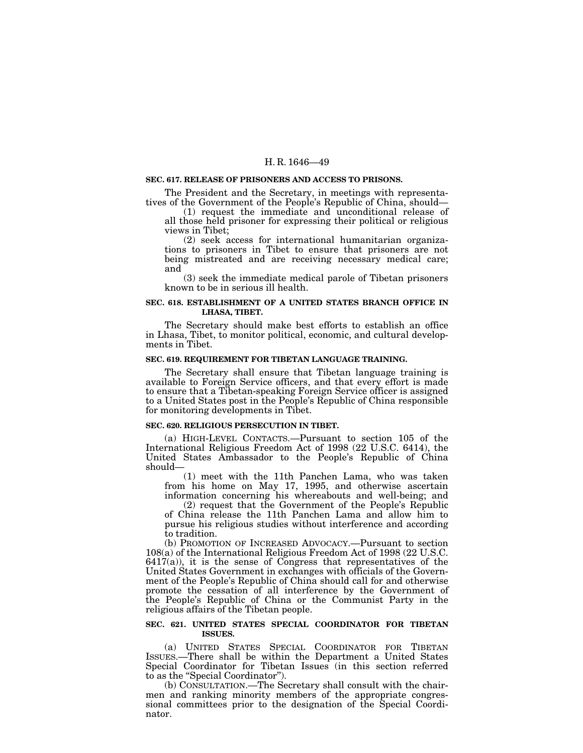**SEC. 617. RELEASE OF PRISONERS AND ACCESS TO PRISONS.**

The President and the Secretary, in meetings with representatives of the Government of the People's Republic of China, should—

(1) request the immediate and unconditional release of all those held prisoner for expressing their political or religious views in Tibet;

(2) seek access for international humanitarian organizations to prisoners in Tibet to ensure that prisoners are not being mistreated and are receiving necessary medical care; and

(3) seek the immediate medical parole of Tibetan prisoners known to be in serious ill health.

**SEC. 618. ESTABLISHMENT OF A UNITED STATES BRANCH OFFICE IN LHASA, TIBET.**

The Secretary should make best efforts to establish an office in Lhasa, Tibet, to monitor political, economic, and cultural developments in Tibet.

**SEC. 619. REQUIREMENT FOR TIBETAN LANGUAGE TRAINING.**

The Secretary shall ensure that Tibetan language training is available to Foreign Service officers, and that every effort is made to ensure that a Tibetan-speaking Foreign Service officer is assigned to a United States post in the People's Republic of China responsible for monitoring developments in Tibet.

**SEC. 620. RELIGIOUS PERSECUTION IN TIBET.**

(a) HIGH-LEVEL CONTACTS.—Pursuant to section 105 of the International Religious Freedom Act of 1998 (22 U.S.C. 6414), the United States Ambassador to the People's Republic of China should—

(1) meet with the 11th Panchen Lama, who was taken from his home on May 17, 1995, and otherwise ascertain information concerning his whereabouts and well-being; and

(2) request that the Government of the People's Republic of China release the 11th Panchen Lama and allow him to pursue his religious studies without interference and according to tradition.

(b) PROMOTION OF INCREASED ADVOCACY.—Pursuant to section 108(a) of the International Religious Freedom Act of 1998 (22 U.S.C. 6417(a)), it is the sense of Congress that representatives of the United States Government in exchanges with officials of the Government of the People's Republic of China should call for and otherwise promote the cessation of all interference by the Government of the People's Republic of China or the Communist Party in the religious affairs of the Tibetan people.

**SEC. 621. UNITED STATES SPECIAL COORDINATOR FOR TIBETAN ISSUES.**

(a) UNITED STATES SPECIAL COORDINATOR FOR TIBETAN ISSUES.—There shall be within the Department a United States Special Coordinator for Tibetan Issues (in this section referred to as the "Special Coordinator").

(b) CONSULTATION.—The Secretary shall consult with the chairmen and ranking minority members of the appropriate congressional committees prior to the designation of the Special Coordinator.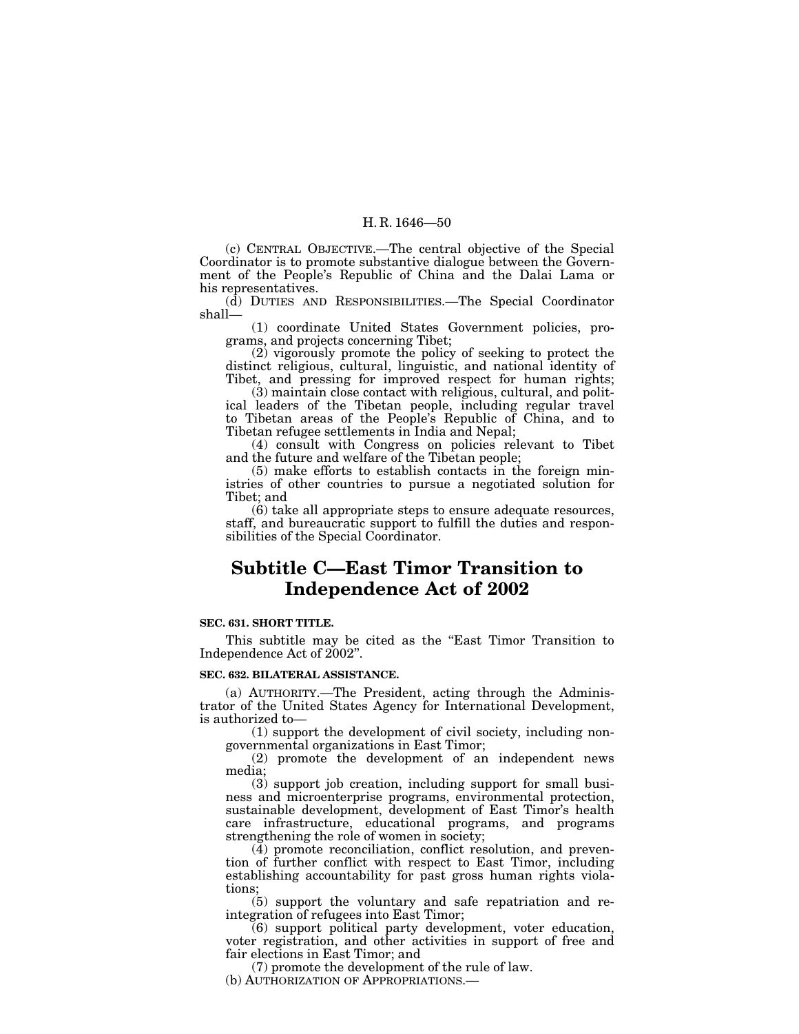(c) CENTRAL OBJECTIVE.—The central objective of the Special Coordinator is to promote substantive dialogue between the Government of the People's Republic of China and the Dalai Lama or his representatives.

(d) DUTIES AND RESPONSIBILITIES.—The Special Coordinator shall—

(1) coordinate United States Government policies, programs, and projects concerning Tibet;

(2) vigorously promote the policy of seeking to protect the distinct religious, cultural, linguistic, and national identity of Tibet, and pressing for improved respect for human rights;

(3) maintain close contact with religious, cultural, and political leaders of the Tibetan people, including regular travel to Tibetan areas of the People's Republic of China, and to Tibetan refugee settlements in India and Nepal;

(4) consult with Congress on policies relevant to Tibet and the future and welfare of the Tibetan people;

(5) make efforts to establish contacts in the foreign ministries of other countries to pursue a negotiated solution for Tibet; and

(6) take all appropriate steps to ensure adequate resources, staff, and bureaucratic support to fulfill the duties and responsibilities of the Special Coordinator.

## Subtitle C—East Timor Transition to Independence Act of 2002

**SEC. 631. SHORT TITLE.**

This subtitle may be cited as the "East Timor Transition to Independence Act of 2002".

**SEC. 632. BILATERAL ASSISTANCE.**

(a) AUTHORITY.—The President, acting through the Administrator of the United States Agency for International Development, is authorized to—

(1) support the development of civil society, including non-governmental organizations in East Timor;

(2) promote the development of an independent news media;

(3) support job creation, including support for small business and microenterprise programs, environmental protection, sustainable development, development of East Timor's health care infrastructure, educational programs, and programs strengthening the role of women in society;

(4) promote reconciliation, conflict resolution, and prevention of further conflict with respect to East Timor, including establishing accountability for past gross human rights violations;

(5) support the voluntary and safe repatriation and reintegration of refugees into East Timor;

(6) support political party development, voter education, voter registration, and other activities in support of free and fair elections in East Timor; and

(7) promote the development of the rule of law.

(b) AUTHORIZATION OF APPROPRIATIONS.—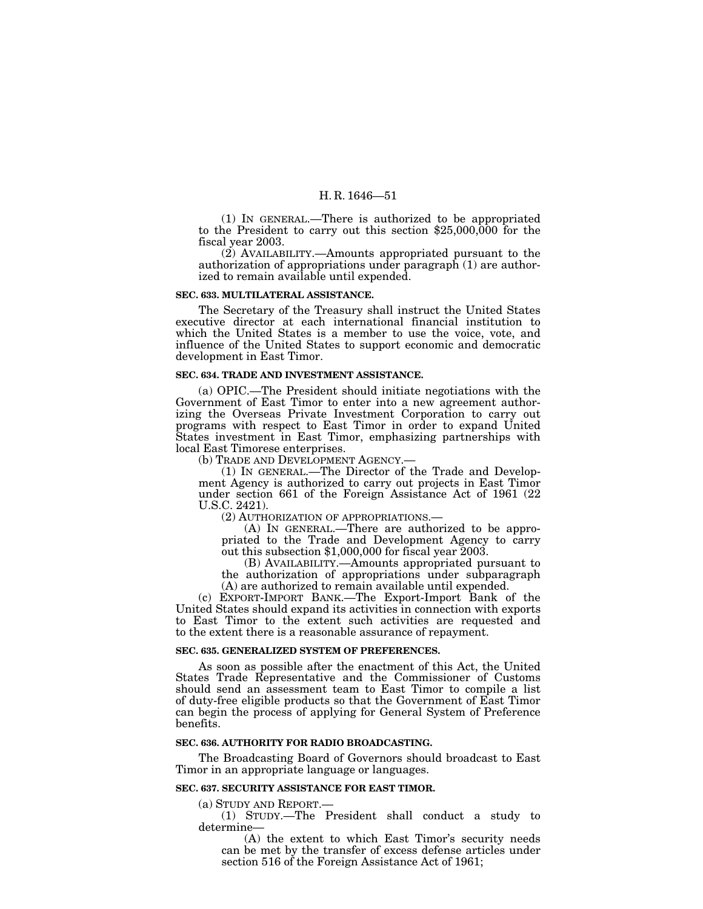(1) IN GENERAL.—There is authorized to be appropriated to the President to carry out this section $25,000,000 for the fiscal year 2003.

(2) AVAILABILITY.—Amounts appropriated pursuant to the authorization of appropriations under paragraph (1) are authorized to remain available until expended.

**SEC. 633. MULTILATERAL ASSISTANCE.**

The Secretary of the Treasury shall instruct the United States executive director at each international financial institution to which the United States is a member to use the voice, vote, and influence of the United States to support economic and democratic development in East Timor.

**SEC. 634. TRADE AND INVESTMENT ASSISTANCE.**

(a) OPIC.—The President should initiate negotiations with the Government of East Timor to enter into a new agreement authorizing the Overseas Private Investment Corporation to carry out programs with respect to East Timor in order to expand United States investment in East Timor, emphasizing partnerships with local East Timorese enterprises.

(b) TRADE AND DEVELOPMENT AGENCY.—

(1) IN GENERAL.—The Director of the Trade and Development Agency is authorized to carry out projects in East Timor under section 661 of the Foreign Assistance Act of 1961 (22 U.S.C. 2421).

(2) AUTHORIZATION OF APPROPRIATIONS.—

(A) IN GENERAL.—There are authorized to be appropriated to the Trade and Development Agency to carry out this subsection $1,000,000 for fiscal year 2003.

(B) AVAILABILITY.—Amounts appropriated pursuant to the authorization of appropriations under subparagraph (A) are authorized to remain available until expended.

(c) EXPORT-IMPORT BANK.—The Export-Import Bank of the United States should expand its activities in connection with exports to East Timor to the extent such activities are requested and to the extent there is a reasonable assurance of repayment.

**SEC. 635. GENERALIZED SYSTEM OF PREFERENCES.**

As soon as possible after the enactment of this Act, the United States Trade Representative and the Commissioner of Customs should send an assessment team to East Timor to compile a list of duty-free eligible products so that the Government of East Timor can begin the process of applying for General System of Preference benefits.

**SEC. 636. AUTHORITY FOR RADIO BROADCASTING.**

The Broadcasting Board of Governors should broadcast to East Timor in an appropriate language or languages.

**SEC. 637. SECURITY ASSISTANCE FOR EAST TIMOR.**

(a) STUDY AND REPORT.—

(1) STUDY.—The President shall conduct a study to determine—

(A) the extent to which East Timor's security needs can be met by the transfer of excess defense articles under section 516 of the Foreign Assistance Act of 1961;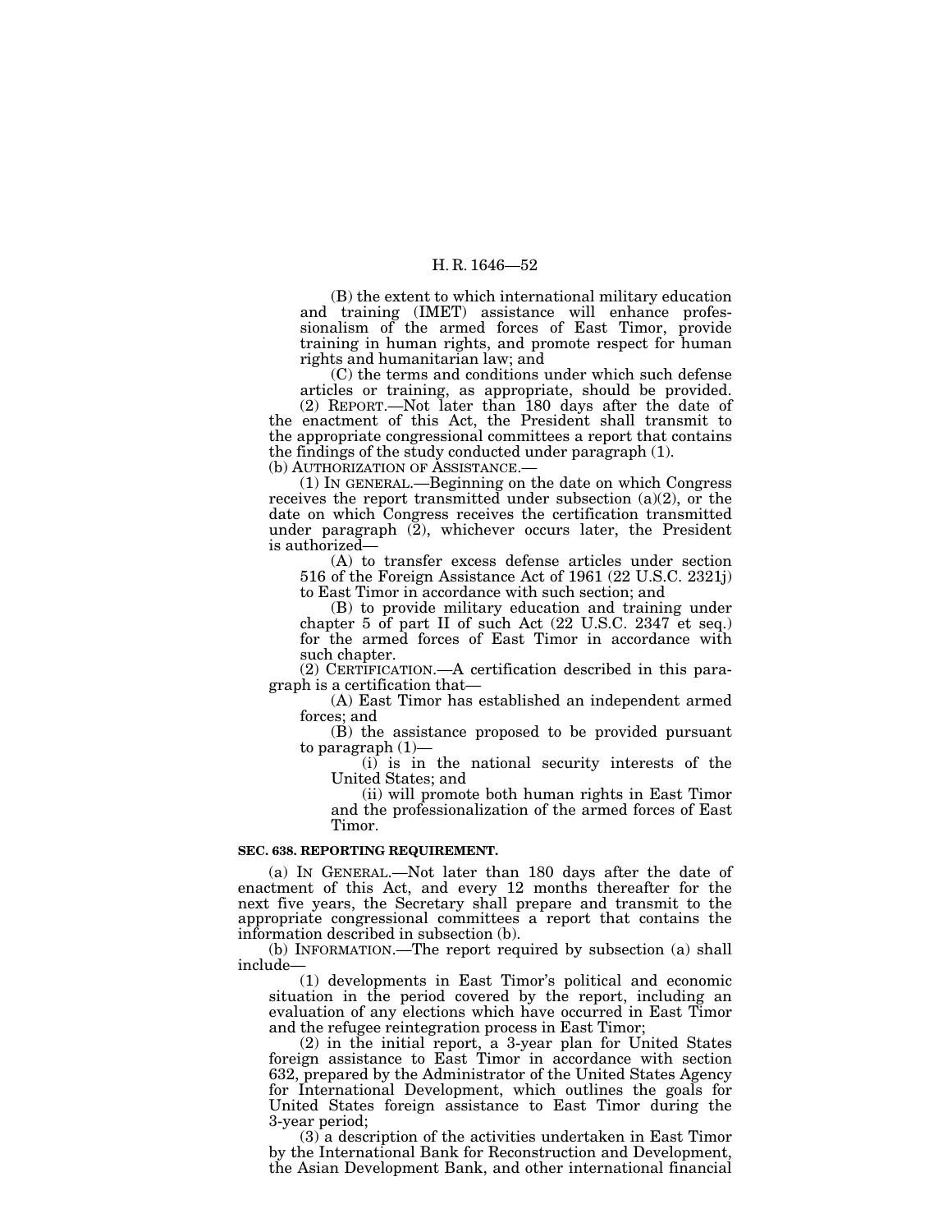(B) the extent to which international military education and training (IMET) assistance will enhance professionalism of the armed forces of East Timor, provide training in human rights, and promote respect for human rights and humanitarian law; and

(C) the terms and conditions under which such defense articles or training, as appropriate, should be provided.

(2) REPORT.—Not later than 180 days after the date of the enactment of this Act, the President shall transmit to the appropriate congressional committees a report that contains the findings of the study conducted under paragraph (1).

(b) AUTHORIZATION OF ASSISTANCE.—

(1) IN GENERAL.—Beginning on the date on which Congress receives the report transmitted under subsection (a)(2), or the date on which Congress receives the certification transmitted under paragraph (2), whichever occurs later, the President is authorized—

(A) to transfer excess defense articles under section 516 of the Foreign Assistance Act of 1961 (22 U.S.C. 2321j) to East Timor in accordance with such section; and

(B) to provide military education and training under chapter 5 of part II of such Act (22 U.S.C. 2347 et seq.) for the armed forces of East Timor in accordance with such chapter.

(2) CERTIFICATION.—A certification described in this paragraph is a certification that—

(A) East Timor has established an independent armed forces; and

(B) the assistance proposed to be provided pursuant to paragraph (1)—

(i) is in the national security interests of the United States; and

(ii) will promote both human rights in East Timor and the professionalization of the armed forces of East Timor.

**SEC. 638. REPORTING REQUIREMENT.**

(a) IN GENERAL.—Not later than 180 days after the date of enactment of this Act, and every 12 months thereafter for the next five years, the Secretary shall prepare and transmit to the appropriate congressional committees a report that contains the information described in subsection (b).

(b) INFORMATION.—The report required by subsection (a) shall include—

(1) developments in East Timor's political and economic situation in the period covered by the report, including an evaluation of any elections which have occurred in East Timor and the refugee reintegration process in East Timor;

(2) in the initial report, a 3-year plan for United States foreign assistance to East Timor in accordance with section 632, prepared by the Administrator of the United States Agency for International Development, which outlines the goals for United States foreign assistance to East Timor during the 3-year period;

(3) a description of the activities undertaken in East Timor by the International Bank for Reconstruction and Development, the Asian Development Bank, and other international financial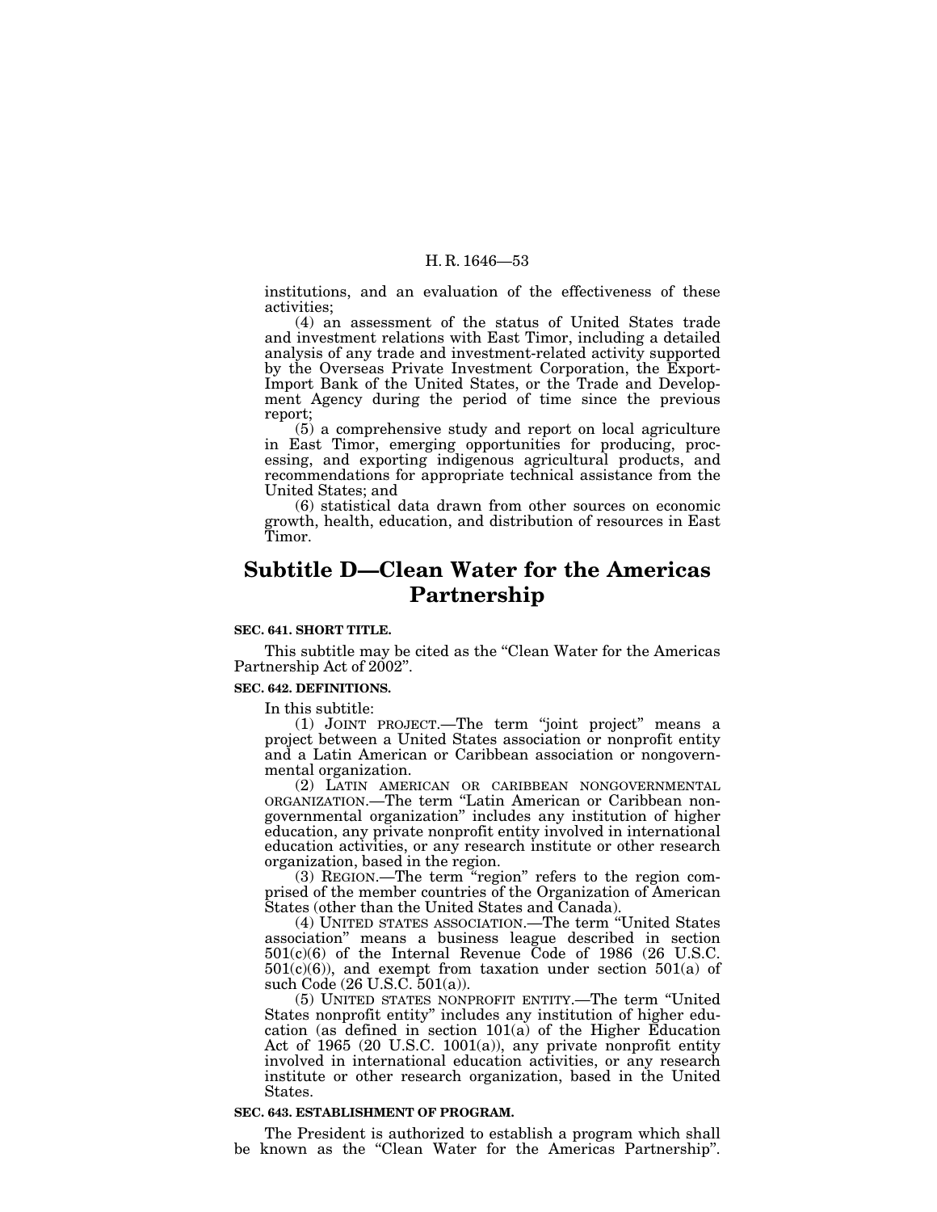institutions, and an evaluation of the effectiveness of these activities;

(4) an assessment of the status of United States trade and investment relations with East Timor, including a detailed analysis of any trade and investment-related activity supported by the Overseas Private Investment Corporation, the Export-Import Bank of the United States, or the Trade and Development Agency during the period of time since the previous report;

(5) a comprehensive study and report on local agriculture in East Timor, emerging opportunities for producing, processing, and exporting indigenous agricultural products, and recommendations for appropriate technical assistance from the United States; and

(6) statistical data drawn from other sources on economic growth, health, education, and distribution of resources in East Timor.

# Subtitle D—Clean Water for the Americas Partnership

**SEC. 641. SHORT TITLE.**

This subtitle may be cited as the "Clean Water for the Americas Partnership Act of 2002".

**SEC. 642. DEFINITIONS.**

In this subtitle:

(1) JOINT PROJECT.—The term "joint project" means a project between a United States association or nonprofit entity and a Latin American or Caribbean association or nongovernmental organization.

(2) LATIN AMERICAN OR CARIBBEAN NONGOVERNMENTAL ORGANIZATION.—The term "Latin American or Caribbean nongovernmental organization" includes any institution of higher education, any private nonprofit entity involved in international education activities, or any research institute or other research organization, based in the region.

(3) REGION.—The term "region" refers to the region comprised of the member countries of the Organization of American States (other than the United States and Canada).

(4) UNITED STATES ASSOCIATION.—The term "United States association" means a business league described in section 501(c)(6) of the Internal Revenue Code of 1986 (26 U.S.C. 501(c)(6)), and exempt from taxation under section 501(a) of such Code (26 U.S.C. 501(a)).

(5) UNITED STATES NONPROFIT ENTITY.—The term "United States nonprofit entity" includes any institution of higher education (as defined in section 101(a) of the Higher Education Act of 1965 (20 U.S.C. 1001(a)), any private nonprofit entity involved in international education activities, or any research institute or other research organization, based in the United States.

**SEC. 643. ESTABLISHMENT OF PROGRAM.**

The President is authorized to establish a program which shall be known as the "Clean Water for the Americas Partnership".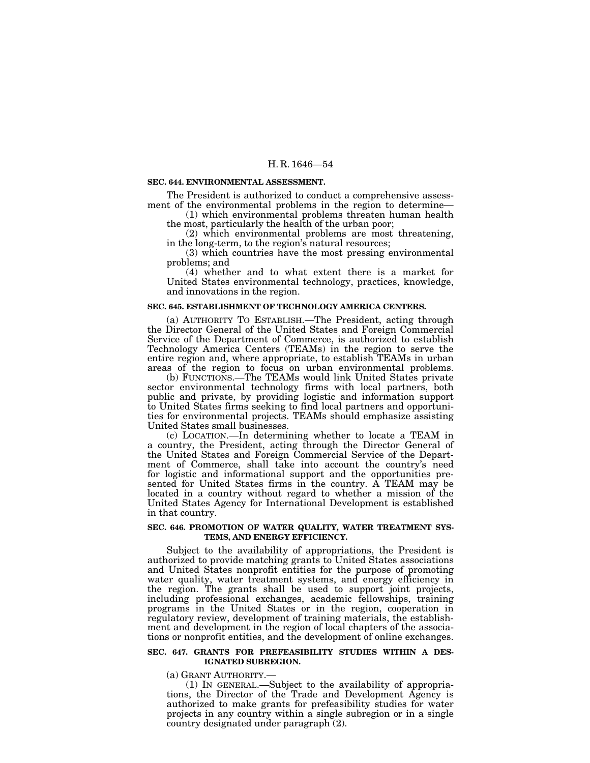**SEC. 644. ENVIRONMENTAL ASSESSMENT.**

The President is authorized to conduct a comprehensive assessment of the environmental problems in the region to determine—

(1) which environmental problems threaten human health the most, particularly the health of the urban poor;

(2) which environmental problems are most threatening, in the long-term, to the region's natural resources;

(3) which countries have the most pressing environmental problems; and

(4) whether and to what extent there is a market for United States environmental technology, practices, knowledge, and innovations in the region.

**SEC. 645. ESTABLISHMENT OF TECHNOLOGY AMERICA CENTERS.**

(a) AUTHORITY TO ESTABLISH.—The President, acting through the Director General of the United States and Foreign Commercial Service of the Department of Commerce, is authorized to establish Technology America Centers (TEAMs) in the region to serve the entire region and, where appropriate, to establish TEAMs in urban areas of the region to focus on urban environmental problems.

(b) FUNCTIONS.—The TEAMs would link United States private sector environmental technology firms with local partners, both public and private, by providing logistic and information support to United States firms seeking to find local partners and opportunities for environmental projects. TEAMs should emphasize assisting United States small businesses.

(c) LOCATION.—In determining whether to locate a TEAM in a country, the President, acting through the Director General of the United States and Foreign Commercial Service of the Department of Commerce, shall take into account the country's need for logistic and informational support and the opportunities presented for United States firms in the country. A TEAM may be located in a country without regard to whether a mission of the United States Agency for International Development is established in that country.

**SEC. 646. PROMOTION OF WATER QUALITY, WATER TREATMENT SYSTEMS, AND ENERGY EFFICIENCY.**

Subject to the availability of appropriations, the President is authorized to provide matching grants to United States associations and United States nonprofit entities for the purpose of promoting water quality, water treatment systems, and energy efficiency in the region. The grants shall be used to support joint projects, including professional exchanges, academic fellowships, training programs in the United States or in the region, cooperation in regulatory review, development of training materials, the establishment and development in the region of local chapters of the associations or nonprofit entities, and the development of online exchanges.

**SEC. 647. GRANTS FOR PREFEASIBILITY STUDIES WITHIN A DESIGNATED SUBREGION.**

(a) GRANT AUTHORITY.—

(1) IN GENERAL.—Subject to the availability of appropriations, the Director of the Trade and Development Agency is authorized to make grants for prefeasibility studies for water projects in any country within a single subregion or in a single country designated under paragraph (2).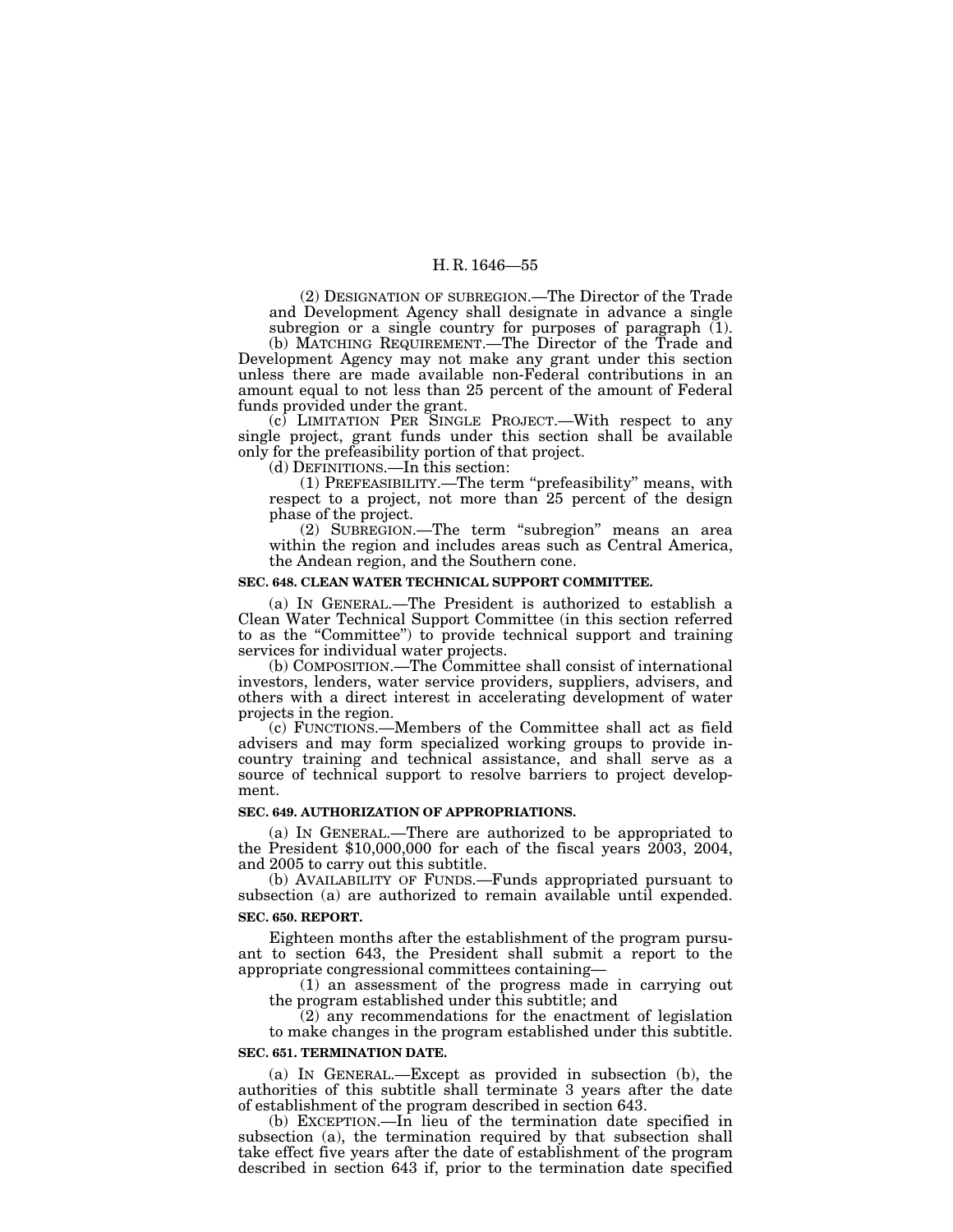(2) DESIGNATION OF SUBREGION.—The Director of the Trade and Development Agency shall designate in advance a single subregion or a single country for purposes of paragraph (1).

(b) MATCHING REQUIREMENT.—The Director of the Trade and Development Agency may not make any grant under this section unless there are made available non-Federal contributions in an amount equal to not less than 25 percent of the amount of Federal funds provided under the grant.

(c) LIMITATION PER SINGLE PROJECT.—With respect to any single project, grant funds under this section shall be available only for the prefeasibility portion of that project.

(d) DEFINITIONS.—In this section:

(1) PREFEASIBILITY.—The term "prefeasibility" means, with respect to a project, not more than 25 percent of the design phase of the project.

(2) SUBREGION.—The term "subregion" means an area within the region and includes areas such as Central America, the Andean region, and the Southern cone.

**SEC. 648. CLEAN WATER TECHNICAL SUPPORT COMMITTEE.**

(a) IN GENERAL.—The President is authorized to establish a Clean Water Technical Support Committee (in this section referred to as the "Committee") to provide technical support and training services for individual water projects.

(b) COMPOSITION.—The Committee shall consist of international investors, lenders, water service providers, suppliers, advisers, and others with a direct interest in accelerating development of water projects in the region.

(c) FUNCTIONS.—Members of the Committee shall act as field advisers and may form specialized working groups to provide in-country training and technical assistance, and shall serve as a source of technical support to resolve barriers to project development.

**SEC. 649. AUTHORIZATION OF APPROPRIATIONS.**

(a) IN GENERAL.—There are authorized to be appropriated to the President $10,000,000 for each of the fiscal years 2003, 2004, and 2005 to carry out this subtitle.

(b) AVAILABILITY OF FUNDS.—Funds appropriated pursuant to subsection (a) are authorized to remain available until expended.

**SEC. 650. REPORT.**

Eighteen months after the establishment of the program pursuant to section 643, the President shall submit a report to the appropriate congressional committees containing—

(1) an assessment of the progress made in carrying out the program established under this subtitle; and

(2) any recommendations for the enactment of legislation to make changes in the program established under this subtitle.

**SEC. 651. TERMINATION DATE.**

(a) IN GENERAL.—Except as provided in subsection (b), the authorities of this subtitle shall terminate 3 years after the date of establishment of the program described in section 643.

(b) EXCEPTION.—In lieu of the termination date specified in subsection (a), the termination required by that subsection shall take effect five years after the date of establishment of the program described in section 643 if, prior to the termination date specified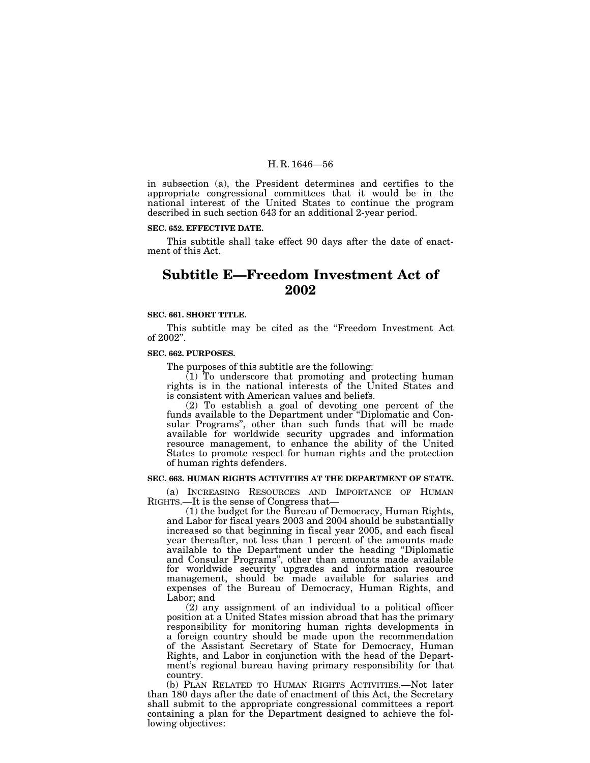in subsection (a), the President determines and certifies to the appropriate congressional committees that it would be in the national interest of the United States to continue the program described in such section 643 for an additional 2-year period.

**SEC. 652. EFFECTIVE DATE.**

This subtitle shall take effect 90 days after the date of enactment of this Act.

## Subtitle E—Freedom Investment Act of 2002

**SEC. 661. SHORT TITLE.**

This subtitle may be cited as the "Freedom Investment Act of 2002".

**SEC. 662. PURPOSES.**

The purposes of this subtitle are the following:

(1) To underscore that promoting and protecting human rights is in the national interests of the United States and is consistent with American values and beliefs.

(2) To establish a goal of devoting one percent of the funds available to the Department under "Diplomatic and Consular Programs", other than such funds that will be made available for worldwide security upgrades and information resource management, to enhance the ability of the United States to promote respect for human rights and the protection of human rights defenders.

**SEC. 663. HUMAN RIGHTS ACTIVITIES AT THE DEPARTMENT OF STATE.**

(a) INCREASING RESOURCES AND IMPORTANCE OF HUMAN RIGHTS.—It is the sense of Congress that—

(1) the budget for the Bureau of Democracy, Human Rights, and Labor for fiscal years 2003 and 2004 should be substantially increased so that beginning in fiscal year 2005, and each fiscal year thereafter, not less than 1 percent of the amounts made available to the Department under the heading "Diplomatic and Consular Programs", other than amounts made available for worldwide security upgrades and information resource management, should be made available for salaries and expenses of the Bureau of Democracy, Human Rights, and Labor; and

(2) any assignment of an individual to a political officer position at a United States mission abroad that has the primary responsibility for monitoring human rights developments in a foreign country should be made upon the recommendation of the Assistant Secretary of State for Democracy, Human Rights, and Labor in conjunction with the head of the Department's regional bureau having primary responsibility for that country.

(b) PLAN RELATED TO HUMAN RIGHTS ACTIVITIES.—Not later than 180 days after the date of enactment of this Act, the Secretary shall submit to the appropriate congressional committees a report containing a plan for the Department designed to achieve the following objectives: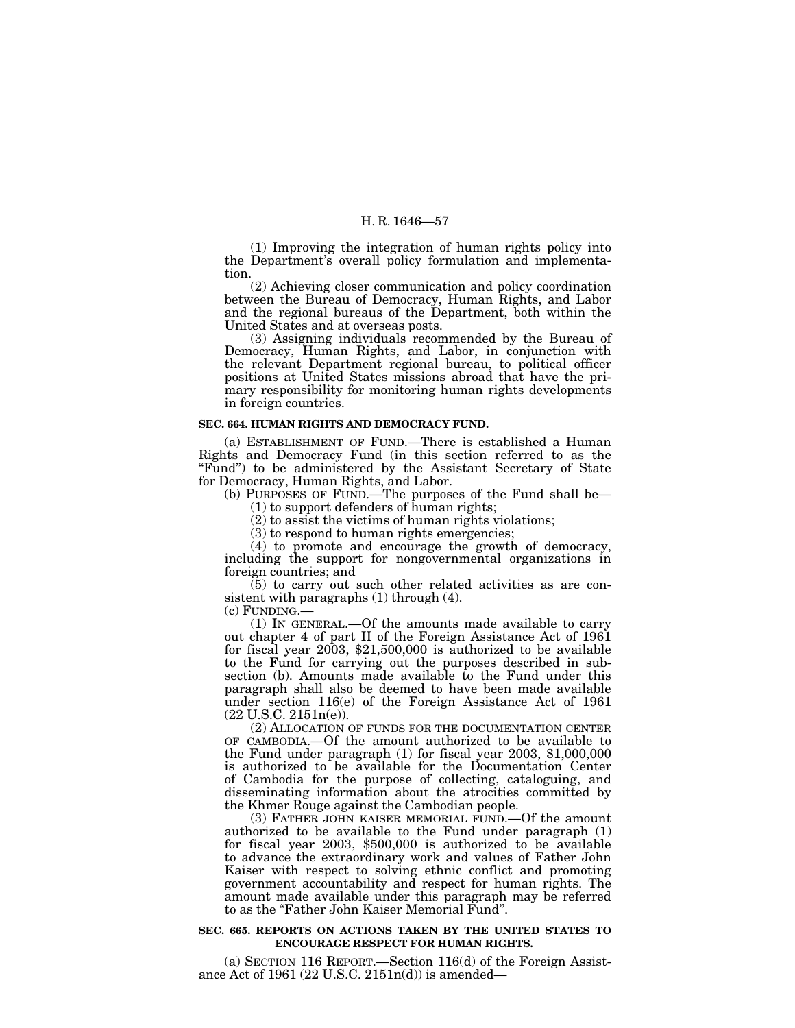(1) Improving the integration of human rights policy into the Department's overall policy formulation and implementation.

(2) Achieving closer communication and policy coordination between the Bureau of Democracy, Human Rights, and Labor and the regional bureaus of the Department, both within the United States and at overseas posts.

(3) Assigning individuals recommended by the Bureau of Democracy, Human Rights, and Labor, in conjunction with the relevant Department regional bureau, to political officer positions at United States missions abroad that have the primary responsibility for monitoring human rights developments in foreign countries.

**SEC. 664. HUMAN RIGHTS AND DEMOCRACY FUND.**

(a) ESTABLISHMENT OF FUND.—There is established a Human Rights and Democracy Fund (in this section referred to as the "Fund") to be administered by the Assistant Secretary of State for Democracy, Human Rights, and Labor.

(b) PURPOSES OF FUND.—The purposes of the Fund shall be—

(1) to support defenders of human rights;

(2) to assist the victims of human rights violations;

(3) to respond to human rights emergencies;

(4) to promote and encourage the growth of democracy, including the support for nongovernmental organizations in foreign countries; and

(5) to carry out such other related activities as are consistent with paragraphs (1) through (4).

(c) FUNDING.—

(1) IN GENERAL.—Of the amounts made available to carry out chapter 4 of part II of the Foreign Assistance Act of 1961 for fiscal year 2003, $21,500,000 is authorized to be available to the Fund for carrying out the purposes described in subsection (b). Amounts made available to the Fund under this paragraph shall also be deemed to have been made available under section 116(e) of the Foreign Assistance Act of 1961 (22 U.S.C. 2151n(e)).

(2) ALLOCATION OF FUNDS FOR THE DOCUMENTATION CENTER OF CAMBODIA.—Of the amount authorized to be available to the Fund under paragraph (1) for fiscal year 2003, $1,000,000 is authorized to be available for the Documentation Center of Cambodia for the purpose of collecting, cataloguing, and disseminating information about the atrocities committed by the Khmer Rouge against the Cambodian people.

(3) FATHER JOHN KAISER MEMORIAL FUND.—Of the amount authorized to be available to the Fund under paragraph (1) for fiscal year 2003, $500,000 is authorized to be available to advance the extraordinary work and values of Father John Kaiser with respect to solving ethnic conflict and promoting government accountability and respect for human rights. The amount made available under this paragraph may be referred to as the "Father John Kaiser Memorial Fund".

**SEC. 665. REPORTS ON ACTIONS TAKEN BY THE UNITED STATES TO ENCOURAGE RESPECT FOR HUMAN RIGHTS.**

(a) SECTION 116 REPORT.—Section 116(d) of the Foreign Assistance Act of 1961 (22 U.S.C. 2151n(d)) is amended—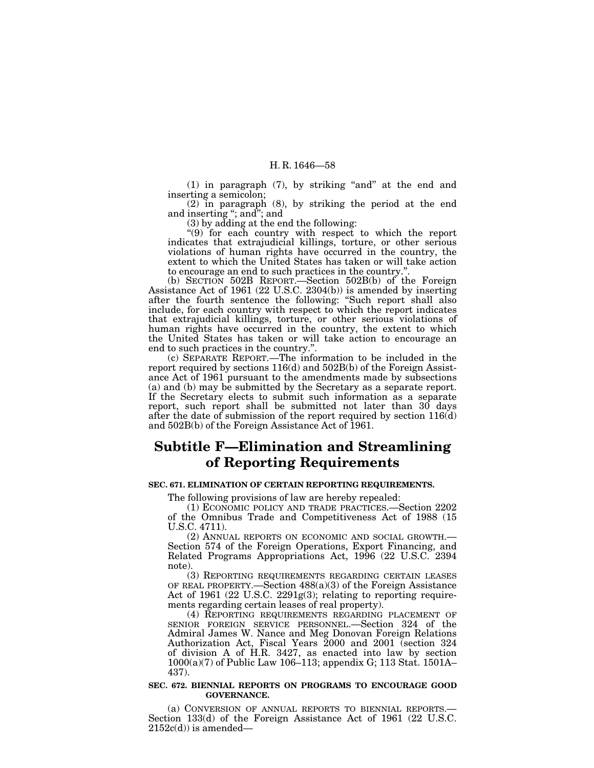(1) in paragraph (7), by striking "and" at the end and inserting a semicolon;

(2) in paragraph (8), by striking the period at the end and inserting "; and"; and

(3) by adding at the end the following:

"(9) for each country with respect to which the report indicates that extrajudicial killings, torture, or other serious violations of human rights have occurred in the country, the extent to which the United States has taken or will take action to encourage an end to such practices in the country.".

(b) SECTION 502B REPORT.—Section 502B(b) of the Foreign Assistance Act of 1961 (22 U.S.C. 2304(b)) is amended by inserting after the fourth sentence the following: "Such report shall also include, for each country with respect to which the report indicates that extrajudicial killings, torture, or other serious violations of human rights have occurred in the country, the extent to which the United States has taken or will take action to encourage an end to such practices in the country.".

(c) SEPARATE REPORT.—The information to be included in the report required by sections 116(d) and 502B(b) of the Foreign Assistance Act of 1961 pursuant to the amendments made by subsections (a) and (b) may be submitted by the Secretary as a separate report. If the Secretary elects to submit such information as a separate report, such report shall be submitted not later than 30 days after the date of submission of the report required by section 116(d) and 502B(b) of the Foreign Assistance Act of 1961.

# Subtitle F—Elimination and Streamlining of Reporting Requirements

**SEC. 671. ELIMINATION OF CERTAIN REPORTING REQUIREMENTS.**

The following provisions of law are hereby repealed:

(1) ECONOMIC POLICY AND TRADE PRACTICES.—Section 2202 of the Omnibus Trade and Competitiveness Act of 1988 (15 U.S.C. 4711).

(2) ANNUAL REPORTS ON ECONOMIC AND SOCIAL GROWTH.—Section 574 of the Foreign Operations, Export Financing, and Related Programs Appropriations Act, 1996 (22 U.S.C. 2394 note).

(3) REPORTING REQUIREMENTS REGARDING CERTAIN LEASES OF REAL PROPERTY.—Section 488(a)(3) of the Foreign Assistance Act of 1961 (22 U.S.C. 2291g(3); relating to reporting requirements regarding certain leases of real property).

(4) REPORTING REQUIREMENTS REGARDING PLACEMENT OF SENIOR FOREIGN SERVICE PERSONNEL.—Section 324 of the Admiral James W. Nance and Meg Donovan Foreign Relations Authorization Act, Fiscal Years 2000 and 2001 (section 324 of division A of H.R. 3427, as enacted into law by section 1000(a)(7) of Public Law 106–113; appendix G; 113 Stat. 1501A–437).

**SEC. 672. BIENNIAL REPORTS ON PROGRAMS TO ENCOURAGE GOOD GOVERNANCE.**

(a) CONVERSION OF ANNUAL REPORTS TO BIENNIAL REPORTS.—Section 133(d) of the Foreign Assistance Act of 1961 (22 U.S.C. 2152c(d)) is amended—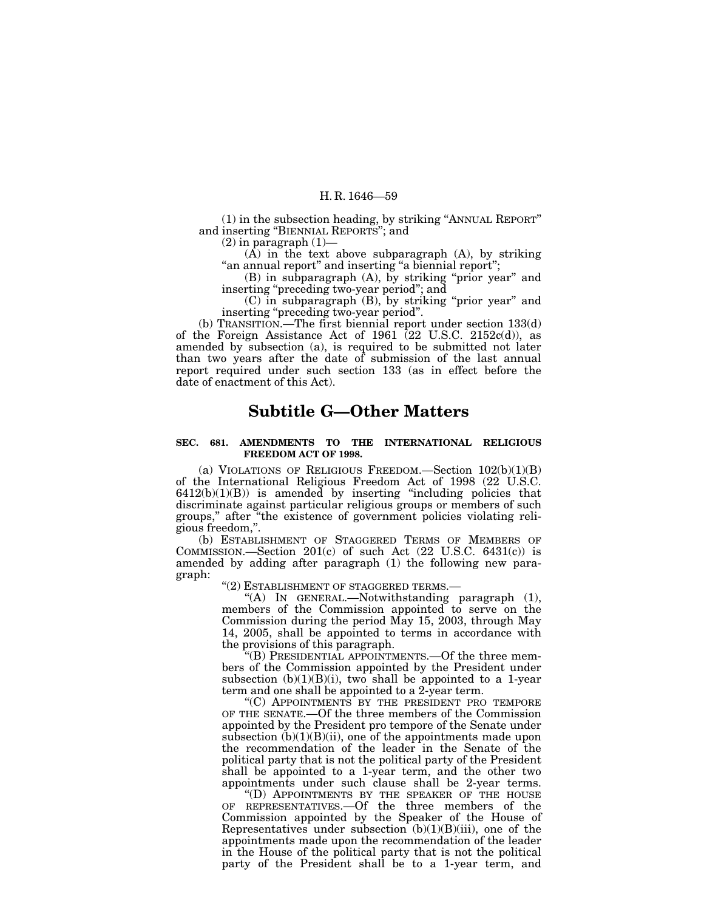(1) in the subsection heading, by striking "ANNUAL REPORT" and inserting "BIENNIAL REPORTS"; and

(2) in paragraph (1)—

(A) in the text above subparagraph (A), by striking "an annual report" and inserting "a biennial report";

(B) in subparagraph (A), by striking "prior year" and inserting "preceding two-year period"; and

(C) in subparagraph (B), by striking "prior year" and inserting "preceding two-year period".

(b) TRANSITION.—The first biennial report under section 133(d) of the Foreign Assistance Act of 1961 (22 U.S.C. 2152c(d)), as amended by subsection (a), is required to be submitted not later than two years after the date of submission of the last annual report required under such section 133 (as in effect before the date of enactment of this Act).

## Subtitle G—Other Matters

### SEC. 681. AMENDMENTS TO THE INTERNATIONAL RELIGIOUS FREEDOM ACT OF 1998.

(a) VIOLATIONS OF RELIGIOUS FREEDOM.—Section 102(b)(1)(B) of the International Religious Freedom Act of 1998 (22 U.S.C. 6412(b)(1)(B)) is amended by inserting "including policies that discriminate against particular religious groups or members of such groups," after "the existence of government policies violating religious freedom,".

(b) ESTABLISHMENT OF STAGGERED TERMS OF MEMBERS OF COMMISSION.—Section 201(c) of such Act (22 U.S.C. 6431(c)) is amended by adding after paragraph (1) the following new paragraph:

"(2) ESTABLISHMENT OF STAGGERED TERMS.—

"(A) IN GENERAL.—Notwithstanding paragraph (1), members of the Commission appointed to serve on the Commission during the period May 15, 2003, through May 14, 2005, shall be appointed to terms in accordance with the provisions of this paragraph.

"(B) PRESIDENTIAL APPOINTMENTS.—Of the three members of the Commission appointed by the President under subsection (b)(1)(B)(i), two shall be appointed to a 1-year term and one shall be appointed to a 2-year term.

"(C) APPOINTMENTS BY THE PRESIDENT PRO TEMPORE OF THE SENATE.—Of the three members of the Commission appointed by the President pro tempore of the Senate under subsection (b)(1)(B)(ii), one of the appointments made upon the recommendation of the leader in the Senate of the political party that is not the political party of the President shall be appointed to a 1-year term, and the other two appointments under such clause shall be 2-year terms.

"(D) APPOINTMENTS BY THE SPEAKER OF THE HOUSE OF REPRESENTATIVES.—Of the three members of the Commission appointed by the Speaker of the House of Representatives under subsection (b)(1)(B)(iii), one of the appointments made upon the recommendation of the leader in the House of the political party that is not the political party of the President shall be to a 1-year term, and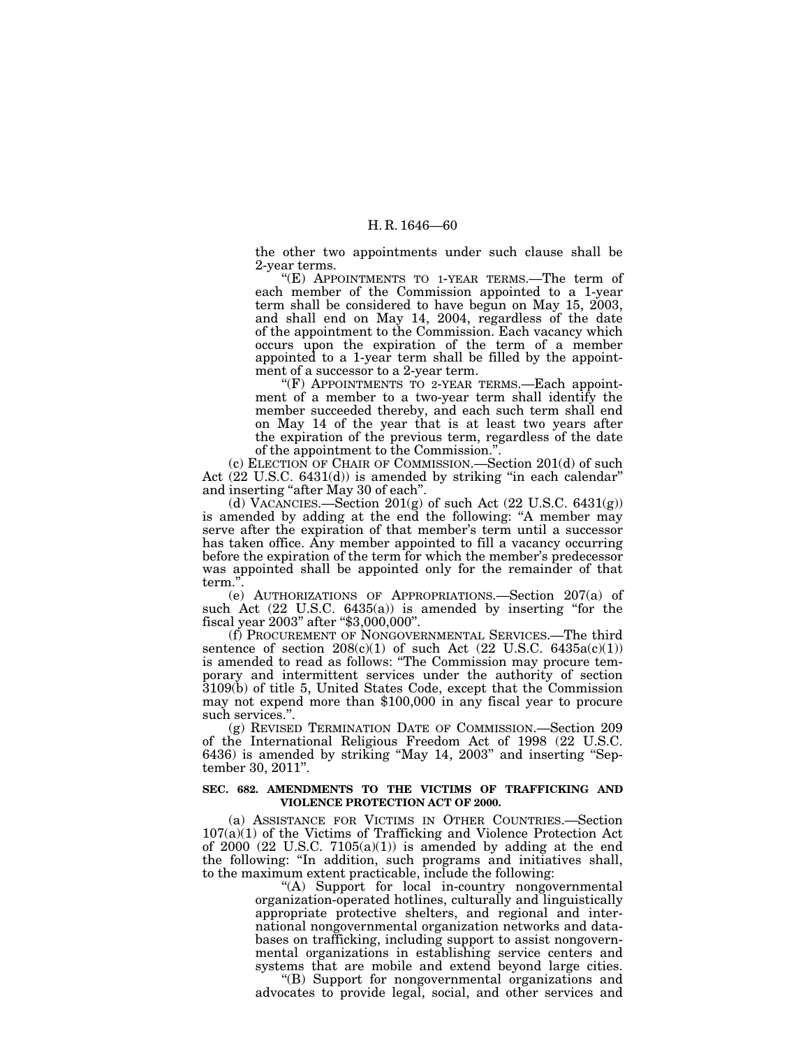the other two appointments under such clause shall be 2-year terms.

"(E) APPOINTMENTS TO 1-YEAR TERMS.—The term of each member of the Commission appointed to a 1-year term shall be considered to have begun on May 15, 2003, and shall end on May 14, 2004, regardless of the date of the appointment to the Commission. Each vacancy which occurs upon the expiration of the term of a member appointed to a 1-year term shall be filled by the appointment of a successor to a 2-year term.

"(F) APPOINTMENTS TO 2-YEAR TERMS.—Each appointment of a member to a two-year term shall identify the member succeeded thereby, and each such term shall end on May 14 of the year that is at least two years after the expiration of the previous term, regardless of the date of the appointment to the Commission.".

(c) ELECTION OF CHAIR OF COMMISSION.—Section 201(d) of such Act (22 U.S.C. 6431(d)) is amended by striking "in each calendar" and inserting "after May 30 of each".

(d) VACANCIES.—Section 201(g) of such Act (22 U.S.C. 6431(g)) is amended by adding at the end the following: "A member may serve after the expiration of that member's term until a successor has taken office. Any member appointed to fill a vacancy occurring before the expiration of the term for which the member's predecessor was appointed shall be appointed only for the remainder of that term.".

(e) AUTHORIZATIONS OF APPROPRIATIONS.—Section 207(a) of such Act (22 U.S.C. 6435(a)) is amended by inserting "for the fiscal year 2003" after "$3,000,000".

(f) PROCUREMENT OF NONGOVERNMENTAL SERVICES.—The third sentence of section 208(c)(1) of such Act (22 U.S.C. 6435a(c)(1)) is amended to read as follows: "The Commission may procure temporary and intermittent services under the authority of section 3109(b) of title 5, United States Code, except that the Commission may not expend more than $100,000 in any fiscal year to procure such services.".

(g) REVISED TERMINATION DATE OF COMMISSION.—Section 209 of the International Religious Freedom Act of 1998 (22 U.S.C. 6436) is amended by striking "May 14, 2003" and inserting "September 30, 2011".

**SEC. 682. AMENDMENTS TO THE VICTIMS OF TRAFFICKING AND VIOLENCE PROTECTION ACT OF 2000.**

(a) ASSISTANCE FOR VICTIMS IN OTHER COUNTRIES.—Section 107(a)(1) of the Victims of Trafficking and Violence Protection Act of 2000 (22 U.S.C. 7105(a)(1)) is amended by adding at the end the following: "In addition, such programs and initiatives shall, to the maximum extent practicable, include the following:

"(A) Support for local in-country nongovernmental organization-operated hotlines, culturally and linguistically appropriate protective shelters, and regional and international nongovernmental organization networks and databases on trafficking, including support to assist nongovernmental organizations in establishing service centers and systems that are mobile and extend beyond large cities.

"(B) Support for nongovernmental organizations and advocates to provide legal, social, and other services and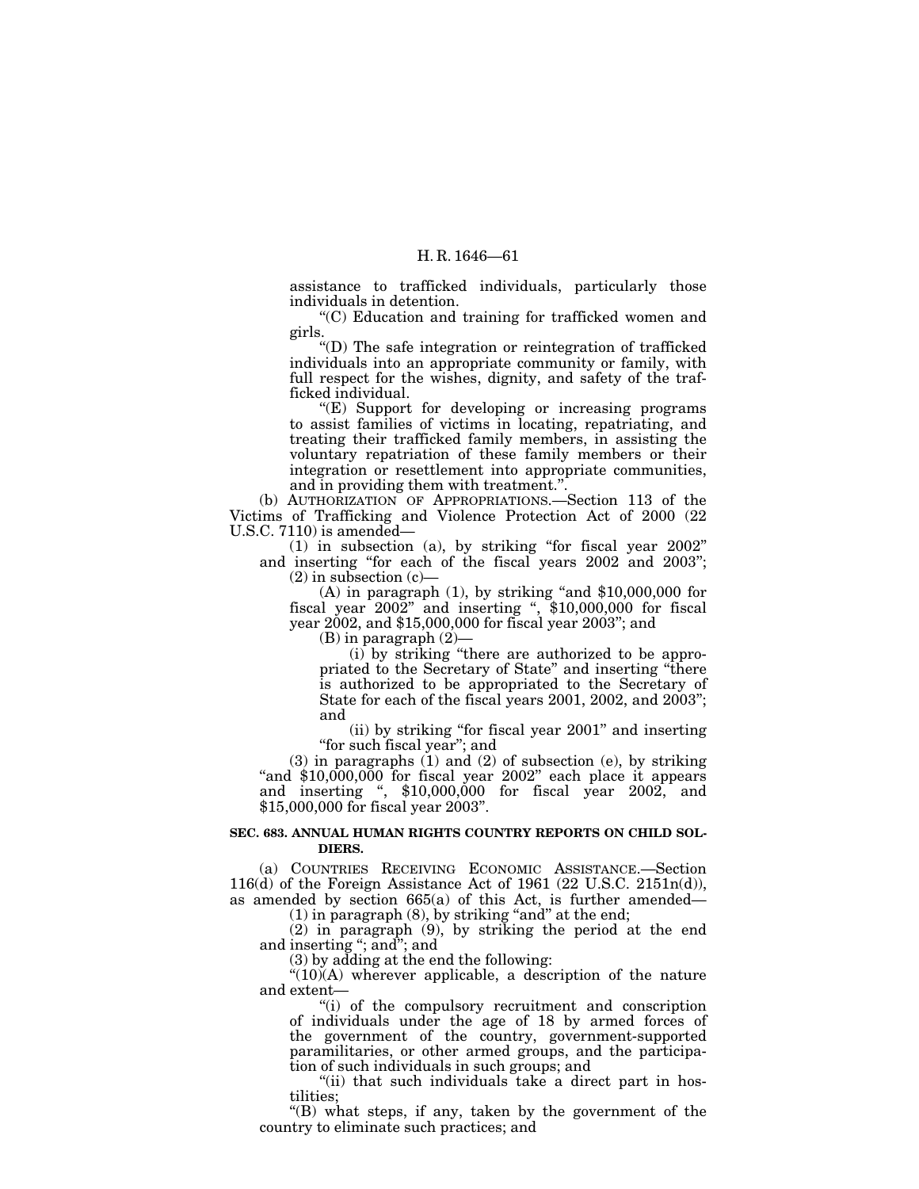assistance to trafficked individuals, particularly those individuals in detention.

"(C) Education and training for trafficked women and girls.

"(D) The safe integration or reintegration of trafficked individuals into an appropriate community or family, with full respect for the wishes, dignity, and safety of the trafficked individual.

"(E) Support for developing or increasing programs to assist families of victims in locating, repatriating, and treating their trafficked family members, in assisting the voluntary repatriation of these family members or their integration or resettlement into appropriate communities, and in providing them with treatment.".

(b) AUTHORIZATION OF APPROPRIATIONS.—Section 113 of the Victims of Trafficking and Violence Protection Act of 2000 (22 U.S.C. 7110) is amended—

(1) in subsection (a), by striking "for fiscal year 2002" and inserting "for each of the fiscal years 2002 and 2003";

(2) in subsection (c)—

(A) in paragraph (1), by striking "and $10,000,000 for fiscal year 2002" and inserting ", $10,000,000 for fiscal year 2002, and $15,000,000 for fiscal year 2003"; and

(B) in paragraph (2)—

(i) by striking "there are authorized to be appropriated to the Secretary of State" and inserting "there is authorized to be appropriated to the Secretary of State for each of the fiscal years 2001, 2002, and 2003"; and

(ii) by striking "for fiscal year 2001" and inserting "for such fiscal year"; and

(3) in paragraphs (1) and (2) of subsection (e), by striking "and $10,000,000 for fiscal year 2002" each place it appears and inserting ", $10,000,000 for fiscal year 2002, and $15,000,000 for fiscal year 2003".

**SEC. 683. ANNUAL HUMAN RIGHTS COUNTRY REPORTS ON CHILD SOLDIERS.**

(a) COUNTRIES RECEIVING ECONOMIC ASSISTANCE.—Section 116(d) of the Foreign Assistance Act of 1961 (22 U.S.C. 2151n(d)), as amended by section 665(a) of this Act, is further amended—

(1) in paragraph (8), by striking "and" at the end;

(2) in paragraph (9), by striking the period at the end and inserting "; and"; and

(3) by adding at the end the following:

"(10)(A) wherever applicable, a description of the nature and extent—

"(i) of the compulsory recruitment and conscription of individuals under the age of 18 by armed forces of the government of the country, government-supported paramilitaries, or other armed groups, and the participation of such individuals in such groups; and

"(ii) that such individuals take a direct part in hostilities;

"(B) what steps, if any, taken by the government of the country to eliminate such practices; and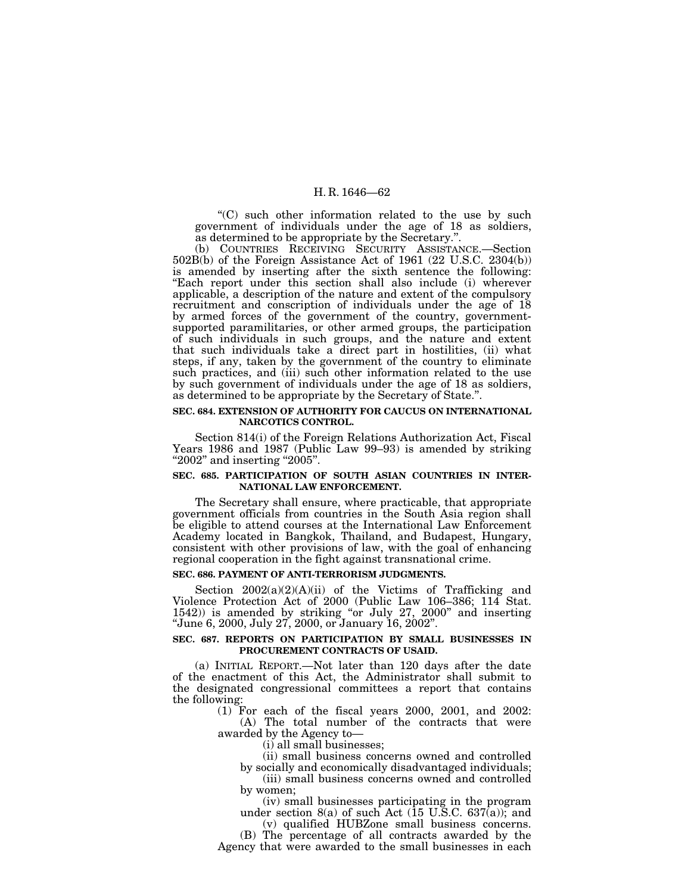"(C) such other information related to the use by such government of individuals under the age of 18 as soldiers, as determined to be appropriate by the Secretary.".

(b) COUNTRIES RECEIVING SECURITY ASSISTANCE.—Section 502B(b) of the Foreign Assistance Act of 1961 (22 U.S.C. 2304(b)) is amended by inserting after the sixth sentence the following: "Each report under this section shall also include (i) wherever applicable, a description of the nature and extent of the compulsory recruitment and conscription of individuals under the age of 18 by armed forces of the government of the country, government-supported paramilitaries, or other armed groups, the participation of such individuals in such groups, and the nature and extent that such individuals take a direct part in hostilities, (ii) what steps, if any, taken by the government of the country to eliminate such practices, and (iii) such other information related to the use by such government of individuals under the age of 18 as soldiers, as determined to be appropriate by the Secretary of State.".

**SEC. 684. EXTENSION OF AUTHORITY FOR CAUCUS ON INTERNATIONAL NARCOTICS CONTROL.**

Section 814(i) of the Foreign Relations Authorization Act, Fiscal Years 1986 and 1987 (Public Law 99–93) is amended by striking "2002" and inserting "2005".

**SEC. 685. PARTICIPATION OF SOUTH ASIAN COUNTRIES IN INTERNATIONAL LAW ENFORCEMENT.**

The Secretary shall ensure, where practicable, that appropriate government officials from countries in the South Asia region shall be eligible to attend courses at the International Law Enforcement Academy located in Bangkok, Thailand, and Budapest, Hungary, consistent with other provisions of law, with the goal of enhancing regional cooperation in the fight against transnational crime.

**SEC. 686. PAYMENT OF ANTI-TERRORISM JUDGMENTS.**

Section 2002(a)(2)(A)(ii) of the Victims of Trafficking and Violence Protection Act of 2000 (Public Law 106–386; 114 Stat. 1542)) is amended by striking "or July 27, 2000" and inserting "June 6, 2000, July 27, 2000, or January 16, 2002".

**SEC. 687. REPORTS ON PARTICIPATION BY SMALL BUSINESSES IN PROCUREMENT CONTRACTS OF USAID.**

(a) INITIAL REPORT.—Not later than 120 days after the date of the enactment of this Act, the Administrator shall submit to the designated congressional committees a report that contains the following:

(1) For each of the fiscal years 2000, 2001, and 2002:

(A) The total number of the contracts that were awarded by the Agency to—

(i) all small businesses;

(ii) small business concerns owned and controlled by socially and economically disadvantaged individuals;

(iii) small business concerns owned and controlled by women;

(iv) small businesses participating in the program under section 8(a) of such Act (15 U.S.C. 637(a)); and

(v) qualified HUBZone small business concerns.

(B) The percentage of all contracts awarded by the Agency that were awarded to the small businesses in each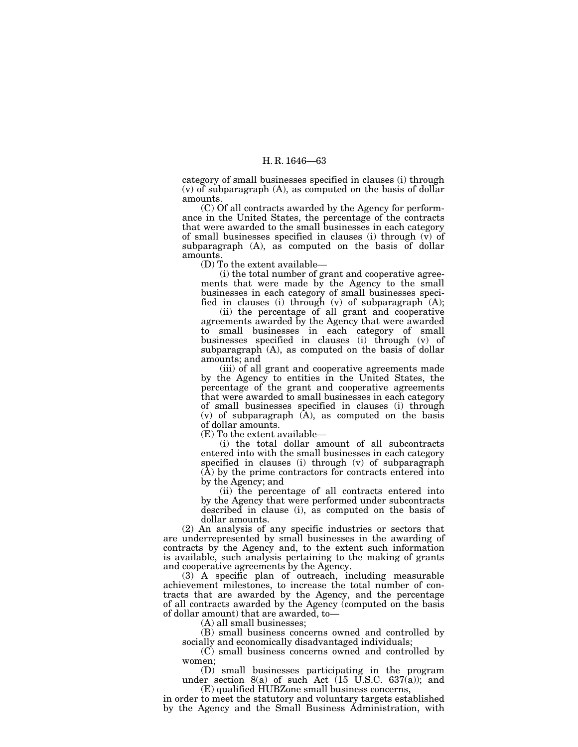category of small businesses specified in clauses (i) through (v) of subparagraph (A), as computed on the basis of dollar amounts.

(C) Of all contracts awarded by the Agency for performance in the United States, the percentage of the contracts that were awarded to the small businesses in each category of small businesses specified in clauses (i) through (v) of subparagraph (A), as computed on the basis of dollar amounts.

(D) To the extent available—

(i) the total number of grant and cooperative agreements that were made by the Agency to the small businesses in each category of small businesses specified in clauses (i) through (v) of subparagraph (A);

(ii) the percentage of all grant and cooperative agreements awarded by the Agency that were awarded to small businesses in each category of small businesses specified in clauses (i) through (v) of subparagraph (A), as computed on the basis of dollar amounts; and

(iii) of all grant and cooperative agreements made by the Agency to entities in the United States, the percentage of the grant and cooperative agreements that were awarded to small businesses in each category of small businesses specified in clauses (i) through (v) of subparagraph (A), as computed on the basis of dollar amounts.

(E) To the extent available—

(i) the total dollar amount of all subcontracts entered into with the small businesses in each category specified in clauses (i) through (v) of subparagraph (A) by the prime contractors for contracts entered into by the Agency; and

(ii) the percentage of all contracts entered into by the Agency that were performed under subcontracts described in clause (i), as computed on the basis of dollar amounts.

(2) An analysis of any specific industries or sectors that are underrepresented by small businesses in the awarding of contracts by the Agency and, to the extent such information is available, such analysis pertaining to the making of grants and cooperative agreements by the Agency.

(3) A specific plan of outreach, including measurable achievement milestones, to increase the total number of contracts that are awarded by the Agency, and the percentage of all contracts awarded by the Agency (computed on the basis of dollar amount) that are awarded, to—

(A) all small businesses;

(B) small business concerns owned and controlled by socially and economically disadvantaged individuals;

(C) small business concerns owned and controlled by women;

(D) small businesses participating in the program under section 8(a) of such Act (15 U.S.C. 637(a)); and

(E) qualified HUBZone small business concerns,

in order to meet the statutory and voluntary targets established by the Agency and the Small Business Administration, with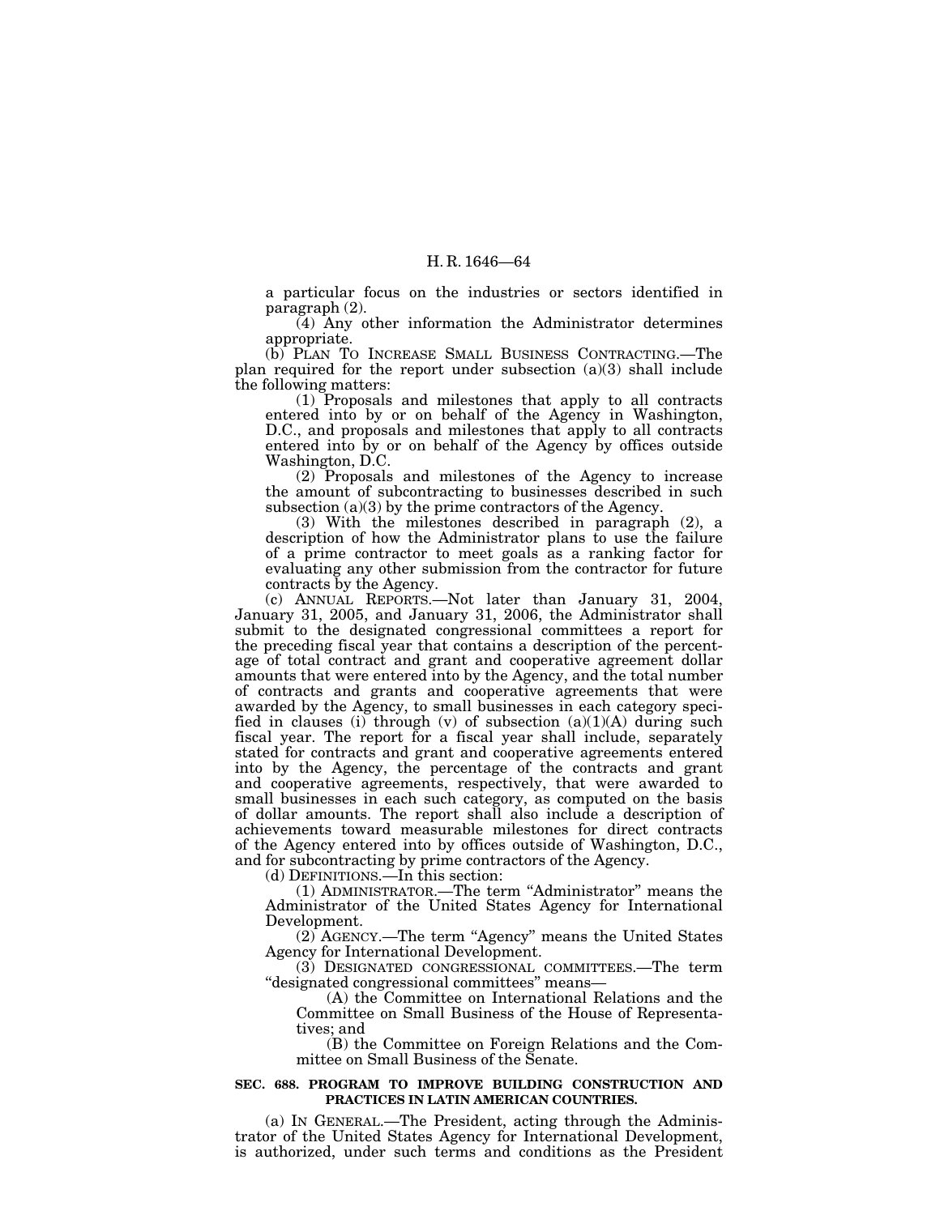a particular focus on the industries or sectors identified in paragraph (2).

(4) Any other information the Administrator determines appropriate.

(b) PLAN TO INCREASE SMALL BUSINESS CONTRACTING.—The plan required for the report under subsection (a)(3) shall include the following matters:

(1) Proposals and milestones that apply to all contracts entered into by or on behalf of the Agency in Washington, D.C., and proposals and milestones that apply to all contracts entered into by or on behalf of the Agency by offices outside Washington, D.C.

(2) Proposals and milestones of the Agency to increase the amount of subcontracting to businesses described in such subsection (a)(3) by the prime contractors of the Agency.

(3) With the milestones described in paragraph (2), a description of how the Administrator plans to use the failure of a prime contractor to meet goals as a ranking factor for evaluating any other submission from the contractor for future contracts by the Agency.

(c) ANNUAL REPORTS.—Not later than January 31, 2004, January 31, 2005, and January 31, 2006, the Administrator shall submit to the designated congressional committees a report for the preceding fiscal year that contains a description of the percentage of total contract and grant and cooperative agreement dollar amounts that were entered into by the Agency, and the total number of contracts and grants and cooperative agreements that were awarded by the Agency, to small businesses in each category specified in clauses (i) through (v) of subsection (a)(1)(A) during such fiscal year. The report for a fiscal year shall include, separately stated for contracts and grant and cooperative agreements entered into by the Agency, the percentage of the contracts and grant and cooperative agreements, respectively, that were awarded to small businesses in each such category, as computed on the basis of dollar amounts. The report shall also include a description of achievements toward measurable milestones for direct contracts of the Agency entered into by offices outside of Washington, D.C., and for subcontracting by prime contractors of the Agency.

(d) DEFINITIONS.—In this section:

(1) ADMINISTRATOR.—The term "Administrator" means the Administrator of the United States Agency for International Development.

(2) AGENCY.—The term "Agency" means the United States Agency for International Development.

(3) DESIGNATED CONGRESSIONAL COMMITTEES.—The term "designated congressional committees" means—

(A) the Committee on International Relations and the Committee on Small Business of the House of Representatives; and

(B) the Committee on Foreign Relations and the Committee on Small Business of the Senate.

**SEC. 688. PROGRAM TO IMPROVE BUILDING CONSTRUCTION AND PRACTICES IN LATIN AMERICAN COUNTRIES.**

(a) IN GENERAL.—The President, acting through the Administrator of the United States Agency for International Development, is authorized, under such terms and conditions as the President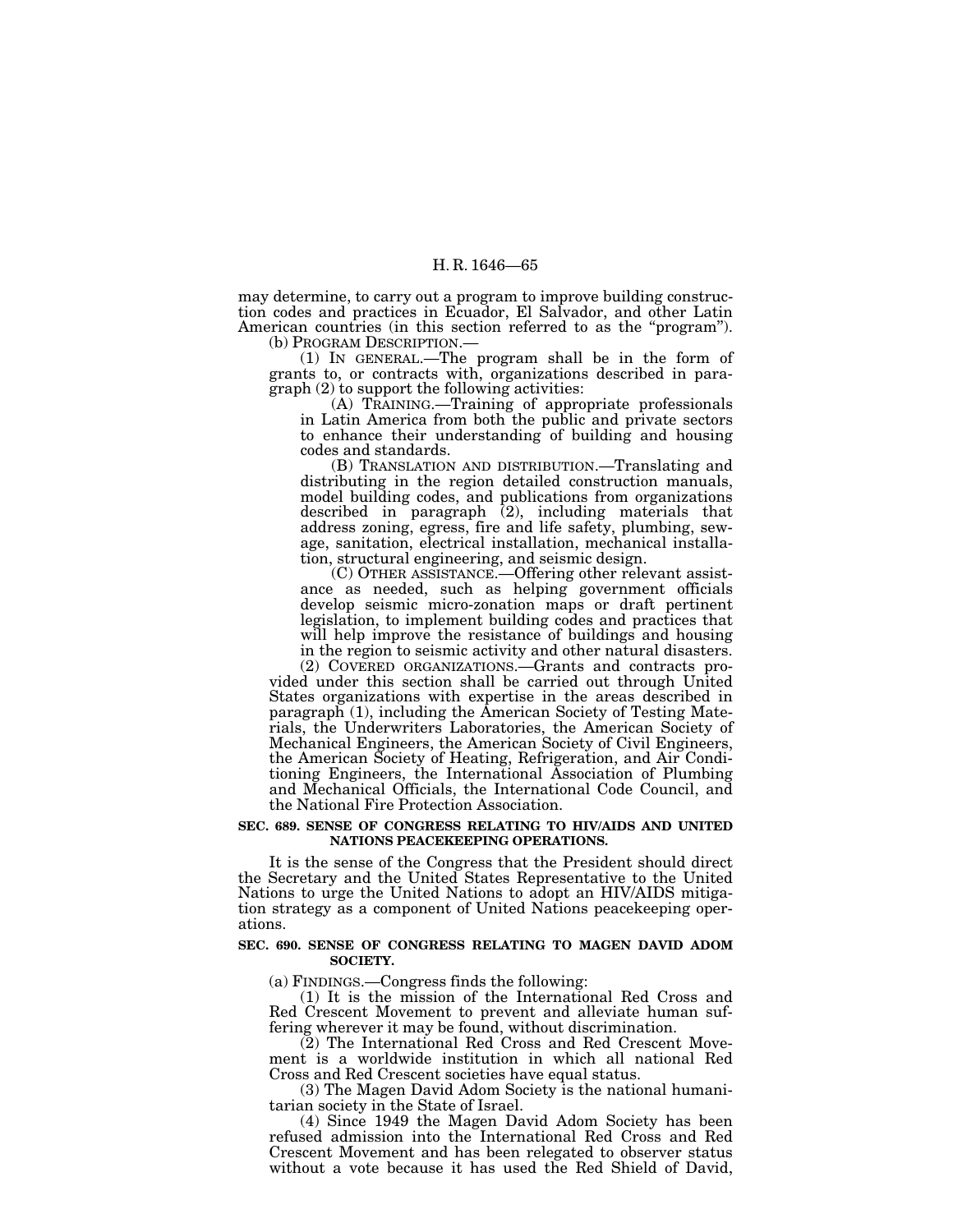may determine, to carry out a program to improve building construction codes and practices in Ecuador, El Salvador, and other Latin American countries (in this section referred to as the "program").

(b) PROGRAM DESCRIPTION.—

(1) IN GENERAL.—The program shall be in the form of grants to, or contracts with, organizations described in paragraph (2) to support the following activities:

(A) TRAINING.—Training of appropriate professionals in Latin America from both the public and private sectors to enhance their understanding of building and housing codes and standards.

(B) TRANSLATION AND DISTRIBUTION.—Translating and distributing in the region detailed construction manuals, model building codes, and publications from organizations described in paragraph (2), including materials that address zoning, egress, fire and life safety, plumbing, sewage, sanitation, electrical installation, mechanical installation, structural engineering, and seismic design.

(C) OTHER ASSISTANCE.—Offering other relevant assistance as needed, such as helping government officials develop seismic micro-zonation maps or draft pertinent legislation, to implement building codes and practices that will help improve the resistance of buildings and housing in the region to seismic activity and other natural disasters.

(2) COVERED ORGANIZATIONS.—Grants and contracts provided under this section shall be carried out through United States organizations with expertise in the areas described in paragraph (1), including the American Society of Testing Materials, the Underwriters Laboratories, the American Society of Mechanical Engineers, the American Society of Civil Engineers, the American Society of Heating, Refrigeration, and Air Conditioning Engineers, the International Association of Plumbing and Mechanical Officials, the International Code Council, and the National Fire Protection Association.

**SEC. 689. SENSE OF CONGRESS RELATING TO HIV/AIDS AND UNITED NATIONS PEACEKEEPING OPERATIONS.**

It is the sense of the Congress that the President should direct the Secretary and the United States Representative to the United Nations to urge the United Nations to adopt an HIV/AIDS mitigation strategy as a component of United Nations peacekeeping operations.

**SEC. 690. SENSE OF CONGRESS RELATING TO MAGEN DAVID ADOM SOCIETY.**

(a) FINDINGS.—Congress finds the following:

(1) It is the mission of the International Red Cross and Red Crescent Movement to prevent and alleviate human suffering wherever it may be found, without discrimination.

(2) The International Red Cross and Red Crescent Movement is a worldwide institution in which all national Red Cross and Red Crescent societies have equal status.

(3) The Magen David Adom Society is the national humanitarian society in the State of Israel.

(4) Since 1949 the Magen David Adom Society has been refused admission into the International Red Cross and Red Crescent Movement and has been relegated to observer status without a vote because it has used the Red Shield of David,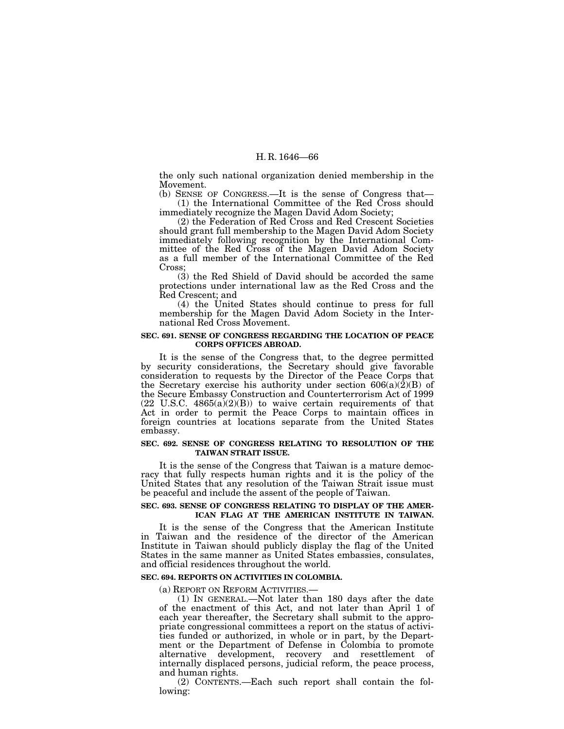the only such national organization denied membership in the Movement.

(b) SENSE OF CONGRESS.—It is the sense of Congress that—

(1) the International Committee of the Red Cross should immediately recognize the Magen David Adom Society;

(2) the Federation of Red Cross and Red Crescent Societies should grant full membership to the Magen David Adom Society immediately following recognition by the International Committee of the Red Cross of the Magen David Adom Society as a full member of the International Committee of the Red Cross;

(3) the Red Shield of David should be accorded the same protections under international law as the Red Cross and the Red Crescent; and

(4) the United States should continue to press for full membership for the Magen David Adom Society in the International Red Cross Movement.

### SEC. 691. SENSE OF CONGRESS REGARDING THE LOCATION OF PEACE CORPS OFFICES ABROAD.

It is the sense of the Congress that, to the degree permitted by security considerations, the Secretary should give favorable consideration to requests by the Director of the Peace Corps that the Secretary exercise his authority under section 606(a)(2)(B) of the Secure Embassy Construction and Counterterrorism Act of 1999 (22 U.S.C. 4865(a)(2)(B)) to waive certain requirements of that Act in order to permit the Peace Corps to maintain offices in foreign countries at locations separate from the United States embassy.

### SEC. 692. SENSE OF CONGRESS RELATING TO RESOLUTION OF THE TAIWAN STRAIT ISSUE.

It is the sense of the Congress that Taiwan is a mature democracy that fully respects human rights and it is the policy of the United States that any resolution of the Taiwan Strait issue must be peaceful and include the assent of the people of Taiwan.

### SEC. 693. SENSE OF CONGRESS RELATING TO DISPLAY OF THE AMERICAN FLAG AT THE AMERICAN INSTITUTE IN TAIWAN.

It is the sense of the Congress that the American Institute in Taiwan and the residence of the director of the American Institute in Taiwan should publicly display the flag of the United States in the same manner as United States embassies, consulates, and official residences throughout the world.

### SEC. 694. REPORTS ON ACTIVITIES IN COLOMBIA.

(a) REPORT ON REFORM ACTIVITIES.—

(1) IN GENERAL.—Not later than 180 days after the date of the enactment of this Act, and not later than April 1 of each year thereafter, the Secretary shall submit to the appropriate congressional committees a report on the status of activities funded or authorized, in whole or in part, by the Department or the Department of Defense in Colombia to promote alternative development, recovery and resettlement of internally displaced persons, judicial reform, the peace process, and human rights.

(2) CONTENTS.—Each such report shall contain the following: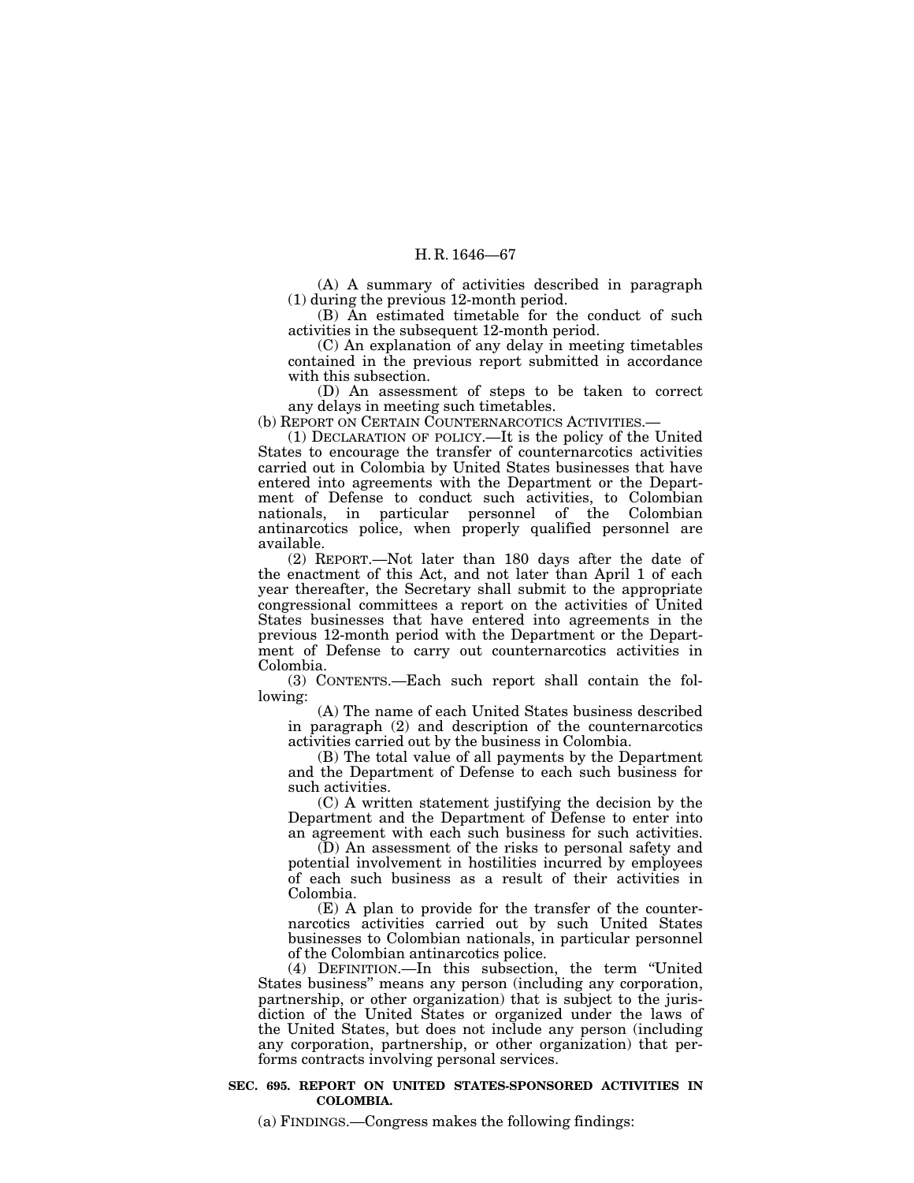(A) A summary of activities described in paragraph (1) during the previous 12-month period.

(B) An estimated timetable for the conduct of such activities in the subsequent 12-month period.

(C) An explanation of any delay in meeting timetables contained in the previous report submitted in accordance with this subsection.

(D) An assessment of steps to be taken to correct any delays in meeting such timetables.

(b) REPORT ON CERTAIN COUNTERNARCOTICS ACTIVITIES.—

(1) DECLARATION OF POLICY.—It is the policy of the United States to encourage the transfer of counternarcotics activities carried out in Colombia by United States businesses that have entered into agreements with the Department or the Department of Defense to conduct such activities, to Colombian nationals, in particular personnel of the Colombian antinarcotics police, when properly qualified personnel are available.

(2) REPORT.—Not later than 180 days after the date of the enactment of this Act, and not later than April 1 of each year thereafter, the Secretary shall submit to the appropriate congressional committees a report on the activities of United States businesses that have entered into agreements in the previous 12-month period with the Department or the Department of Defense to carry out counternarcotics activities in Colombia.

(3) CONTENTS.—Each such report shall contain the following:

(A) The name of each United States business described in paragraph (2) and description of the counternarcotics activities carried out by the business in Colombia.

(B) The total value of all payments by the Department and the Department of Defense to each such business for such activities.

(C) A written statement justifying the decision by the Department and the Department of Defense to enter into an agreement with each such business for such activities.

(D) An assessment of the risks to personal safety and potential involvement in hostilities incurred by employees of each such business as a result of their activities in Colombia.

(E) A plan to provide for the transfer of the counternarcotics activities carried out by such United States businesses to Colombian nationals, in particular personnel of the Colombian antinarcotics police.

(4) DEFINITION.—In this subsection, the term "United States business" means any person (including any corporation, partnership, or other organization) that is subject to the jurisdiction of the United States or organized under the laws of the United States, but does not include any person (including any corporation, partnership, or other organization) that performs contracts involving personal services.

**SEC. 695. REPORT ON UNITED STATES-SPONSORED ACTIVITIES IN COLOMBIA.**

(a) FINDINGS.—Congress makes the following findings: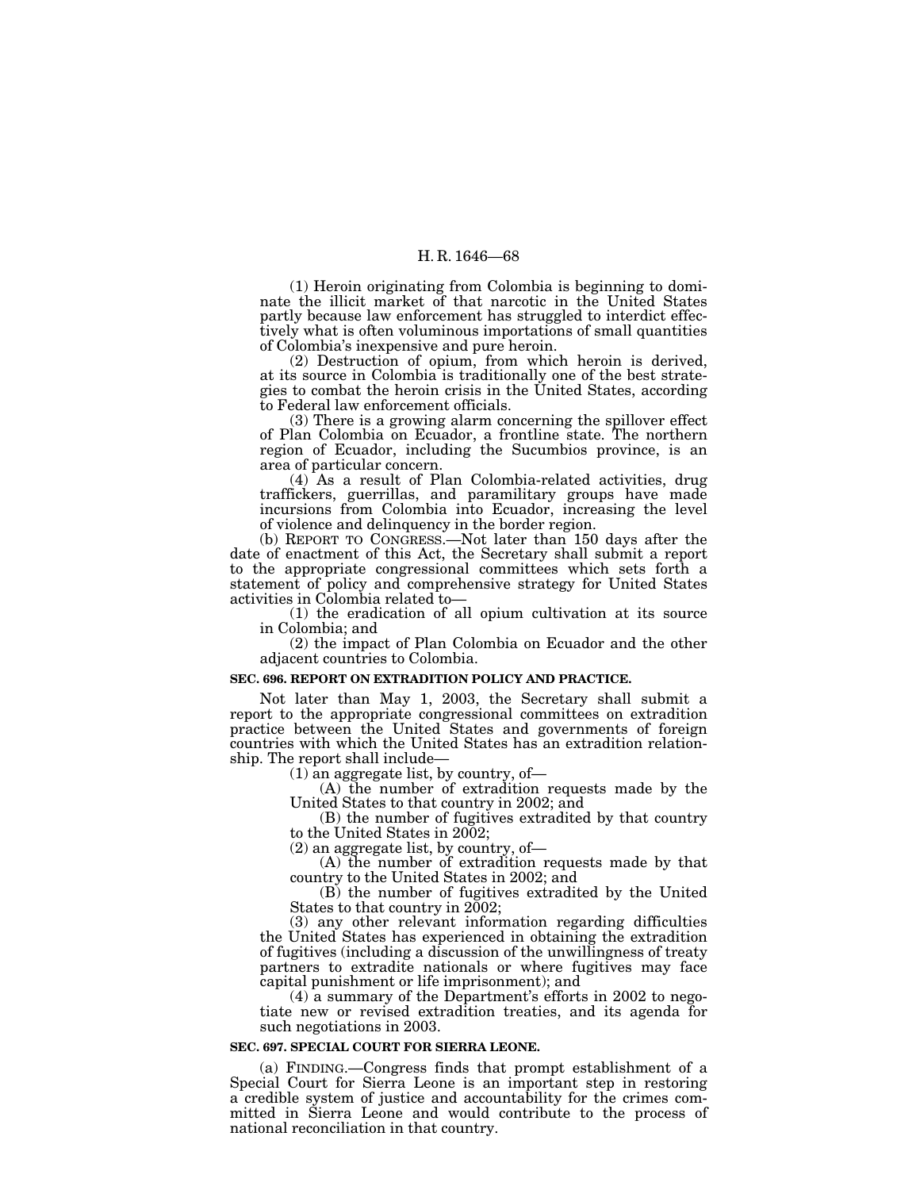(1) Heroin originating from Colombia is beginning to dominate the illicit market of that narcotic in the United States partly because law enforcement has struggled to interdict effectively what is often voluminous importations of small quantities of Colombia's inexpensive and pure heroin.

(2) Destruction of opium, from which heroin is derived, at its source in Colombia is traditionally one of the best strategies to combat the heroin crisis in the United States, according to Federal law enforcement officials.

(3) There is a growing alarm concerning the spillover effect of Plan Colombia on Ecuador, a frontline state. The northern region of Ecuador, including the Sucumbios province, is an area of particular concern.

(4) As a result of Plan Colombia-related activities, drug traffickers, guerrillas, and paramilitary groups have made incursions from Colombia into Ecuador, increasing the level of violence and delinquency in the border region.

(b) REPORT TO CONGRESS.—Not later than 150 days after the date of enactment of this Act, the Secretary shall submit a report to the appropriate congressional committees which sets forth a statement of policy and comprehensive strategy for United States activities in Colombia related to—

(1) the eradication of all opium cultivation at its source in Colombia; and

(2) the impact of Plan Colombia on Ecuador and the other adjacent countries to Colombia.

**SEC. 696. REPORT ON EXTRADITION POLICY AND PRACTICE.**

Not later than May 1, 2003, the Secretary shall submit a report to the appropriate congressional committees on extradition practice between the United States and governments of foreign countries with which the United States has an extradition relationship. The report shall include—

(1) an aggregate list, by country, of—

(A) the number of extradition requests made by the United States to that country in 2002; and

(B) the number of fugitives extradited by that country to the United States in 2002;

(2) an aggregate list, by country, of—

(A) the number of extradition requests made by that country to the United States in 2002; and

(B) the number of fugitives extradited by the United States to that country in 2002;

(3) any other relevant information regarding difficulties the United States has experienced in obtaining the extradition of fugitives (including a discussion of the unwillingness of treaty partners to extradite nationals or where fugitives may face capital punishment or life imprisonment); and

(4) a summary of the Department's efforts in 2002 to negotiate new or revised extradition treaties, and its agenda for such negotiations in 2003.

**SEC. 697. SPECIAL COURT FOR SIERRA LEONE.**

(a) FINDING.—Congress finds that prompt establishment of a Special Court for Sierra Leone is an important step in restoring a credible system of justice and accountability for the crimes committed in Sierra Leone and would contribute to the process of national reconciliation in that country.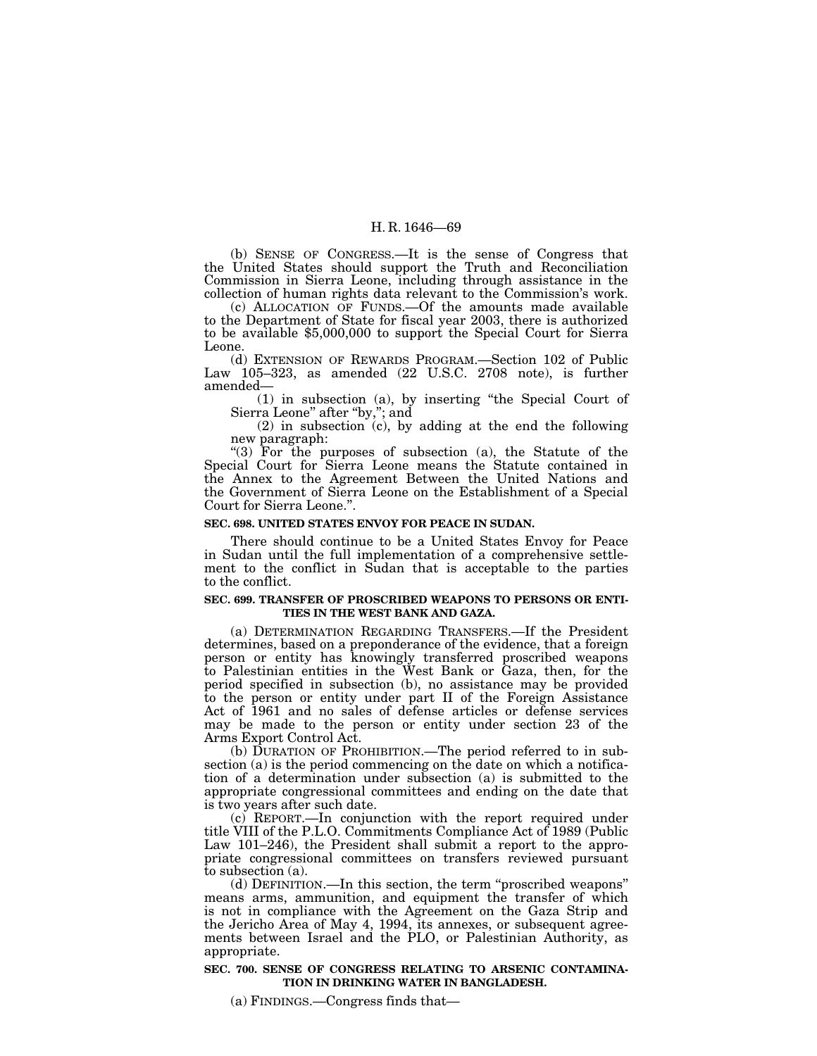(b) SENSE OF CONGRESS.—It is the sense of Congress that the United States should support the Truth and Reconciliation Commission in Sierra Leone, including through assistance in the collection of human rights data relevant to the Commission's work.

(c) ALLOCATION OF FUNDS.—Of the amounts made available to the Department of State for fiscal year 2003, there is authorized to be available $5,000,000 to support the Special Court for Sierra Leone.

(d) EXTENSION OF REWARDS PROGRAM.—Section 102 of Public Law 105–323, as amended (22 U.S.C. 2708 note), is further amended—

(1) in subsection (a), by inserting "the Special Court of Sierra Leone" after "by,"; and

(2) in subsection (c), by adding at the end the following new paragraph:

"(3) For the purposes of subsection (a), the Statute of the Special Court for Sierra Leone means the Statute contained in the Annex to the Agreement Between the United Nations and the Government of Sierra Leone on the Establishment of a Special Court for Sierra Leone.".

### SEC. 698. UNITED STATES ENVOY FOR PEACE IN SUDAN.

There should continue to be a United States Envoy for Peace in Sudan until the full implementation of a comprehensive settlement to the conflict in Sudan that is acceptable to the parties to the conflict.

### SEC. 699. TRANSFER OF PROSCRIBED WEAPONS TO PERSONS OR ENTITIES IN THE WEST BANK AND GAZA.

(a) DETERMINATION REGARDING TRANSFERS.—If the President determines, based on a preponderance of the evidence, that a foreign person or entity has knowingly transferred proscribed weapons to Palestinian entities in the West Bank or Gaza, then, for the period specified in subsection (b), no assistance may be provided to the person or entity under part II of the Foreign Assistance Act of 1961 and no sales of defense articles or defense services may be made to the person or entity under section 23 of the Arms Export Control Act.

(b) DURATION OF PROHIBITION.—The period referred to in subsection (a) is the period commencing on the date on which a notification of a determination under subsection (a) is submitted to the appropriate congressional committees and ending on the date that is two years after such date.

(c) REPORT.—In conjunction with the report required under title VIII of the P.L.O. Commitments Compliance Act of 1989 (Public Law 101–246), the President shall submit a report to the appropriate congressional committees on transfers reviewed pursuant to subsection (a).

(d) DEFINITION.—In this section, the term "proscribed weapons" means arms, ammunition, and equipment the transfer of which is not in compliance with the Agreement on the Gaza Strip and the Jericho Area of May 4, 1994, its annexes, or subsequent agreements between Israel and the PLO, or Palestinian Authority, as appropriate.

### SEC. 700. SENSE OF CONGRESS RELATING TO ARSENIC CONTAMINATION IN DRINKING WATER IN BANGLADESH.

(a) FINDINGS.—Congress finds that—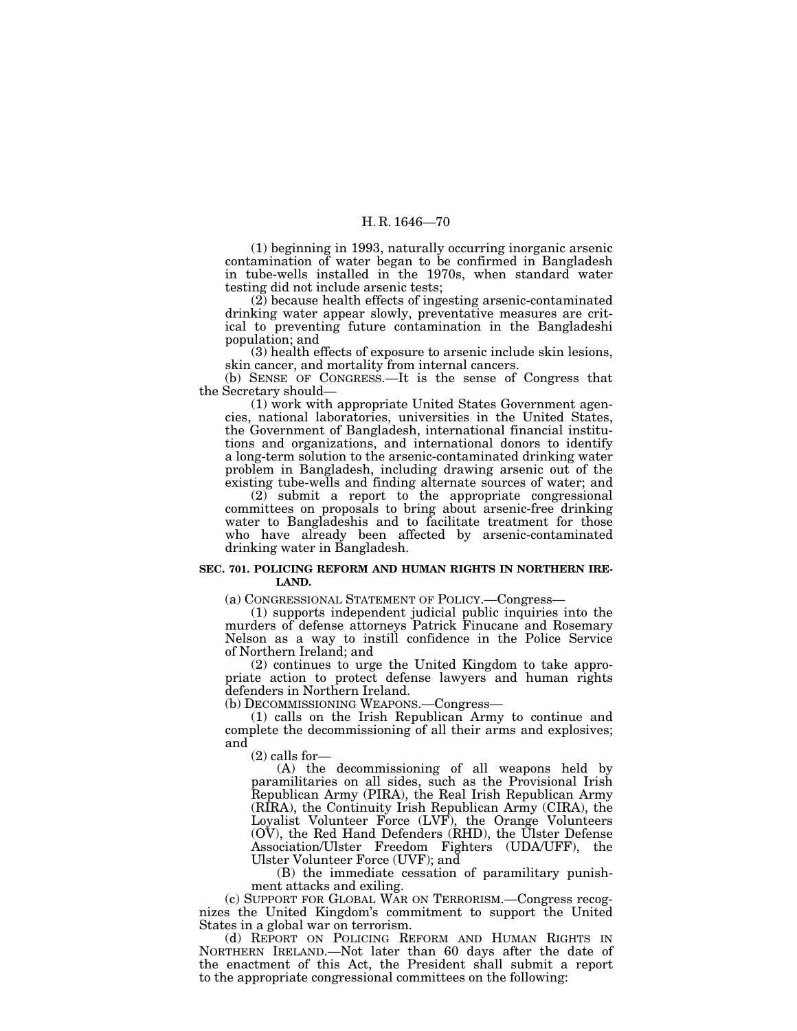(1) beginning in 1993, naturally occurring inorganic arsenic contamination of water began to be confirmed in Bangladesh in tube-wells installed in the 1970s, when standard water testing did not include arsenic tests;

(2) because health effects of ingesting arsenic-contaminated drinking water appear slowly, preventative measures are critical to preventing future contamination in the Bangladeshi population; and

(3) health effects of exposure to arsenic include skin lesions, skin cancer, and mortality from internal cancers.

(b) SENSE OF CONGRESS.—It is the sense of Congress that the Secretary should—

(1) work with appropriate United States Government agencies, national laboratories, universities in the United States, the Government of Bangladesh, international financial institutions and organizations, and international donors to identify a long-term solution to the arsenic-contaminated drinking water problem in Bangladesh, including drawing arsenic out of the existing tube-wells and finding alternate sources of water; and

(2) submit a report to the appropriate congressional committees on proposals to bring about arsenic-free drinking water to Bangladeshis and to facilitate treatment for those who have already been affected by arsenic-contaminated drinking water in Bangladesh.

**SEC. 701. POLICING REFORM AND HUMAN RIGHTS IN NORTHERN IRELAND.**

(a) CONGRESSIONAL STATEMENT OF POLICY.—Congress—

(1) supports independent judicial public inquiries into the murders of defense attorneys Patrick Finucane and Rosemary Nelson as a way to instill confidence in the Police Service of Northern Ireland; and

(2) continues to urge the United Kingdom to take appropriate action to protect defense lawyers and human rights defenders in Northern Ireland.

(b) DECOMMISSIONING WEAPONS.—Congress—

(1) calls on the Irish Republican Army to continue and complete the decommissioning of all their arms and explosives; and

(2) calls for—

(A) the decommissioning of all weapons held by paramilitaries on all sides, such as the Provisional Irish Republican Army (PIRA), the Real Irish Republican Army (RIRA), the Continuity Irish Republican Army (CIRA), the Loyalist Volunteer Force (LVF), the Orange Volunteers (OV), the Red Hand Defenders (RHD), the Ulster Defense Association/Ulster Freedom Fighters (UDA/UFF), the Ulster Volunteer Force (UVF); and

(B) the immediate cessation of paramilitary punishment attacks and exiling.

(c) SUPPORT FOR GLOBAL WAR ON TERRORISM.—Congress recognizes the United Kingdom's commitment to support the United States in a global war on terrorism.

(d) REPORT ON POLICING REFORM AND HUMAN RIGHTS IN NORTHERN IRELAND.—Not later than 60 days after the date of the enactment of this Act, the President shall submit a report to the appropriate congressional committees on the following: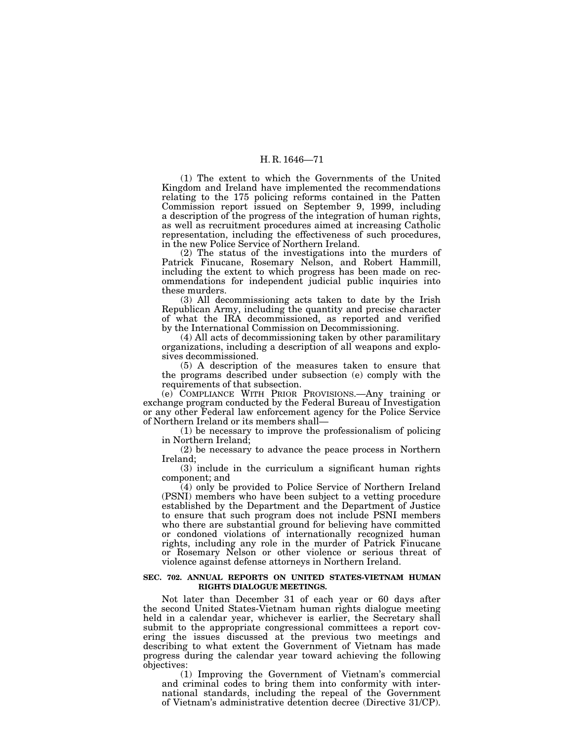(1) The extent to which the Governments of the United Kingdom and Ireland have implemented the recommendations relating to the 175 policing reforms contained in the Patten Commission report issued on September 9, 1999, including a description of the progress of the integration of human rights, as well as recruitment procedures aimed at increasing Catholic representation, including the effectiveness of such procedures, in the new Police Service of Northern Ireland.

(2) The status of the investigations into the murders of Patrick Finucane, Rosemary Nelson, and Robert Hammill, including the extent to which progress has been made on recommendations for independent judicial public inquiries into these murders.

(3) All decommissioning acts taken to date by the Irish Republican Army, including the quantity and precise character of what the IRA decommissioned, as reported and verified by the International Commission on Decommissioning.

(4) All acts of decommissioning taken by other paramilitary organizations, including a description of all weapons and explosives decommissioned.

(5) A description of the measures taken to ensure that the programs described under subsection (e) comply with the requirements of that subsection.

(e) COMPLIANCE WITH PRIOR PROVISIONS.—Any training or exchange program conducted by the Federal Bureau of Investigation or any other Federal law enforcement agency for the Police Service of Northern Ireland or its members shall—

(1) be necessary to improve the professionalism of policing in Northern Ireland;

(2) be necessary to advance the peace process in Northern Ireland;

(3) include in the curriculum a significant human rights component; and

(4) only be provided to Police Service of Northern Ireland (PSNI) members who have been subject to a vetting procedure established by the Department and the Department of Justice to ensure that such program does not include PSNI members who there are substantial ground for believing have committed or condoned violations of internationally recognized human rights, including any role in the murder of Patrick Finucane or Rosemary Nelson or other violence or serious threat of violence against defense attorneys in Northern Ireland.

**SEC. 702. ANNUAL REPORTS ON UNITED STATES-VIETNAM HUMAN RIGHTS DIALOGUE MEETINGS.**

Not later than December 31 of each year or 60 days after the second United States-Vietnam human rights dialogue meeting held in a calendar year, whichever is earlier, the Secretary shall submit to the appropriate congressional committees a report covering the issues discussed at the previous two meetings and describing to what extent the Government of Vietnam has made progress during the calendar year toward achieving the following objectives:

(1) Improving the Government of Vietnam's commercial and criminal codes to bring them into conformity with international standards, including the repeal of the Government of Vietnam's administrative detention decree (Directive 31/CP).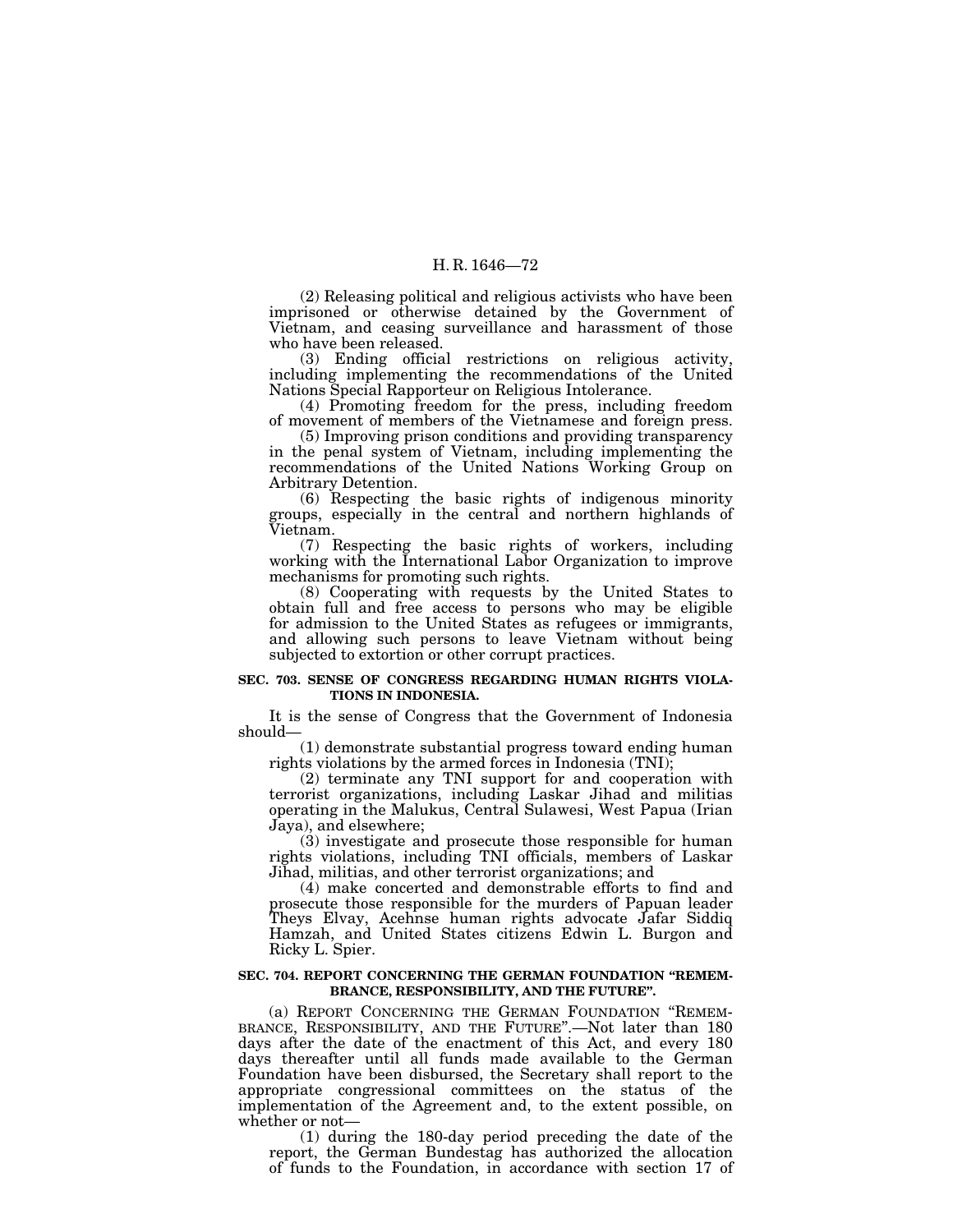(2) Releasing political and religious activists who have been imprisoned or otherwise detained by the Government of Vietnam, and ceasing surveillance and harassment of those who have been released.

(3) Ending official restrictions on religious activity, including implementing the recommendations of the United Nations Special Rapporteur on Religious Intolerance.

(4) Promoting freedom for the press, including freedom of movement of members of the Vietnamese and foreign press.

(5) Improving prison conditions and providing transparency in the penal system of Vietnam, including implementing the recommendations of the United Nations Working Group on Arbitrary Detention.

(6) Respecting the basic rights of indigenous minority groups, especially in the central and northern highlands of Vietnam.

(7) Respecting the basic rights of workers, including working with the International Labor Organization to improve mechanisms for promoting such rights.

(8) Cooperating with requests by the United States to obtain full and free access to persons who may be eligible for admission to the United States as refugees or immigrants, and allowing such persons to leave Vietnam without being subjected to extortion or other corrupt practices.

**SEC. 703. SENSE OF CONGRESS REGARDING HUMAN RIGHTS VIOLATIONS IN INDONESIA.**

It is the sense of Congress that the Government of Indonesia should—

(1) demonstrate substantial progress toward ending human rights violations by the armed forces in Indonesia (TNI);

(2) terminate any TNI support for and cooperation with terrorist organizations, including Laskar Jihad and militias operating in the Malukus, Central Sulawesi, West Papua (Irian Jaya), and elsewhere;

(3) investigate and prosecute those responsible for human rights violations, including TNI officials, members of Laskar Jihad, militias, and other terrorist organizations; and

(4) make concerted and demonstrable efforts to find and prosecute those responsible for the murders of Papuan leader Theys Elvay, Acehnse human rights advocate Jafar Siddiq Hamzah, and United States citizens Edwin L. Burgon and Ricky L. Spier.

**SEC. 704. REPORT CONCERNING THE GERMAN FOUNDATION "REMEMBRANCE, RESPONSIBILITY, AND THE FUTURE".**

(a) REPORT CONCERNING THE GERMAN FOUNDATION "REMEMBRANCE, RESPONSIBILITY, AND THE FUTURE".—Not later than 180 days after the date of the enactment of this Act, and every 180 days thereafter until all funds made available to the German Foundation have been disbursed, the Secretary shall report to the appropriate congressional committees on the status of the implementation of the Agreement and, to the extent possible, on whether or not—

(1) during the 180-day period preceding the date of the report, the German Bundestag has authorized the allocation of funds to the Foundation, in accordance with section 17 of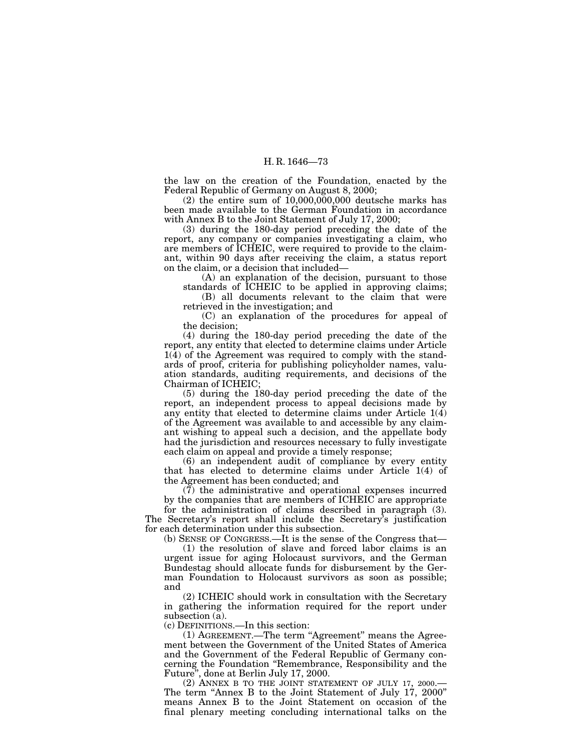the law on the creation of the Foundation, enacted by the Federal Republic of Germany on August 8, 2000;

(2) the entire sum of 10,000,000,000 deutsche marks has been made available to the German Foundation in accordance with Annex B to the Joint Statement of July 17, 2000;

(3) during the 180-day period preceding the date of the report, any company or companies investigating a claim, who are members of ICHEIC, were required to provide to the claimant, within 90 days after receiving the claim, a status report on the claim, or a decision that included—

(A) an explanation of the decision, pursuant to those standards of ICHEIC to be applied in approving claims;

(B) all documents relevant to the claim that were retrieved in the investigation; and

(C) an explanation of the procedures for appeal of the decision;

(4) during the 180-day period preceding the date of the report, any entity that elected to determine claims under Article 1(4) of the Agreement was required to comply with the standards of proof, criteria for publishing policyholder names, valuation standards, auditing requirements, and decisions of the Chairman of ICHEIC;

(5) during the 180-day period preceding the date of the report, an independent process to appeal decisions made by any entity that elected to determine claims under Article 1(4) of the Agreement was available to and accessible by any claimant wishing to appeal such a decision, and the appellate body had the jurisdiction and resources necessary to fully investigate each claim on appeal and provide a timely response;

(6) an independent audit of compliance by every entity that has elected to determine claims under Article 1(4) of the Agreement has been conducted; and

(7) the administrative and operational expenses incurred by the companies that are members of ICHEIC are appropriate for the administration of claims described in paragraph (3).

The Secretary's report shall include the Secretary's justification for each determination under this subsection.

(b) SENSE OF CONGRESS.—It is the sense of the Congress that—

(1) the resolution of slave and forced labor claims is an urgent issue for aging Holocaust survivors, and the German Bundestag should allocate funds for disbursement by the German Foundation to Holocaust survivors as soon as possible; and

(2) ICHEIC should work in consultation with the Secretary in gathering the information required for the report under subsection (a).

(c) DEFINITIONS.—In this section:

(1) AGREEMENT.—The term "Agreement" means the Agreement between the Government of the United States of America and the Government of the Federal Republic of Germany concerning the Foundation "Remembrance, Responsibility and the Future", done at Berlin July 17, 2000.

(2) ANNEX B TO THE JOINT STATEMENT OF JULY 17, 2000.—The term "Annex B to the Joint Statement of July 17, 2000" means Annex B to the Joint Statement on occasion of the final plenary meeting concluding international talks on the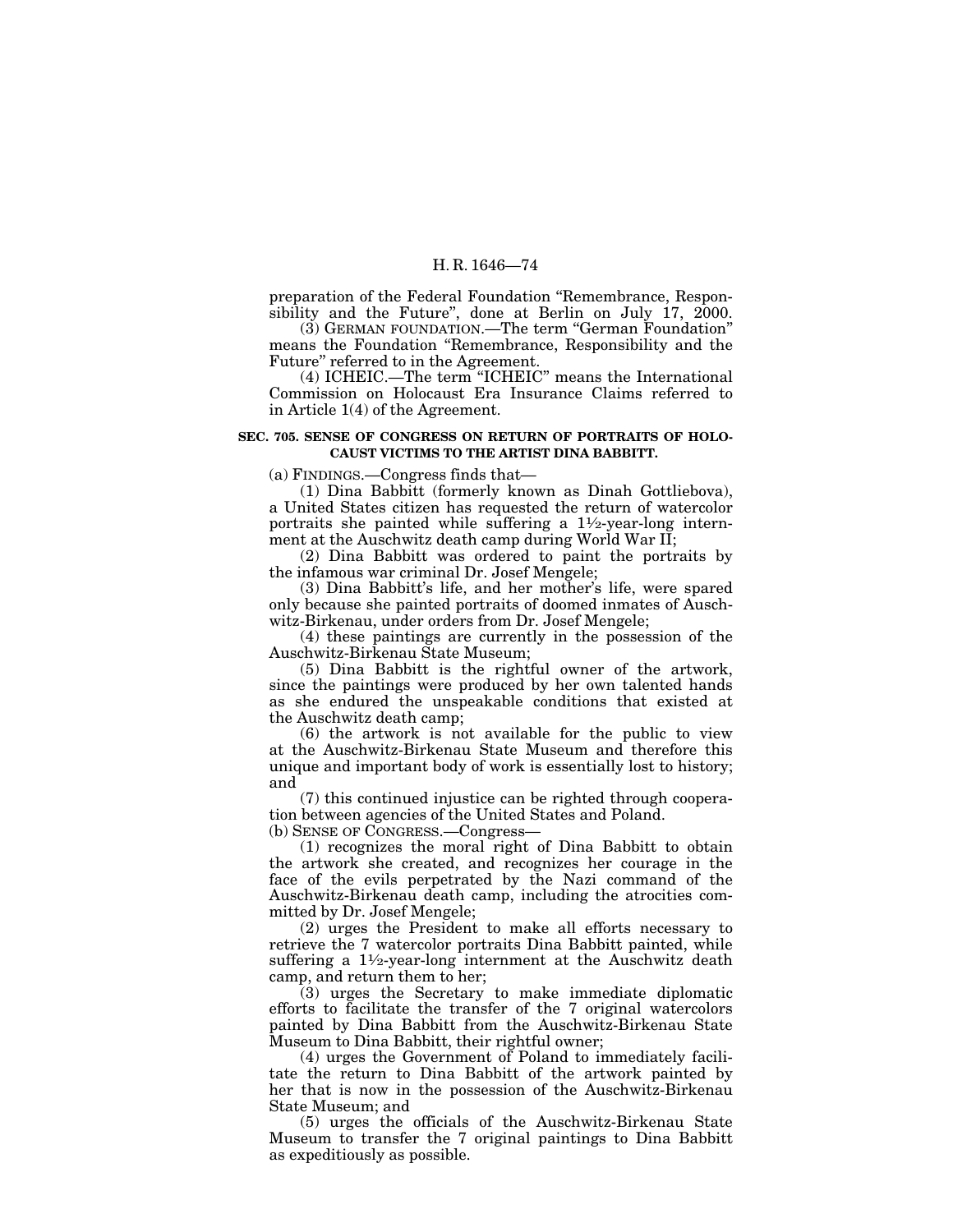preparation of the Federal Foundation "Remembrance, Responsibility and the Future", done at Berlin on July 17, 2000.

(3) GERMAN FOUNDATION.—The term "German Foundation" means the Foundation "Remembrance, Responsibility and the Future" referred to in the Agreement.

(4) ICHEIC.—The term "ICHEIC" means the International Commission on Holocaust Era Insurance Claims referred to in Article 1(4) of the Agreement.

### SEC. 705. SENSE OF CONGRESS ON RETURN OF PORTRAITS OF HOLOCAUST VICTIMS TO THE ARTIST DINA BABBITT.

(a) FINDINGS.—Congress finds that—

(1) Dina Babbitt (formerly known as Dinah Gottliebova), a United States citizen has requested the return of watercolor portraits she painted while suffering a 1½-year-long internment at the Auschwitz death camp during World War II;

(2) Dina Babbitt was ordered to paint the portraits by the infamous war criminal Dr. Josef Mengele;

(3) Dina Babbitt's life, and her mother's life, were spared only because she painted portraits of doomed inmates of Auschwitz-Birkenau, under orders from Dr. Josef Mengele;

(4) these paintings are currently in the possession of the Auschwitz-Birkenau State Museum;

(5) Dina Babbitt is the rightful owner of the artwork, since the paintings were produced by her own talented hands as she endured the unspeakable conditions that existed at the Auschwitz death camp;

(6) the artwork is not available for the public to view at the Auschwitz-Birkenau State Museum and therefore this unique and important body of work is essentially lost to history; and

(7) this continued injustice can be righted through cooperation between agencies of the United States and Poland.

(b) SENSE OF CONGRESS.—Congress—

(1) recognizes the moral right of Dina Babbitt to obtain the artwork she created, and recognizes her courage in the face of the evils perpetrated by the Nazi command of the Auschwitz-Birkenau death camp, including the atrocities committed by Dr. Josef Mengele;

(2) urges the President to make all efforts necessary to retrieve the 7 watercolor portraits Dina Babbitt painted, while suffering a 1½-year-long internment at the Auschwitz death camp, and return them to her;

(3) urges the Secretary to make immediate diplomatic efforts to facilitate the transfer of the 7 original watercolors painted by Dina Babbitt from the Auschwitz-Birkenau State Museum to Dina Babbitt, their rightful owner;

(4) urges the Government of Poland to immediately facilitate the return to Dina Babbitt of the artwork painted by her that is now in the possession of the Auschwitz-Birkenau State Museum; and

(5) urges the officials of the Auschwitz-Birkenau State Museum to transfer the 7 original paintings to Dina Babbitt as expeditiously as possible.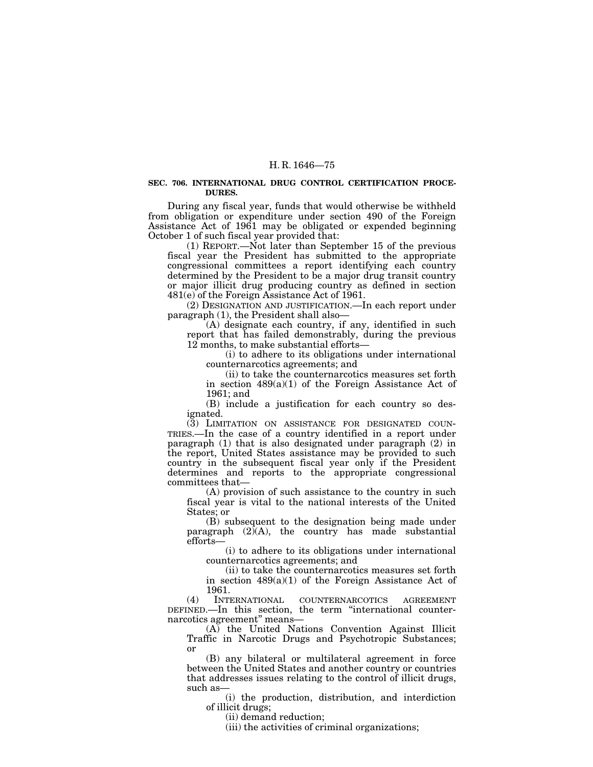**SEC. 706. INTERNATIONAL DRUG CONTROL CERTIFICATION PROCEDURES.**

During any fiscal year, funds that would otherwise be withheld from obligation or expenditure under section 490 of the Foreign Assistance Act of 1961 may be obligated or expended beginning October 1 of such fiscal year provided that:

(1) REPORT.—Not later than September 15 of the previous fiscal year the President has submitted to the appropriate congressional committees a report identifying each country determined by the President to be a major drug transit country or major illicit drug producing country as defined in section 481(e) of the Foreign Assistance Act of 1961.

(2) DESIGNATION AND JUSTIFICATION.—In each report under paragraph (1), the President shall also—

(A) designate each country, if any, identified in such report that has failed demonstrably, during the previous 12 months, to make substantial efforts—

(i) to adhere to its obligations under international counternarcotics agreements; and

(ii) to take the counternarcotics measures set forth in section 489(a)(1) of the Foreign Assistance Act of 1961; and

(B) include a justification for each country so designated.

(3) LIMITATION ON ASSISTANCE FOR DESIGNATED COUNTRIES.—In the case of a country identified in a report under paragraph (1) that is also designated under paragraph (2) in the report, United States assistance may be provided to such country in the subsequent fiscal year only if the President determines and reports to the appropriate congressional committees that—

(A) provision of such assistance to the country in such fiscal year is vital to the national interests of the United States; or

(B) subsequent to the designation being made under paragraph (2)(A), the country has made substantial efforts—

(i) to adhere to its obligations under international counternarcotics agreements; and

(ii) to take the counternarcotics measures set forth in section 489(a)(1) of the Foreign Assistance Act of 1961.

(4) INTERNATIONAL COUNTERNARCOTICS AGREEMENT DEFINED.—In this section, the term "international counternarcotics agreement" means—

(A) the United Nations Convention Against Illicit Traffic in Narcotic Drugs and Psychotropic Substances; or

(B) any bilateral or multilateral agreement in force between the United States and another country or countries that addresses issues relating to the control of illicit drugs, such as—

(i) the production, distribution, and interdiction of illicit drugs;

(ii) demand reduction;

(iii) the activities of criminal organizations;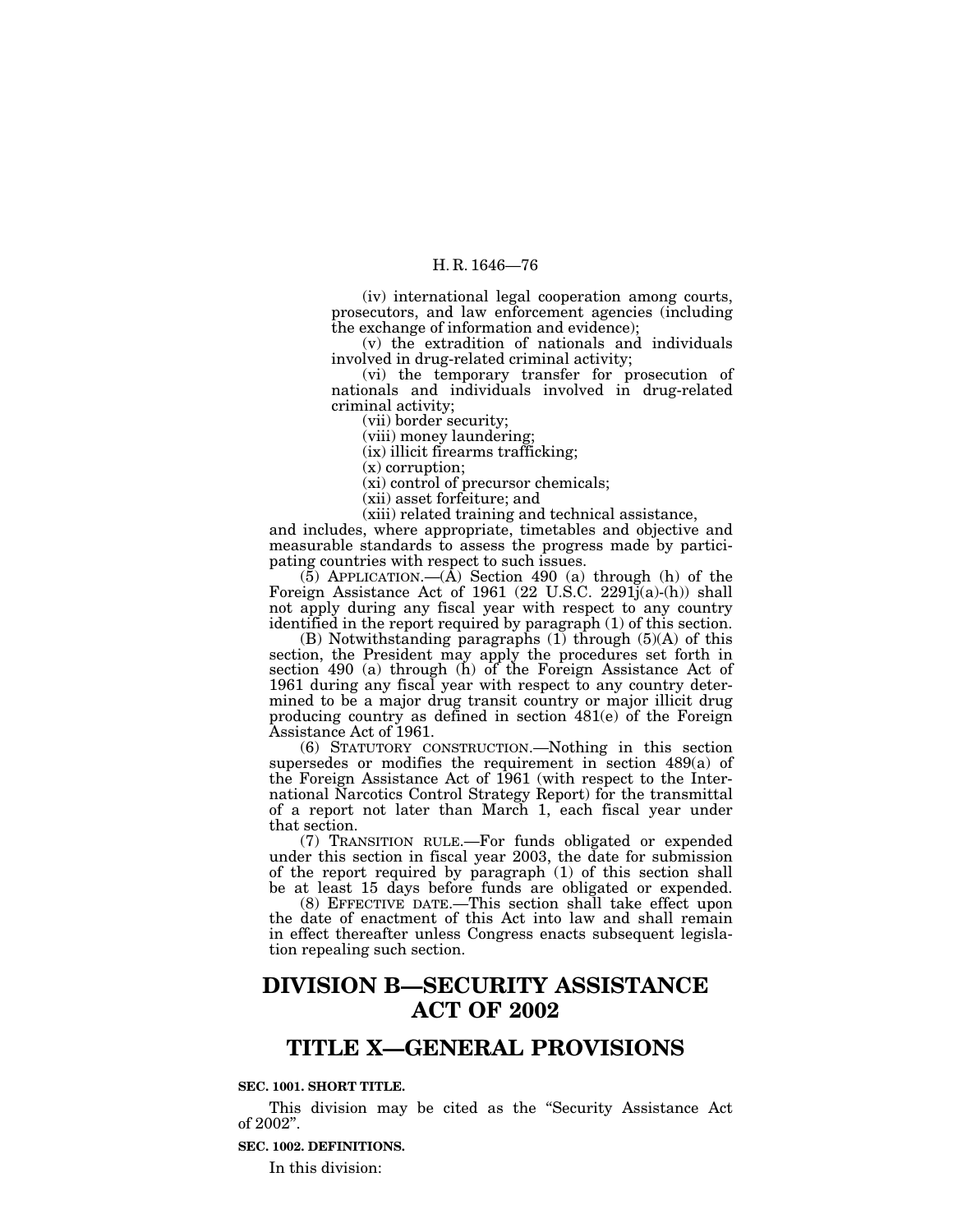(iv) international legal cooperation among courts, prosecutors, and law enforcement agencies (including the exchange of information and evidence);

(v) the extradition of nationals and individuals involved in drug-related criminal activity;

(vi) the temporary transfer for prosecution of nationals and individuals involved in drug-related criminal activity;

(vii) border security;

(viii) money laundering;

(ix) illicit firearms trafficking;

(x) corruption;

(xi) control of precursor chemicals;

(xii) asset forfeiture; and

(xiii) related training and technical assistance,

and includes, where appropriate, timetables and objective and measurable standards to assess the progress made by participating countries with respect to such issues.

(5) APPLICATION.—(A) Section 490 (a) through (h) of the Foreign Assistance Act of 1961 (22 U.S.C. 2291j(a)-(h)) shall not apply during any fiscal year with respect to any country identified in the report required by paragraph (1) of this section.

(B) Notwithstanding paragraphs (1) through (5)(A) of this section, the President may apply the procedures set forth in section 490 (a) through (h) of the Foreign Assistance Act of 1961 during any fiscal year with respect to any country determined to be a major drug transit country or major illicit drug producing country as defined in section 481(e) of the Foreign Assistance Act of 1961.

(6) STATUTORY CONSTRUCTION.—Nothing in this section supersedes or modifies the requirement in section 489(a) of the Foreign Assistance Act of 1961 (with respect to the International Narcotics Control Strategy Report) for the transmittal of a report not later than March 1, each fiscal year under that section.

(7) TRANSITION RULE.—For funds obligated or expended under this section in fiscal year 2003, the date for submission of the report required by paragraph (1) of this section shall be at least 15 days before funds are obligated or expended.

(8) EFFECTIVE DATE.—This section shall take effect upon the date of enactment of this Act into law and shall remain in effect thereafter unless Congress enacts subsequent legislation repealing such section.

# DIVISION B—SECURITY ASSISTANCE ACT OF 2002

# TITLE X—GENERAL PROVISIONS

**SEC. 1001. SHORT TITLE.**

This division may be cited as the "Security Assistance Act of 2002".

**SEC. 1002. DEFINITIONS.**

In this division: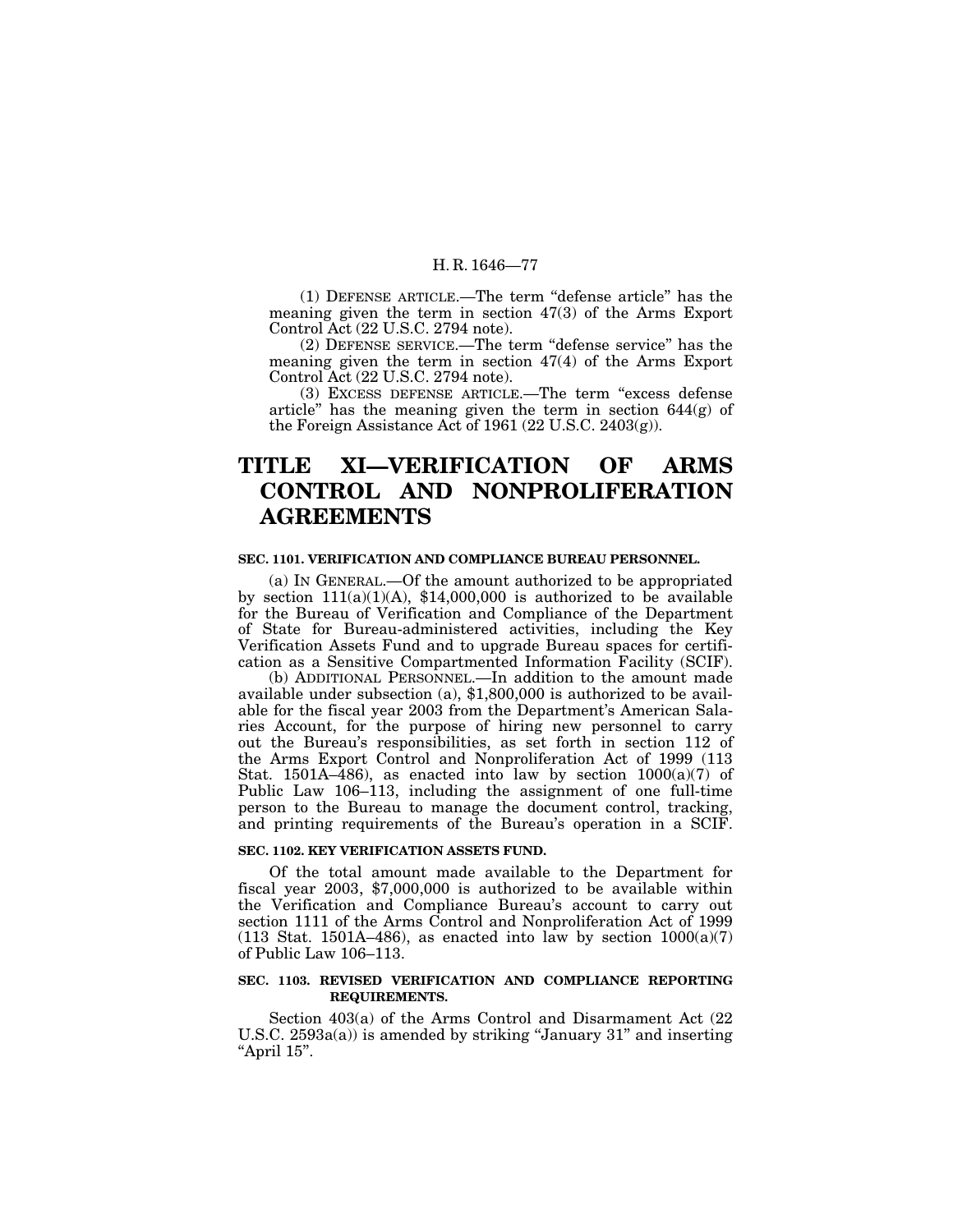(1) DEFENSE ARTICLE.—The term "defense article" has the meaning given the term in section 47(3) of the Arms Export Control Act (22 U.S.C. 2794 note).

(2) DEFENSE SERVICE.—The term "defense service" has the meaning given the term in section 47(4) of the Arms Export Control Act (22 U.S.C. 2794 note).

(3) EXCESS DEFENSE ARTICLE.—The term "excess defense article" has the meaning given the term in section 644(g) of the Foreign Assistance Act of 1961 (22 U.S.C. 2403(g)).

# TITLE XI—VERIFICATION OF ARMS CONTROL AND NONPROLIFERATION AGREEMENTS

### SEC. 1101. VERIFICATION AND COMPLIANCE BUREAU PERSONNEL.

(a) IN GENERAL.—Of the amount authorized to be appropriated by section 111(a)(1)(A), $14,000,000 is authorized to be available for the Bureau of Verification and Compliance of the Department of State for Bureau-administered activities, including the Key Verification Assets Fund and to upgrade Bureau spaces for certification as a Sensitive Compartmented Information Facility (SCIF).

(b) ADDITIONAL PERSONNEL.—In addition to the amount made available under subsection (a), $1,800,000 is authorized to be available for the fiscal year 2003 from the Department's American Salaries Account, for the purpose of hiring new personnel to carry out the Bureau's responsibilities, as set forth in section 112 of the Arms Export Control and Nonproliferation Act of 1999 (113 Stat. 1501A–486), as enacted into law by section 1000(a)(7) of Public Law 106–113, including the assignment of one full-time person to the Bureau to manage the document control, tracking, and printing requirements of the Bureau's operation in a SCIF.

### SEC. 1102. KEY VERIFICATION ASSETS FUND.

Of the total amount made available to the Department for fiscal year 2003, $7,000,000 is authorized to be available within the Verification and Compliance Bureau's account to carry out section 1111 of the Arms Control and Nonproliferation Act of 1999 (113 Stat. 1501A–486), as enacted into law by section 1000(a)(7) of Public Law 106–113.

### SEC. 1103. REVISED VERIFICATION AND COMPLIANCE REPORTING REQUIREMENTS.

Section 403(a) of the Arms Control and Disarmament Act (22 U.S.C. 2593a(a)) is amended by striking "January 31" and inserting "April 15".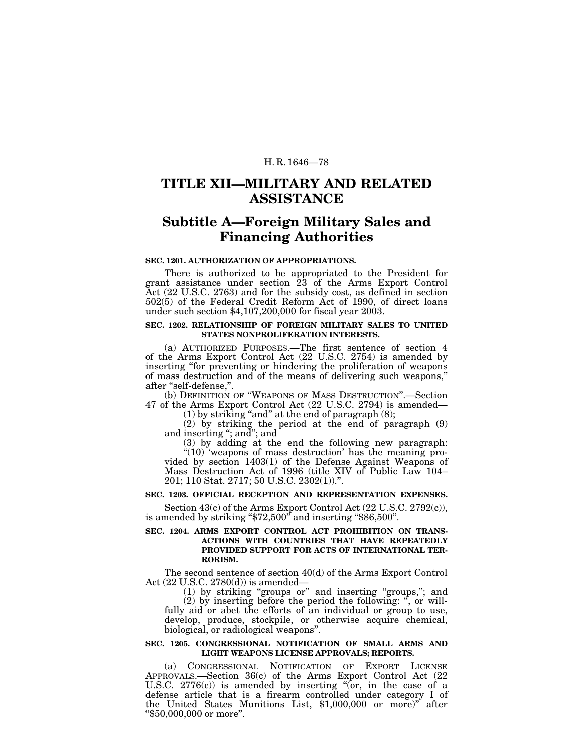# TITLE XII—MILITARY AND RELATED ASSISTANCE

## Subtitle A—Foreign Military Sales and Financing Authorities

### SEC. 1201. AUTHORIZATION OF APPROPRIATIONS.

There is authorized to be appropriated to the President for grant assistance under section 23 of the Arms Export Control Act (22 U.S.C. 2763) and for the subsidy cost, as defined in section 502(5) of the Federal Credit Reform Act of 1990, of direct loans under such section $4,107,200,000 for fiscal year 2003.

### SEC. 1202. RELATIONSHIP OF FOREIGN MILITARY SALES TO UNITED STATES NONPROLIFERATION INTERESTS.

(a) AUTHORIZED PURPOSES.—The first sentence of section 4 of the Arms Export Control Act (22 U.S.C. 2754) is amended by inserting "for preventing or hindering the proliferation of weapons of mass destruction and of the means of delivering such weapons," after "self-defense,".

(b) DEFINITION OF "WEAPONS OF MASS DESTRUCTION".—Section 47 of the Arms Export Control Act (22 U.S.C. 2794) is amended—

(1) by striking "and" at the end of paragraph (8);

(2) by striking the period at the end of paragraph (9) and inserting "; and"; and

(3) by adding at the end the following new paragraph:

"(10) 'weapons of mass destruction' has the meaning provided by section 1403(1) of the Defense Against Weapons of Mass Destruction Act of 1996 (title XIV of Public Law 104–201; 110 Stat. 2717; 50 U.S.C. 2302(1)).".

### SEC. 1203. OFFICIAL RECEPTION AND REPRESENTATION EXPENSES.

Section 43(c) of the Arms Export Control Act (22 U.S.C. 2792(c)), is amended by striking "$72,500" and inserting "$86,500".

### SEC. 1204. ARMS EXPORT CONTROL ACT PROHIBITION ON TRANSACTIONS WITH COUNTRIES THAT HAVE REPEATEDLY PROVIDED SUPPORT FOR ACTS OF INTERNATIONAL TERRORISM.

The second sentence of section 40(d) of the Arms Export Control Act (22 U.S.C. 2780(d)) is amended—

(1) by striking "groups or" and inserting "groups,"; and

(2) by inserting before the period the following: ", or willfully aid or abet the efforts of an individual or group to use, develop, produce, stockpile, or otherwise acquire chemical, biological, or radiological weapons".

### SEC. 1205. CONGRESSIONAL NOTIFICATION OF SMALL ARMS AND LIGHT WEAPONS LICENSE APPROVALS; REPORTS.

(a) CONGRESSIONAL NOTIFICATION OF EXPORT LICENSE APPROVALS.—Section 36(c) of the Arms Export Control Act (22 U.S.C. 2776(c)) is amended by inserting "(or, in the case of a defense article that is a firearm controlled under category I of the United States Munitions List, $1,000,000 or more)" after "$50,000,000 or more".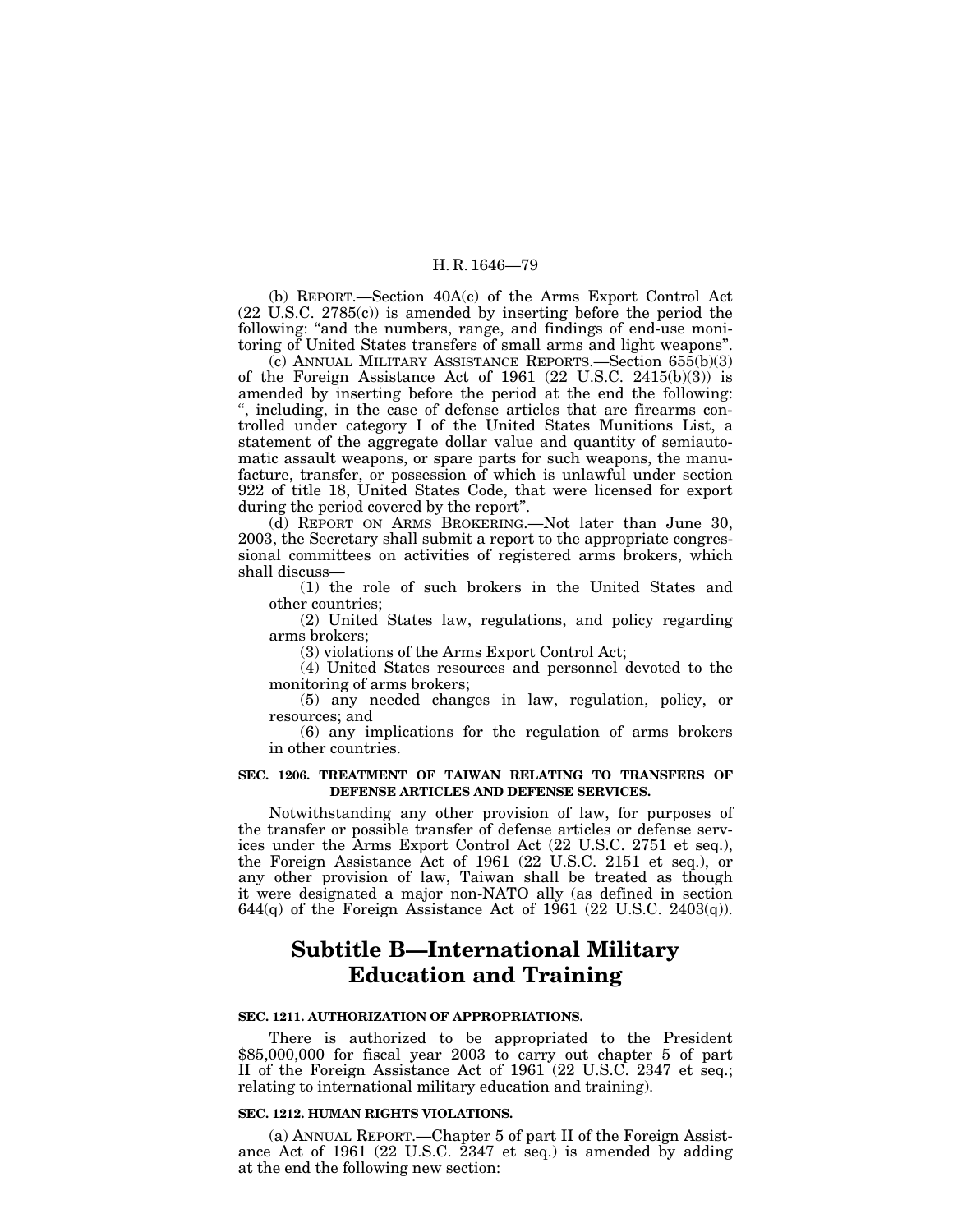(b) REPORT.—Section 40A(c) of the Arms Export Control Act (22 U.S.C. 2785(c)) is amended by inserting before the period the following: "and the numbers, range, and findings of end-use monitoring of United States transfers of small arms and light weapons".

(c) ANNUAL MILITARY ASSISTANCE REPORTS.—Section 655(b)(3) of the Foreign Assistance Act of 1961 (22 U.S.C. 2415(b)(3)) is amended by inserting before the period at the end the following: ", including, in the case of defense articles that are firearms controlled under category I of the United States Munitions List, a statement of the aggregate dollar value and quantity of semiautomatic assault weapons, or spare parts for such weapons, the manufacture, transfer, or possession of which is unlawful under section 922 of title 18, United States Code, that were licensed for export during the period covered by the report".

(d) REPORT ON ARMS BROKERING.—Not later than June 30, 2003, the Secretary shall submit a report to the appropriate congressional committees on activities of registered arms brokers, which shall discuss—

(1) the role of such brokers in the United States and other countries;

(2) United States law, regulations, and policy regarding arms brokers;

(3) violations of the Arms Export Control Act;

(4) United States resources and personnel devoted to the monitoring of arms brokers;

(5) any needed changes in law, regulation, policy, or resources; and

(6) any implications for the regulation of arms brokers in other countries.

#### SEC. 1206. TREATMENT OF TAIWAN RELATING TO TRANSFERS OF DEFENSE ARTICLES AND DEFENSE SERVICES.

Notwithstanding any other provision of law, for purposes of the transfer or possible transfer of defense articles or defense services under the Arms Export Control Act (22 U.S.C. 2751 et seq.), the Foreign Assistance Act of 1961 (22 U.S.C. 2151 et seq.), or any other provision of law, Taiwan shall be treated as though it were designated a major non-NATO ally (as defined in section 644(q) of the Foreign Assistance Act of 1961 (22 U.S.C. 2403(q)).

## Subtitle B—International Military Education and Training

#### SEC. 1211. AUTHORIZATION OF APPROPRIATIONS.

There is authorized to be appropriated to the President $85,000,000 for fiscal year 2003 to carry out chapter 5 of part II of the Foreign Assistance Act of 1961 (22 U.S.C. 2347 et seq.; relating to international military education and training).

#### SEC. 1212. HUMAN RIGHTS VIOLATIONS.

(a) ANNUAL REPORT.—Chapter 5 of part II of the Foreign Assistance Act of 1961 (22 U.S.C. 2347 et seq.) is amended by adding at the end the following new section: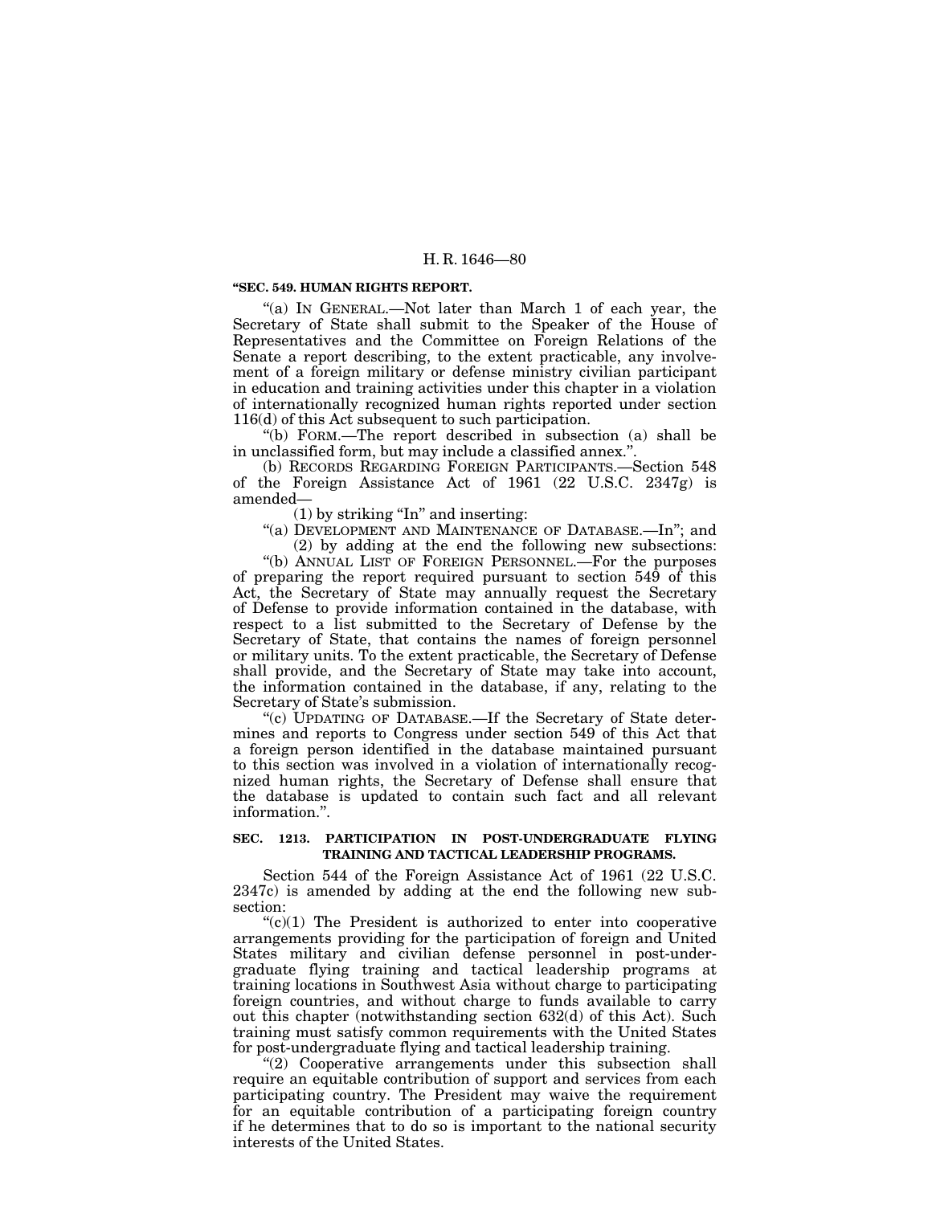**"SEC. 549. HUMAN RIGHTS REPORT.**

"(a) IN GENERAL.—Not later than March 1 of each year, the Secretary of State shall submit to the Speaker of the House of Representatives and the Committee on Foreign Relations of the Senate a report describing, to the extent practicable, any involvement of a foreign military or defense ministry civilian participant in education and training activities under this chapter in a violation of internationally recognized human rights reported under section 116(d) of this Act subsequent to such participation.

"(b) FORM.—The report described in subsection (a) shall be in unclassified form, but may include a classified annex.".

(b) RECORDS REGARDING FOREIGN PARTICIPANTS.—Section 548 of the Foreign Assistance Act of 1961 (22 U.S.C. 2347g) is amended—

(1) by striking "In" and inserting:

"(a) DEVELOPMENT AND MAINTENANCE OF DATABASE.—In"; and

(2) by adding at the end the following new subsections:

"(b) ANNUAL LIST OF FOREIGN PERSONNEL.—For the purposes of preparing the report required pursuant to section 549 of this Act, the Secretary of State may annually request the Secretary of Defense to provide information contained in the database, with respect to a list submitted to the Secretary of Defense by the Secretary of State, that contains the names of foreign personnel or military units. To the extent practicable, the Secretary of Defense shall provide, and the Secretary of State may take into account, the information contained in the database, if any, relating to the Secretary of State's submission.

"(c) UPDATING OF DATABASE.—If the Secretary of State determines and reports to Congress under section 549 of this Act that a foreign person identified in the database maintained pursuant to this section was involved in a violation of internationally recognized human rights, the Secretary of Defense shall ensure that the database is updated to contain such fact and all relevant information.".

**SEC. 1213. PARTICIPATION IN POST-UNDERGRADUATE FLYING TRAINING AND TACTICAL LEADERSHIP PROGRAMS.**

Section 544 of the Foreign Assistance Act of 1961 (22 U.S.C. 2347c) is amended by adding at the end the following new subsection:

"(c)(1) The President is authorized to enter into cooperative arrangements providing for the participation of foreign and United States military and civilian defense personnel in post-undergraduate flying training and tactical leadership programs at training locations in Southwest Asia without charge to participating foreign countries, and without charge to funds available to carry out this chapter (notwithstanding section 632(d) of this Act). Such training must satisfy common requirements with the United States for post-undergraduate flying and tactical leadership training.

"(2) Cooperative arrangements under this subsection shall require an equitable contribution of support and services from each participating country. The President may waive the requirement for an equitable contribution of a participating foreign country if he determines that to do so is important to the national security interests of the United States.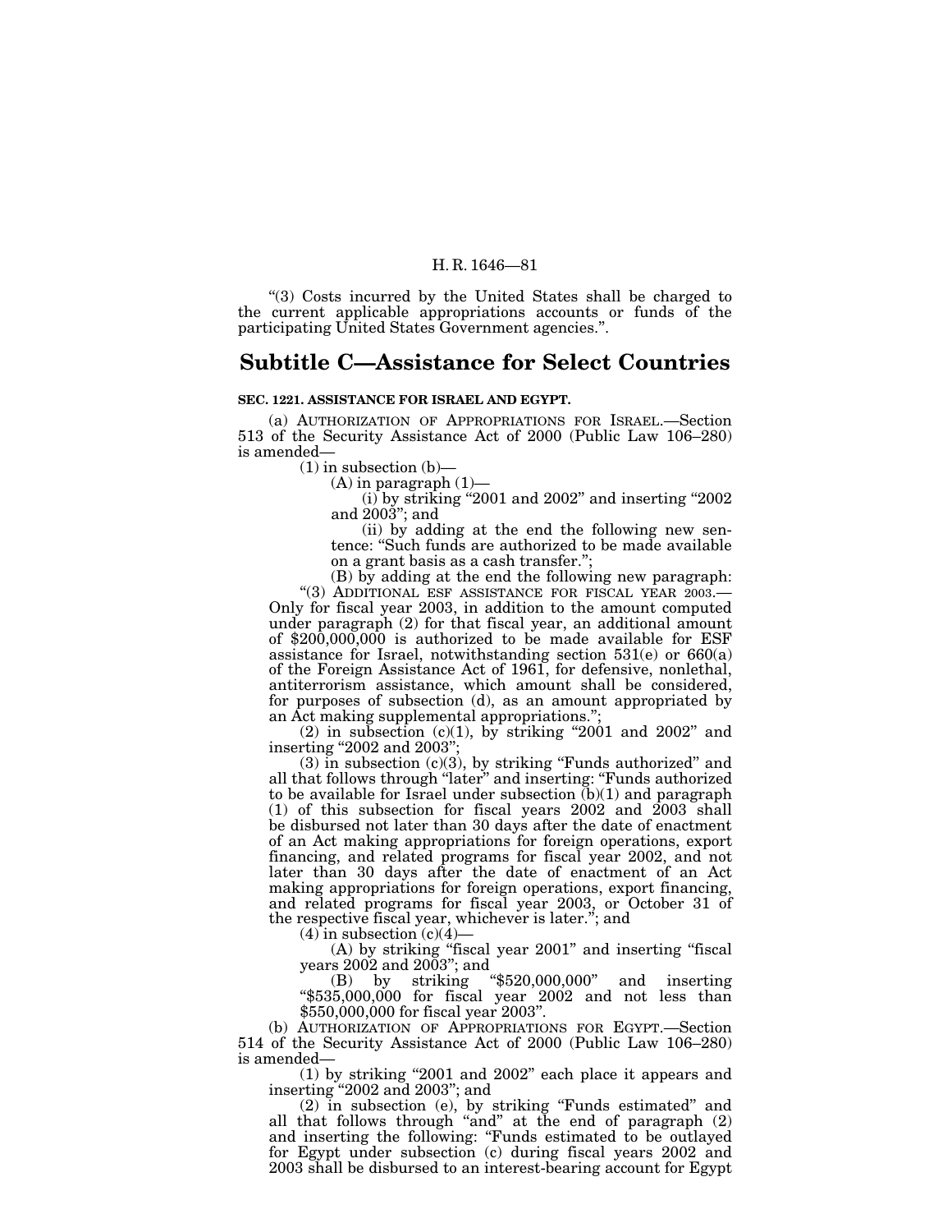"(3) Costs incurred by the United States shall be charged to the current applicable appropriations accounts or funds of the participating United States Government agencies.".

## Subtitle C—Assistance for Select Countries

**SEC. 1221. ASSISTANCE FOR ISRAEL AND EGYPT.**

(a) AUTHORIZATION OF APPROPRIATIONS FOR ISRAEL.—Section 513 of the Security Assistance Act of 2000 (Public Law 106–280) is amended—

(1) in subsection (b)—

(A) in paragraph (1)—

(i) by striking "2001 and 2002" and inserting "2002 and 2003"; and

(ii) by adding at the end the following new sentence: "Such funds are authorized to be made available on a grant basis as a cash transfer.";

(B) by adding at the end the following new paragraph:

"(3) ADDITIONAL ESF ASSISTANCE FOR FISCAL YEAR 2003.—Only for fiscal year 2003, in addition to the amount computed under paragraph (2) for that fiscal year, an additional amount of $200,000,000 is authorized to be made available for ESF assistance for Israel, notwithstanding section 531(e) or 660(a) of the Foreign Assistance Act of 1961, for defensive, nonlethal, antiterrorism assistance, which amount shall be considered, for purposes of subsection (d), as an amount appropriated by an Act making supplemental appropriations.";

(2) in subsection (c)(1), by striking "2001 and 2002" and inserting "2002 and 2003";

(3) in subsection (c)(3), by striking "Funds authorized" and all that follows through "later" and inserting: "Funds authorized to be available for Israel under subsection (b)(1) and paragraph (1) of this subsection for fiscal years 2002 and 2003 shall be disbursed not later than 30 days after the date of enactment of an Act making appropriations for foreign operations, export financing, and related programs for fiscal year 2002, and not later than 30 days after the date of enactment of an Act making appropriations for foreign operations, export financing, and related programs for fiscal year 2003, or October 31 of the respective fiscal year, whichever is later."; and

(4) in subsection (c)(4)—

(A) by striking "fiscal year 2001" and inserting "fiscal years 2002 and 2003"; and

(B) by striking "$520,000,000" and inserting "$535,000,000 for fiscal year 2002 and not less than $550,000,000 for fiscal year 2003".

(b) AUTHORIZATION OF APPROPRIATIONS FOR EGYPT.—Section 514 of the Security Assistance Act of 2000 (Public Law 106–280) is amended—

(1) by striking "2001 and 2002" each place it appears and inserting "2002 and 2003"; and

(2) in subsection (e), by striking "Funds estimated" and all that follows through "and" at the end of paragraph (2) and inserting the following: "Funds estimated to be outlayed for Egypt under subsection (c) during fiscal years 2002 and 2003 shall be disbursed to an interest-bearing account for Egypt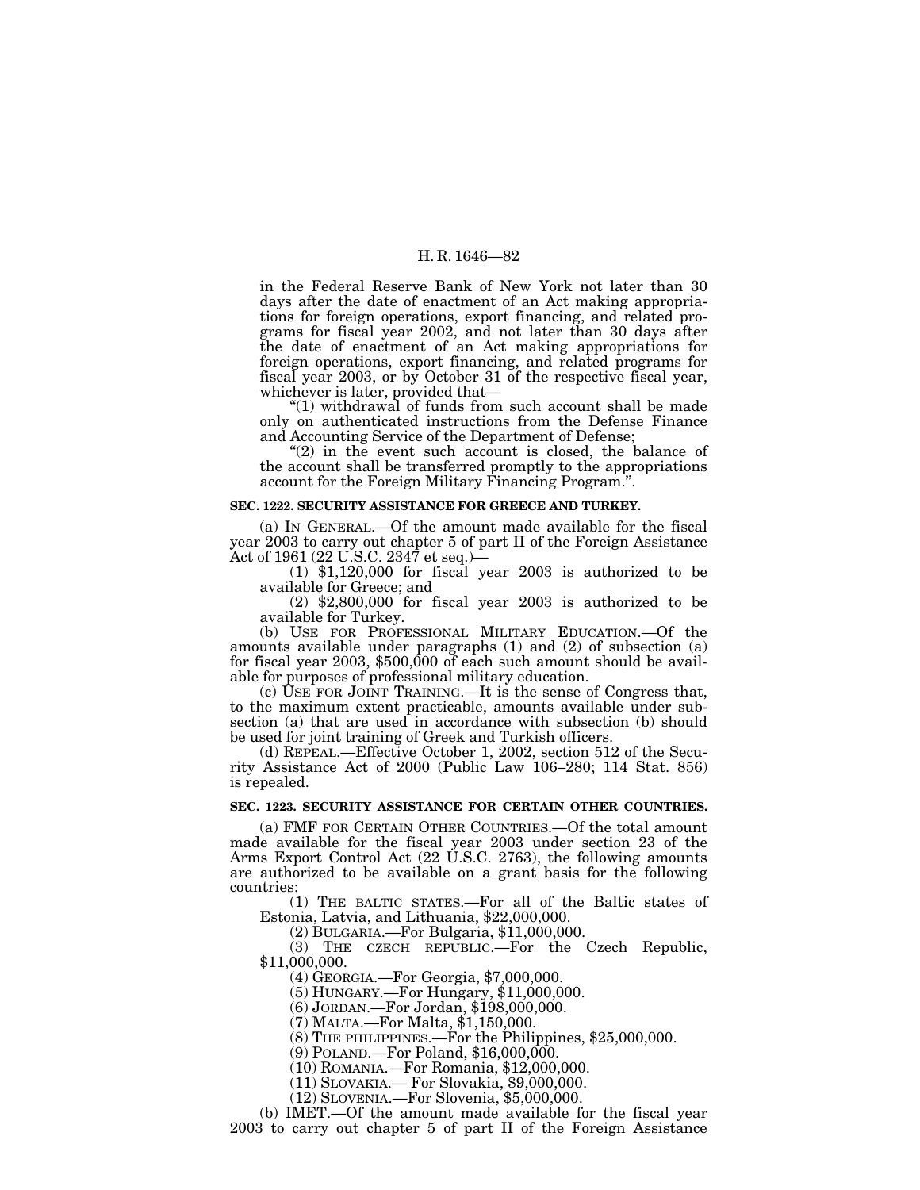in the Federal Reserve Bank of New York not later than 30 days after the date of enactment of an Act making appropriations for foreign operations, export financing, and related programs for fiscal year 2002, and not later than 30 days after the date of enactment of an Act making appropriations for foreign operations, export financing, and related programs for fiscal year 2003, or by October 31 of the respective fiscal year, whichever is later, provided that—

"(1) withdrawal of funds from such account shall be made only on authenticated instructions from the Defense Finance and Accounting Service of the Department of Defense;

"(2) in the event such account is closed, the balance of the account shall be transferred promptly to the appropriations account for the Foreign Military Financing Program.".

**SEC. 1222. SECURITY ASSISTANCE FOR GREECE AND TURKEY.**

(a) IN GENERAL.—Of the amount made available for the fiscal year 2003 to carry out chapter 5 of part II of the Foreign Assistance Act of 1961 (22 U.S.C. 2347 et seq.)—

(1) $1,120,000 for fiscal year 2003 is authorized to be available for Greece; and

(2) $2,800,000 for fiscal year 2003 is authorized to be available for Turkey.

(b) USE FOR PROFESSIONAL MILITARY EDUCATION.—Of the amounts available under paragraphs (1) and (2) of subsection (a) for fiscal year 2003, $500,000 of each such amount should be available for purposes of professional military education.

(c) USE FOR JOINT TRAINING.—It is the sense of Congress that, to the maximum extent practicable, amounts available under subsection (a) that are used in accordance with subsection (b) should be used for joint training of Greek and Turkish officers.

(d) REPEAL.—Effective October 1, 2002, section 512 of the Security Assistance Act of 2000 (Public Law 106–280; 114 Stat. 856) is repealed.

**SEC. 1223. SECURITY ASSISTANCE FOR CERTAIN OTHER COUNTRIES.**

(a) FMF FOR CERTAIN OTHER COUNTRIES.—Of the total amount made available for the fiscal year 2003 under section 23 of the Arms Export Control Act (22 U.S.C. 2763), the following amounts are authorized to be available on a grant basis for the following countries:

(1) THE BALTIC STATES.—For all of the Baltic states of Estonia, Latvia, and Lithuania, $22,000,000.

(2) BULGARIA.—For Bulgaria, $11,000,000.

(3) THE CZECH REPUBLIC.—For the Czech Republic, $11,000,000.

(4) GEORGIA.—For Georgia, $7,000,000.

(5) HUNGARY.—For Hungary, $11,000,000.

(6) JORDAN.—For Jordan, $198,000,000.

(7) MALTA.—For Malta, $1,150,000.

(8) THE PHILIPPINES.—For the Philippines, $25,000,000.

(9) POLAND.—For Poland, $16,000,000.

(10) ROMANIA.—For Romania, $12,000,000.

(11) SLOVAKIA.— For Slovakia, $9,000,000.

(12) SLOVENIA.—For Slovenia, $5,000,000.

(b) IMET.—Of the amount made available for the fiscal year 2003 to carry out chapter 5 of part II of the Foreign Assistance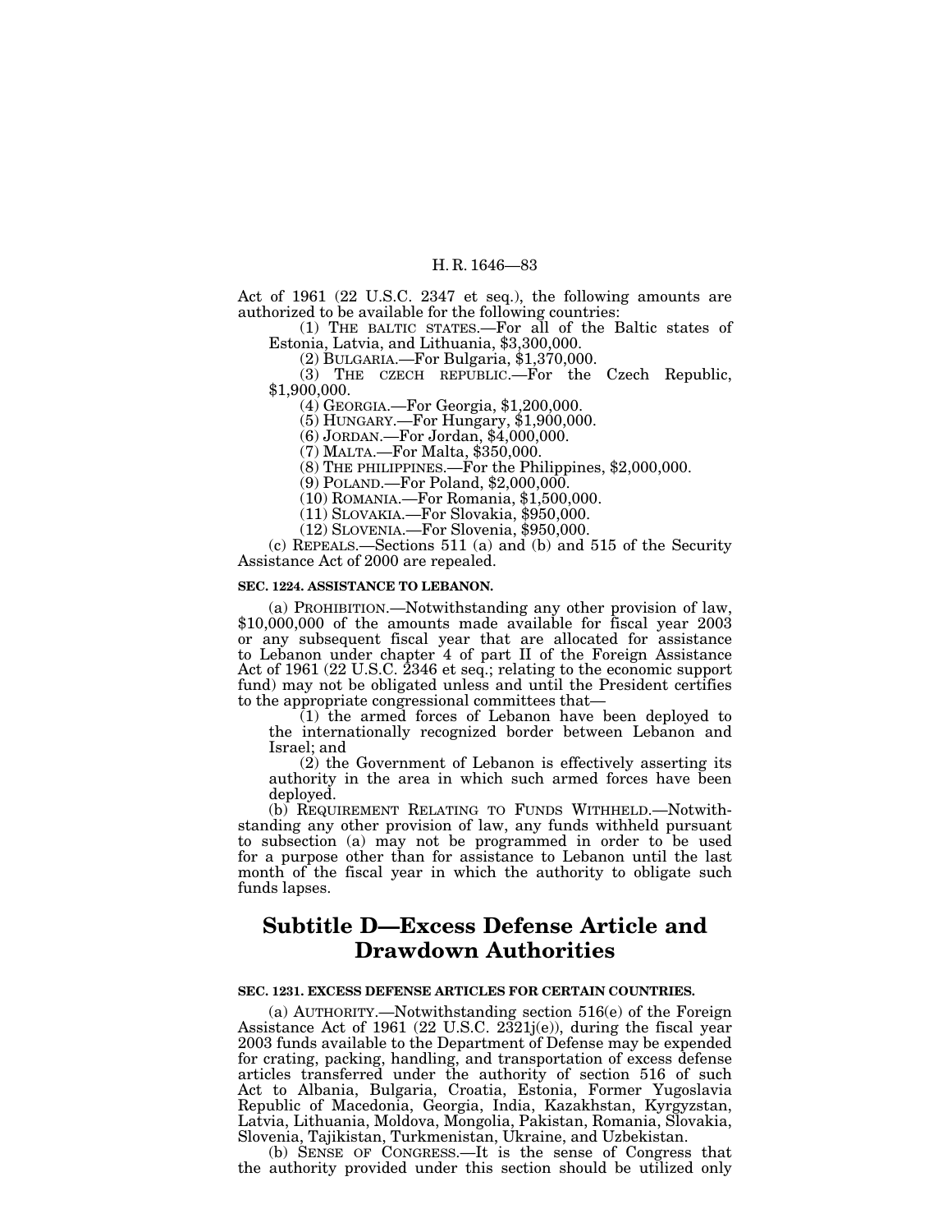Act of 1961 (22 U.S.C. 2347 et seq.), the following amounts are authorized to be available for the following countries:

(1) THE BALTIC STATES.—For all of the Baltic states of Estonia, Latvia, and Lithuania, $3,300,000.

(2) BULGARIA.—For Bulgaria, $1,370,000.

(3) THE CZECH REPUBLIC.—For the Czech Republic, $1,900,000.

(4) GEORGIA.—For Georgia, $1,200,000.

(5) HUNGARY.—For Hungary, $1,900,000.

(6) JORDAN.—For Jordan, $4,000,000.

(7) MALTA.—For Malta, $350,000.

(8) THE PHILIPPINES.—For the Philippines, $2,000,000.

(9) POLAND.—For Poland, $2,000,000.

(10) ROMANIA.—For Romania, $1,500,000.

(11) SLOVAKIA.—For Slovakia, $950,000.

(12) SLOVENIA.—For Slovenia, $950,000.

(c) REPEALS.—Sections 511 (a) and (b) and 515 of the Security Assistance Act of 2000 are repealed.

**SEC. 1224. ASSISTANCE TO LEBANON.**

(a) PROHIBITION.—Notwithstanding any other provision of law, $10,000,000 of the amounts made available for fiscal year 2003 or any subsequent fiscal year that are allocated for assistance to Lebanon under chapter 4 of part II of the Foreign Assistance Act of 1961 (22 U.S.C. 2346 et seq.; relating to the economic support fund) may not be obligated unless and until the President certifies to the appropriate congressional committees that—

(1) the armed forces of Lebanon have been deployed to the internationally recognized border between Lebanon and Israel; and

(2) the Government of Lebanon is effectively asserting its authority in the area in which such armed forces have been deployed.

(b) REQUIREMENT RELATING TO FUNDS WITHHELD.—Notwithstanding any other provision of law, any funds withheld pursuant to subsection (a) may not be programmed in order to be used for a purpose other than for assistance to Lebanon until the last month of the fiscal year in which the authority to obligate such funds lapses.

## Subtitle D—Excess Defense Article and Drawdown Authorities

**SEC. 1231. EXCESS DEFENSE ARTICLES FOR CERTAIN COUNTRIES.**

(a) AUTHORITY.—Notwithstanding section 516(e) of the Foreign Assistance Act of 1961 (22 U.S.C. 2321j(e)), during the fiscal year 2003 funds available to the Department of Defense may be expended for crating, packing, handling, and transportation of excess defense articles transferred under the authority of section 516 of such Act to Albania, Bulgaria, Croatia, Estonia, Former Yugoslavia Republic of Macedonia, Georgia, India, Kazakhstan, Kyrgyzstan, Latvia, Lithuania, Moldova, Mongolia, Pakistan, Romania, Slovakia, Slovenia, Tajikistan, Turkmenistan, Ukraine, and Uzbekistan.

(b) SENSE OF CONGRESS.—It is the sense of Congress that the authority provided under this section should be utilized only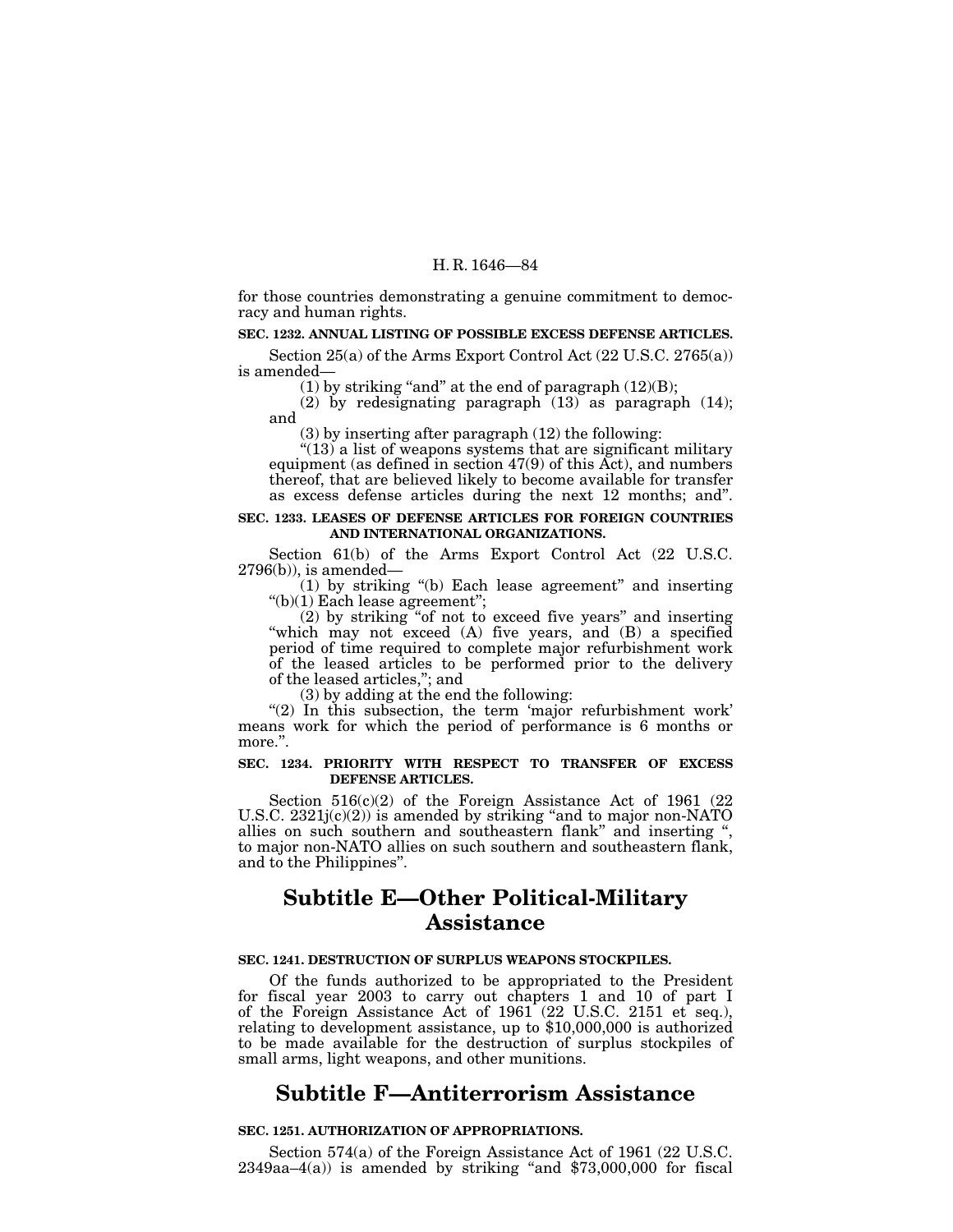for those countries demonstrating a genuine commitment to democracy and human rights.

**SEC. 1232. ANNUAL LISTING OF POSSIBLE EXCESS DEFENSE ARTICLES.**

Section 25(a) of the Arms Export Control Act (22 U.S.C. 2765(a)) is amended—

(1) by striking "and" at the end of paragraph (12)(B);

(2) by redesignating paragraph (13) as paragraph (14); and

(3) by inserting after paragraph (12) the following:

"(13) a list of weapons systems that are significant military equipment (as defined in section 47(9) of this Act), and numbers thereof, that are believed likely to become available for transfer as excess defense articles during the next 12 months; and".

**SEC. 1233. LEASES OF DEFENSE ARTICLES FOR FOREIGN COUNTRIES AND INTERNATIONAL ORGANIZATIONS.**

Section 61(b) of the Arms Export Control Act (22 U.S.C. 2796(b)), is amended—

(1) by striking "(b) Each lease agreement" and inserting "(b)(1) Each lease agreement";

(2) by striking "of not to exceed five years" and inserting "which may not exceed (A) five years, and (B) a specified period of time required to complete major refurbishment work of the leased articles to be performed prior to the delivery of the leased articles,"; and

(3) by adding at the end the following:

"(2) In this subsection, the term 'major refurbishment work' means work for which the period of performance is 6 months or more.".

**SEC. 1234. PRIORITY WITH RESPECT TO TRANSFER OF EXCESS DEFENSE ARTICLES.**

Section 516(c)(2) of the Foreign Assistance Act of 1961 (22 U.S.C. 2321j(c)(2)) is amended by striking "and to major non-NATO allies on such southern and southeastern flank" and inserting ", to major non-NATO allies on such southern and southeastern flank, and to the Philippines".

# Subtitle E—Other Political-Military Assistance

**SEC. 1241. DESTRUCTION OF SURPLUS WEAPONS STOCKPILES.**

Of the funds authorized to be appropriated to the President for fiscal year 2003 to carry out chapters 1 and 10 of part I of the Foreign Assistance Act of 1961 (22 U.S.C. 2151 et seq.), relating to development assistance, up to $10,000,000 is authorized to be made available for the destruction of surplus stockpiles of small arms, light weapons, and other munitions.

# Subtitle F—Antiterrorism Assistance

**SEC. 1251. AUTHORIZATION OF APPROPRIATIONS.**

Section 574(a) of the Foreign Assistance Act of 1961 (22 U.S.C. 2349aa–4(a)) is amended by striking "and $73,000,000 for fiscal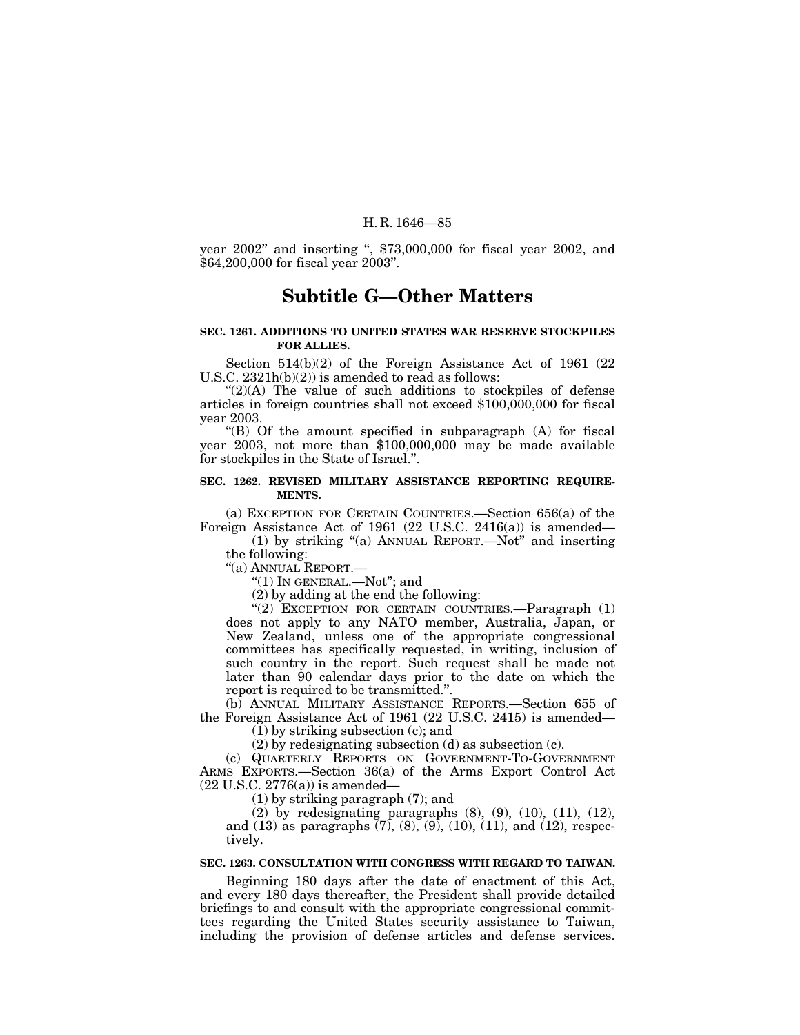year 2002" and inserting ", $73,000,000 for fiscal year 2002, and $64,200,000 for fiscal year 2003".

## Subtitle G—Other Matters

### SEC. 1261. ADDITIONS TO UNITED STATES WAR RESERVE STOCKPILES FOR ALLIES.

Section 514(b)(2) of the Foreign Assistance Act of 1961 (22 U.S.C. 2321h(b)(2)) is amended to read as follows:

"(2)(A) The value of such additions to stockpiles of defense articles in foreign countries shall not exceed $100,000,000 for fiscal year 2003.

"(B) Of the amount specified in subparagraph (A) for fiscal year 2003, not more than $100,000,000 may be made available for stockpiles in the State of Israel.".

### SEC. 1262. REVISED MILITARY ASSISTANCE REPORTING REQUIREMENTS.

(a) EXCEPTION FOR CERTAIN COUNTRIES.—Section 656(a) of the Foreign Assistance Act of 1961 (22 U.S.C. 2416(a)) is amended—

(1) by striking "(a) ANNUAL REPORT.—Not" and inserting the following:

"(a) ANNUAL REPORT.—

"(1) IN GENERAL.—Not"; and

(2) by adding at the end the following:

"(2) EXCEPTION FOR CERTAIN COUNTRIES.—Paragraph (1) does not apply to any NATO member, Australia, Japan, or New Zealand, unless one of the appropriate congressional committees has specifically requested, in writing, inclusion of such country in the report. Such request shall be made not later than 90 calendar days prior to the date on which the report is required to be transmitted.".

(b) ANNUAL MILITARY ASSISTANCE REPORTS.—Section 655 of the Foreign Assistance Act of 1961 (22 U.S.C. 2415) is amended—

(1) by striking subsection (c); and

(2) by redesignating subsection (d) as subsection (c).

(c) QUARTERLY REPORTS ON GOVERNMENT-TO-GOVERNMENT ARMS EXPORTS.—Section 36(a) of the Arms Export Control Act (22 U.S.C. 2776(a)) is amended—

(1) by striking paragraph (7); and

(2) by redesignating paragraphs (8), (9), (10), (11), (12), and (13) as paragraphs (7), (8), (9), (10), (11), and (12), respectively.

### SEC. 1263. CONSULTATION WITH CONGRESS WITH REGARD TO TAIWAN.

Beginning 180 days after the date of enactment of this Act, and every 180 days thereafter, the President shall provide detailed briefings to and consult with the appropriate congressional committees regarding the United States security assistance to Taiwan, including the provision of defense articles and defense services.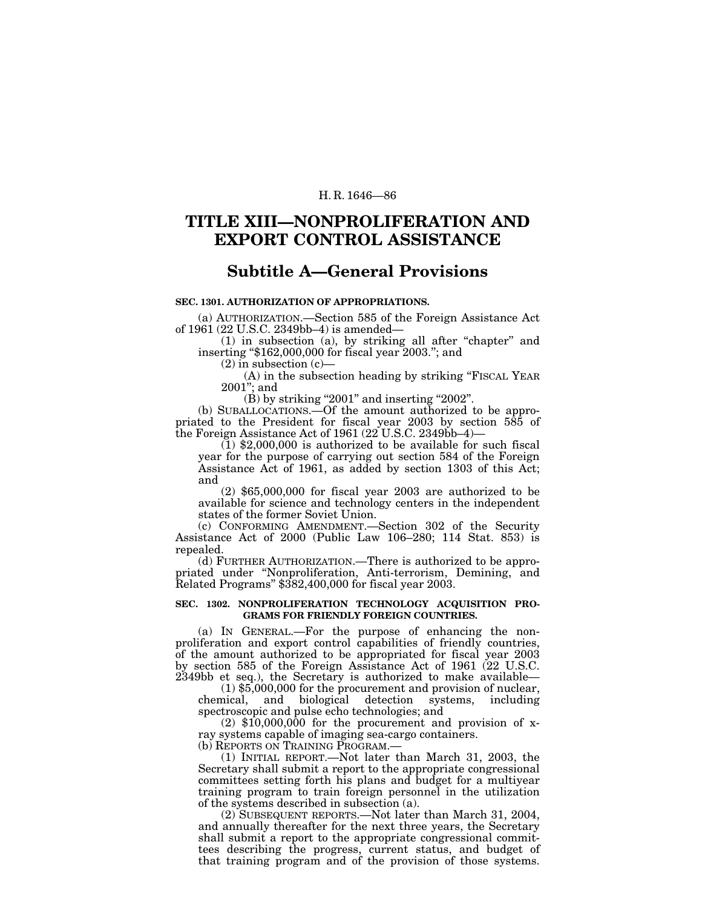# TITLE XIII—NONPROLIFERATION AND EXPORT CONTROL ASSISTANCE

## Subtitle A—General Provisions

**SEC. 1301. AUTHORIZATION OF APPROPRIATIONS.**

(a) AUTHORIZATION.—Section 585 of the Foreign Assistance Act of 1961 (22 U.S.C. 2349bb–4) is amended—

(1) in subsection (a), by striking all after "chapter" and inserting "$162,000,000 for fiscal year 2003."; and

(2) in subsection (c)—

(A) in the subsection heading by striking "FISCAL YEAR 2001"; and

(B) by striking "2001" and inserting "2002".

(b) SUBALLOCATIONS.—Of the amount authorized to be appropriated to the President for fiscal year 2003 by section 585 of the Foreign Assistance Act of 1961 (22 U.S.C. 2349bb–4)—

(1) $2,000,000 is authorized to be available for such fiscal year for the purpose of carrying out section 584 of the Foreign Assistance Act of 1961, as added by section 1303 of this Act; and

(2) $65,000,000 for fiscal year 2003 are authorized to be available for science and technology centers in the independent states of the former Soviet Union.

(c) CONFORMING AMENDMENT.—Section 302 of the Security Assistance Act of 2000 (Public Law 106–280; 114 Stat. 853) is repealed.

(d) FURTHER AUTHORIZATION.—There is authorized to be appropriated under "Nonproliferation, Anti-terrorism, Demining, and Related Programs" $382,400,000 for fiscal year 2003.

**SEC. 1302. NONPROLIFERATION TECHNOLOGY ACQUISITION PROGRAMS FOR FRIENDLY FOREIGN COUNTRIES.**

(a) IN GENERAL.—For the purpose of enhancing the nonproliferation and export control capabilities of friendly countries, of the amount authorized to be appropriated for fiscal year 2003 by section 585 of the Foreign Assistance Act of 1961 (22 U.S.C. 2349bb et seq.), the Secretary is authorized to make available—

(1) $5,000,000 for the procurement and provision of nuclear, chemical, and biological detection systems, including spectroscopic and pulse echo technologies; and

(2) $10,000,000 for the procurement and provision of x-ray systems capable of imaging sea-cargo containers.

(b) REPORTS ON TRAINING PROGRAM.—

(1) INITIAL REPORT.—Not later than March 31, 2003, the Secretary shall submit a report to the appropriate congressional committees setting forth his plans and budget for a multiyear training program to train foreign personnel in the utilization of the systems described in subsection (a).

(2) SUBSEQUENT REPORTS.—Not later than March 31, 2004, and annually thereafter for the next three years, the Secretary shall submit a report to the appropriate congressional committees describing the progress, current status, and budget of that training program and of the provision of those systems.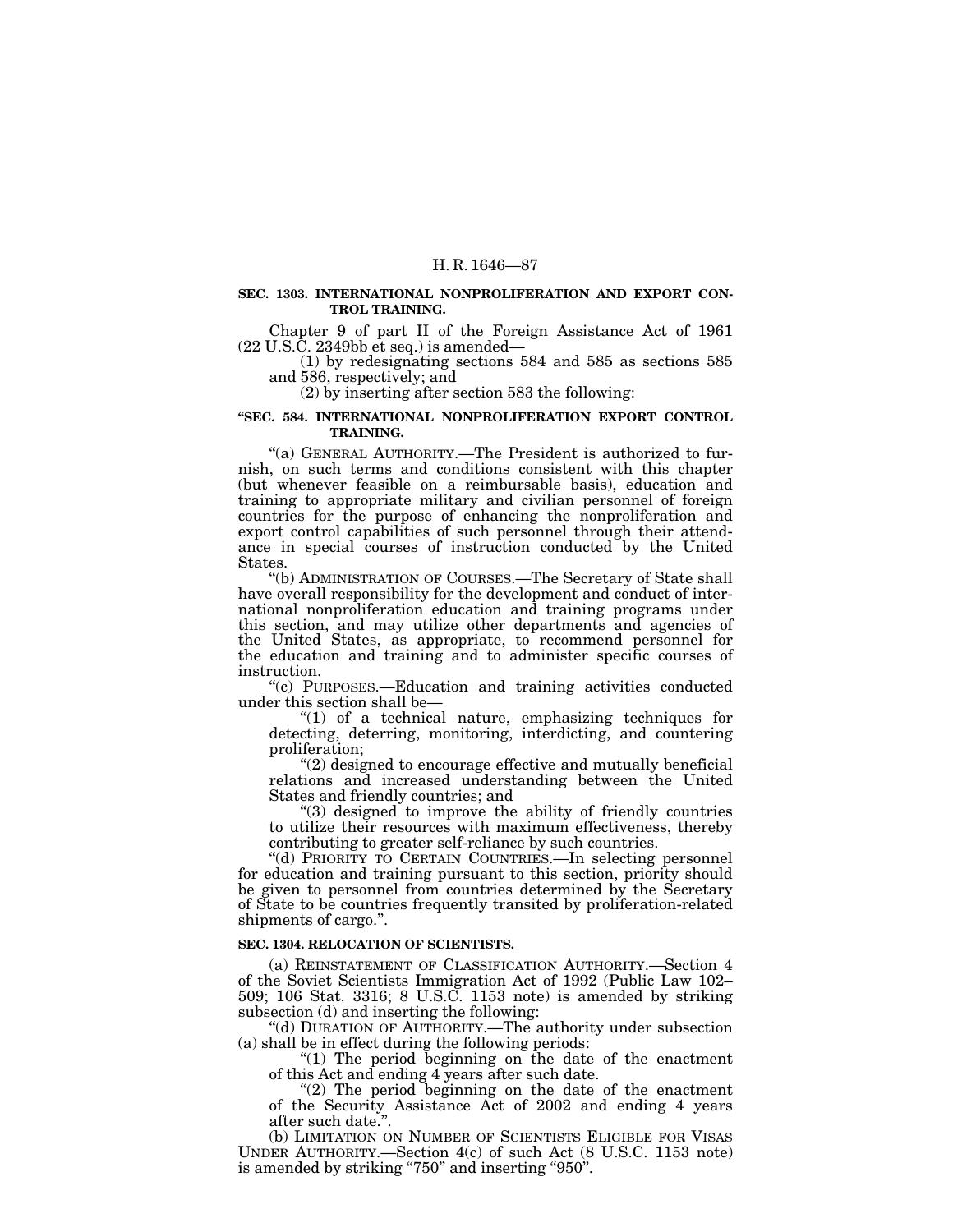**SEC. 1303. INTERNATIONAL NONPROLIFERATION AND EXPORT CONTROL TRAINING.**

Chapter 9 of part II of the Foreign Assistance Act of 1961 (22 U.S.C. 2349bb et seq.) is amended—

(1) by redesignating sections 584 and 585 as sections 585 and 586, respectively; and

(2) by inserting after section 583 the following:

**"SEC. 584. INTERNATIONAL NONPROLIFERATION EXPORT CONTROL TRAINING.**

"(a) GENERAL AUTHORITY.—The President is authorized to furnish, on such terms and conditions consistent with this chapter (but whenever feasible on a reimbursable basis), education and training to appropriate military and civilian personnel of foreign countries for the purpose of enhancing the nonproliferation and export control capabilities of such personnel through their attendance in special courses of instruction conducted by the United States.

"(b) ADMINISTRATION OF COURSES.—The Secretary of State shall have overall responsibility for the development and conduct of international nonproliferation education and training programs under this section, and may utilize other departments and agencies of the United States, as appropriate, to recommend personnel for the education and training and to administer specific courses of instruction.

"(c) PURPOSES.—Education and training activities conducted under this section shall be—

"(1) of a technical nature, emphasizing techniques for detecting, deterring, monitoring, interdicting, and countering proliferation;

"(2) designed to encourage effective and mutually beneficial relations and increased understanding between the United States and friendly countries; and

"(3) designed to improve the ability of friendly countries to utilize their resources with maximum effectiveness, thereby contributing to greater self-reliance by such countries.

"(d) PRIORITY TO CERTAIN COUNTRIES.—In selecting personnel for education and training pursuant to this section, priority should be given to personnel from countries determined by the Secretary of State to be countries frequently transited by proliferation-related shipments of cargo.".

**SEC. 1304. RELOCATION OF SCIENTISTS.**

(a) REINSTATEMENT OF CLASSIFICATION AUTHORITY.—Section 4 of the Soviet Scientists Immigration Act of 1992 (Public Law 102–509; 106 Stat. 3316; 8 U.S.C. 1153 note) is amended by striking subsection (d) and inserting the following:

"(d) DURATION OF AUTHORITY.—The authority under subsection (a) shall be in effect during the following periods:

"(1) The period beginning on the date of the enactment of this Act and ending 4 years after such date.

"(2) The period beginning on the date of the enactment of the Security Assistance Act of 2002 and ending 4 years after such date.".

(b) LIMITATION ON NUMBER OF SCIENTISTS ELIGIBLE FOR VISAS UNDER AUTHORITY.—Section 4(c) of such Act (8 U.S.C. 1153 note) is amended by striking "750" and inserting "950".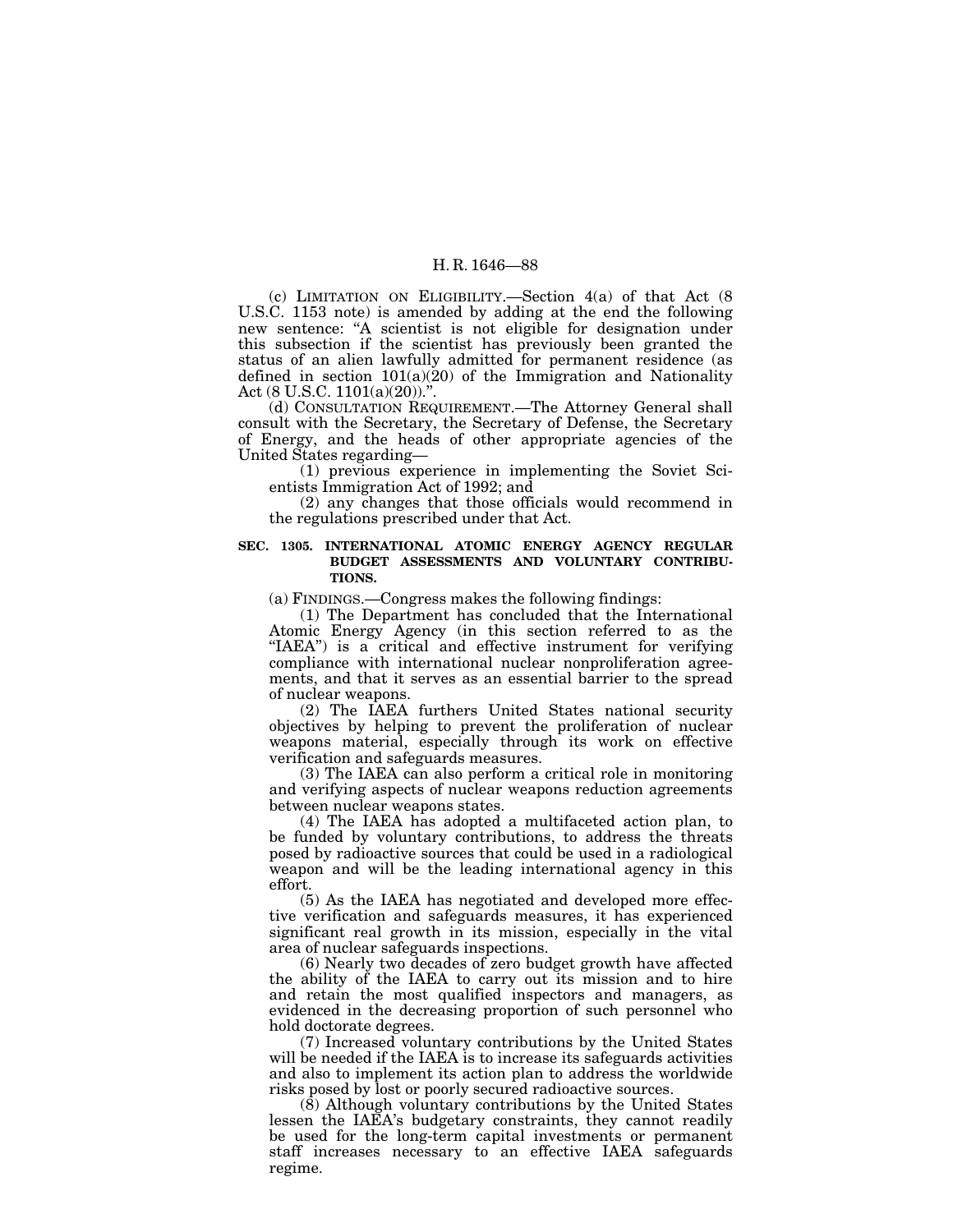(c) LIMITATION ON ELIGIBILITY.—Section 4(a) of that Act (8 U.S.C. 1153 note) is amended by adding at the end the following new sentence: "A scientist is not eligible for designation under this subsection if the scientist has previously been granted the status of an alien lawfully admitted for permanent residence (as defined in section 101(a)(20) of the Immigration and Nationality Act (8 U.S.C. 1101(a)(20)).".

(d) CONSULTATION REQUIREMENT.—The Attorney General shall consult with the Secretary, the Secretary of Defense, the Secretary of Energy, and the heads of other appropriate agencies of the United States regarding—

(1) previous experience in implementing the Soviet Scientists Immigration Act of 1992; and

(2) any changes that those officials would recommend in the regulations prescribed under that Act.

**SEC. 1305. INTERNATIONAL ATOMIC ENERGY AGENCY REGULAR BUDGET ASSESSMENTS AND VOLUNTARY CONTRIBUTIONS.**

(a) FINDINGS.—Congress makes the following findings:

(1) The Department has concluded that the International Atomic Energy Agency (in this section referred to as the "IAEA") is a critical and effective instrument for verifying compliance with international nuclear nonproliferation agreements, and that it serves as an essential barrier to the spread of nuclear weapons.

(2) The IAEA furthers United States national security objectives by helping to prevent the proliferation of nuclear weapons material, especially through its work on effective verification and safeguards measures.

(3) The IAEA can also perform a critical role in monitoring and verifying aspects of nuclear weapons reduction agreements between nuclear weapons states.

(4) The IAEA has adopted a multifaceted action plan, to be funded by voluntary contributions, to address the threats posed by radioactive sources that could be used in a radiological weapon and will be the leading international agency in this effort.

(5) As the IAEA has negotiated and developed more effective verification and safeguards measures, it has experienced significant real growth in its mission, especially in the vital area of nuclear safeguards inspections.

(6) Nearly two decades of zero budget growth have affected the ability of the IAEA to carry out its mission and to hire and retain the most qualified inspectors and managers, as evidenced in the decreasing proportion of such personnel who hold doctorate degrees.

(7) Increased voluntary contributions by the United States will be needed if the IAEA is to increase its safeguards activities and also to implement its action plan to address the worldwide risks posed by lost or poorly secured radioactive sources.

(8) Although voluntary contributions by the United States lessen the IAEA's budgetary constraints, they cannot readily be used for the long-term capital investments or permanent staff increases necessary to an effective IAEA safeguards regime.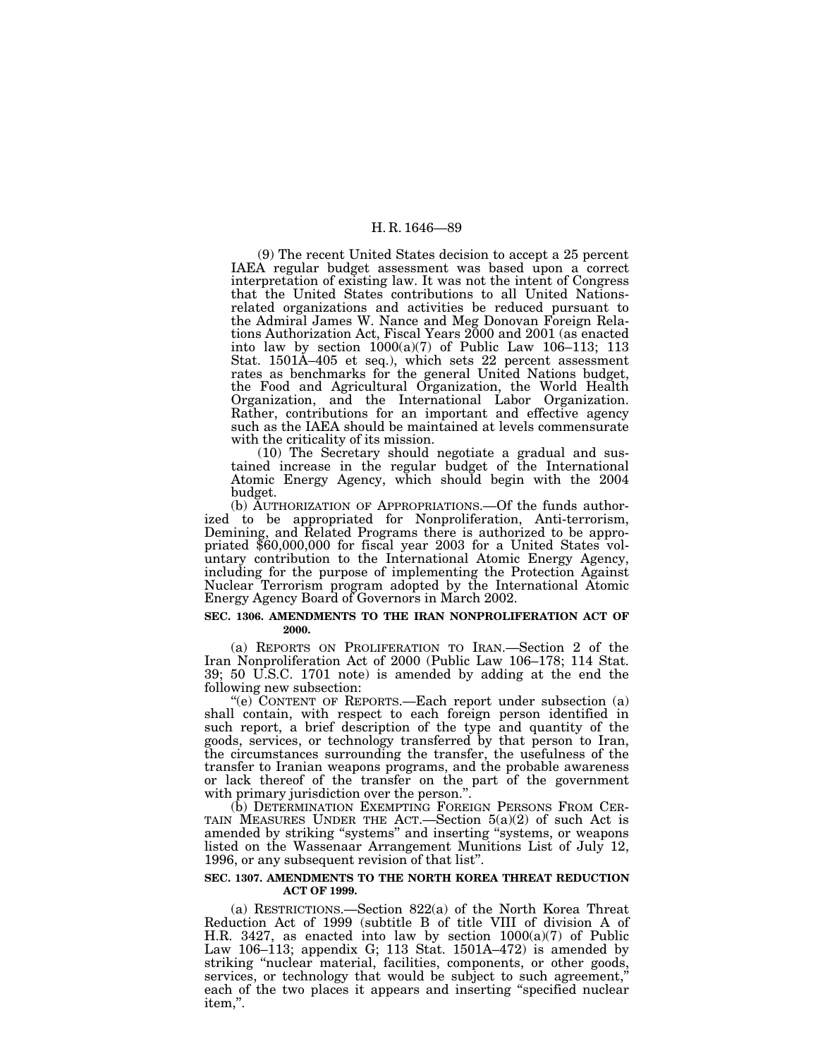(9) The recent United States decision to accept a 25 percent IAEA regular budget assessment was based upon a correct interpretation of existing law. It was not the intent of Congress that the United States contributions to all United Nations-related organizations and activities be reduced pursuant to the Admiral James W. Nance and Meg Donovan Foreign Relations Authorization Act, Fiscal Years 2000 and 2001 (as enacted into law by section 1000(a)(7) of Public Law 106–113; 113 Stat. 1501A–405 et seq.), which sets 22 percent assessment rates as benchmarks for the general United Nations budget, the Food and Agricultural Organization, the World Health Organization, and the International Labor Organization. Rather, contributions for an important and effective agency such as the IAEA should be maintained at levels commensurate with the criticality of its mission.

(10) The Secretary should negotiate a gradual and sustained increase in the regular budget of the International Atomic Energy Agency, which should begin with the 2004 budget.

(b) AUTHORIZATION OF APPROPRIATIONS.—Of the funds authorized to be appropriated for Nonproliferation, Anti-terrorism, Demining, and Related Programs there is authorized to be appropriated $60,000,000 for fiscal year 2003 for a United States voluntary contribution to the International Atomic Energy Agency, including for the purpose of implementing the Protection Against Nuclear Terrorism program adopted by the International Atomic Energy Agency Board of Governors in March 2002.

**SEC. 1306. AMENDMENTS TO THE IRAN NONPROLIFERATION ACT OF 2000.**

(a) REPORTS ON PROLIFERATION TO IRAN.—Section 2 of the Iran Nonproliferation Act of 2000 (Public Law 106–178; 114 Stat. 39; 50 U.S.C. 1701 note) is amended by adding at the end the following new subsection:

"(e) CONTENT OF REPORTS.—Each report under subsection (a) shall contain, with respect to each foreign person identified in such report, a brief description of the type and quantity of the goods, services, or technology transferred by that person to Iran, the circumstances surrounding the transfer, the usefulness of the transfer to Iranian weapons programs, and the probable awareness or lack thereof of the transfer on the part of the government with primary jurisdiction over the person.".

(b) DETERMINATION EXEMPTING FOREIGN PERSONS FROM CERTAIN MEASURES UNDER THE ACT.—Section 5(a)(2) of such Act is amended by striking "systems" and inserting "systems, or weapons listed on the Wassenaar Arrangement Munitions List of July 12, 1996, or any subsequent revision of that list".

**SEC. 1307. AMENDMENTS TO THE NORTH KOREA THREAT REDUCTION ACT OF 1999.**

(a) RESTRICTIONS.—Section 822(a) of the North Korea Threat Reduction Act of 1999 (subtitle B of title VIII of division A of H.R. 3427, as enacted into law by section 1000(a)(7) of Public Law 106–113; appendix G; 113 Stat. 1501A–472) is amended by striking "nuclear material, facilities, components, or other goods, services, or technology that would be subject to such agreement," each of the two places it appears and inserting "specified nuclear item,".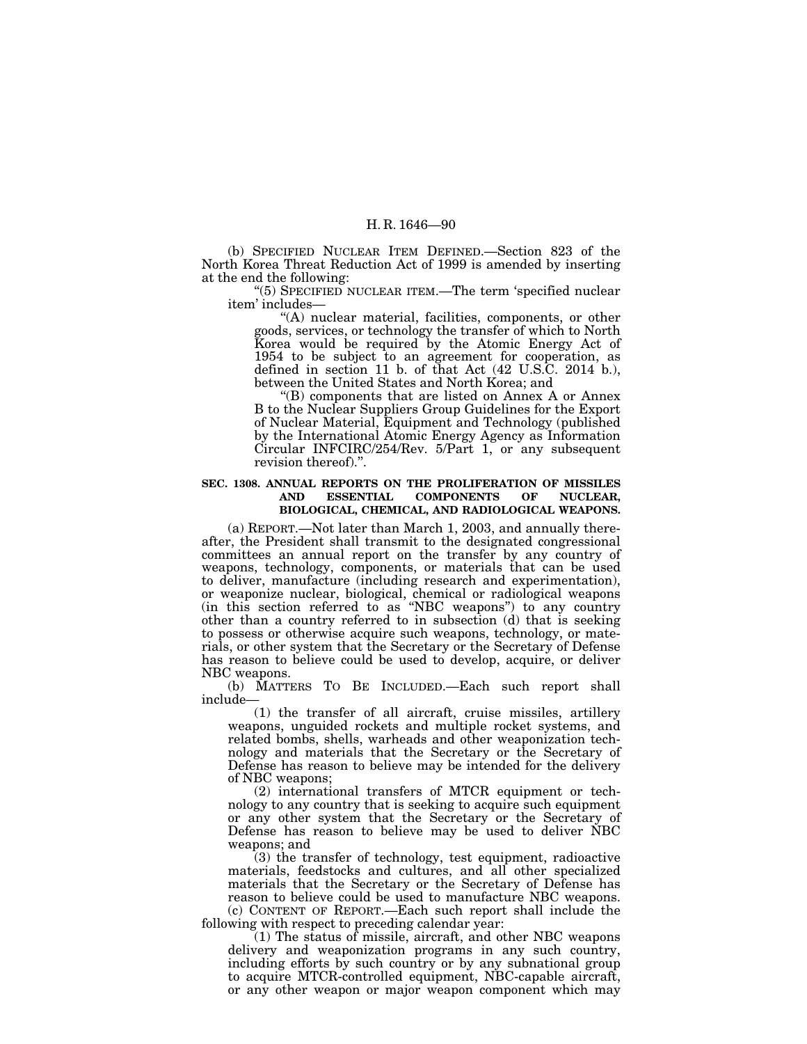(b) SPECIFIED NUCLEAR ITEM DEFINED.—Section 823 of the North Korea Threat Reduction Act of 1999 is amended by inserting at the end the following:

"(5) SPECIFIED NUCLEAR ITEM.—The term 'specified nuclear item' includes—

"(A) nuclear material, facilities, components, or other goods, services, or technology the transfer of which to North Korea would be required by the Atomic Energy Act of 1954 to be subject to an agreement for cooperation, as defined in section 11 b. of that Act (42 U.S.C. 2014 b.), between the United States and North Korea; and

"(B) components that are listed on Annex A or Annex B to the Nuclear Suppliers Group Guidelines for the Export of Nuclear Material, Equipment and Technology (published by the International Atomic Energy Agency as Information Circular INFCIRC/254/Rev. 5/Part 1, or any subsequent revision thereof).".

**SEC. 1308. ANNUAL REPORTS ON THE PROLIFERATION OF MISSILES AND ESSENTIAL COMPONENTS OF NUCLEAR, BIOLOGICAL, CHEMICAL, AND RADIOLOGICAL WEAPONS.**

(a) REPORT.—Not later than March 1, 2003, and annually thereafter, the President shall transmit to the designated congressional committees an annual report on the transfer by any country of weapons, technology, components, or materials that can be used to deliver, manufacture (including research and experimentation), or weaponize nuclear, biological, chemical or radiological weapons (in this section referred to as "NBC weapons") to any country other than a country referred to in subsection (d) that is seeking to possess or otherwise acquire such weapons, technology, or materials, or other system that the Secretary or the Secretary of Defense has reason to believe could be used to develop, acquire, or deliver NBC weapons.

(b) MATTERS TO BE INCLUDED.—Each such report shall include—

(1) the transfer of all aircraft, cruise missiles, artillery weapons, unguided rockets and multiple rocket systems, and related bombs, shells, warheads and other weaponization technology and materials that the Secretary or the Secretary of Defense has reason to believe may be intended for the delivery of NBC weapons;

(2) international transfers of MTCR equipment or technology to any country that is seeking to acquire such equipment or any other system that the Secretary or the Secretary of Defense has reason to believe may be used to deliver NBC weapons; and

(3) the transfer of technology, test equipment, radioactive materials, feedstocks and cultures, and all other specialized materials that the Secretary or the Secretary of Defense has reason to believe could be used to manufacture NBC weapons.

(c) CONTENT OF REPORT.—Each such report shall include the following with respect to preceding calendar year:

(1) The status of missile, aircraft, and other NBC weapons delivery and weaponization programs in any such country, including efforts by such country or by any subnational group to acquire MTCR-controlled equipment, NBC-capable aircraft, or any other weapon or major weapon component which may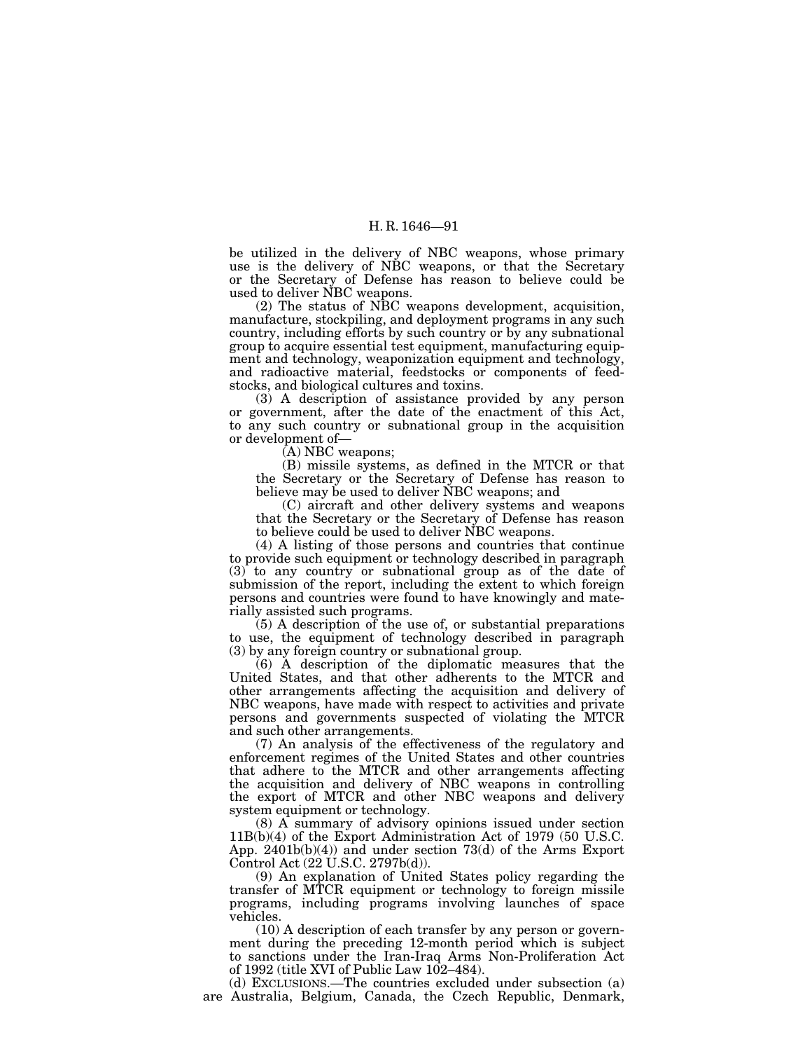be utilized in the delivery of NBC weapons, whose primary use is the delivery of NBC weapons, or that the Secretary or the Secretary of Defense has reason to believe could be used to deliver NBC weapons.

(2) The status of NBC weapons development, acquisition, manufacture, stockpiling, and deployment programs in any such country, including efforts by such country or by any subnational group to acquire essential test equipment, manufacturing equipment and technology, weaponization equipment and technology, and radioactive material, feedstocks or components of feedstocks, and biological cultures and toxins.

(3) A description of assistance provided by any person or government, after the date of the enactment of this Act, to any such country or subnational group in the acquisition or development of—

(A) NBC weapons;

(B) missile systems, as defined in the MTCR or that the Secretary or the Secretary of Defense has reason to believe may be used to deliver NBC weapons; and

(C) aircraft and other delivery systems and weapons that the Secretary or the Secretary of Defense has reason to believe could be used to deliver NBC weapons.

(4) A listing of those persons and countries that continue to provide such equipment or technology described in paragraph (3) to any country or subnational group as of the date of submission of the report, including the extent to which foreign persons and countries were found to have knowingly and materially assisted such programs.

(5) A description of the use of, or substantial preparations to use, the equipment of technology described in paragraph (3) by any foreign country or subnational group.

(6) A description of the diplomatic measures that the United States, and that other adherents to the MTCR and other arrangements affecting the acquisition and delivery of NBC weapons, have made with respect to activities and private persons and governments suspected of violating the MTCR and such other arrangements.

(7) An analysis of the effectiveness of the regulatory and enforcement regimes of the United States and other countries that adhere to the MTCR and other arrangements affecting the acquisition and delivery of NBC weapons in controlling the export of MTCR and other NBC weapons and delivery system equipment or technology.

(8) A summary of advisory opinions issued under section 11B(b)(4) of the Export Administration Act of 1979 (50 U.S.C. App. 2401b(b)(4)) and under section 73(d) of the Arms Export Control Act (22 U.S.C. 2797b(d)).

(9) An explanation of United States policy regarding the transfer of MTCR equipment or technology to foreign missile programs, including programs involving launches of space vehicles.

(10) A description of each transfer by any person or government during the preceding 12-month period which is subject to sanctions under the Iran-Iraq Arms Non-Proliferation Act of 1992 (title XVI of Public Law 102–484).

(d) EXCLUSIONS.—The countries excluded under subsection (a) are Australia, Belgium, Canada, the Czech Republic, Denmark,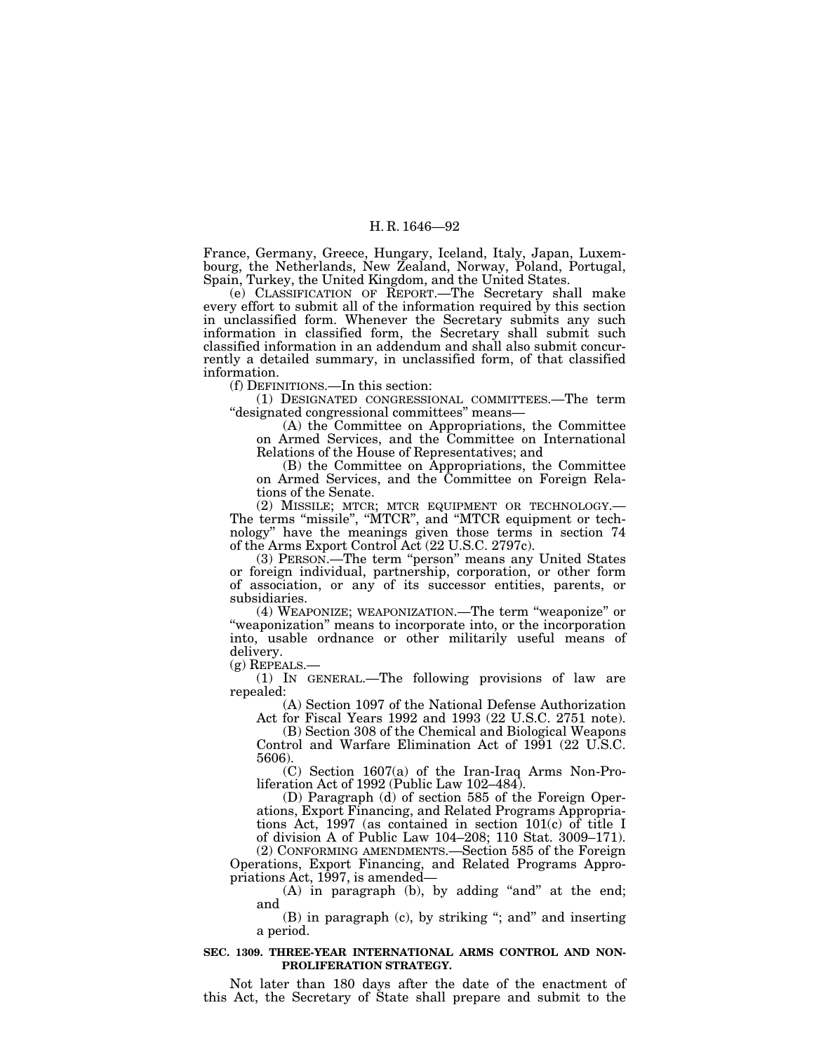France, Germany, Greece, Hungary, Iceland, Italy, Japan, Luxembourg, the Netherlands, New Zealand, Norway, Poland, Portugal, Spain, Turkey, the United Kingdom, and the United States.

(e) CLASSIFICATION OF REPORT.—The Secretary shall make every effort to submit all of the information required by this section in unclassified form. Whenever the Secretary submits any such information in classified form, the Secretary shall submit such classified information in an addendum and shall also submit concurrently a detailed summary, in unclassified form, of that classified information.

(f) DEFINITIONS.—In this section:

(1) DESIGNATED CONGRESSIONAL COMMITTEES.—The term "designated congressional committees" means—

(A) the Committee on Appropriations, the Committee on Armed Services, and the Committee on International Relations of the House of Representatives; and

(B) the Committee on Appropriations, the Committee on Armed Services, and the Committee on Foreign Relations of the Senate.

(2) MISSILE; MTCR; MTCR EQUIPMENT OR TECHNOLOGY.—The terms "missile", "MTCR", and "MTCR equipment or technology" have the meanings given those terms in section 74 of the Arms Export Control Act (22 U.S.C. 2797c).

(3) PERSON.—The term "person" means any United States or foreign individual, partnership, corporation, or other form of association, or any of its successor entities, parents, or subsidiaries.

(4) WEAPONIZE; WEAPONIZATION.—The term "weaponize" or "weaponization" means to incorporate into, or the incorporation into, usable ordnance or other militarily useful means of delivery.

(g) REPEALS.—

(1) IN GENERAL.—The following provisions of law are repealed:

(A) Section 1097 of the National Defense Authorization Act for Fiscal Years 1992 and 1993 (22 U.S.C. 2751 note).

(B) Section 308 of the Chemical and Biological Weapons Control and Warfare Elimination Act of 1991 (22 U.S.C. 5606).

(C) Section 1607(a) of the Iran-Iraq Arms Non-Proliferation Act of 1992 (Public Law 102–484).

(D) Paragraph (d) of section 585 of the Foreign Operations, Export Financing, and Related Programs Appropriations Act, 1997 (as contained in section 101(c) of title I of division A of Public Law 104–208; 110 Stat. 3009–171).

(2) CONFORMING AMENDMENTS.—Section 585 of the Foreign Operations, Export Financing, and Related Programs Appropriations Act, 1997, is amended—

(A) in paragraph (b), by adding "and" at the end; and

(B) in paragraph (c), by striking "; and" and inserting a period.

**SEC. 1309. THREE-YEAR INTERNATIONAL ARMS CONTROL AND NON-PROLIFERATION STRATEGY.**

Not later than 180 days after the date of the enactment of this Act, the Secretary of State shall prepare and submit to the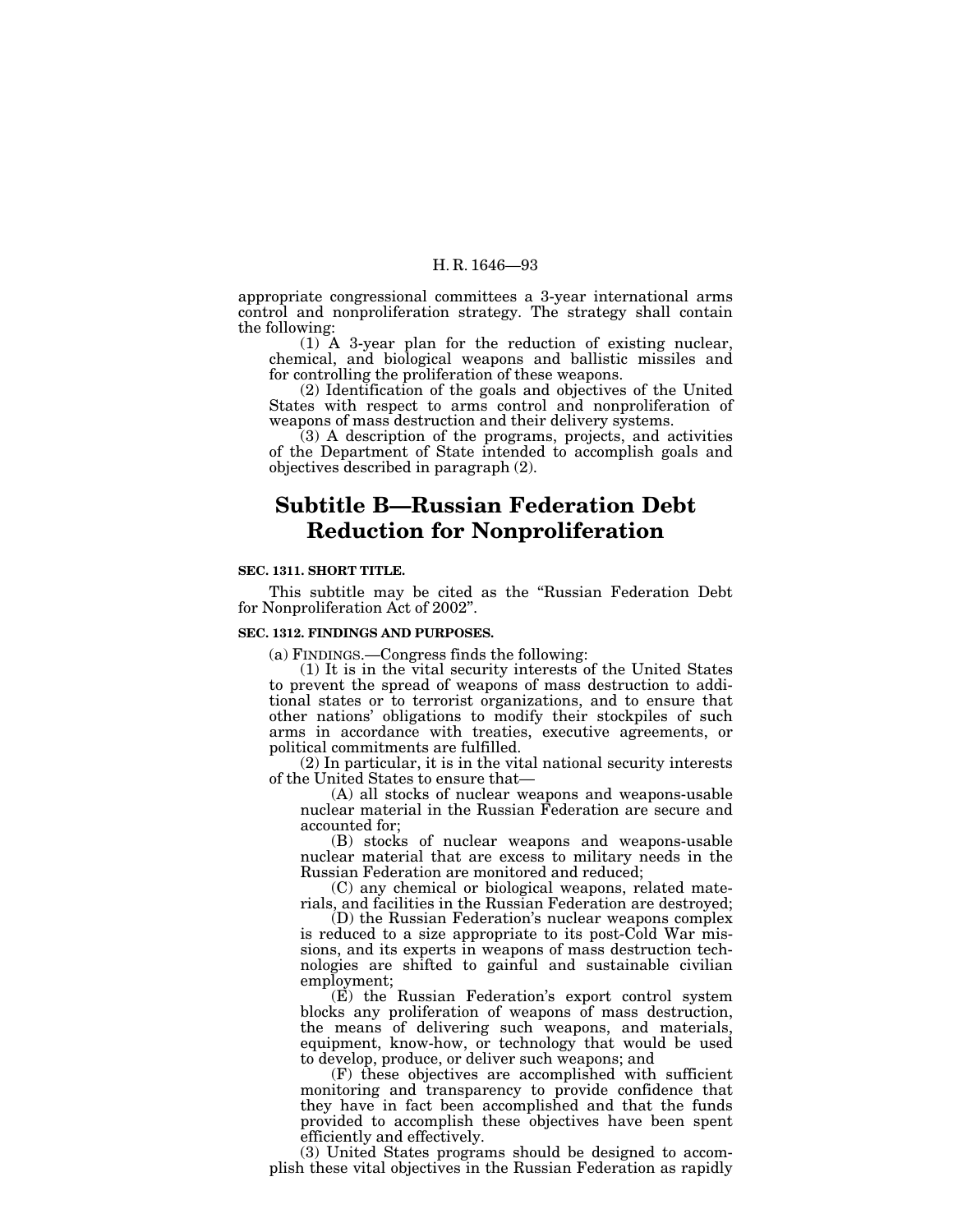appropriate congressional committees a 3-year international arms control and nonproliferation strategy. The strategy shall contain the following:

(1) A 3-year plan for the reduction of existing nuclear, chemical, and biological weapons and ballistic missiles and for controlling the proliferation of these weapons.

(2) Identification of the goals and objectives of the United States with respect to arms control and nonproliferation of weapons of mass destruction and their delivery systems.

(3) A description of the programs, projects, and activities of the Department of State intended to accomplish goals and objectives described in paragraph (2).

# Subtitle B—Russian Federation Debt Reduction for Nonproliferation

**SEC. 1311. SHORT TITLE.**

This subtitle may be cited as the "Russian Federation Debt for Nonproliferation Act of 2002".

**SEC. 1312. FINDINGS AND PURPOSES.**

(a) FINDINGS.—Congress finds the following:

(1) It is in the vital security interests of the United States to prevent the spread of weapons of mass destruction to additional states or to terrorist organizations, and to ensure that other nations' obligations to modify their stockpiles of such arms in accordance with treaties, executive agreements, or political commitments are fulfilled.

(2) In particular, it is in the vital national security interests of the United States to ensure that—

(A) all stocks of nuclear weapons and weapons-usable nuclear material in the Russian Federation are secure and accounted for;

(B) stocks of nuclear weapons and weapons-usable nuclear material that are excess to military needs in the Russian Federation are monitored and reduced;

(C) any chemical or biological weapons, related materials, and facilities in the Russian Federation are destroyed;

(D) the Russian Federation's nuclear weapons complex is reduced to a size appropriate to its post-Cold War missions, and its experts in weapons of mass destruction technologies are shifted to gainful and sustainable civilian employment;

(E) the Russian Federation's export control system blocks any proliferation of weapons of mass destruction, the means of delivering such weapons, and materials, equipment, know-how, or technology that would be used to develop, produce, or deliver such weapons; and

(F) these objectives are accomplished with sufficient monitoring and transparency to provide confidence that they have in fact been accomplished and that the funds provided to accomplish these objectives have been spent efficiently and effectively.

(3) United States programs should be designed to accomplish these vital objectives in the Russian Federation as rapidly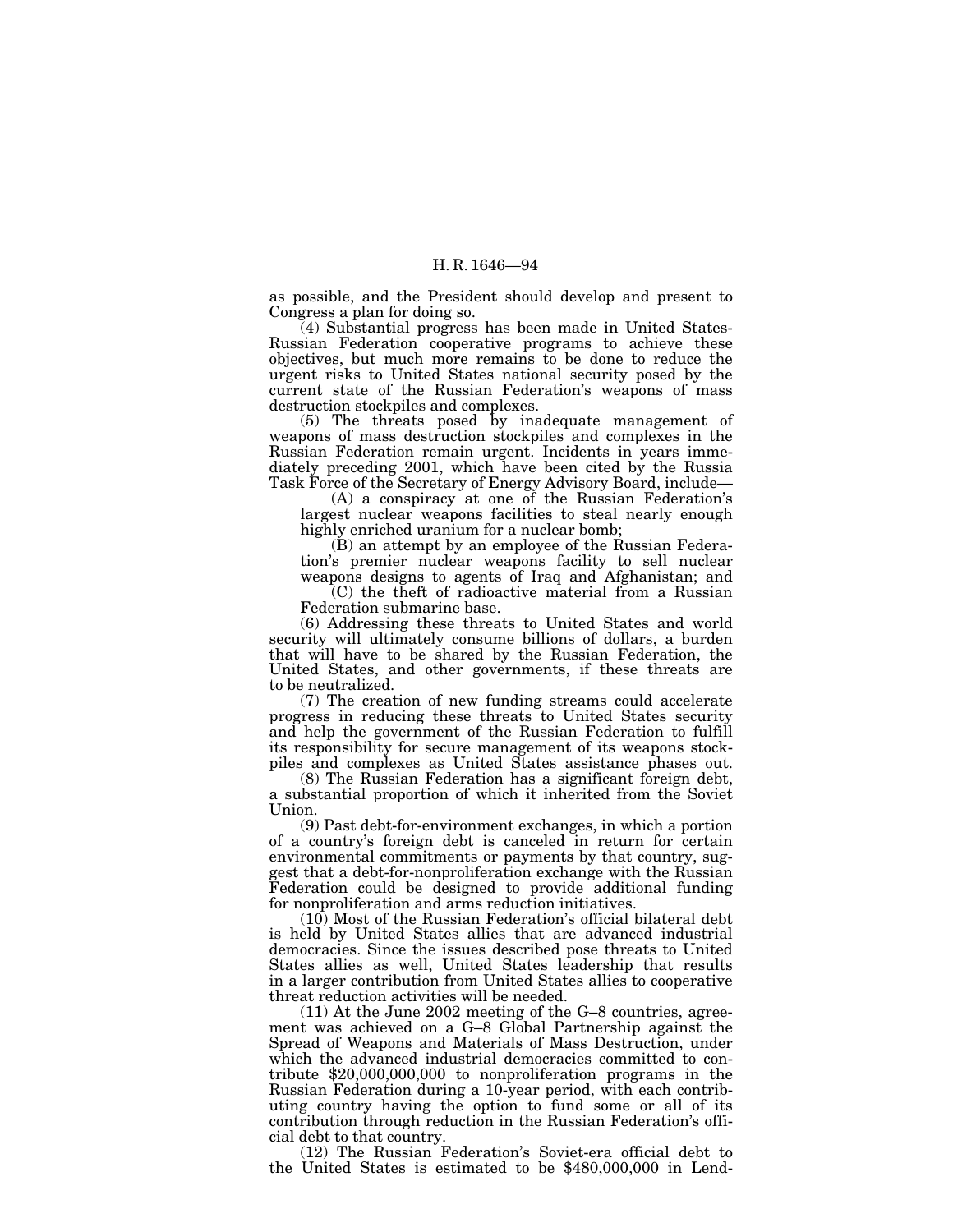as possible, and the President should develop and present to Congress a plan for doing so.

(4) Substantial progress has been made in United States-Russian Federation cooperative programs to achieve these objectives, but much more remains to be done to reduce the urgent risks to United States national security posed by the current state of the Russian Federation's weapons of mass destruction stockpiles and complexes.

(5) The threats posed by inadequate management of weapons of mass destruction stockpiles and complexes in the Russian Federation remain urgent. Incidents in years immediately preceding 2001, which have been cited by the Russia Task Force of the Secretary of Energy Advisory Board, include—

(A) a conspiracy at one of the Russian Federation's largest nuclear weapons facilities to steal nearly enough highly enriched uranium for a nuclear bomb;

(B) an attempt by an employee of the Russian Federation's premier nuclear weapons facility to sell nuclear weapons designs to agents of Iraq and Afghanistan; and

(C) the theft of radioactive material from a Russian Federation submarine base.

(6) Addressing these threats to United States and world security will ultimately consume billions of dollars, a burden that will have to be shared by the Russian Federation, the United States, and other governments, if these threats are to be neutralized.

(7) The creation of new funding streams could accelerate progress in reducing these threats to United States security and help the government of the Russian Federation to fulfill its responsibility for secure management of its weapons stockpiles and complexes as United States assistance phases out.

(8) The Russian Federation has a significant foreign debt, a substantial proportion of which it inherited from the Soviet Union.

(9) Past debt-for-environment exchanges, in which a portion of a country's foreign debt is canceled in return for certain environmental commitments or payments by that country, suggest that a debt-for-nonproliferation exchange with the Russian Federation could be designed to provide additional funding for nonproliferation and arms reduction initiatives.

(10) Most of the Russian Federation's official bilateral debt is held by United States allies that are advanced industrial democracies. Since the issues described pose threats to United States allies as well, United States leadership that results in a larger contribution from United States allies to cooperative threat reduction activities will be needed.

(11) At the June 2002 meeting of the G–8 countries, agreement was achieved on a G–8 Global Partnership against the Spread of Weapons and Materials of Mass Destruction, under which the advanced industrial democracies committed to contribute $20,000,000,000 to nonproliferation programs in the Russian Federation during a 10-year period, with each contributing country having the option to fund some or all of its contribution through reduction in the Russian Federation's official debt to that country.

(12) The Russian Federation's Soviet-era official debt to the United States is estimated to be $480,000,000 in Lend-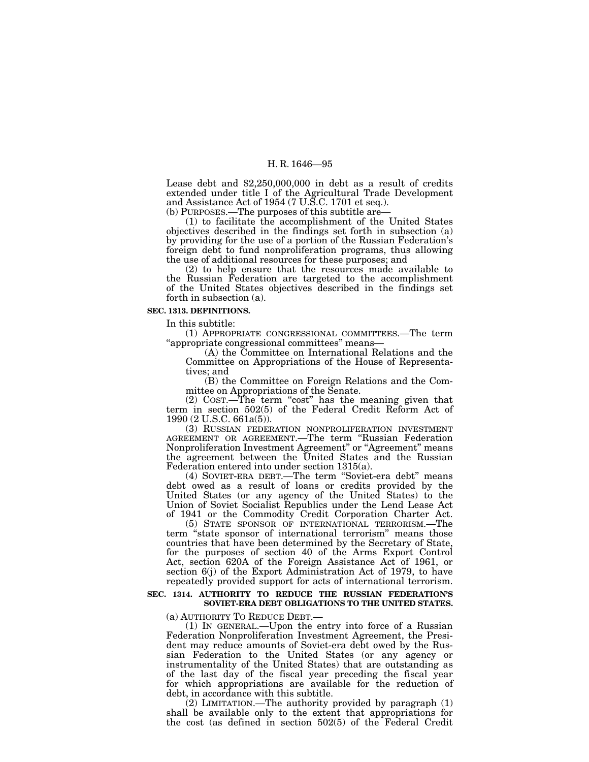Lease debt and $2,250,000,000 in debt as a result of credits extended under title I of the Agricultural Trade Development and Assistance Act of 1954 (7 U.S.C. 1701 et seq.).

(b) PURPOSES.—The purposes of this subtitle are—

(1) to facilitate the accomplishment of the United States objectives described in the findings set forth in subsection (a) by providing for the use of a portion of the Russian Federation's foreign debt to fund nonproliferation programs, thus allowing the use of additional resources for these purposes; and

(2) to help ensure that the resources made available to the Russian Federation are targeted to the accomplishment of the United States objectives described in the findings set forth in subsection (a).

**SEC. 1313. DEFINITIONS.**

In this subtitle:

(1) APPROPRIATE CONGRESSIONAL COMMITTEES.—The term "appropriate congressional committees" means—

(A) the Committee on International Relations and the Committee on Appropriations of the House of Representatives; and

(B) the Committee on Foreign Relations and the Committee on Appropriations of the Senate.

(2) COST.—The term "cost" has the meaning given that term in section 502(5) of the Federal Credit Reform Act of 1990 (2 U.S.C. 661a(5)).

(3) RUSSIAN FEDERATION NONPROLIFERATION INVESTMENT AGREEMENT OR AGREEMENT.—The term "Russian Federation Nonproliferation Investment Agreement" or "Agreement" means the agreement between the United States and the Russian Federation entered into under section 1315(a).

(4) SOVIET-ERA DEBT.—The term "Soviet-era debt" means debt owed as a result of loans or credits provided by the United States (or any agency of the United States) to the Union of Soviet Socialist Republics under the Lend Lease Act of 1941 or the Commodity Credit Corporation Charter Act.

(5) STATE SPONSOR OF INTERNATIONAL TERRORISM.—The term "state sponsor of international terrorism" means those countries that have been determined by the Secretary of State, for the purposes of section 40 of the Arms Export Control Act, section 620A of the Foreign Assistance Act of 1961, or section 6(j) of the Export Administration Act of 1979, to have repeatedly provided support for acts of international terrorism.

**SEC. 1314. AUTHORITY TO REDUCE THE RUSSIAN FEDERATION'S SOVIET-ERA DEBT OBLIGATIONS TO THE UNITED STATES.**

(a) AUTHORITY TO REDUCE DEBT.—

(1) IN GENERAL.—Upon the entry into force of a Russian Federation Nonproliferation Investment Agreement, the President may reduce amounts of Soviet-era debt owed by the Russian Federation to the United States (or any agency or instrumentality of the United States) that are outstanding as of the last day of the fiscal year preceding the fiscal year for which appropriations are available for the reduction of debt, in accordance with this subtitle.

(2) LIMITATION.—The authority provided by paragraph (1) shall be available only to the extent that appropriations for the cost (as defined in section 502(5) of the Federal Credit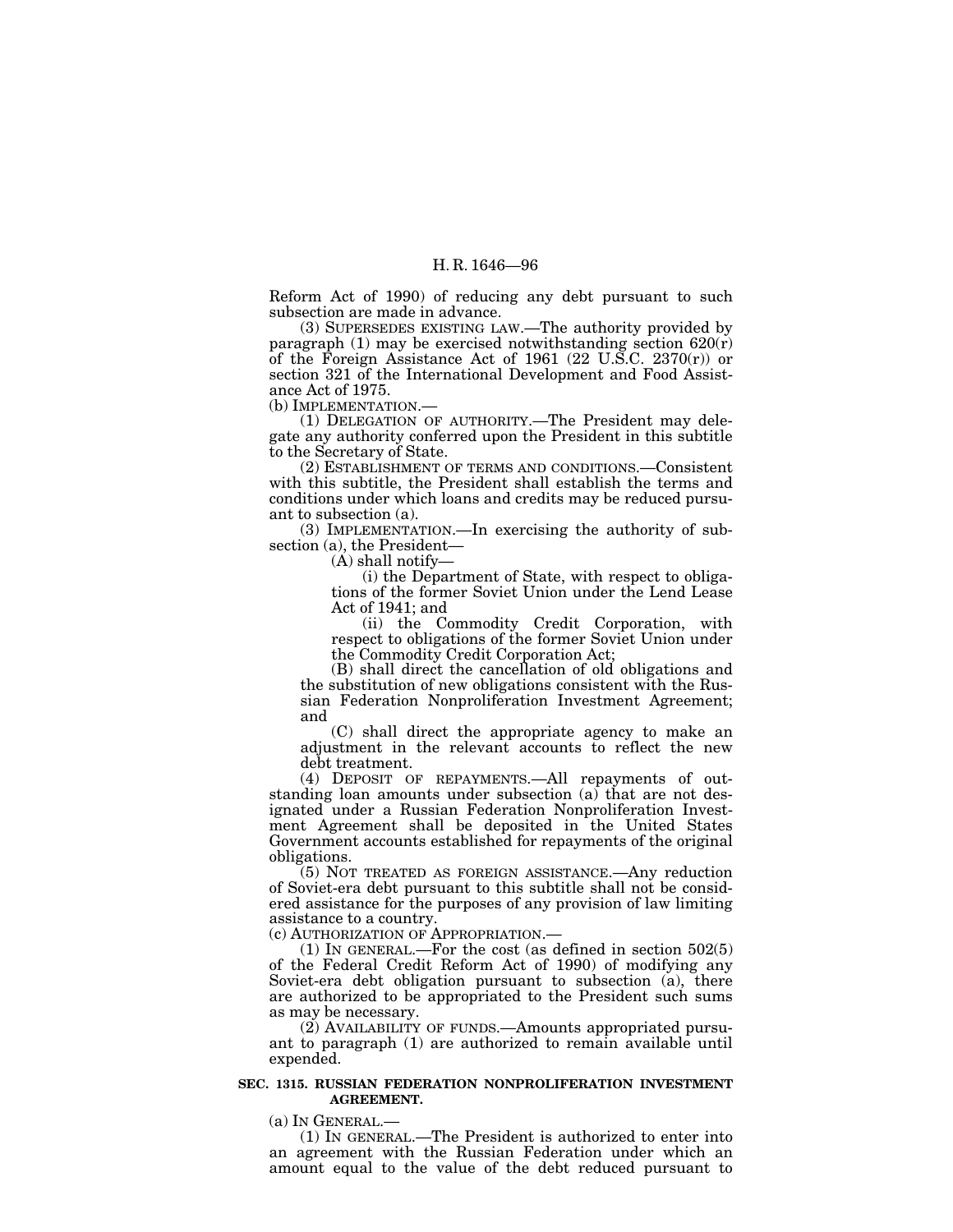Reform Act of 1990) of reducing any debt pursuant to such subsection are made in advance.

(3) SUPERSEDES EXISTING LAW.—The authority provided by paragraph (1) may be exercised notwithstanding section 620(r) of the Foreign Assistance Act of 1961 (22 U.S.C. 2370(r)) or section 321 of the International Development and Food Assistance Act of 1975.

(b) IMPLEMENTATION.—

(1) DELEGATION OF AUTHORITY.—The President may delegate any authority conferred upon the President in this subtitle to the Secretary of State.

(2) ESTABLISHMENT OF TERMS AND CONDITIONS.—Consistent with this subtitle, the President shall establish the terms and conditions under which loans and credits may be reduced pursuant to subsection (a).

(3) IMPLEMENTATION.—In exercising the authority of subsection (a), the President—

(A) shall notify—

(i) the Department of State, with respect to obligations of the former Soviet Union under the Lend Lease Act of 1941; and

(ii) the Commodity Credit Corporation, with respect to obligations of the former Soviet Union under the Commodity Credit Corporation Act;

(B) shall direct the cancellation of old obligations and the substitution of new obligations consistent with the Russian Federation Nonproliferation Investment Agreement; and

(C) shall direct the appropriate agency to make an adjustment in the relevant accounts to reflect the new debt treatment.

(4) DEPOSIT OF REPAYMENTS.—All repayments of outstanding loan amounts under subsection (a) that are not designated under a Russian Federation Nonproliferation Investment Agreement shall be deposited in the United States Government accounts established for repayments of the original obligations.

(5) NOT TREATED AS FOREIGN ASSISTANCE.—Any reduction of Soviet-era debt pursuant to this subtitle shall not be considered assistance for the purposes of any provision of law limiting assistance to a country.

(c) AUTHORIZATION OF APPROPRIATION.—

(1) IN GENERAL.—For the cost (as defined in section 502(5) of the Federal Credit Reform Act of 1990) of modifying any Soviet-era debt obligation pursuant to subsection (a), there are authorized to be appropriated to the President such sums as may be necessary.

(2) AVAILABILITY OF FUNDS.—Amounts appropriated pursuant to paragraph (1) are authorized to remain available until expended.

**SEC. 1315. RUSSIAN FEDERATION NONPROLIFERATION INVESTMENT AGREEMENT.**

(a) IN GENERAL.—

(1) IN GENERAL.—The President is authorized to enter into an agreement with the Russian Federation under which an amount equal to the value of the debt reduced pursuant to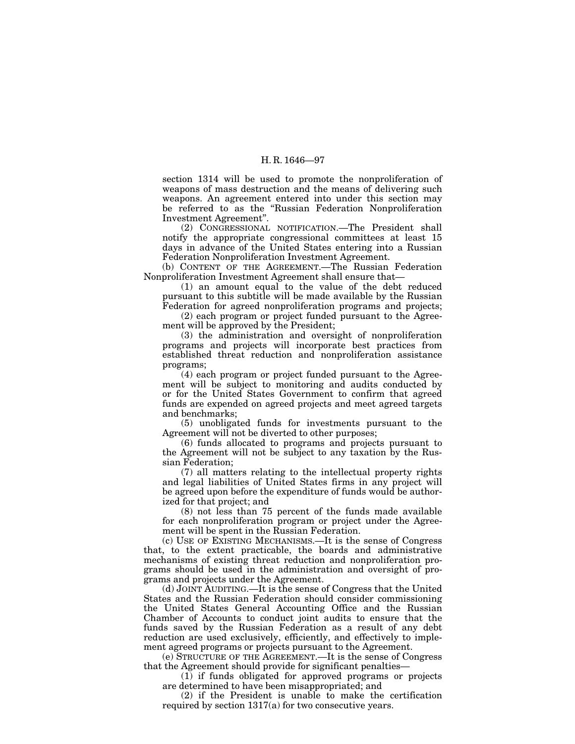section 1314 will be used to promote the nonproliferation of weapons of mass destruction and the means of delivering such weapons. An agreement entered into under this section may be referred to as the "Russian Federation Nonproliferation Investment Agreement".

(2) CONGRESSIONAL NOTIFICATION.—The President shall notify the appropriate congressional committees at least 15 days in advance of the United States entering into a Russian Federation Nonproliferation Investment Agreement.

(b) CONTENT OF THE AGREEMENT.—The Russian Federation Nonproliferation Investment Agreement shall ensure that—

(1) an amount equal to the value of the debt reduced pursuant to this subtitle will be made available by the Russian Federation for agreed nonproliferation programs and projects;

(2) each program or project funded pursuant to the Agreement will be approved by the President;

(3) the administration and oversight of nonproliferation programs and projects will incorporate best practices from established threat reduction and nonproliferation assistance programs;

(4) each program or project funded pursuant to the Agreement will be subject to monitoring and audits conducted by or for the United States Government to confirm that agreed funds are expended on agreed projects and meet agreed targets and benchmarks;

(5) unobligated funds for investments pursuant to the Agreement will not be diverted to other purposes;

(6) funds allocated to programs and projects pursuant to the Agreement will not be subject to any taxation by the Russian Federation;

(7) all matters relating to the intellectual property rights and legal liabilities of United States firms in any project will be agreed upon before the expenditure of funds would be authorized for that project; and

(8) not less than 75 percent of the funds made available for each nonproliferation program or project under the Agreement will be spent in the Russian Federation.

(c) USE OF EXISTING MECHANISMS.—It is the sense of Congress that, to the extent practicable, the boards and administrative mechanisms of existing threat reduction and nonproliferation programs should be used in the administration and oversight of programs and projects under the Agreement.

(d) JOINT AUDITING.—It is the sense of Congress that the United States and the Russian Federation should consider commissioning the United States General Accounting Office and the Russian Chamber of Accounts to conduct joint audits to ensure that the funds saved by the Russian Federation as a result of any debt reduction are used exclusively, efficiently, and effectively to implement agreed programs or projects pursuant to the Agreement.

(e) STRUCTURE OF THE AGREEMENT.—It is the sense of Congress that the Agreement should provide for significant penalties—

(1) if funds obligated for approved programs or projects are determined to have been misappropriated; and

(2) if the President is unable to make the certification required by section 1317(a) for two consecutive years.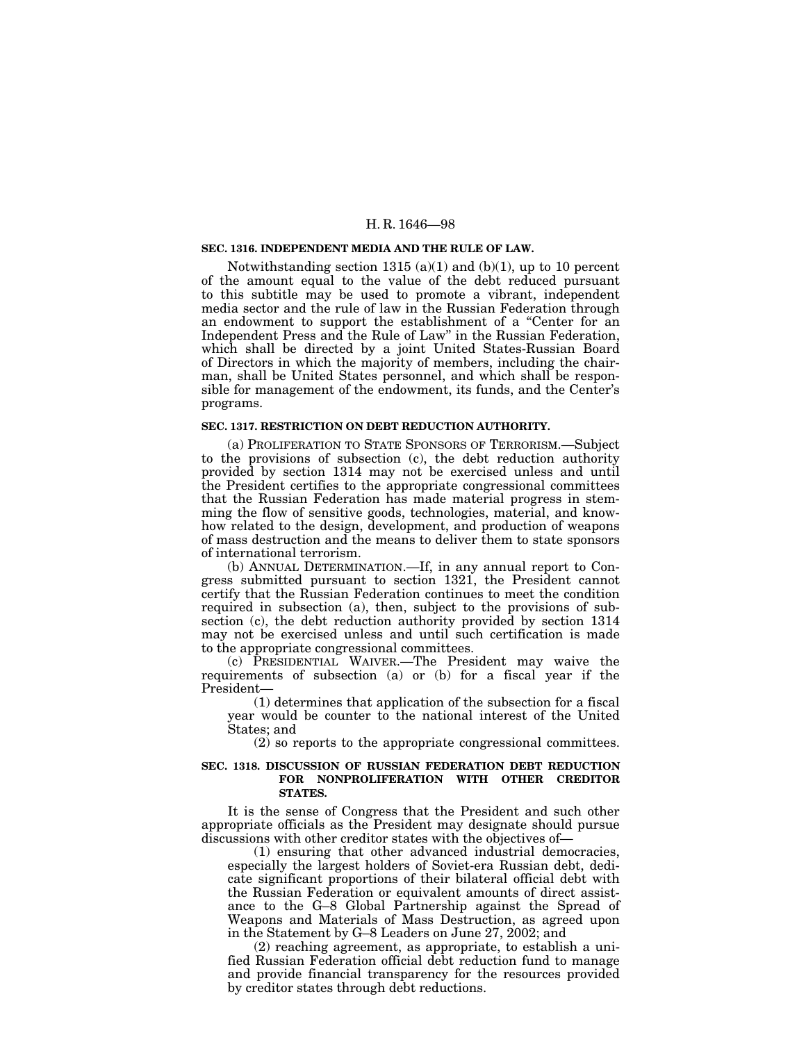### SEC. 1316. INDEPENDENT MEDIA AND THE RULE OF LAW.

Notwithstanding section 1315 (a)(1) and (b)(1), up to 10 percent of the amount equal to the value of the debt reduced pursuant to this subtitle may be used to promote a vibrant, independent media sector and the rule of law in the Russian Federation through an endowment to support the establishment of a "Center for an Independent Press and the Rule of Law" in the Russian Federation, which shall be directed by a joint United States-Russian Board of Directors in which the majority of members, including the chairman, shall be United States personnel, and which shall be responsible for management of the endowment, its funds, and the Center's programs.

### SEC. 1317. RESTRICTION ON DEBT REDUCTION AUTHORITY.

(a) PROLIFERATION TO STATE SPONSORS OF TERRORISM.—Subject to the provisions of subsection (c), the debt reduction authority provided by section 1314 may not be exercised unless and until the President certifies to the appropriate congressional committees that the Russian Federation has made material progress in stemming the flow of sensitive goods, technologies, material, and know-how related to the design, development, and production of weapons of mass destruction and the means to deliver them to state sponsors of international terrorism.

(b) ANNUAL DETERMINATION.—If, in any annual report to Congress submitted pursuant to section 1321, the President cannot certify that the Russian Federation continues to meet the condition required in subsection (a), then, subject to the provisions of subsection (c), the debt reduction authority provided by section 1314 may not be exercised unless and until such certification is made to the appropriate congressional committees.

(c) PRESIDENTIAL WAIVER.—The President may waive the requirements of subsection (a) or (b) for a fiscal year if the President—

(1) determines that application of the subsection for a fiscal year would be counter to the national interest of the United States; and

(2) so reports to the appropriate congressional committees.

### SEC. 1318. DISCUSSION OF RUSSIAN FEDERATION DEBT REDUCTION FOR NONPROLIFERATION WITH OTHER CREDITOR STATES.

It is the sense of Congress that the President and such other appropriate officials as the President may designate should pursue discussions with other creditor states with the objectives of—

(1) ensuring that other advanced industrial democracies, especially the largest holders of Soviet-era Russian debt, dedicate significant proportions of their bilateral official debt with the Russian Federation or equivalent amounts of direct assistance to the G–8 Global Partnership against the Spread of Weapons and Materials of Mass Destruction, as agreed upon in the Statement by G–8 Leaders on June 27, 2002; and

(2) reaching agreement, as appropriate, to establish a unified Russian Federation official debt reduction fund to manage and provide financial transparency for the resources provided by creditor states through debt reductions.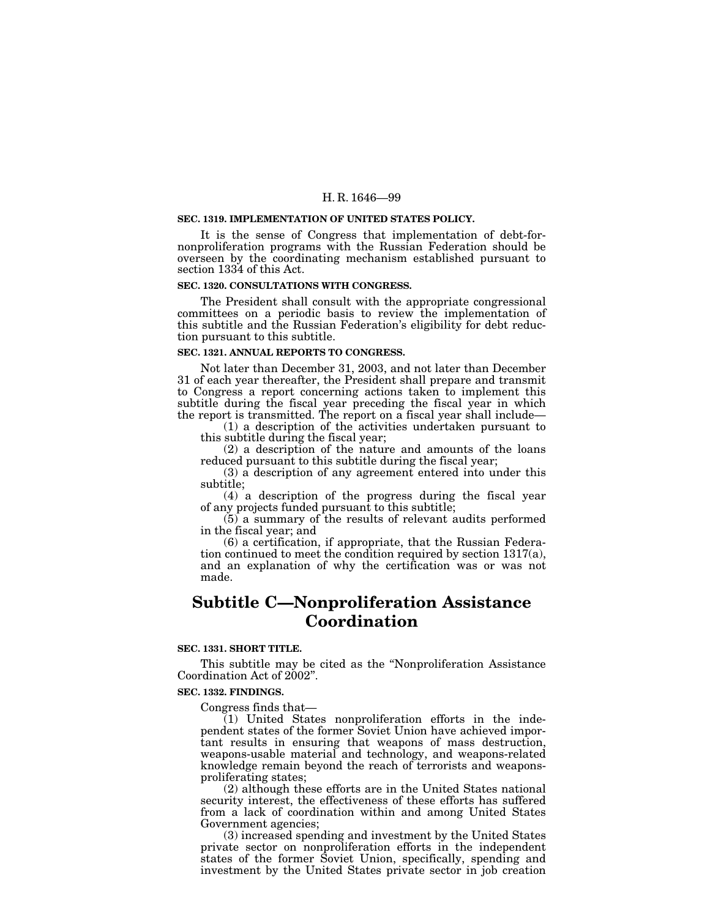**SEC. 1319. IMPLEMENTATION OF UNITED STATES POLICY.**

It is the sense of Congress that implementation of debt-for-nonproliferation programs with the Russian Federation should be overseen by the coordinating mechanism established pursuant to section 1334 of this Act.

**SEC. 1320. CONSULTATIONS WITH CONGRESS.**

The President shall consult with the appropriate congressional committees on a periodic basis to review the implementation of this subtitle and the Russian Federation's eligibility for debt reduction pursuant to this subtitle.

**SEC. 1321. ANNUAL REPORTS TO CONGRESS.**

Not later than December 31, 2003, and not later than December 31 of each year thereafter, the President shall prepare and transmit to Congress a report concerning actions taken to implement this subtitle during the fiscal year preceding the fiscal year in which the report is transmitted. The report on a fiscal year shall include—

(1) a description of the activities undertaken pursuant to this subtitle during the fiscal year;

(2) a description of the nature and amounts of the loans reduced pursuant to this subtitle during the fiscal year;

(3) a description of any agreement entered into under this subtitle;

(4) a description of the progress during the fiscal year of any projects funded pursuant to this subtitle;

(5) a summary of the results of relevant audits performed in the fiscal year; and

(6) a certification, if appropriate, that the Russian Federation continued to meet the condition required by section 1317(a), and an explanation of why the certification was or was not made.

## Subtitle C—Nonproliferation Assistance Coordination

**SEC. 1331. SHORT TITLE.**

This subtitle may be cited as the "Nonproliferation Assistance Coordination Act of 2002".

**SEC. 1332. FINDINGS.**

Congress finds that—

(1) United States nonproliferation efforts in the independent states of the former Soviet Union have achieved important results in ensuring that weapons of mass destruction, weapons-usable material and technology, and weapons-related knowledge remain beyond the reach of terrorists and weapons-proliferating states;

(2) although these efforts are in the United States national security interest, the effectiveness of these efforts has suffered from a lack of coordination within and among United States Government agencies;

(3) increased spending and investment by the United States private sector on nonproliferation efforts in the independent states of the former Soviet Union, specifically, spending and investment by the United States private sector in job creation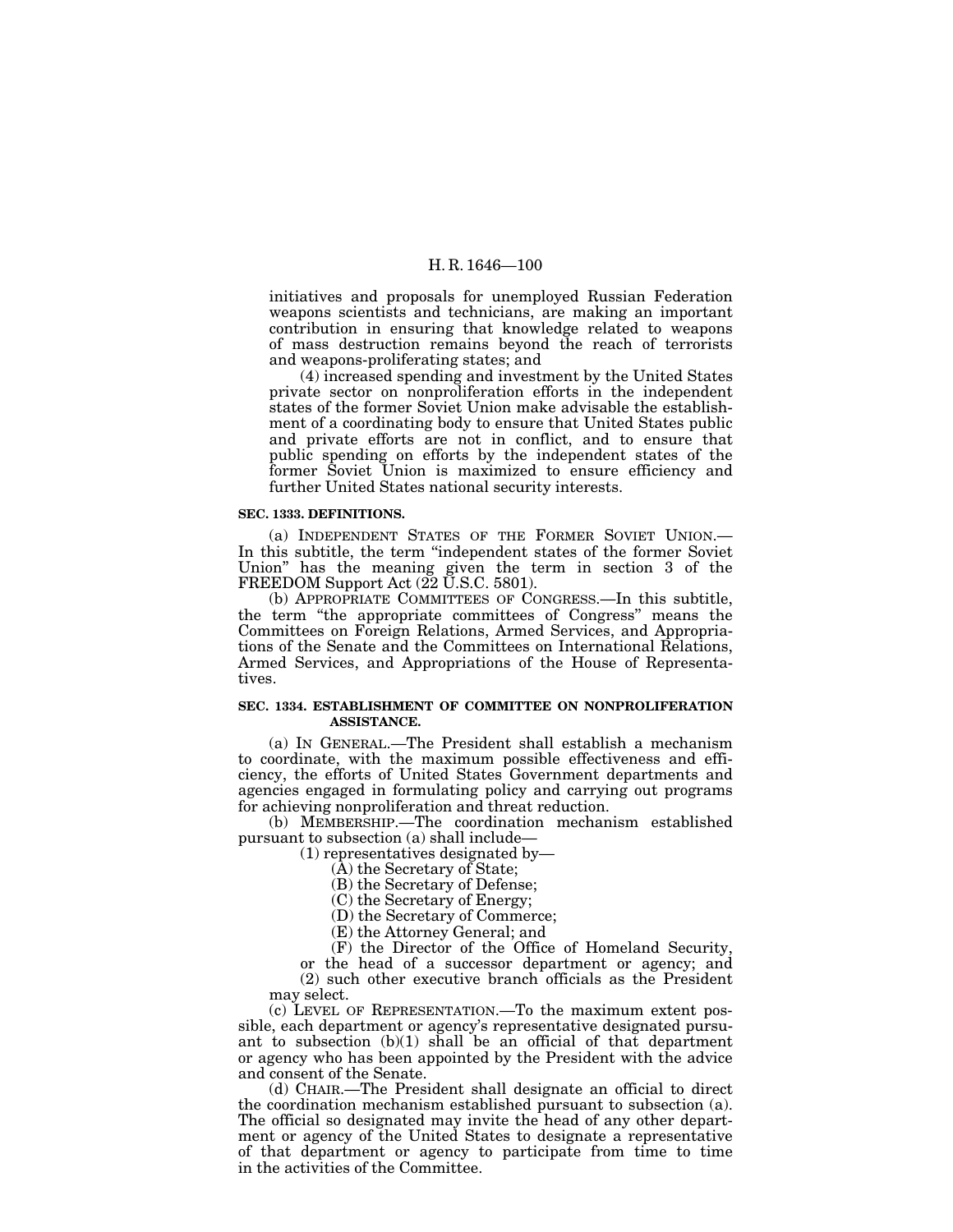initiatives and proposals for unemployed Russian Federation weapons scientists and technicians, are making an important contribution in ensuring that knowledge related to weapons of mass destruction remains beyond the reach of terrorists and weapons-proliferating states; and

(4) increased spending and investment by the United States private sector on nonproliferation efforts in the independent states of the former Soviet Union make advisable the establishment of a coordinating body to ensure that United States public and private efforts are not in conflict, and to ensure that public spending on efforts by the independent states of the former Soviet Union is maximized to ensure efficiency and further United States national security interests.

**SEC. 1333. DEFINITIONS.**

(a) INDEPENDENT STATES OF THE FORMER SOVIET UNION.—In this subtitle, the term "independent states of the former Soviet Union" has the meaning given the term in section 3 of the FREEDOM Support Act (22 U.S.C. 5801).

(b) APPROPRIATE COMMITTEES OF CONGRESS.—In this subtitle, the term "the appropriate committees of Congress" means the Committees on Foreign Relations, Armed Services, and Appropriations of the Senate and the Committees on International Relations, Armed Services, and Appropriations of the House of Representatives.

**SEC. 1334. ESTABLISHMENT OF COMMITTEE ON NONPROLIFERATION ASSISTANCE.**

(a) IN GENERAL.—The President shall establish a mechanism to coordinate, with the maximum possible effectiveness and efficiency, the efforts of United States Government departments and agencies engaged in formulating policy and carrying out programs for achieving nonproliferation and threat reduction.

(b) MEMBERSHIP.—The coordination mechanism established pursuant to subsection (a) shall include—

(1) representatives designated by—

(A) the Secretary of State;

(B) the Secretary of Defense;

(C) the Secretary of Energy;

(D) the Secretary of Commerce;

(E) the Attorney General; and

(F) the Director of the Office of Homeland Security, or the head of a successor department or agency; and

(2) such other executive branch officials as the President may select.

(c) LEVEL OF REPRESENTATION.—To the maximum extent possible, each department or agency's representative designated pursuant to subsection (b)(1) shall be an official of that department or agency who has been appointed by the President with the advice and consent of the Senate.

(d) CHAIR.—The President shall designate an official to direct the coordination mechanism established pursuant to subsection (a). The official so designated may invite the head of any other department or agency of the United States to designate a representative of that department or agency to participate from time to time in the activities of the Committee.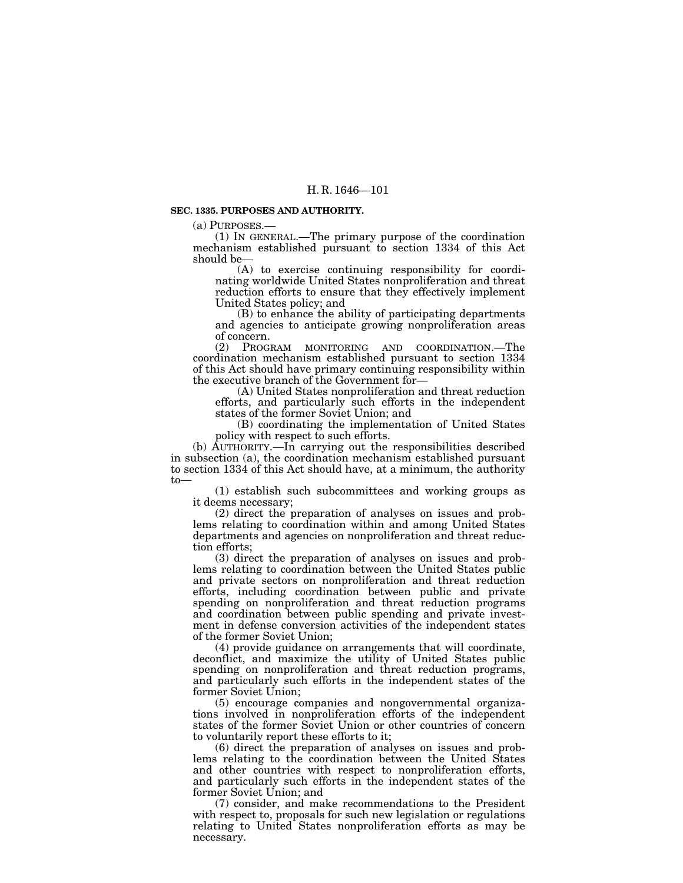**SEC. 1335. PURPOSES AND AUTHORITY.**

(a) PURPOSES.—

(1) IN GENERAL.—The primary purpose of the coordination mechanism established pursuant to section 1334 of this Act should be—

(A) to exercise continuing responsibility for coordinating worldwide United States nonproliferation and threat reduction efforts to ensure that they effectively implement United States policy; and

(B) to enhance the ability of participating departments and agencies to anticipate growing nonproliferation areas of concern.

(2) PROGRAM MONITORING AND COORDINATION.—The coordination mechanism established pursuant to section 1334 of this Act should have primary continuing responsibility within the executive branch of the Government for—

(A) United States nonproliferation and threat reduction efforts, and particularly such efforts in the independent states of the former Soviet Union; and

(B) coordinating the implementation of United States policy with respect to such efforts.

(b) AUTHORITY.—In carrying out the responsibilities described in subsection (a), the coordination mechanism established pursuant to section 1334 of this Act should have, at a minimum, the authority to—

(1) establish such subcommittees and working groups as it deems necessary;

(2) direct the preparation of analyses on issues and problems relating to coordination within and among United States departments and agencies on nonproliferation and threat reduction efforts;

(3) direct the preparation of analyses on issues and problems relating to coordination between the United States public and private sectors on nonproliferation and threat reduction efforts, including coordination between public and private spending on nonproliferation and threat reduction programs and coordination between public spending and private investment in defense conversion activities of the independent states of the former Soviet Union;

(4) provide guidance on arrangements that will coordinate, deconflict, and maximize the utility of United States public spending on nonproliferation and threat reduction programs, and particularly such efforts in the independent states of the former Soviet Union;

(5) encourage companies and nongovernmental organizations involved in nonproliferation efforts of the independent states of the former Soviet Union or other countries of concern to voluntarily report these efforts to it;

(6) direct the preparation of analyses on issues and problems relating to the coordination between the United States and other countries with respect to nonproliferation efforts, and particularly such efforts in the independent states of the former Soviet Union; and

(7) consider, and make recommendations to the President with respect to, proposals for such new legislation or regulations relating to United States nonproliferation efforts as may be necessary.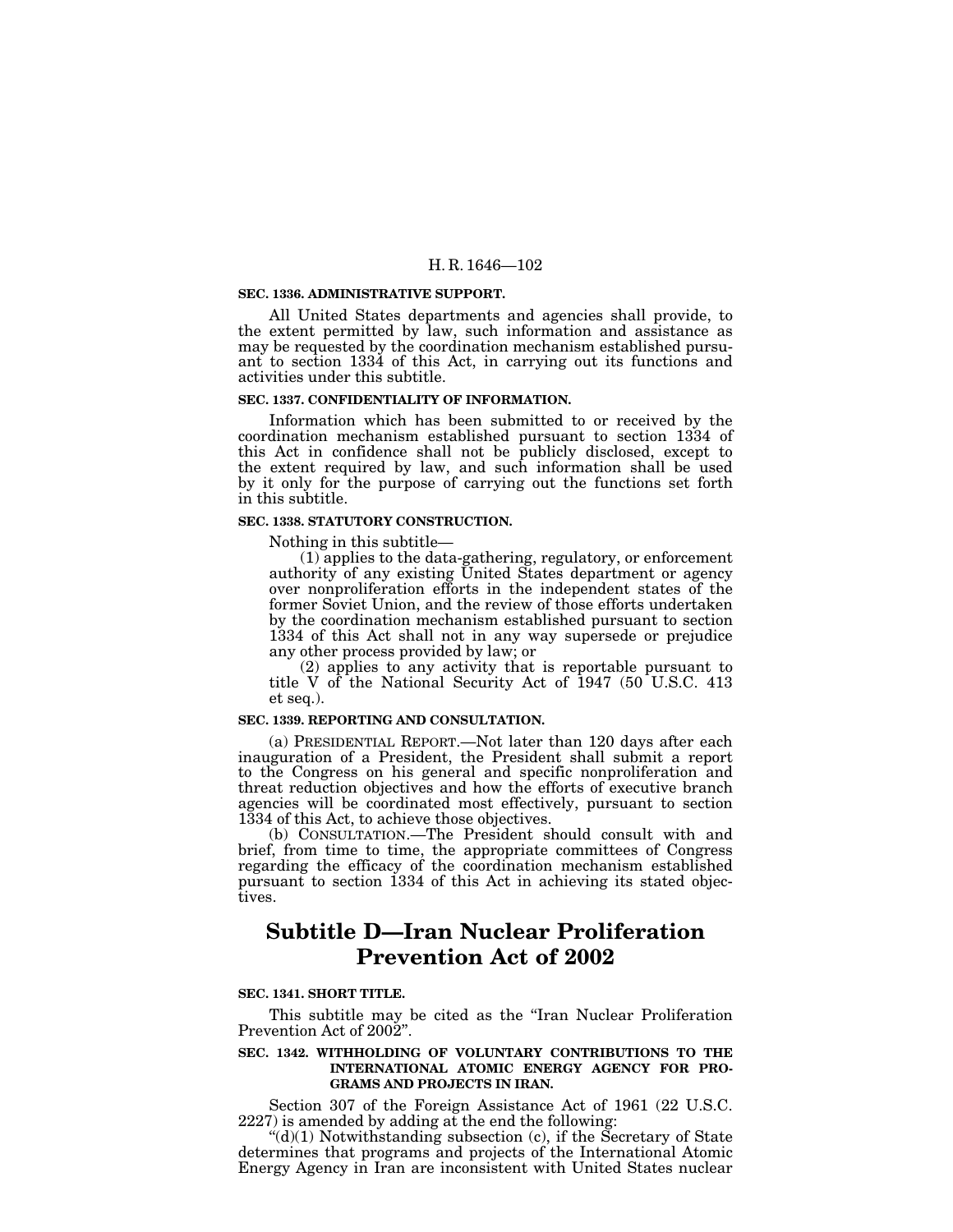**SEC. 1336. ADMINISTRATIVE SUPPORT.**

All United States departments and agencies shall provide, to the extent permitted by law, such information and assistance as may be requested by the coordination mechanism established pursuant to section 1334 of this Act, in carrying out its functions and activities under this subtitle.

**SEC. 1337. CONFIDENTIALITY OF INFORMATION.**

Information which has been submitted to or received by the coordination mechanism established pursuant to section 1334 of this Act in confidence shall not be publicly disclosed, except to the extent required by law, and such information shall be used by it only for the purpose of carrying out the functions set forth in this subtitle.

**SEC. 1338. STATUTORY CONSTRUCTION.**

Nothing in this subtitle—

(1) applies to the data-gathering, regulatory, or enforcement authority of any existing United States department or agency over nonproliferation efforts in the independent states of the former Soviet Union, and the review of those efforts undertaken by the coordination mechanism established pursuant to section 1334 of this Act shall not in any way supersede or prejudice any other process provided by law; or

(2) applies to any activity that is reportable pursuant to title V of the National Security Act of 1947 (50 U.S.C. 413 et seq.).

**SEC. 1339. REPORTING AND CONSULTATION.**

(a) PRESIDENTIAL REPORT.—Not later than 120 days after each inauguration of a President, the President shall submit a report to the Congress on his general and specific nonproliferation and threat reduction objectives and how the efforts of executive branch agencies will be coordinated most effectively, pursuant to section 1334 of this Act, to achieve those objectives.

(b) CONSULTATION.—The President should consult with and brief, from time to time, the appropriate committees of Congress regarding the efficacy of the coordination mechanism established pursuant to section 1334 of this Act in achieving its stated objectives.

# Subtitle D—Iran Nuclear Proliferation Prevention Act of 2002

**SEC. 1341. SHORT TITLE.**

This subtitle may be cited as the "Iran Nuclear Proliferation Prevention Act of 2002".

**SEC. 1342. WITHHOLDING OF VOLUNTARY CONTRIBUTIONS TO THE INTERNATIONAL ATOMIC ENERGY AGENCY FOR PROGRAMS AND PROJECTS IN IRAN.**

Section 307 of the Foreign Assistance Act of 1961 (22 U.S.C. 2227) is amended by adding at the end the following:

"(d)(1) Notwithstanding subsection (c), if the Secretary of State determines that programs and projects of the International Atomic Energy Agency in Iran are inconsistent with United States nuclear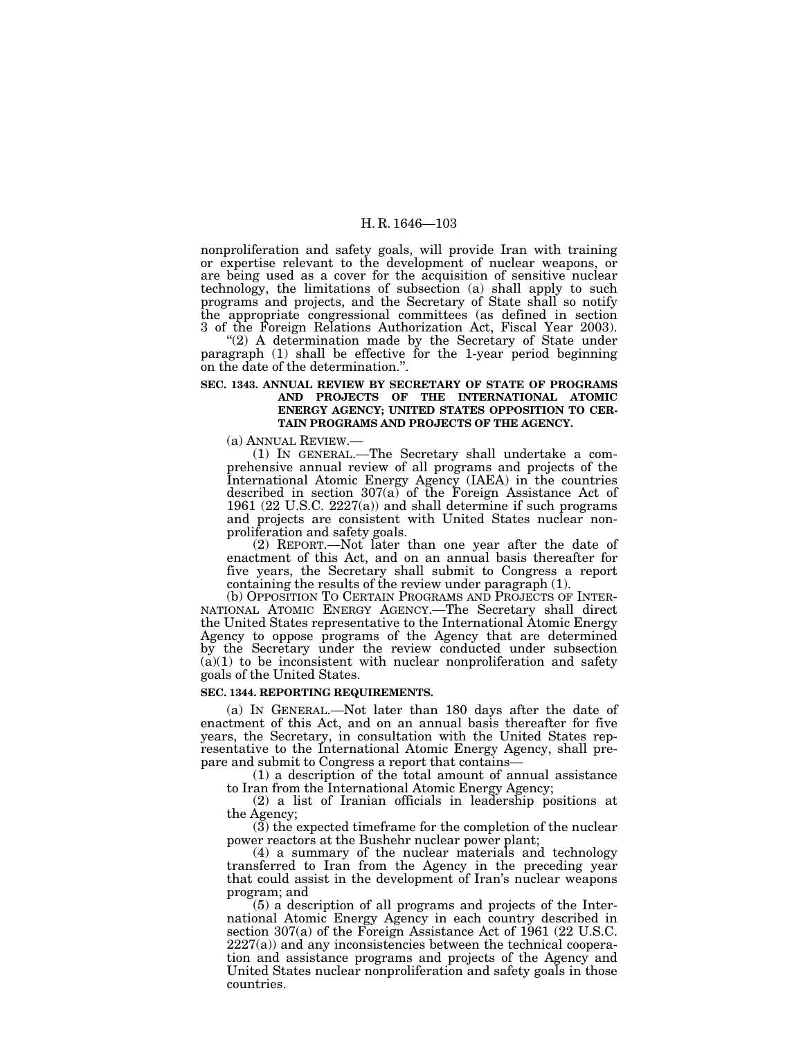nonproliferation and safety goals, will provide Iran with training or expertise relevant to the development of nuclear weapons, or are being used as a cover for the acquisition of sensitive nuclear technology, the limitations of subsection (a) shall apply to such programs and projects, and the Secretary of State shall so notify the appropriate congressional committees (as defined in section 3 of the Foreign Relations Authorization Act, Fiscal Year 2003).

"(2) A determination made by the Secretary of State under paragraph (1) shall be effective for the 1-year period beginning on the date of the determination.".

**SEC. 1343. ANNUAL REVIEW BY SECRETARY OF STATE OF PROGRAMS AND PROJECTS OF THE INTERNATIONAL ATOMIC ENERGY AGENCY; UNITED STATES OPPOSITION TO CERTAIN PROGRAMS AND PROJECTS OF THE AGENCY.**

(a) ANNUAL REVIEW.—

(1) IN GENERAL.—The Secretary shall undertake a comprehensive annual review of all programs and projects of the International Atomic Energy Agency (IAEA) in the countries described in section 307(a) of the Foreign Assistance Act of 1961 (22 U.S.C. 2227(a)) and shall determine if such programs and projects are consistent with United States nuclear nonproliferation and safety goals.

(2) REPORT.—Not later than one year after the date of enactment of this Act, and on an annual basis thereafter for five years, the Secretary shall submit to Congress a report containing the results of the review under paragraph (1).

(b) OPPOSITION TO CERTAIN PROGRAMS AND PROJECTS OF INTERNATIONAL ATOMIC ENERGY AGENCY.—The Secretary shall direct the United States representative to the International Atomic Energy Agency to oppose programs of the Agency that are determined by the Secretary under the review conducted under subsection (a)(1) to be inconsistent with nuclear nonproliferation and safety goals of the United States.

**SEC. 1344. REPORTING REQUIREMENTS.**

(a) IN GENERAL.—Not later than 180 days after the date of enactment of this Act, and on an annual basis thereafter for five years, the Secretary, in consultation with the United States representative to the International Atomic Energy Agency, shall prepare and submit to Congress a report that contains—

(1) a description of the total amount of annual assistance to Iran from the International Atomic Energy Agency;

(2) a list of Iranian officials in leadership positions at the Agency;

(3) the expected timeframe for the completion of the nuclear power reactors at the Bushehr nuclear power plant;

(4) a summary of the nuclear materials and technology transferred to Iran from the Agency in the preceding year that could assist in the development of Iran's nuclear weapons program; and

(5) a description of all programs and projects of the International Atomic Energy Agency in each country described in section 307(a) of the Foreign Assistance Act of 1961 (22 U.S.C. 2227(a)) and any inconsistencies between the technical cooperation and assistance programs and projects of the Agency and United States nuclear nonproliferation and safety goals in those countries.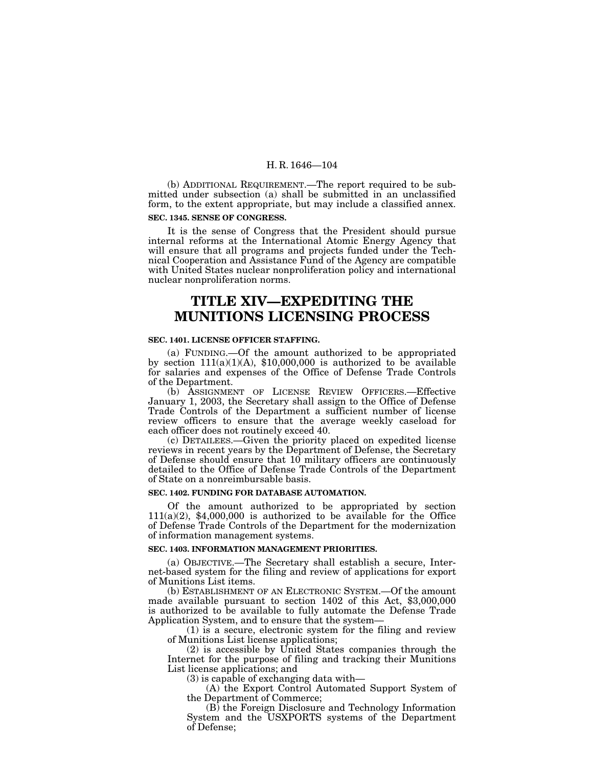(b) ADDITIONAL REQUIREMENT.—The report required to be submitted under subsection (a) shall be submitted in an unclassified form, to the extent appropriate, but may include a classified annex.

**SEC. 1345. SENSE OF CONGRESS.**

It is the sense of Congress that the President should pursue internal reforms at the International Atomic Energy Agency that will ensure that all programs and projects funded under the Technical Cooperation and Assistance Fund of the Agency are compatible with United States nuclear nonproliferation policy and international nuclear nonproliferation norms.

# TITLE XIV—EXPEDITING THE MUNITIONS LICENSING PROCESS

**SEC. 1401. LICENSE OFFICER STAFFING.**

(a) FUNDING.—Of the amount authorized to be appropriated by section 111(a)(1)(A), $10,000,000 is authorized to be available for salaries and expenses of the Office of Defense Trade Controls of the Department.

(b) ASSIGNMENT OF LICENSE REVIEW OFFICERS.—Effective January 1, 2003, the Secretary shall assign to the Office of Defense Trade Controls of the Department a sufficient number of license review officers to ensure that the average weekly caseload for each officer does not routinely exceed 40.

(c) DETAILEES.—Given the priority placed on expedited license reviews in recent years by the Department of Defense, the Secretary of Defense should ensure that 10 military officers are continuously detailed to the Office of Defense Trade Controls of the Department of State on a nonreimbursable basis.

**SEC. 1402. FUNDING FOR DATABASE AUTOMATION.**

Of the amount authorized to be appropriated by section 111(a)(2), $4,000,000 is authorized to be available for the Office of Defense Trade Controls of the Department for the modernization of information management systems.

**SEC. 1403. INFORMATION MANAGEMENT PRIORITIES.**

(a) OBJECTIVE.—The Secretary shall establish a secure, Internet-based system for the filing and review of applications for export of Munitions List items.

(b) ESTABLISHMENT OF AN ELECTRONIC SYSTEM.—Of the amount made available pursuant to section 1402 of this Act, $3,000,000 is authorized to be available to fully automate the Defense Trade Application System, and to ensure that the system—

(1) is a secure, electronic system for the filing and review of Munitions List license applications;

(2) is accessible by United States companies through the Internet for the purpose of filing and tracking their Munitions List license applications; and

(3) is capable of exchanging data with—

(A) the Export Control Automated Support System of the Department of Commerce;

(B) the Foreign Disclosure and Technology Information System and the USXPORTS systems of the Department of Defense;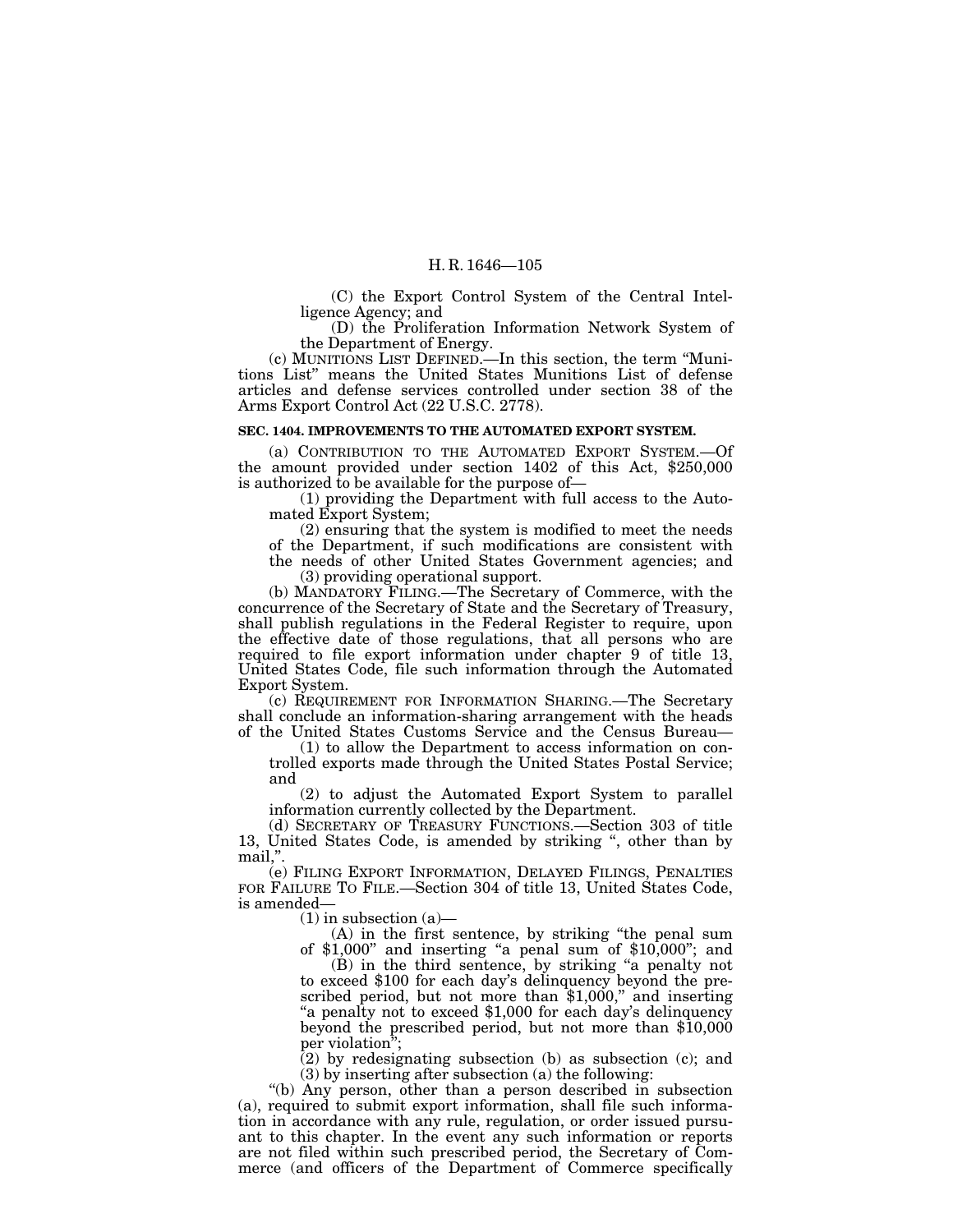(C) the Export Control System of the Central Intelligence Agency; and

(D) the Proliferation Information Network System of the Department of Energy.

(c) MUNITIONS LIST DEFINED.—In this section, the term "Munitions List" means the United States Munitions List of defense articles and defense services controlled under section 38 of the Arms Export Control Act (22 U.S.C. 2778).

**SEC. 1404. IMPROVEMENTS TO THE AUTOMATED EXPORT SYSTEM.**

(a) CONTRIBUTION TO THE AUTOMATED EXPORT SYSTEM.—Of the amount provided under section 1402 of this Act, $250,000 is authorized to be available for the purpose of—

(1) providing the Department with full access to the Automated Export System;

(2) ensuring that the system is modified to meet the needs of the Department, if such modifications are consistent with the needs of other United States Government agencies; and

(3) providing operational support.

(b) MANDATORY FILING.—The Secretary of Commerce, with the concurrence of the Secretary of State and the Secretary of Treasury, shall publish regulations in the Federal Register to require, upon the effective date of those regulations, that all persons who are required to file export information under chapter 9 of title 13, United States Code, file such information through the Automated Export System.

(c) REQUIREMENT FOR INFORMATION SHARING.—The Secretary shall conclude an information-sharing arrangement with the heads of the United States Customs Service and the Census Bureau—

(1) to allow the Department to access information on controlled exports made through the United States Postal Service; and

(2) to adjust the Automated Export System to parallel information currently collected by the Department.

(d) SECRETARY OF TREASURY FUNCTIONS.—Section 303 of title 13, United States Code, is amended by striking ", other than by mail,".

(e) FILING EXPORT INFORMATION, DELAYED FILINGS, PENALTIES FOR FAILURE TO FILE.—Section 304 of title 13, United States Code, is amended—

(1) in subsection (a)—

(A) in the first sentence, by striking "the penal sum of $1,000" and inserting "a penal sum of $10,000"; and

(B) in the third sentence, by striking "a penalty not to exceed $100 for each day's delinquency beyond the prescribed period, but not more than $1,000," and inserting "a penalty not to exceed $1,000 for each day's delinquency beyond the prescribed period, but not more than $10,000 per violation";

(2) by redesignating subsection (b) as subsection (c); and

(3) by inserting after subsection (a) the following:

"(b) Any person, other than a person described in subsection (a), required to submit export information, shall file such information in accordance with any rule, regulation, or order issued pursuant to this chapter. In the event any such information or reports are not filed within such prescribed period, the Secretary of Commerce (and officers of the Department of Commerce specifically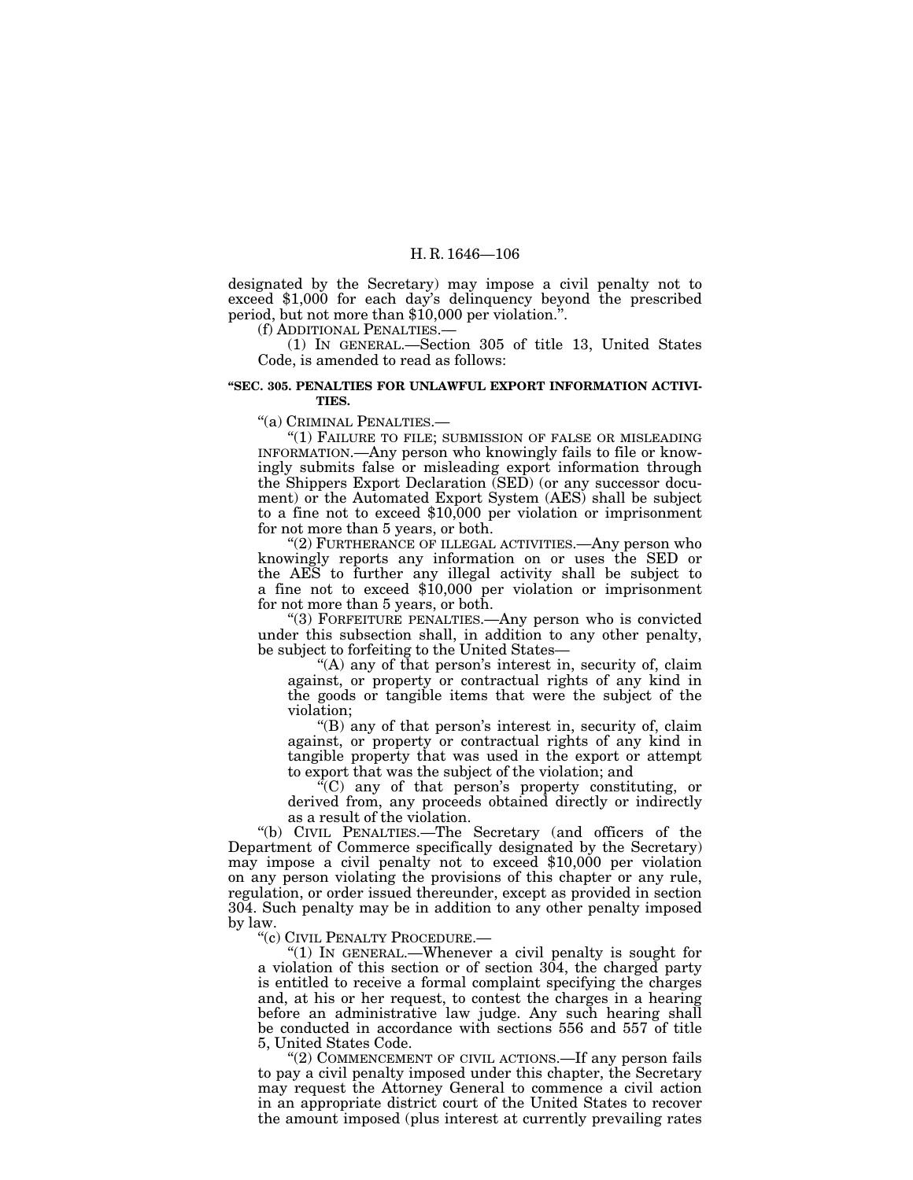designated by the Secretary) may impose a civil penalty not to exceed $1,000 for each day's delinquency beyond the prescribed period, but not more than $10,000 per violation.''.

(f) ADDITIONAL PENALTIES.—

(1) IN GENERAL.—Section 305 of title 13, United States Code, is amended to read as follows:

**''SEC. 305. PENALTIES FOR UNLAWFUL EXPORT INFORMATION ACTIVITIES.**

''(a) CRIMINAL PENALTIES.—

''(1) FAILURE TO FILE; SUBMISSION OF FALSE OR MISLEADING INFORMATION.—Any person who knowingly fails to file or knowingly submits false or misleading export information through the Shippers Export Declaration (SED) (or any successor document) or the Automated Export System (AES) shall be subject to a fine not to exceed $10,000 per violation or imprisonment for not more than 5 years, or both.

''(2) FURTHERANCE OF ILLEGAL ACTIVITIES.—Any person who knowingly reports any information on or uses the SED or the AES to further any illegal activity shall be subject to a fine not to exceed $10,000 per violation or imprisonment for not more than 5 years, or both.

''(3) FORFEITURE PENALTIES.—Any person who is convicted under this subsection shall, in addition to any other penalty, be subject to forfeiting to the United States—

''(A) any of that person's interest in, security of, claim against, or property or contractual rights of any kind in the goods or tangible items that were the subject of the violation;

''(B) any of that person's interest in, security of, claim against, or property or contractual rights of any kind in tangible property that was used in the export or attempt to export that was the subject of the violation; and

''(C) any of that person's property constituting, or derived from, any proceeds obtained directly or indirectly as a result of the violation.

''(b) CIVIL PENALTIES.—The Secretary (and officers of the Department of Commerce specifically designated by the Secretary) may impose a civil penalty not to exceed $10,000 per violation on any person violating the provisions of this chapter or any rule, regulation, or order issued thereunder, except as provided in section 304. Such penalty may be in addition to any other penalty imposed by law.

''(c) CIVIL PENALTY PROCEDURE.—

''(1) IN GENERAL.—Whenever a civil penalty is sought for a violation of this section or of section 304, the charged party is entitled to receive a formal complaint specifying the charges and, at his or her request, to contest the charges in a hearing before an administrative law judge. Any such hearing shall be conducted in accordance with sections 556 and 557 of title 5, United States Code.

''(2) COMMENCEMENT OF CIVIL ACTIONS.—If any person fails to pay a civil penalty imposed under this chapter, the Secretary may request the Attorney General to commence a civil action in an appropriate district court of the United States to recover the amount imposed (plus interest at currently prevailing rates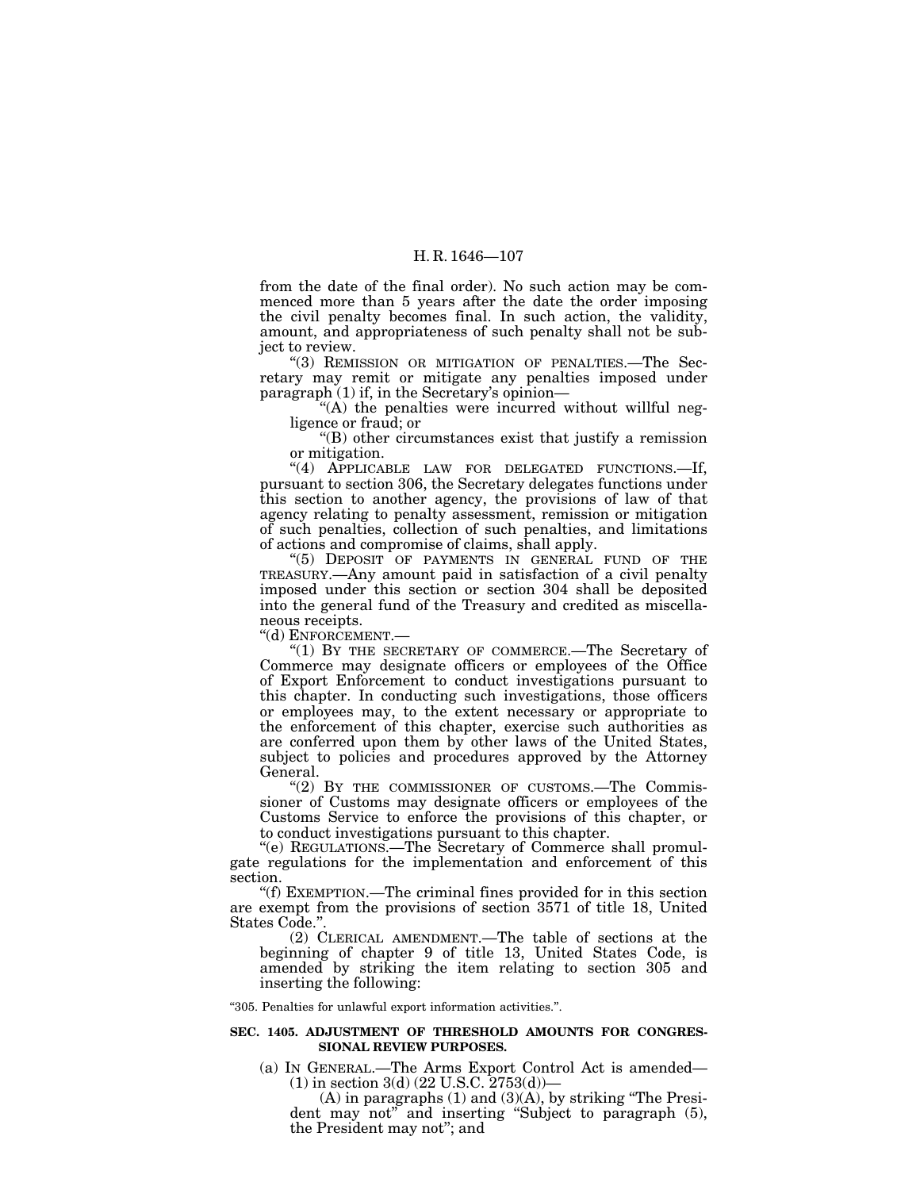from the date of the final order). No such action may be commenced more than 5 years after the date the order imposing the civil penalty becomes final. In such action, the validity, amount, and appropriateness of such penalty shall not be subject to review.

"(3) REMISSION OR MITIGATION OF PENALTIES.—The Secretary may remit or mitigate any penalties imposed under paragraph (1) if, in the Secretary's opinion—

"(A) the penalties were incurred without willful negligence or fraud; or

"(B) other circumstances exist that justify a remission or mitigation.

"(4) APPLICABLE LAW FOR DELEGATED FUNCTIONS.—If, pursuant to section 306, the Secretary delegates functions under this section to another agency, the provisions of law of that agency relating to penalty assessment, remission or mitigation of such penalties, collection of such penalties, and limitations of actions and compromise of claims, shall apply.

"(5) DEPOSIT OF PAYMENTS IN GENERAL FUND OF THE TREASURY.—Any amount paid in satisfaction of a civil penalty imposed under this section or section 304 shall be deposited into the general fund of the Treasury and credited as miscellaneous receipts.

"(d) ENFORCEMENT.—

"(1) BY THE SECRETARY OF COMMERCE.—The Secretary of Commerce may designate officers or employees of the Office of Export Enforcement to conduct investigations pursuant to this chapter. In conducting such investigations, those officers or employees may, to the extent necessary or appropriate to the enforcement of this chapter, exercise such authorities as are conferred upon them by other laws of the United States, subject to policies and procedures approved by the Attorney General.

"(2) BY THE COMMISSIONER OF CUSTOMS.—The Commissioner of Customs may designate officers or employees of the Customs Service to enforce the provisions of this chapter, or to conduct investigations pursuant to this chapter.

"(e) REGULATIONS.—The Secretary of Commerce shall promulgate regulations for the implementation and enforcement of this section.

"(f) EXEMPTION.—The criminal fines provided for in this section are exempt from the provisions of section 3571 of title 18, United States Code.".

(2) CLERICAL AMENDMENT.—The table of sections at the beginning of chapter 9 of title 13, United States Code, is amended by striking the item relating to section 305 and inserting the following:

"305. Penalties for unlawful export information activities.".

**SEC. 1405. ADJUSTMENT OF THRESHOLD AMOUNTS FOR CONGRESSIONAL REVIEW PURPOSES.**

(a) IN GENERAL.—The Arms Export Control Act is amended—

(1) in section 3(d) (22 U.S.C. 2753(d))—

(A) in paragraphs (1) and (3)(A), by striking "The President may not" and inserting "Subject to paragraph (5), the President may not"; and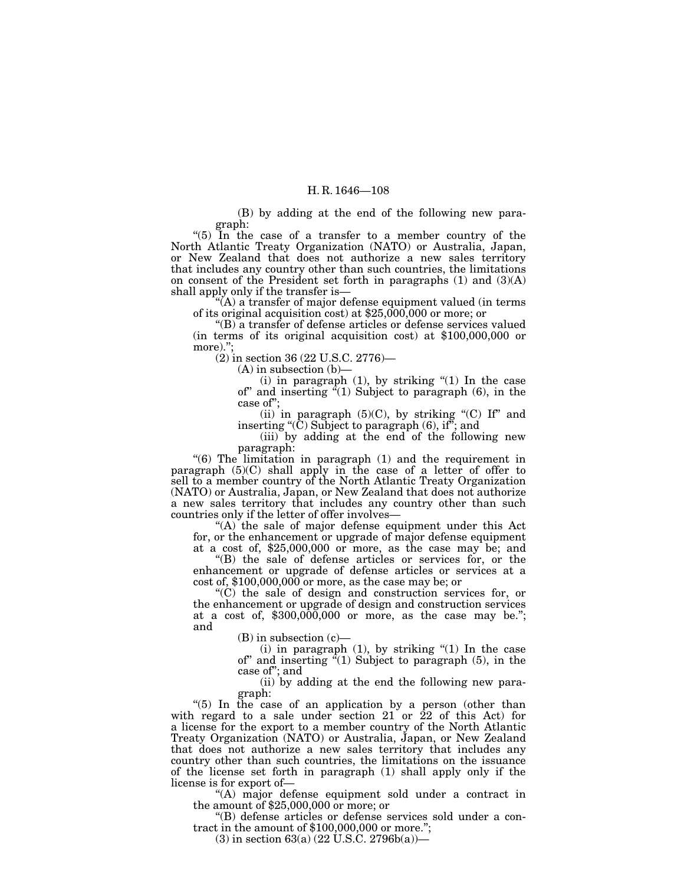(B) by adding at the end of the following new paragraph:

"(5) In the case of a transfer to a member country of the North Atlantic Treaty Organization (NATO) or Australia, Japan, or New Zealand that does not authorize a new sales territory that includes any country other than such countries, the limitations on consent of the President set forth in paragraphs (1) and (3)(A) shall apply only if the transfer is—

"(A) a transfer of major defense equipment valued (in terms of its original acquisition cost) at $25,000,000 or more; or

"(B) a transfer of defense articles or defense services valued (in terms of its original acquisition cost) at $100,000,000 or more).";

(2) in section 36 (22 U.S.C. 2776)—

(A) in subsection (b)—

(i) in paragraph (1), by striking "(1) In the case of" and inserting "(1) Subject to paragraph (6), in the case of";

(ii) in paragraph (5)(C), by striking "(C) If" and inserting "(C) Subject to paragraph (6), if"; and

(iii) by adding at the end of the following new paragraph:

"(6) The limitation in paragraph (1) and the requirement in paragraph (5)(C) shall apply in the case of a letter of offer to sell to a member country of the North Atlantic Treaty Organization (NATO) or Australia, Japan, or New Zealand that does not authorize a new sales territory that includes any country other than such countries only if the letter of offer involves—

"(A) the sale of major defense equipment under this Act for, or the enhancement or upgrade of major defense equipment at a cost of, $25,000,000 or more, as the case may be; and

"(B) the sale of defense articles or services for, or the enhancement or upgrade of defense articles or services at a cost of, $100,000,000 or more, as the case may be; or

"(C) the sale of design and construction services for, or the enhancement or upgrade of design and construction services at a cost of, $300,000,000 or more, as the case may be."; and

(B) in subsection (c)—

(i) in paragraph (1), by striking "(1) In the case of" and inserting "(1) Subject to paragraph (5), in the case of"; and

(ii) by adding at the end the following new paragraph:

"(5) In the case of an application by a person (other than with regard to a sale under section 21 or 22 of this Act) for a license for the export to a member country of the North Atlantic Treaty Organization (NATO) or Australia, Japan, or New Zealand that does not authorize a new sales territory that includes any country other than such countries, the limitations on the issuance of the license set forth in paragraph (1) shall apply only if the license is for export of—

"(A) major defense equipment sold under a contract in the amount of $25,000,000 or more; or

"(B) defense articles or defense services sold under a contract in the amount of $100,000,000 or more.";

(3) in section 63(a) (22 U.S.C. 2796b(a))—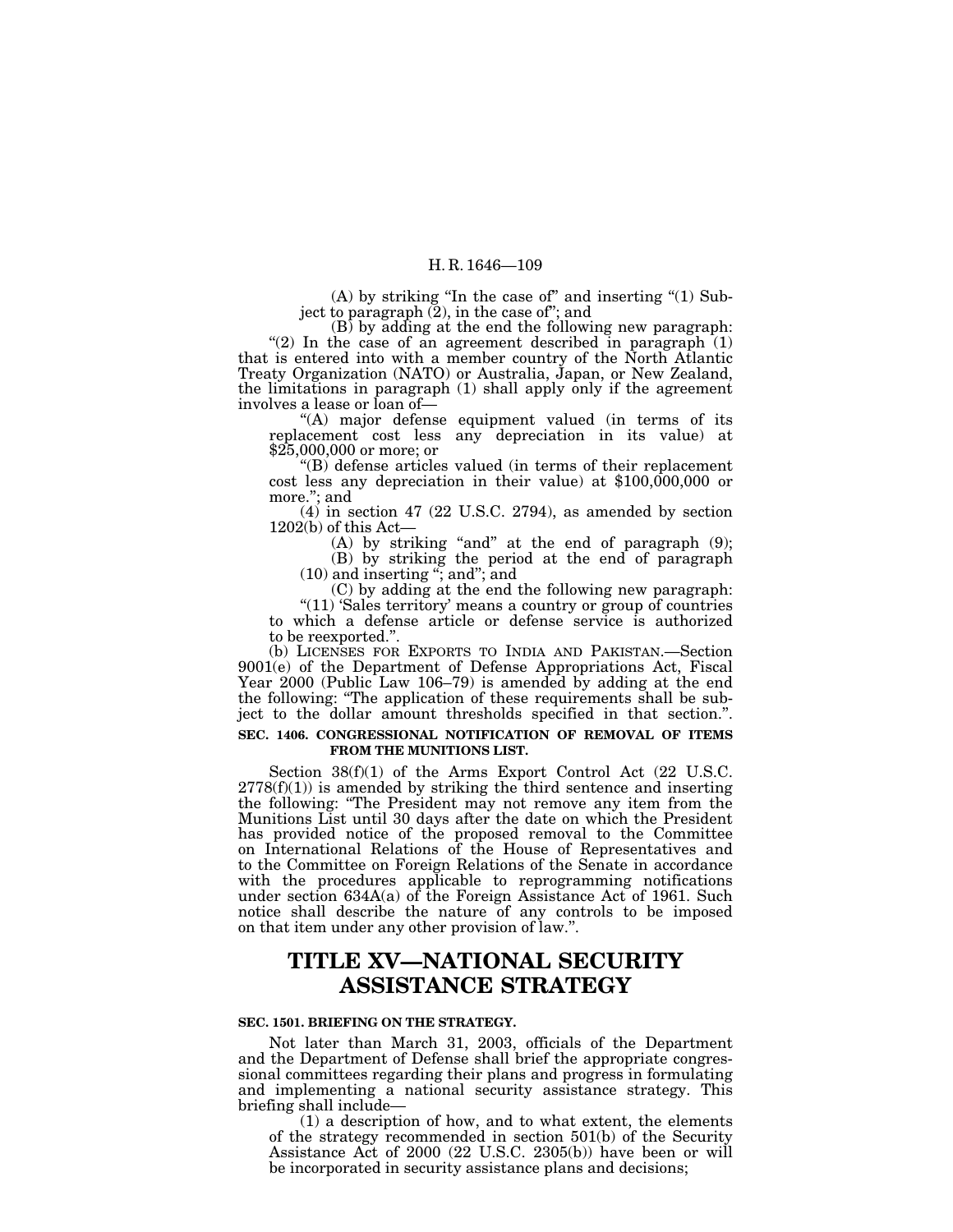(A) by striking "In the case of" and inserting "(1) Subject to paragraph (2), in the case of"; and

(B) by adding at the end the following new paragraph:

"(2) In the case of an agreement described in paragraph (1) that is entered into with a member country of the North Atlantic Treaty Organization (NATO) or Australia, Japan, or New Zealand, the limitations in paragraph (1) shall apply only if the agreement involves a lease or loan of—

"(A) major defense equipment valued (in terms of its replacement cost less any depreciation in its value) at $25,000,000 or more; or

"(B) defense articles valued (in terms of their replacement cost less any depreciation in their value) at $100,000,000 or more."; and

(4) in section 47 (22 U.S.C. 2794), as amended by section 1202(b) of this Act—

(A) by striking "and" at the end of paragraph (9);

(B) by striking the period at the end of paragraph (10) and inserting "; and"; and

(C) by adding at the end the following new paragraph:

"(11) 'Sales territory' means a country or group of countries to which a defense article or defense service is authorized to be reexported.".

(b) LICENSES FOR EXPORTS TO INDIA AND PAKISTAN.—Section 9001(e) of the Department of Defense Appropriations Act, Fiscal Year 2000 (Public Law 106–79) is amended by adding at the end the following: "The application of these requirements shall be subject to the dollar amount thresholds specified in that section.".

**SEC. 1406. CONGRESSIONAL NOTIFICATION OF REMOVAL OF ITEMS FROM THE MUNITIONS LIST.**

Section 38(f)(1) of the Arms Export Control Act (22 U.S.C. 2778(f)(1)) is amended by striking the third sentence and inserting the following: "The President may not remove any item from the Munitions List until 30 days after the date on which the President has provided notice of the proposed removal to the Committee on International Relations of the House of Representatives and to the Committee on Foreign Relations of the Senate in accordance with the procedures applicable to reprogramming notifications under section 634A(a) of the Foreign Assistance Act of 1961. Such notice shall describe the nature of any controls to be imposed on that item under any other provision of law.".

# TITLE XV—NATIONAL SECURITY ASSISTANCE STRATEGY

**SEC. 1501. BRIEFING ON THE STRATEGY.**

Not later than March 31, 2003, officials of the Department and the Department of Defense shall brief the appropriate congressional committees regarding their plans and progress in formulating and implementing a national security assistance strategy. This briefing shall include—

(1) a description of how, and to what extent, the elements of the strategy recommended in section 501(b) of the Security Assistance Act of 2000 (22 U.S.C. 2305(b)) have been or will be incorporated in security assistance plans and decisions;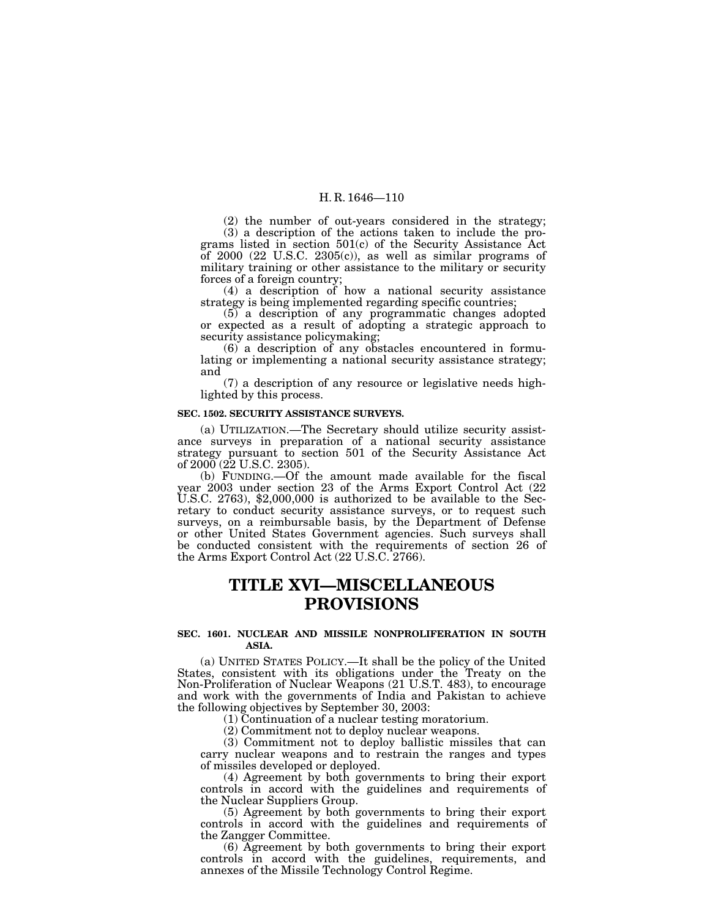(2) the number of out-years considered in the strategy;

(3) a description of the actions taken to include the programs listed in section 501(c) of the Security Assistance Act of 2000 (22 U.S.C. 2305(c)), as well as similar programs of military training or other assistance to the military or security forces of a foreign country;

(4) a description of how a national security assistance strategy is being implemented regarding specific countries;

(5) a description of any programmatic changes adopted or expected as a result of adopting a strategic approach to security assistance policymaking;

(6) a description of any obstacles encountered in formulating or implementing a national security assistance strategy; and

(7) a description of any resource or legislative needs highlighted by this process.

**SEC. 1502. SECURITY ASSISTANCE SURVEYS.**

(a) UTILIZATION.—The Secretary should utilize security assistance surveys in preparation of a national security assistance strategy pursuant to section 501 of the Security Assistance Act of 2000 (22 U.S.C. 2305).

(b) FUNDING.—Of the amount made available for the fiscal year 2003 under section 23 of the Arms Export Control Act (22 U.S.C. 2763), $2,000,000 is authorized to be available to the Secretary to conduct security assistance surveys, or to request such surveys, on a reimbursable basis, by the Department of Defense or other United States Government agencies. Such surveys shall be conducted consistent with the requirements of section 26 of the Arms Export Control Act (22 U.S.C. 2766).

# TITLE XVI—MISCELLANEOUS PROVISIONS

**SEC. 1601. NUCLEAR AND MISSILE NONPROLIFERATION IN SOUTH ASIA.**

(a) UNITED STATES POLICY.—It shall be the policy of the United States, consistent with its obligations under the Treaty on the Non-Proliferation of Nuclear Weapons (21 U.S.T. 483), to encourage and work with the governments of India and Pakistan to achieve the following objectives by September 30, 2003:

(1) Continuation of a nuclear testing moratorium.

(2) Commitment not to deploy nuclear weapons.

(3) Commitment not to deploy ballistic missiles that can carry nuclear weapons and to restrain the ranges and types of missiles developed or deployed.

(4) Agreement by both governments to bring their export controls in accord with the guidelines and requirements of the Nuclear Suppliers Group.

(5) Agreement by both governments to bring their export controls in accord with the guidelines and requirements of the Zangger Committee.

(6) Agreement by both governments to bring their export controls in accord with the guidelines, requirements, and annexes of the Missile Technology Control Regime.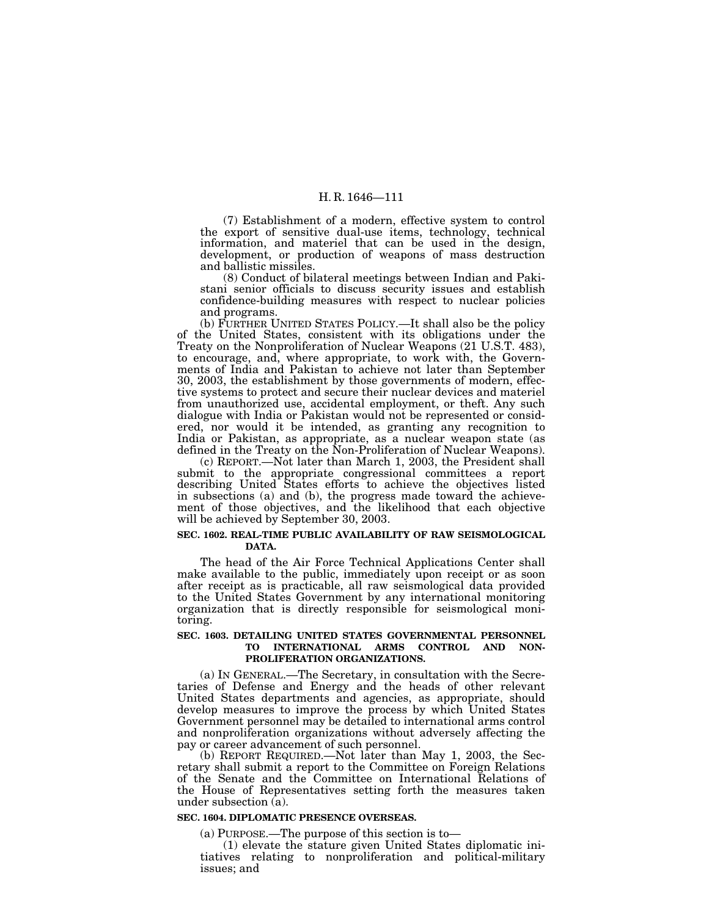(7) Establishment of a modern, effective system to control the export of sensitive dual-use items, technology, technical information, and materiel that can be used in the design, development, or production of weapons of mass destruction and ballistic missiles.

(8) Conduct of bilateral meetings between Indian and Pakistani senior officials to discuss security issues and establish confidence-building measures with respect to nuclear policies and programs.

(b) FURTHER UNITED STATES POLICY.—It shall also be the policy of the United States, consistent with its obligations under the Treaty on the Nonproliferation of Nuclear Weapons (21 U.S.T. 483), to encourage, and, where appropriate, to work with, the Governments of India and Pakistan to achieve not later than September 30, 2003, the establishment by those governments of modern, effective systems to protect and secure their nuclear devices and materiel from unauthorized use, accidental employment, or theft. Any such dialogue with India or Pakistan would not be represented or considered, nor would it be intended, as granting any recognition to India or Pakistan, as appropriate, as a nuclear weapon state (as defined in the Treaty on the Non-Proliferation of Nuclear Weapons).

(c) REPORT.—Not later than March 1, 2003, the President shall submit to the appropriate congressional committees a report describing United States efforts to achieve the objectives listed in subsections (a) and (b), the progress made toward the achievement of those objectives, and the likelihood that each objective will be achieved by September 30, 2003.

**SEC. 1602. REAL-TIME PUBLIC AVAILABILITY OF RAW SEISMOLOGICAL DATA.**

The head of the Air Force Technical Applications Center shall make available to the public, immediately upon receipt or as soon after receipt as is practicable, all raw seismological data provided to the United States Government by any international monitoring organization that is directly responsible for seismological monitoring.

**SEC. 1603. DETAILING UNITED STATES GOVERNMENTAL PERSONNEL TO INTERNATIONAL ARMS CONTROL AND NON-PROLIFERATION ORGANIZATIONS.**

(a) IN GENERAL.—The Secretary, in consultation with the Secretaries of Defense and Energy and the heads of other relevant United States departments and agencies, as appropriate, should develop measures to improve the process by which United States Government personnel may be detailed to international arms control and nonproliferation organizations without adversely affecting the pay or career advancement of such personnel.

(b) REPORT REQUIRED.—Not later than May 1, 2003, the Secretary shall submit a report to the Committee on Foreign Relations of the Senate and the Committee on International Relations of the House of Representatives setting forth the measures taken under subsection (a).

**SEC. 1604. DIPLOMATIC PRESENCE OVERSEAS.**

(a) PURPOSE.—The purpose of this section is to—

(1) elevate the stature given United States diplomatic initiatives relating to nonproliferation and political-military issues; and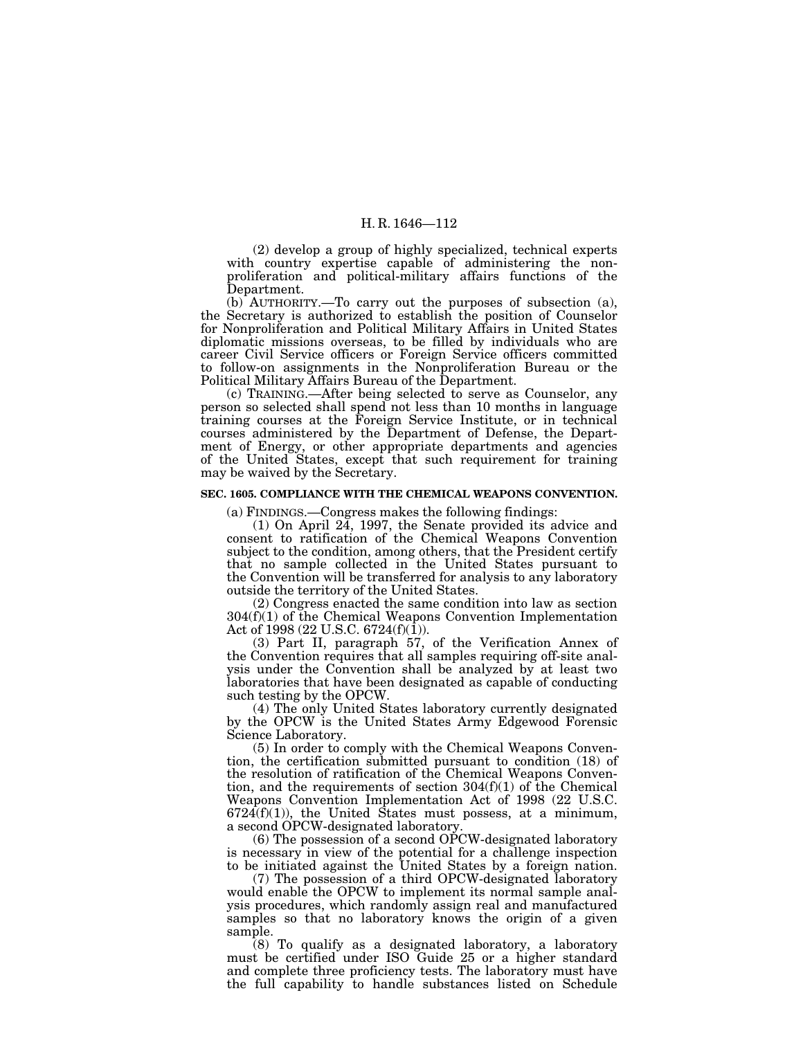(2) develop a group of highly specialized, technical experts with country expertise capable of administering the nonproliferation and political-military affairs functions of the Department.

(b) AUTHORITY.—To carry out the purposes of subsection (a), the Secretary is authorized to establish the position of Counselor for Nonproliferation and Political Military Affairs in United States diplomatic missions overseas, to be filled by individuals who are career Civil Service officers or Foreign Service officers committed to follow-on assignments in the Nonproliferation Bureau or the Political Military Affairs Bureau of the Department.

(c) TRAINING.—After being selected to serve as Counselor, any person so selected shall spend not less than 10 months in language training courses at the Foreign Service Institute, or in technical courses administered by the Department of Defense, the Department of Energy, or other appropriate departments and agencies of the United States, except that such requirement for training may be waived by the Secretary.

**SEC. 1605. COMPLIANCE WITH THE CHEMICAL WEAPONS CONVENTION.**

(a) FINDINGS.—Congress makes the following findings:

(1) On April 24, 1997, the Senate provided its advice and consent to ratification of the Chemical Weapons Convention subject to the condition, among others, that the President certify that no sample collected in the United States pursuant to the Convention will be transferred for analysis to any laboratory outside the territory of the United States.

(2) Congress enacted the same condition into law as section 304(f)(1) of the Chemical Weapons Convention Implementation Act of 1998 (22 U.S.C. 6724(f)(1)).

(3) Part II, paragraph 57, of the Verification Annex of the Convention requires that all samples requiring off-site analysis under the Convention shall be analyzed by at least two laboratories that have been designated as capable of conducting such testing by the OPCW.

(4) The only United States laboratory currently designated by the OPCW is the United States Army Edgewood Forensic Science Laboratory.

(5) In order to comply with the Chemical Weapons Convention, the certification submitted pursuant to condition (18) of the resolution of ratification of the Chemical Weapons Convention, and the requirements of section 304(f)(1) of the Chemical Weapons Convention Implementation Act of 1998 (22 U.S.C. 6724(f)(1)), the United States must possess, at a minimum, a second OPCW-designated laboratory.

(6) The possession of a second OPCW-designated laboratory is necessary in view of the potential for a challenge inspection to be initiated against the United States by a foreign nation.

(7) The possession of a third OPCW-designated laboratory would enable the OPCW to implement its normal sample analysis procedures, which randomly assign real and manufactured samples so that no laboratory knows the origin of a given sample.

(8) To qualify as a designated laboratory, a laboratory must be certified under ISO Guide 25 or a higher standard and complete three proficiency tests. The laboratory must have the full capability to handle substances listed on Schedule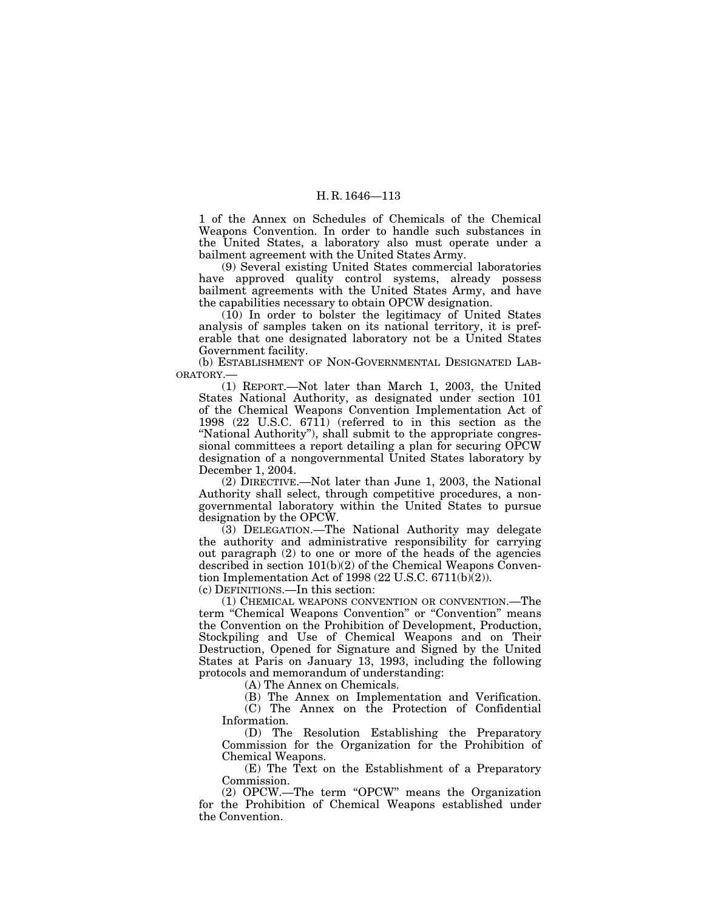1 of the Annex on Schedules of Chemicals of the Chemical Weapons Convention. In order to handle such substances in the United States, a laboratory also must operate under a bailment agreement with the United States Army.

(9) Several existing United States commercial laboratories have approved quality control systems, already possess bailment agreements with the United States Army, and have the capabilities necessary to obtain OPCW designation.

(10) In order to bolster the legitimacy of United States analysis of samples taken on its national territory, it is preferable that one designated laboratory not be a United States Government facility.

(b) ESTABLISHMENT OF NON-GOVERNMENTAL DESIGNATED LABORATORY.—

(1) REPORT.—Not later than March 1, 2003, the United States National Authority, as designated under section 101 of the Chemical Weapons Convention Implementation Act of 1998 (22 U.S.C. 6711) (referred to in this section as the "National Authority"), shall submit to the appropriate congressional committees a report detailing a plan for securing OPCW designation of a nongovernmental United States laboratory by December 1, 2004.

(2) DIRECTIVE.—Not later than June 1, 2003, the National Authority shall select, through competitive procedures, a nongovernmental laboratory within the United States to pursue designation by the OPCW.

(3) DELEGATION.—The National Authority may delegate the authority and administrative responsibility for carrying out paragraph (2) to one or more of the heads of the agencies described in section 101(b)(2) of the Chemical Weapons Convention Implementation Act of 1998 (22 U.S.C. 6711(b)(2)).

(c) DEFINITIONS.—In this section:

(1) CHEMICAL WEAPONS CONVENTION OR CONVENTION.—The term "Chemical Weapons Convention" or "Convention" means the Convention on the Prohibition of Development, Production, Stockpiling and Use of Chemical Weapons and on Their Destruction, Opened for Signature and Signed by the United States at Paris on January 13, 1993, including the following protocols and memorandum of understanding:

(A) The Annex on Chemicals.

(B) The Annex on Implementation and Verification.

(C) The Annex on the Protection of Confidential Information.

(D) The Resolution Establishing the Preparatory Commission for the Organization for the Prohibition of Chemical Weapons.

(E) The Text on the Establishment of a Preparatory Commission.

(2) OPCW.—The term "OPCW" means the Organization for the Prohibition of Chemical Weapons established under the Convention.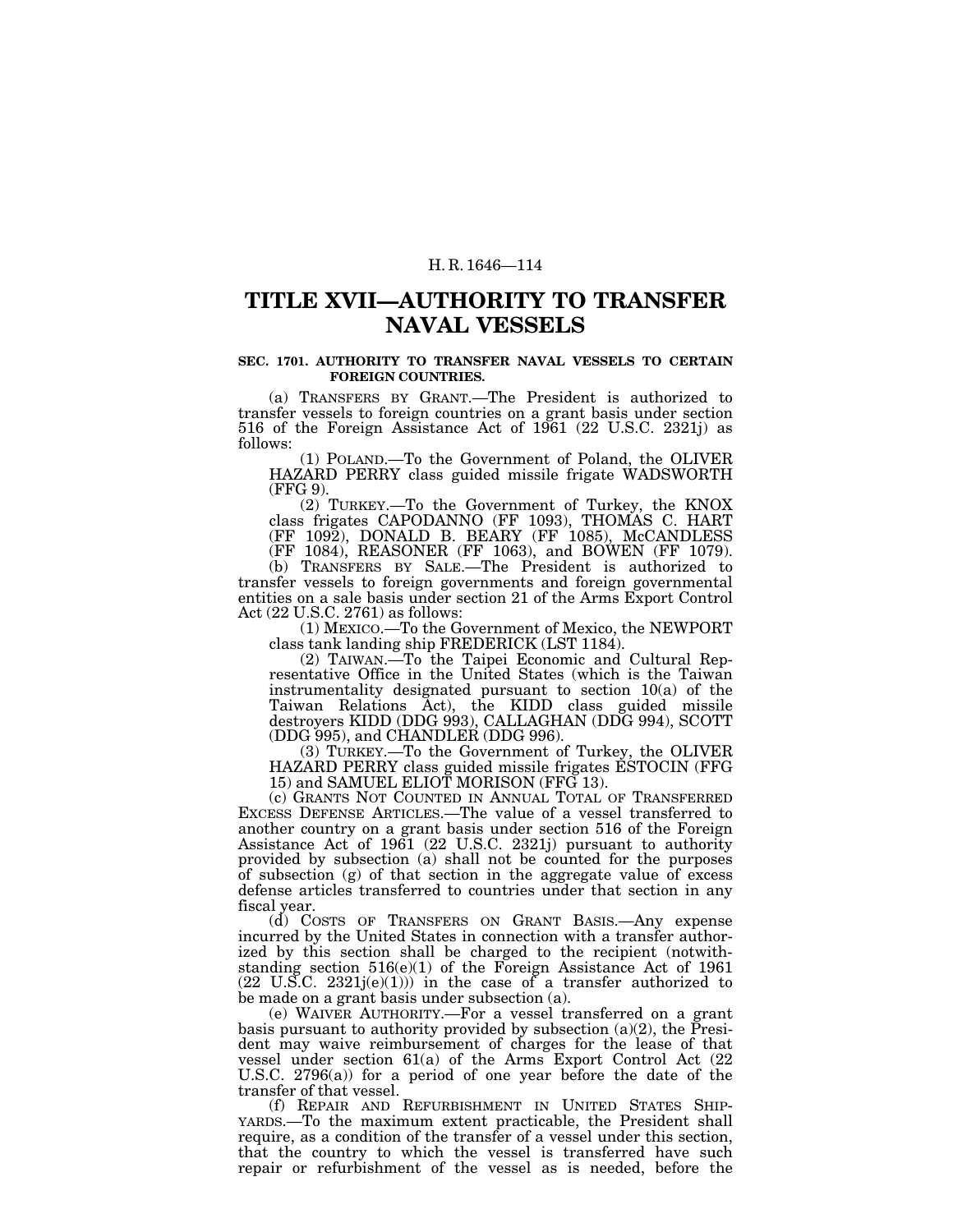# TITLE XVII—AUTHORITY TO TRANSFER NAVAL VESSELS

### SEC. 1701. AUTHORITY TO TRANSFER NAVAL VESSELS TO CERTAIN FOREIGN COUNTRIES.

(a) TRANSFERS BY GRANT.—The President is authorized to transfer vessels to foreign countries on a grant basis under section 516 of the Foreign Assistance Act of 1961 (22 U.S.C. 2321j) as follows:

(1) POLAND.—To the Government of Poland, the OLIVER HAZARD PERRY class guided missile frigate WADSWORTH (FFG 9).

(2) TURKEY.—To the Government of Turkey, the KNOX class frigates CAPODANNO (FF 1093), THOMAS C. HART (FF 1092), DONALD B. BEARY (FF 1085), McCANDLESS (FF 1084), REASONER (FF 1063), and BOWEN (FF 1079).

(b) TRANSFERS BY SALE.—The President is authorized to transfer vessels to foreign governments and foreign governmental entities on a sale basis under section 21 of the Arms Export Control Act (22 U.S.C. 2761) as follows:

(1) MEXICO.—To the Government of Mexico, the NEWPORT class tank landing ship FREDERICK (LST 1184).

(2) TAIWAN.—To the Taipei Economic and Cultural Representative Office in the United States (which is the Taiwan instrumentality designated pursuant to section 10(a) of the Taiwan Relations Act), the KIDD class guided missile destroyers KIDD (DDG 993), CALLAGHAN (DDG 994), SCOTT (DDG 995), and CHANDLER (DDG 996).

(3) TURKEY.—To the Government of Turkey, the OLIVER HAZARD PERRY class guided missile frigates ESTOCIN (FFG 15) and SAMUEL ELIOT MORISON (FFG 13).

(c) GRANTS NOT COUNTED IN ANNUAL TOTAL OF TRANSFERRED EXCESS DEFENSE ARTICLES.—The value of a vessel transferred to another country on a grant basis under section 516 of the Foreign Assistance Act of 1961 (22 U.S.C. 2321j) pursuant to authority provided by subsection (a) shall not be counted for the purposes of subsection (g) of that section in the aggregate value of excess defense articles transferred to countries under that section in any fiscal year.

(d) COSTS OF TRANSFERS ON GRANT BASIS.—Any expense incurred by the United States in connection with a transfer authorized by this section shall be charged to the recipient (notwithstanding section 516(e)(1) of the Foreign Assistance Act of 1961 (22 U.S.C. 2321j(e)(1))) in the case of a transfer authorized to be made on a grant basis under subsection (a).

(e) WAIVER AUTHORITY.—For a vessel transferred on a grant basis pursuant to authority provided by subsection (a)(2), the President may waive reimbursement of charges for the lease of that vessel under section 61(a) of the Arms Export Control Act (22 U.S.C. 2796(a)) for a period of one year before the date of the transfer of that vessel.

(f) REPAIR AND REFURBISHMENT IN UNITED STATES SHIPYARDS.—To the maximum extent practicable, the President shall require, as a condition of the transfer of a vessel under this section, that the country to which the vessel is transferred have such repair or refurbishment of the vessel as is needed, before the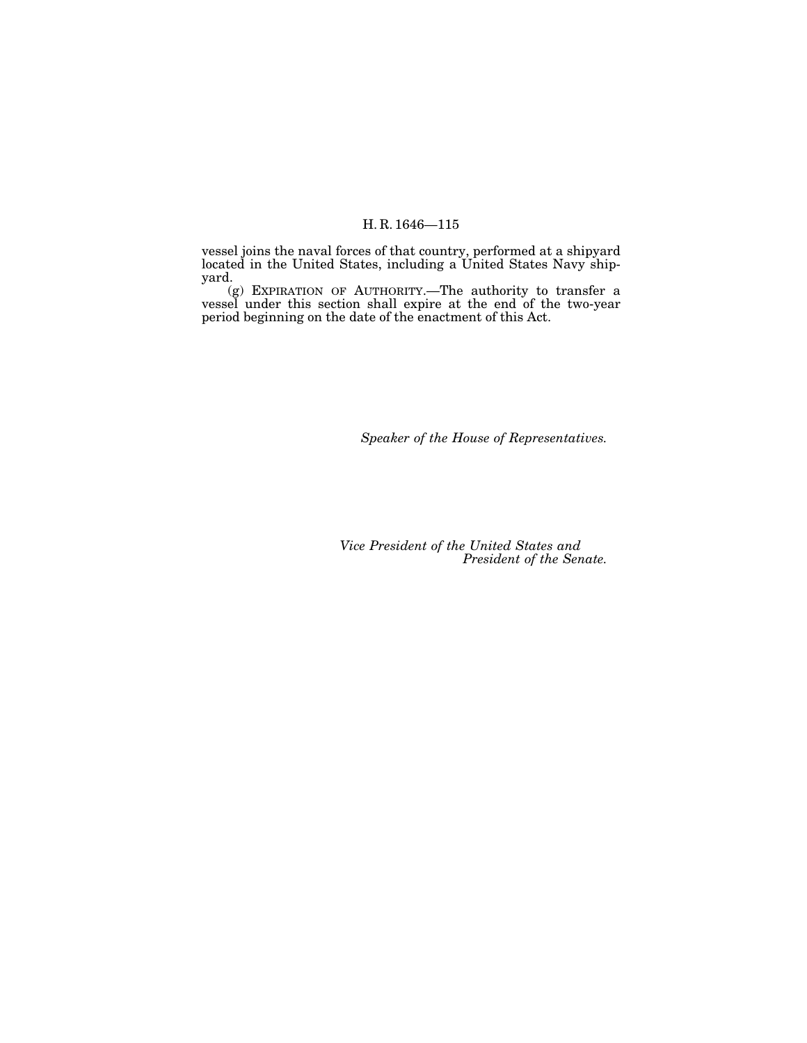vessel joins the naval forces of that country, performed at a shipyard located in the United States, including a United States Navy shipyard.

(g) EXPIRATION OF AUTHORITY.—The authority to transfer a vessel under this section shall expire at the end of the two-year period beginning on the date of the enactment of this Act.

*Speaker of the House of Representatives.*

*Vice President of the United States and President of the Senate.*